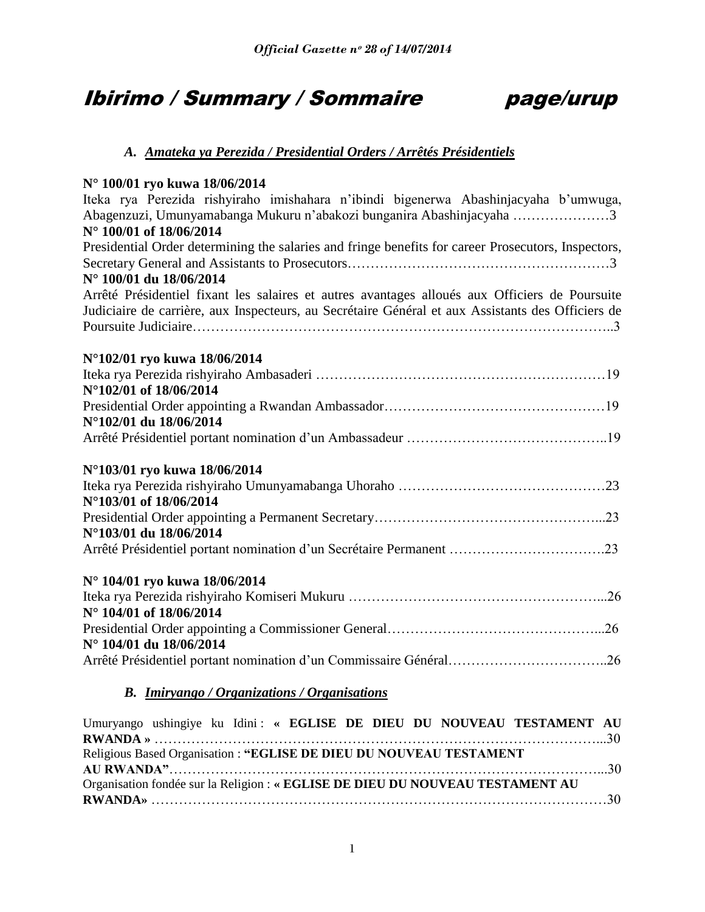# Ibirimo / Summary / Sommaire page/urup

## A. Amateka ya Perezida / Presidential Orders / Arrêtés Présidentiels

**N° 100/01 ryo kuwa 18/06/2014**
Iteka rya Perezida rishyiraho imishahara n'ibindi bigenerwa Abashinjacyaha b'umwuga, Abagenzuzi, Umunyamabanga Mukuru n'abakozi bunganira Abashinjacyaha …………………3
**N° 100/01 of 18/06/2014**
Presidential Order determining the salaries and fringe benefits for career Prosecutors, Inspectors, Secretary General and Assistants to Prosecutors………………………………………………3
**N° 100/01 du 18/06/2014**
Arrêté Présidentiel fixant les salaires et autres avantages alloués aux Officiers de Poursuite Judiciaire de carrière, aux Inspecteurs, au Secrétaire Général et aux Assistants des Officiers de Poursuite Judiciaire………………………………………………………………………………..3

**N°102/01 ryo kuwa 18/06/2014**
Iteka rya Perezida rishyiraho Ambasaderi ………………………………………………………19
**N°102/01 of 18/06/2014**
Presidential Order appointing a Rwandan Ambassador…………………………………………19
**N°102/01 du 18/06/2014**
Arrêté Présidentiel portant nomination d'un Ambassadeur ……………………………………..19

**N°103/01 ryo kuwa 18/06/2014**
Iteka rya Perezida rishyiraho Umunyamabanga Uhoraho ……………………………………23
**N°103/01 of 18/06/2014**
Presidential Order appointing a Permanent Secretary…………………………………………...23
**N°103/01 du 18/06/2014**
Arrêté Présidentiel portant nomination d'un Secrétaire Permanent …………………………….23

**N° 104/01 ryo kuwa 18/06/2014**
Iteka rya Perezida rishyiraho Komiseri Mukuru ………………………………………………...26
**N° 104/01 of 18/06/2014**
Presidential Order appointing a Commissioner General………………………………………...26
**N° 104/01 du 18/06/2014**
Arrêté Présidentiel portant nomination d'un Commissaire Général……………………………..26

## B. Imiryango / Organizations / Organisations

Umuryango ushingiye ku Idini : **« EGLISE DE DIEU DU NOUVEAU TESTAMENT AU RWANDA »** ………………………………………………………………………………………...30
Religious Based Organisation : **"EGLISE DE DIEU DU NOUVEAU TESTAMENT AU RWANDA"**…………………………………………………………………………………...30
Organisation fondée sur la Religion : **« EGLISE DE DIEU DU NOUVEAU TESTAMENT AU RWANDA»** ……………………………………………………………………………………30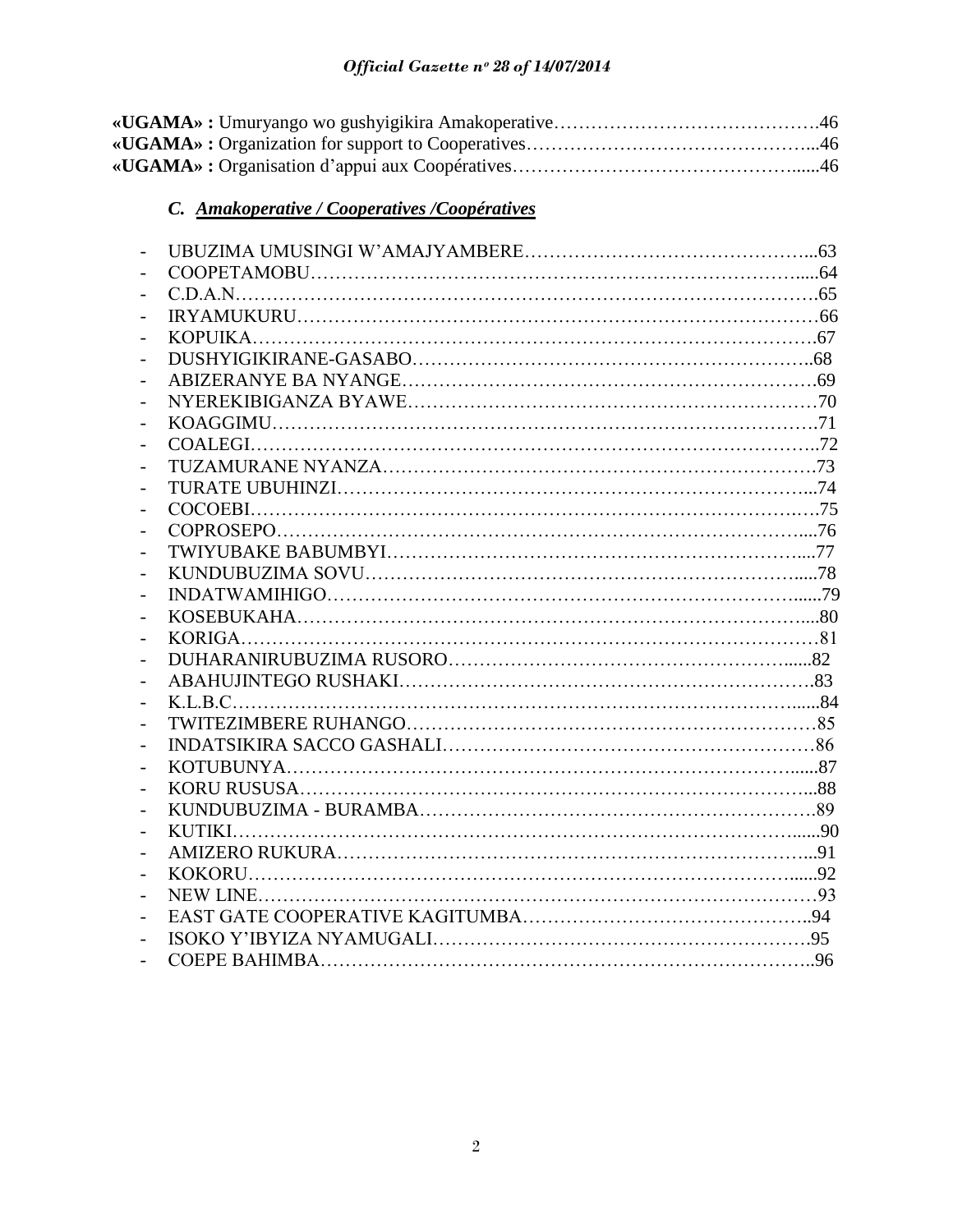**«UGAMA» :** Umuryango wo gushyigikira Amakoperative…………………………………….46
**«UGAMA» :** Organization for support to Cooperatives………………………………………...46
**«UGAMA» :** Organisation d'appui aux Coopératives…………………………………….......46

### C. *Amakoperative / Cooperatives /Coopératives*

- UBUZIMA UMUSINGI W'AMAJYAMBERE……………………………………...63
- COOPETAMOBU……………………………………………………………….....64
- C.D.A.N……………………………………………………………………………….65
- IRYAMUKURU………………………………………………………………………66
- KOPUIKA…………………………………………………………………………….67
- DUSHYIGIKIRANE-GASABO…………………………………………………..68
- ABIZERANYE BA NYANGE…………………………………………………….69
- NYEREKIBIGANZA BYAWE……………………………………………………70
- KOAGGIMU…………………………………………………………………………..71
- COALEGI……………………………………………………………………………..72
- TUZAMURANE NYANZA………………………………………………………….73
- TURATE UBUHINZI………………………………………………………………...74
- COCOEBI……………………………………………………………………………..75
- COPROSEPO……………………………………………………………………....76
- TWIYUBAKE BABUMBYI………………………………………………………...77
- KUNDUBUZIMA SOVU……………………………………………………….....78
- INDATWAMIHIGO…………………………………………………………….....79
- KOSEBUKAHA…………………………………………………………………....80
- KORIGA……………………………………………………………………………81
- DUHARANIRUBUZIMA RUSORO……………………………………………......82
- ABAHUJINTEGO RUSHAKI……………………………………………………….83
- K.L.B.C………………………………………………………………………….....84
- TWITEZIMBERE RUHANGO………………………………………………………85
- INDATSIKIRA SACCO GASHALI……………………………………………………86
- KOTUBUNYA…………………………………………………………………......87
- KORU RUSUSA…………………………………………………………………...88
- KUNDUBUZIMA - BURAMBA……………………………………………………….89
- KUTIKI……………………………………………………………………………......90
- AMIZERO RUKURA……………………………………………………………...91
- KOKORU………………………………………………………………………......92
- NEW LINE……………………………………………………………………………93
- EAST GATE COOPERATIVE KAGITUMBA……………………………………..94
- ISOKO Y'IBYIZA NYAMUGALI…………………………………………………….95
- COEPE BAHIMBA…………………………………………………………………..96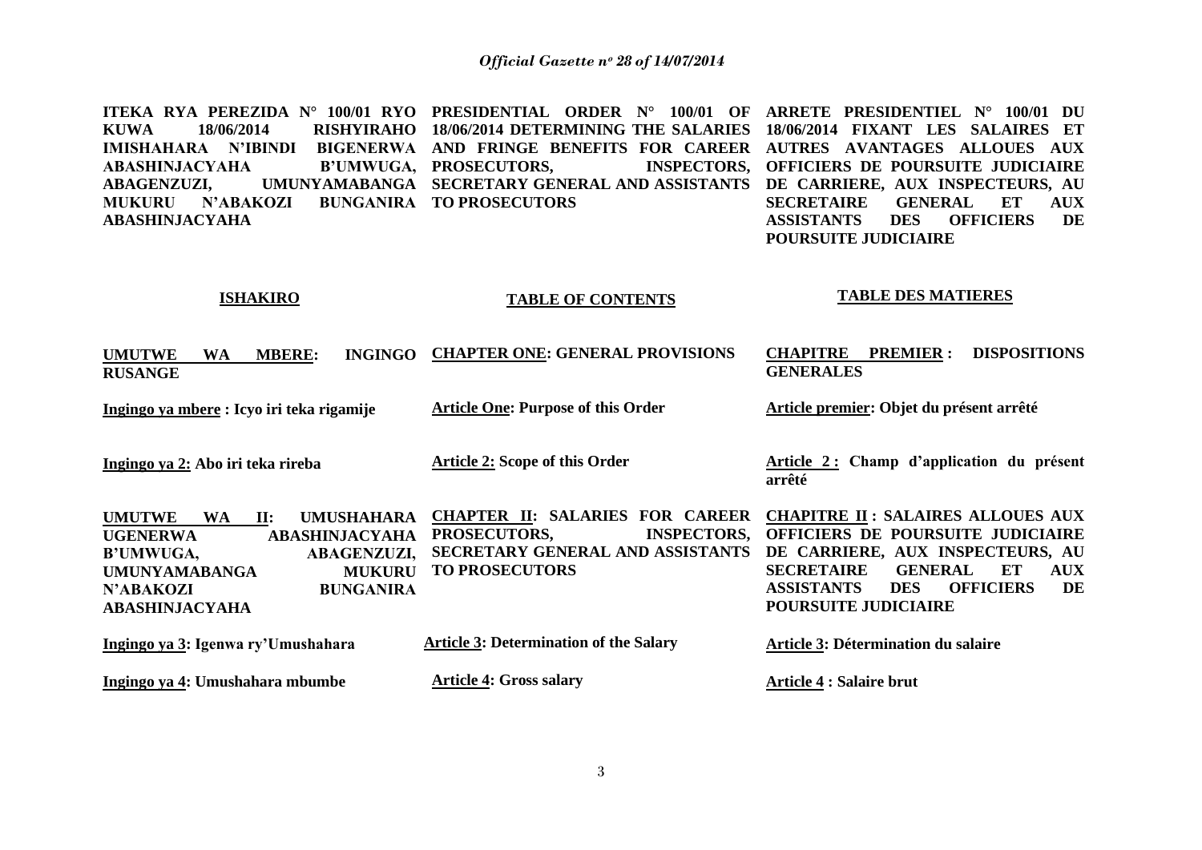**ITEKA RYA PEREZIDA N° 100/01 RYO KUWA 18/06/2014 RISHYIRAHO IMISHAHARA N'IBINDI BIGENERWA ABASHINJACYAHA B'UMWUGA, ABAGENZUZI, UMUNYAMABANGA MUKURU N'ABAKOZI BUNGANIRA ABASHINJACYAHA**

**PRESIDENTIAL ORDER N° 100/01 OF 18/06/2014 DETERMINING THE SALARIES AND FRINGE BENEFITS FOR CAREER PROSECUTORS, INSPECTORS, SECRETARY GENERAL AND ASSISTANTS TO PROSECUTORS**

**ARRETE PRESIDENTIEL N° 100/01 DU 18/06/2014 FIXANT LES SALAIRES ET AUTRES AVANTAGES ALLOUES AUX OFFICIERS DE POURSUITE JUDICIAIRE DE CARRIERE, AUX INSPECTEURS, AU SECRETAIRE GENERAL ET AUX ASSISTANTS DES OFFICIERS DE POURSUITE JUDICIAIRE**

| **ISHAKIRO** | **TABLE OF CONTENTS** | **TABLE DES MATIERES** |
|---|---|---|
| **UMUTWE WA MBERE: INGINGO RUSANGE** | **CHAPTER ONE: GENERAL PROVISIONS** | **CHAPITRE PREMIER : DISPOSITIONS GENERALES** |
| **Ingingo ya mbere : Icyo iri teka rigamije** | **Article One: Purpose of this Order** | **Article premier: Objet du présent arrêté** |
| **Ingingo ya 2: Abo iri teka rireba** | **Article 2: Scope of this Order** | **Article 2 : Champ d'application du présent arrêté** |
| **UMUTWE WA II: UMUSHAHARA UGENERWA ABASHINJACYAHA B'UMWUGA, ABAGENZUZI, UMUNYAMABANGA MUKURU N'ABAKOZI BUNGANIRA ABASHINJACYAHA** | **CHAPTER II: SALARIES FOR CAREER PROSECUTORS, INSPECTORS, SECRETARY GENERAL AND ASSISTANTS TO PROSECUTORS** | **CHAPITRE II : SALAIRES ALLOUES AUX OFFICIERS DE POURSUITE JUDICIAIRE DE CARRIERE, AUX INSPECTEURS, AU SECRETAIRE GENERAL ET AUX ASSISTANTS DES OFFICIERS DE POURSUITE JUDICIAIRE** |
| **Ingingo ya 3: Igenwa ry'Umushahara** | **Article 3: Determination of the Salary** | **Article 3: Détermination du salaire** |
| **Ingingo ya 4: Umushahara mbumbe** | **Article 4: Gross salary** | **Article 4 : Salaire brut** |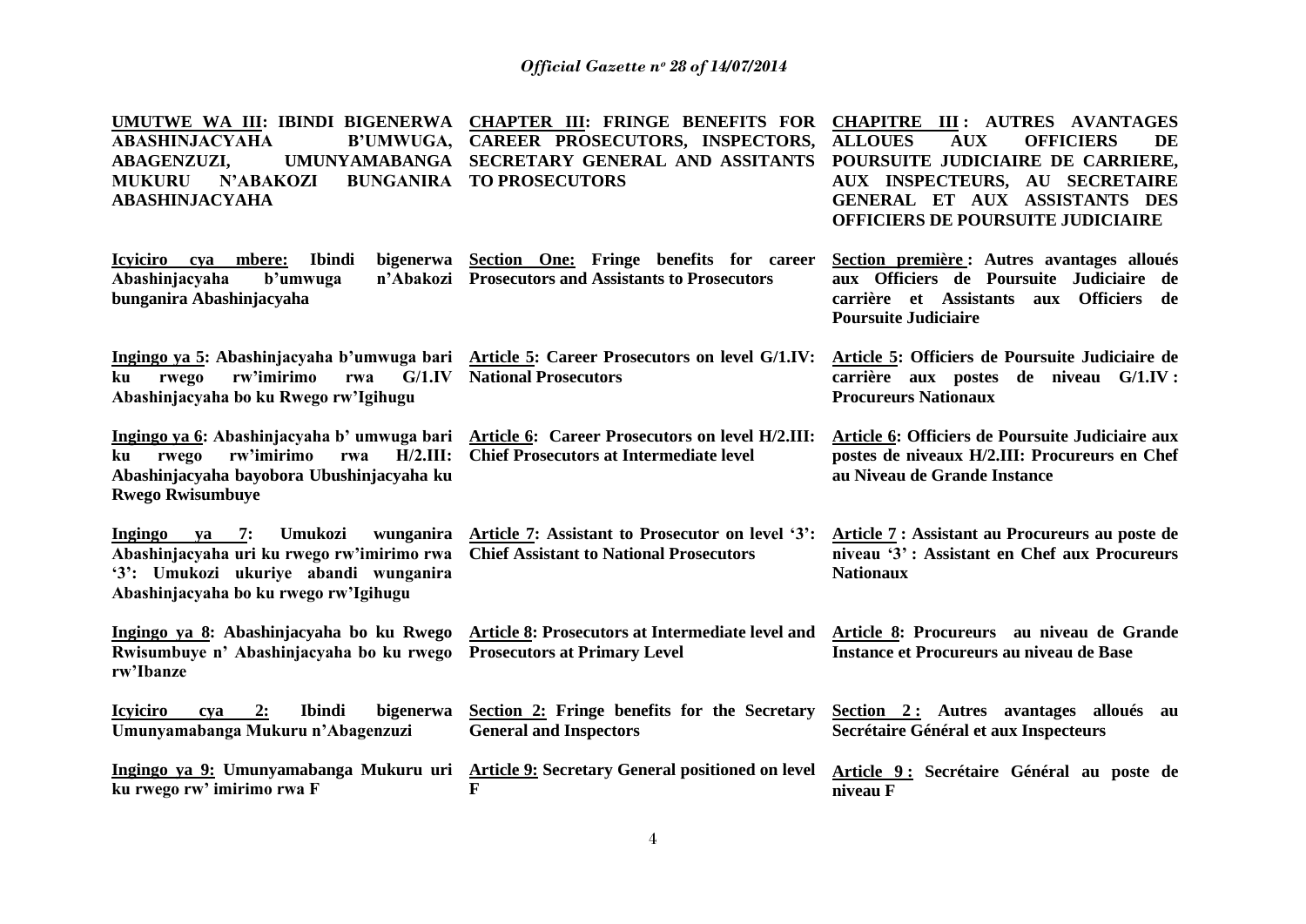| | | |
|---|---|---|
| **UMUTWE WA III: IBINDI BIGENERWA ABASHINJACYAHA B'UMWUGA, ABAGENZUZI, UMUNYAMABANGA MUKURU N'ABAKOZI BUNGANIRA ABASHINJACYAHA** | **CHAPTER III: FRINGE BENEFITS FOR CAREER PROSECUTORS, INSPECTORS, SECRETARY GENERAL AND ASSITANTS TO PROSECUTORS** | **CHAPITRE III : AUTRES AVANTAGES ALLOUES AUX OFFICIERS DE POURSUITE JUDICIAIRE DE CARRIERE, AUX INSPECTEURS, AU SECRETAIRE GENERAL ET AUX ASSISTANTS DES OFFICIERS DE POURSUITE JUDICIAIRE** |
| **Icyiciro cya mbere: Ibindi bigenerwa Abashinjacyaha b'umwuga n'Abakozi bunganira Abashinjacyaha** | **Section One: Fringe benefits for career Prosecutors and Assistants to Prosecutors** | **Section première : Autres avantages alloués aux Officiers de Poursuite Judiciaire de carrière et Assistants aux Officiers de Poursuite Judiciaire** |
| **Ingingo ya 5: Abashinjacyaha b'umwuga bari ku rwego rw'imirimo rwa G/1.IV Abashinjacyaha bo ku Rwego rw'Igihugu** | **Article 5: Career Prosecutors on level G/1.IV: National Prosecutors** | **Article 5: Officiers de Poursuite Judiciaire de carrière aux postes de niveau G/1.IV : Procureurs Nationaux** |
| **Ingingo ya 6: Abashinjacyaha b' umwuga bari ku rwego rw'imirimo rwa H/2.III: Abashinjacyaha bayobora Ubushinjacyaha ku Rwego Rwisumbuye** | **Article 6: Career Prosecutors on level H/2.III: Chief Prosecutors at Intermediate level** | **Article 6: Officiers de Poursuite Judiciaire aux postes de niveaux H/2.III: Procureurs en Chef au Niveau de Grande Instance** |
| **Ingingo ya 7: Umukozi wunganira Abashinjacyaha uri ku rwego rw'imirimo rwa '3': Umukozi ukuriye abandi wunganira Abashinjacyaha bo ku rwego rw'Igihugu** | **Article 7: Assistant to Prosecutor on level '3': Chief Assistant to National Prosecutors** | **Article 7 : Assistant au Procureurs au poste de niveau '3' : Assistant en Chef aux Procureurs Nationaux** |
| **Ingingo ya 8: Abashinjacyaha bo ku Rwego Rwisumbuye n' Abashinjacyaha bo ku rwego rw'Ibanze** | **Article 8: Prosecutors at Intermediate level and Prosecutors at Primary Level** | **Article 8: Procureurs au niveau de Grande Instance et Procureurs au niveau de Base** |
| **Icyiciro cya 2: Ibindi bigenerwa Umunyamabanga Mukuru n'Abagenzuzi** | **Section 2: Fringe benefits for the Secretary General and Inspectors** | **Section 2 : Autres avantages alloués au Secrétaire Général et aux Inspecteurs** |
| **Ingingo ya 9: Umunyamabanga Mukuru uri ku rwego rw' imirimo rwa F** | **Article 9: Secretary General positioned on level F** | **Article 9 : Secrétaire Général au poste de niveau F** |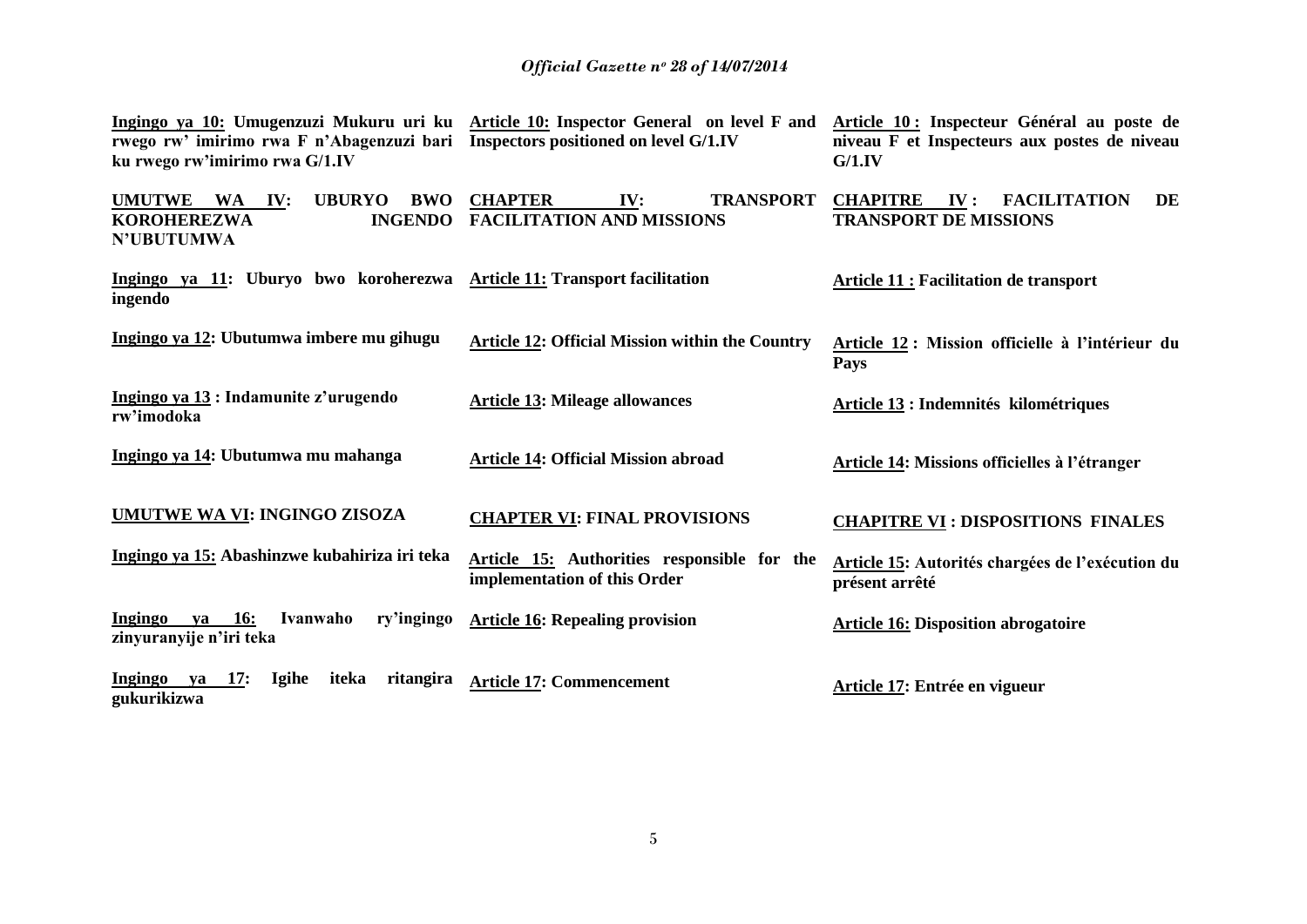| | | |
|---|---|---|
| **Ingingo ya 10: Umugenzuzi Mukuru uri ku rwego rw' imirimo rwa F n'Abagenzuzi bari ku rwego rw'imirimo rwa G/1.IV** | **Article 10: Inspector General on level F and Inspectors positioned on level G/1.IV** | **Article 10 : Inspecteur Général au poste de niveau F et Inspecteurs aux postes de niveau G/1.IV** |
| **UMUTWE WA IV: UBURYO BWO KOROHEREZWA INGENDO N'UBUTUMWA** | **CHAPTER IV: TRANSPORT FACILITATION AND MISSIONS** | **CHAPITRE IV : FACILITATION DE TRANSPORT DE MISSIONS** |
| **Ingingo ya 11: Uburyo bwo koroherezwa ingendo** | **Article 11: Transport facilitation** | **Article 11 : Facilitation de transport** |
| **Ingingo ya 12: Ubutumwa imbere mu gihugu** | **Article 12: Official Mission within the Country** | **Article 12 : Mission officielle à l'intérieur du Pays** |
| **Ingingo ya 13 : Indamunite z'urugendo rw'imodoka** | **Article 13: Mileage allowances** | **Article 13 : Indemnités kilométriques** |
| **Ingingo ya 14: Ubutumwa mu mahanga** | **Article 14: Official Mission abroad** | **Article 14: Missions officielles à l'étranger** |
| **UMUTWE WA VI: INGINGO ZISOZA** | **CHAPTER VI: FINAL PROVISIONS** | **CHAPITRE VI : DISPOSITIONS FINALES** |
| **Ingingo ya 15: Abashinzwe kubahiriza iri teka** | **Article 15: Authorities responsible for the implementation of this Order** | **Article 15: Autorités chargées de l'exécution du présent arrêté** |
| **Ingingo ya 16: Ivanwaho ry'ingingo zinyuranyije n'iri teka** | **Article 16: Repealing provision** | **Article 16: Disposition abrogatoire** |
| **Ingingo ya 17: Igihe iteka ritangira gukurikizwa** | **Article 17: Commencement** | **Article 17: Entrée en vigueur** |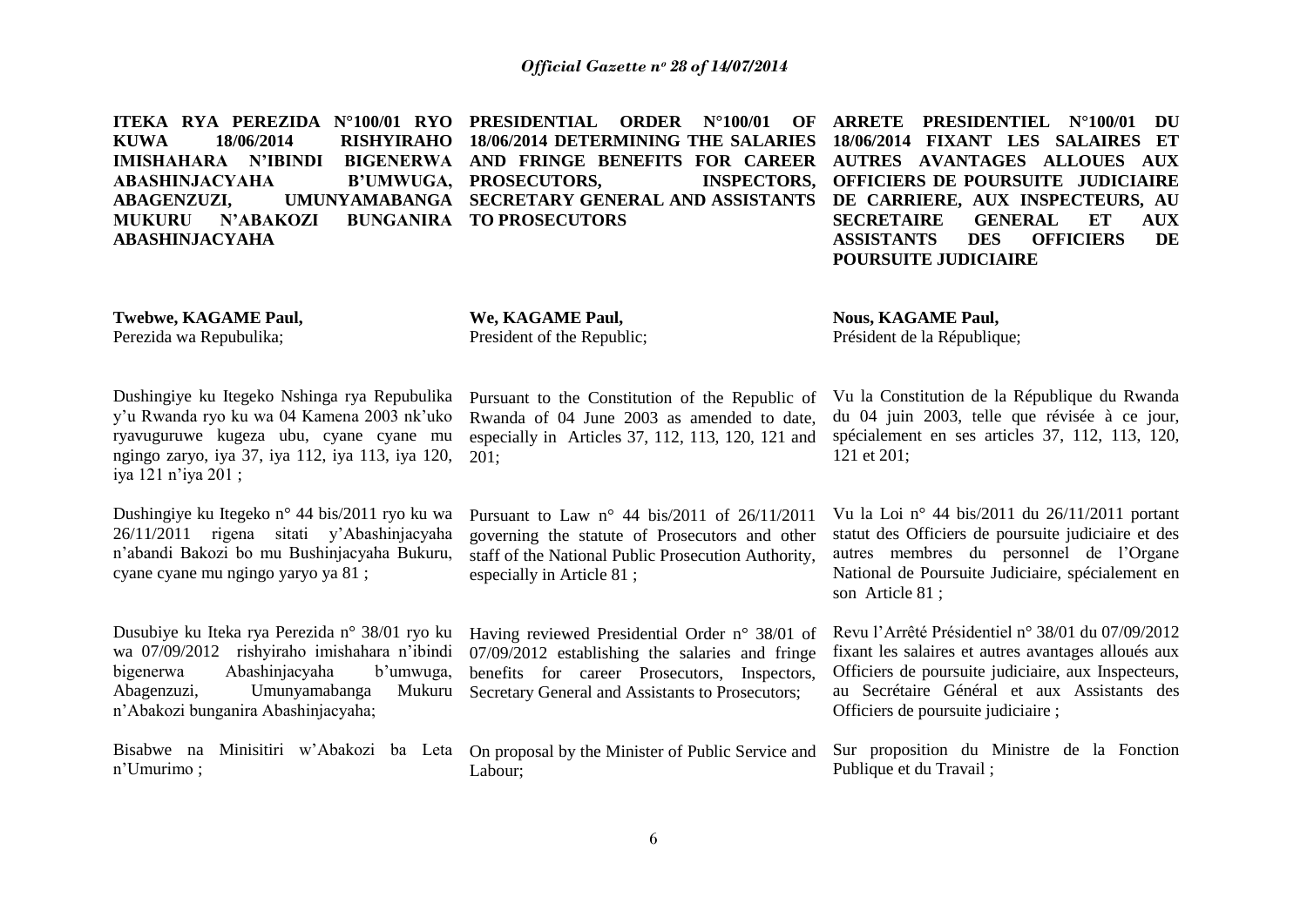**ITEKA RYA PEREZIDA N°100/01 RYO KUWA 18/06/2014 RISHYIRAHO IMISHAHARA N'IBINDI BIGENERWA ABASHINJACYAHA B'UMWUGA, ABAGENZUZI, UMUNYAMABANGA MUKURU N'ABAKOZI BUNGANIRA ABASHINJACYAHA**

**Twebwe, KAGAME Paul,**
Perezida wa Repubulika;

Dushingiye ku Itegeko Nshinga rya Repubulika y'u Rwanda ryo ku wa 04 Kamena 2003 nk'uko ryavuguruwe kugeza ubu, cyane cyane mu ngingo zaryo, iya 37, iya 112, iya 113, iya 120, iya 121 n'iya 201 ;

Dushingiye ku Itegeko n° 44 bis/2011 ryo ku wa 26/11/2011 rigena sitati y'Abashinjacyaha n'abandi Bakozi bo mu Bushinjacyaha Bukuru, cyane cyane mu ngingo yaryo ya 81 ;

Dusubiye ku Iteka rya Perezida n° 38/01 ryo ku wa 07/09/2012 rishyiraho imishahara n'ibindi bigenerwa Abashinjacyaha b'umwuga, Abagenzuzi, Umunyamabanga Mukuru n'Abakozi bunganira Abashinjacyaha;

Bisabwe na Minisitiri w'Abakozi ba Leta n'Umurimo ;

**PRESIDENTIAL ORDER N°100/01 OF 18/06/2014 DETERMINING THE SALARIES AND FRINGE BENEFITS FOR CAREER PROSECUTORS, INSPECTORS, SECRETARY GENERAL AND ASSISTANTS TO PROSECUTORS**

**We, KAGAME Paul,**
President of the Republic;

Pursuant to the Constitution of the Republic of Rwanda of 04 June 2003 as amended to date, especially in Articles 37, 112, 113, 120, 121 and 201;

Pursuant to Law n° 44 bis/2011 of 26/11/2011 governing the statute of Prosecutors and other staff of the National Public Prosecution Authority, especially in Article 81 ;

Having reviewed Presidential Order n° 38/01 of 07/09/2012 establishing the salaries and fringe benefits for career Prosecutors, Inspectors, Secretary General and Assistants to Prosecutors;

On proposal by the Minister of Public Service and Labour;

**ARRETE PRESIDENTIEL N°100/01 DU 18/06/2014 FIXANT LES SALAIRES ET AUTRES AVANTAGES ALLOUES AUX OFFICIERS DE POURSUITE JUDICIAIRE DE CARRIERE, AUX INSPECTEURS, AU SECRETAIRE GENERAL ET AUX ASSISTANTS DES OFFICIERS DE POURSUITE JUDICIAIRE**

**Nous, KAGAME Paul,**
Président de la République;

Vu la Constitution de la République du Rwanda du 04 juin 2003, telle que révisée à ce jour, spécialement en ses articles 37, 112, 113, 120, 121 et 201;

Vu la Loi n° 44 bis/2011 du 26/11/2011 portant statut des Officiers de poursuite judiciaire et des autres membres du personnel de l'Organe National de Poursuite Judiciaire, spécialement en son Article 81 ;

Revu l'Arrêté Présidentiel n° 38/01 du 07/09/2012 fixant les salaires et autres avantages alloués aux Officiers de poursuite judiciaire, aux Inspecteurs, au Secrétaire Général et aux Assistants des Officiers de poursuite judiciaire ;

Sur proposition du Ministre de la Fonction Publique et du Travail ;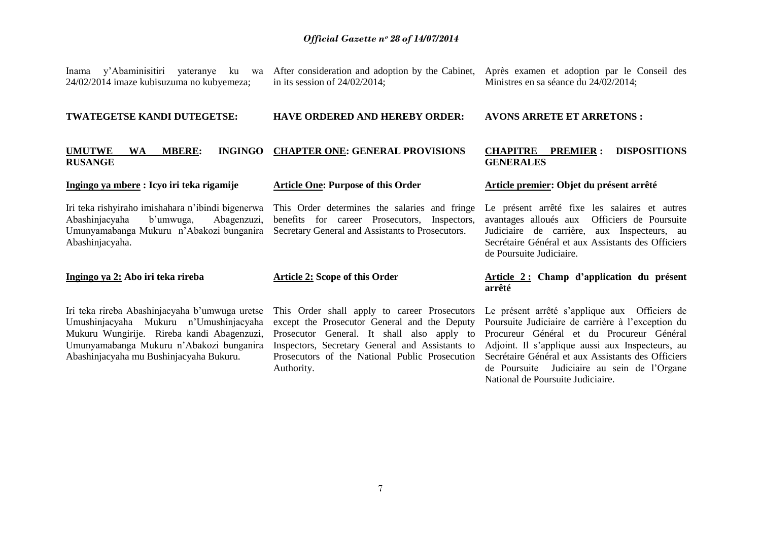Inama y'Abaminisitiri yateranye ku wa 24/02/2014 imaze kubisuzuma no kubyemeza;

**TWATEGETSE KANDI DUTEGETSE:**

## UMUTWE WA MBERE: INGINGO RUSANGE

### Ingingo ya mbere : Icyo iri teka rigamije

Iri teka rishyiraho imishahara n'ibindi bigenerwa Abashinjacyaha b'umwuga, Abagenzuzi, Umunyamabanga Mukuru n'Abakozi bunganira Abashinjacyaha.

### Ingingo ya 2: Abo iri teka rireba

Iri teka rireba Abashinjacyaha b'umwuga uretse Umushinjacyaha Mukuru n'Umushinjacyaha Mukuru Wungirije. Rireba kandi Abagenzuzi, Umunyamabanga Mukuru n'Abakozi bunganira Abashinjacyaha mu Bushinjacyaha Bukuru.

After consideration and adoption by the Cabinet, in its session of 24/02/2014;

**HAVE ORDERED AND HEREBY ORDER:**

## CHAPTER ONE: GENERAL PROVISIONS

### Article One: Purpose of this Order

This Order determines the salaries and fringe benefits for career Prosecutors, Inspectors, Secretary General and Assistants to Prosecutors.

### Article 2: Scope of this Order

This Order shall apply to career Prosecutors except the Prosecutor General and the Deputy Prosecutor General. It shall also apply to Inspectors, Secretary General and Assistants to Prosecutors of the National Public Prosecution Authority.

Après examen et adoption par le Conseil des Ministres en sa séance du 24/02/2014;

**AVONS ARRETE ET ARRETONS :**

## CHAPITRE PREMIER : DISPOSITIONS GENERALES

### Article premier: Objet du présent arrêté

Le présent arrêté fixe les salaires et autres avantages alloués aux Officiers de Poursuite Judiciaire de carrière, aux Inspecteurs, au Secrétaire Général et aux Assistants des Officiers de Poursuite Judiciaire.

### Article 2 : Champ d'application du présent arrêté

Le présent arrêté s'applique aux Officiers de Poursuite Judiciaire de carrière à l'exception du Procureur Général et du Procureur Général Adjoint. Il s'applique aussi aux Inspecteurs, au Secrétaire Général et aux Assistants des Officiers de Poursuite Judiciaire au sein de l'Organe National de Poursuite Judiciaire.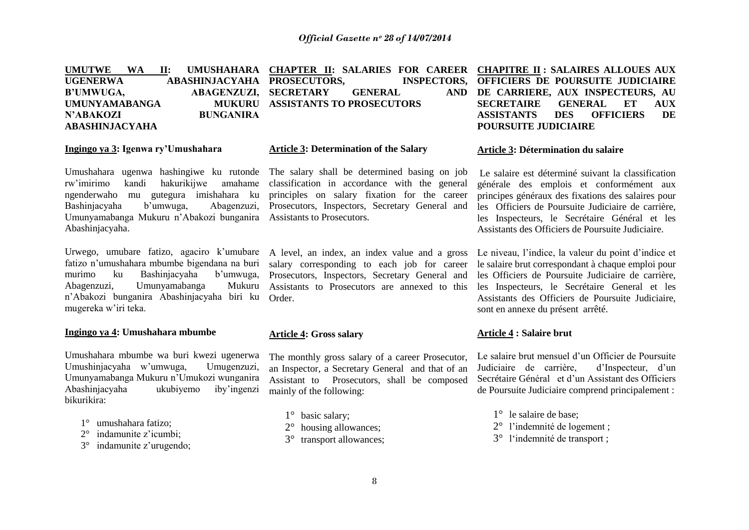**UMUTWE WA II: UMUSHAHARA UGENERWA ABASHINJACYAHA B'UMWUGA, ABAGENZUZI, UMUNYAMABANGA MUKURU N'ABAKOZI BUNGANIRA ABASHINJACYAHA**

**Ingingo ya 3: Igenwa ry'Umushahara**

Umushahara ugenwa hashingiwe ku rutonde rw'imirimo kandi hakurikijwe amahame ngenderwaho mu gutegura imishahara ku Bashinjacyaha b'umwuga, Abagenzuzi, Umunyamabanga Mukuru n'Abakozi bunganira Abashinjacyaha.

Urwego, umubare fatizo, agaciro k'umubare fatizo n'umushahara mbumbe bigendana na buri murimo ku Bashinjacyaha b'umwuga, Abagenzuzi, Umunyamabanga Mukuru n'Abakozi bunganira Abashinjacyaha biri ku mugereka w'iri teka.

**Ingingo ya 4: Umushahara mbumbe**

Umushahara mbumbe wa buri kwezi ugenerwa Umushinjacyaha w'umwuga, Umugenzuzi, Umunyamabanga Mukuru n'Umukozi wunganira Abashinjacyaha ukubiyemo iby'ingenzi bikurikira:

1° umushahara fatizo;
2° indamunite z'icumbi;
3° indamunite z'urugendo;

**CHAPTER II: SALARIES FOR CAREER PROSECUTORS, INSPECTORS, SECRETARY GENERAL AND ASSISTANTS TO PROSECUTORS**

**Article 3: Determination of the Salary**

The salary shall be determined basing on job classification in accordance with the general principles on salary fixation for the career Prosecutors, Inspectors, Secretary General and Assistants to Prosecutors.

A level, an index, an index value and a gross salary corresponding to each job for career Prosecutors, Inspectors, Secretary General and Assistants to Prosecutors are annexed to this Order.

**Article 4: Gross salary**

The monthly gross salary of a career Prosecutor, an Inspector, a Secretary General and that of an Assistant to Prosecutors, shall be composed mainly of the following:

1° basic salary;
2° housing allowances;
3° transport allowances;

**CHAPITRE II : SALAIRES ALLOUES AUX OFFICIERS DE POURSUITE JUDICIAIRE DE CARRIERE, AUX INSPECTEURS, AU SECRETAIRE GENERAL ET AUX ASSISTANTS DES OFFICIERS DE POURSUITE JUDICIAIRE**

**Article 3: Détermination du salaire**

Le salaire est déterminé suivant la classification générale des emplois et conformément aux principes généraux des fixations des salaires pour les Officiers de Poursuite Judiciaire de carrière, les Inspecteurs, le Secrétaire Général et les Assistants des Officiers de Poursuite Judiciaire.

Le niveau, l'indice, la valeur du point d'indice et le salaire brut correspondant à chaque emploi pour les Officiers de Poursuite Judiciaire de carrière, les Inspecteurs, le Secrétaire General et les Assistants des Officiers de Poursuite Judiciaire, sont en annexe du présent arrêté.

**Article 4 : Salaire brut**

Le salaire brut mensuel d'un Officier de Poursuite Judiciaire de carrière, d'Inspecteur, d'un Secrétaire Général et d'un Assistant des Officiers de Poursuite Judiciaire comprend principalement :

1° le salaire de base;
2° l'indemnité de logement ;
3° l'indemnité de transport ;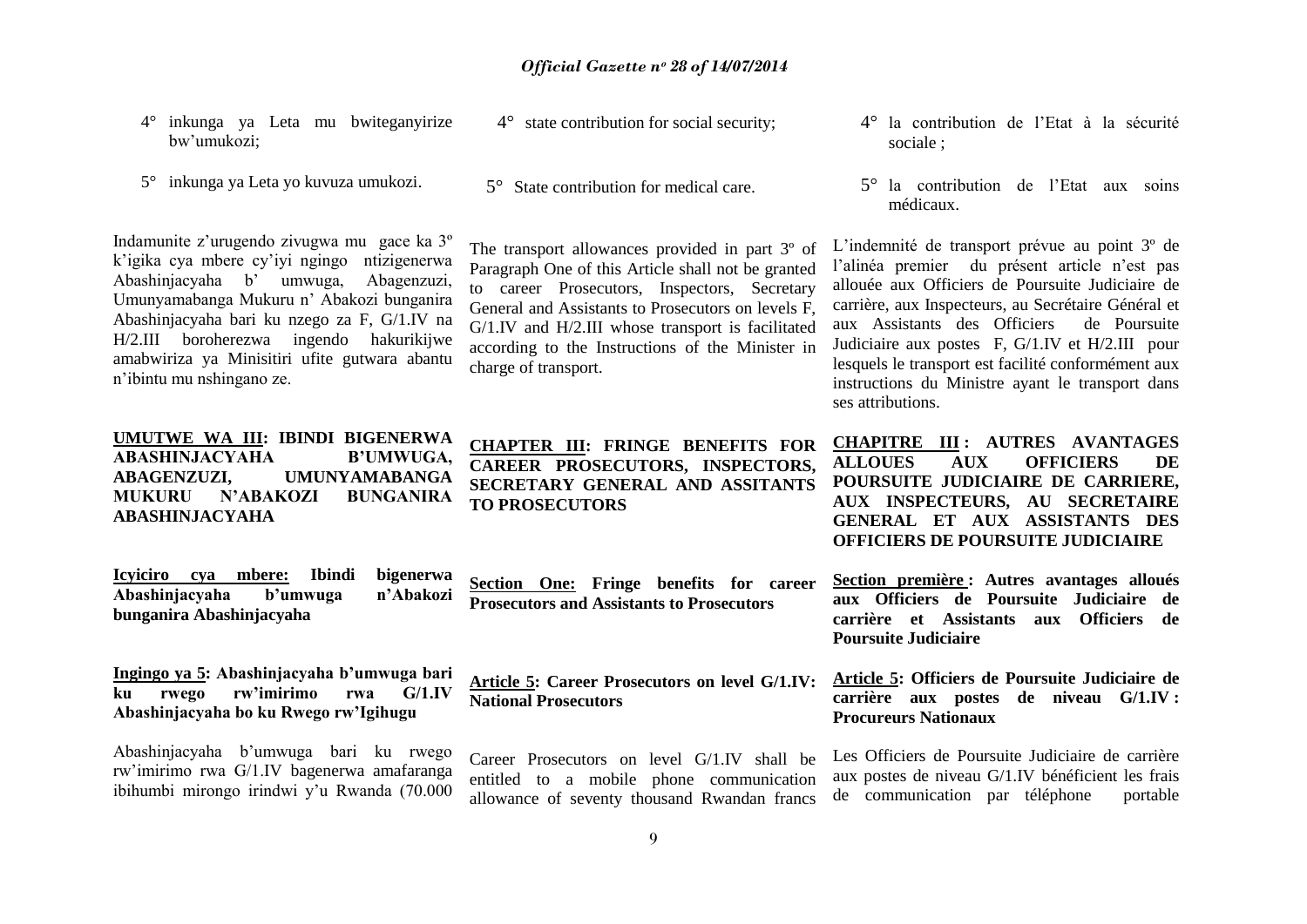4° inkunga ya Leta mu bwiteganyirize bw'umukozi;

5° inkunga ya Leta yo kuvuza umukozi.

Indamunite z'urugendo zivugwa mu gace ka 3º k'igika cya mbere cy'iyi ngingo ntizigenerwa Abashinjacyaha b' umwuga, Abagenzuzi, Umunyamabanga Mukuru n' Abakozi bunganira Abashinjacyaha bari ku nzego za F, G/1.IV na H/2.III boroherezwa ingendo hakurikijwe amabwiriza ya Minisitiri ufite gutwara abantu n'ibintu mu nshingano ze.

## UMUTWE WA III: IBINDI BIGENERWA ABASHINJACYAHA B'UMWUGA, ABAGENZUZI, UMUNYAMABANGA MUKURU N'ABAKOZI BUNGANIRA ABASHINJACYAHA

### Icyiciro cya mbere: Ibindi bigenerwa Abashinjacyaha b'umwuga n'Abakozi bunganira Abashinjacyaha

#### Ingingo ya 5: Abashinjacyaha b'umwuga bari ku rwego rw'imirimo rwa G/1.IV Abashinjacyaha bo ku Rwego rw'Igihugu

Abashinjacyaha b'umwuga bari ku rwego rw'imirimo rwa G/1.IV bagenerwa amafaranga ibihumbi mirongo irindwi y'u Rwanda (70.000

4° state contribution for social security;

5° State contribution for medical care.

The transport allowances provided in part 3º of Paragraph One of this Article shall not be granted to career Prosecutors, Inspectors, Secretary General and Assistants to Prosecutors on levels F, G/1.IV and H/2.III whose transport is facilitated according to the Instructions of the Minister in charge of transport.

## CHAPTER III: FRINGE BENEFITS FOR CAREER PROSECUTORS, INSPECTORS, SECRETARY GENERAL AND ASSITANTS TO PROSECUTORS

### Section One: Fringe benefits for career Prosecutors and Assistants to Prosecutors

#### Article 5: Career Prosecutors on level G/1.IV: National Prosecutors

Career Prosecutors on level G/1.IV shall be entitled to a mobile phone communication allowance of seventy thousand Rwandan francs

4° la contribution de l'Etat à la sécurité sociale ;

5° la contribution de l'Etat aux soins médicaux.

L'indemnité de transport prévue au point 3º de l'alinéa premier du présent article n'est pas allouée aux Officiers de Poursuite Judiciaire de carrière, aux Inspecteurs, au Secrétaire Général et aux Assistants des Officiers de Poursuite Judiciaire aux postes F, G/1.IV et H/2.III pour lesquels le transport est facilité conformément aux instructions du Ministre ayant le transport dans ses attributions.

## CHAPITRE III : AUTRES AVANTAGES ALLOUES AUX OFFICIERS DE POURSUITE JUDICIAIRE DE CARRIERE, AUX INSPECTEURS, AU SECRETAIRE GENERAL ET AUX ASSISTANTS DES OFFICIERS DE POURSUITE JUDICIAIRE

### Section première : Autres avantages alloués aux Officiers de Poursuite Judiciaire de carrière et Assistants aux Officiers de Poursuite Judiciaire

#### Article 5: Officiers de Poursuite Judiciaire de carrière aux postes de niveau G/1.IV : Procureurs Nationaux

Les Officiers de Poursuite Judiciaire de carrière aux postes de niveau G/1.IV bénéficient les frais de communication par téléphone portable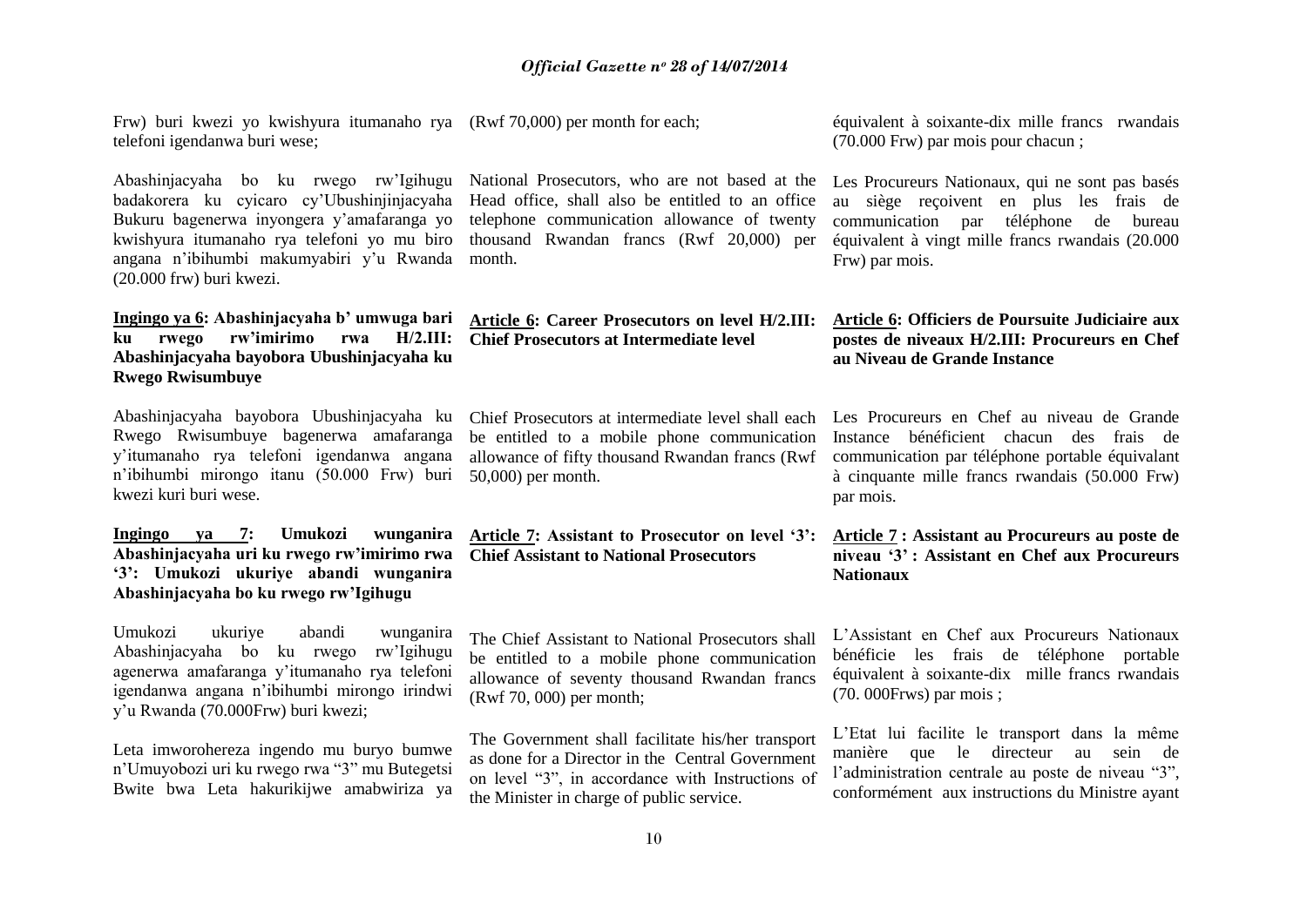Frw) buri kwezi yo kwishyura itumanaho rya telefoni igendanwa buri wese;

Abashinjacyaha bo ku rwego rw'Igihugu badakorera ku cyicaro cy'Ubushinjinjacyaha Bukuru bagenerwa inyongera y'amafaranga yo kwishyura itumanaho rya telefoni yo mu biro angana n'ibihumbi makumyabiri y'u Rwanda (20.000 frw) buri kwezi.

**Ingingo ya 6: Abashinjacyaha b' umwuga bari ku rwego rw'imirimo rwa H/2.III: Abashinjacyaha bayobora Ubushinjacyaha ku Rwego Rwisumbuye**

Abashinjacyaha bayobora Ubushinjacyaha ku Rwego Rwisumbuye bagenerwa amafaranga y'itumanaho rya telefoni igendanwa angana n'ibihumbi mirongo itanu (50.000 Frw) buri kwezi kuri buri wese.

**Ingingo ya 7: Umukozi wunganira Abashinjacyaha uri ku rwego rw'imirimo rwa '3': Umukozi ukuriye abandi wunganira Abashinjacyaha bo ku rwego rw'Igihugu**

Umukozi ukuriye abandi wunganira Abashinjacyaha bo ku rwego rw'Igihugu agenerwa amafaranga y'itumanaho rya telefoni igendanwa angana n'ibihumbi mirongo irindwi y'u Rwanda (70.000Frw) buri kwezi;

Leta imworohereza ingendo mu buryo bumwe n'Umuyobozi uri ku rwego rwa "3" mu Butegetsi Bwite bwa Leta hakurikijwe amabwiriza ya

(Rwf 70,000) per month for each;

National Prosecutors, who are not based at the Head office, shall also be entitled to an office telephone communication allowance of twenty thousand Rwandan francs (Rwf 20,000) per month.

**Article 6: Career Prosecutors on level H/2.III: Chief Prosecutors at Intermediate level**

Chief Prosecutors at intermediate level shall each be entitled to a mobile phone communication allowance of fifty thousand Rwandan francs (Rwf 50,000) per month.

**Article 7: Assistant to Prosecutor on level '3': Chief Assistant to National Prosecutors**

The Chief Assistant to National Prosecutors shall be entitled to a mobile phone communication allowance of seventy thousand Rwandan francs (Rwf 70, 000) per month;

The Government shall facilitate his/her transport as done for a Director in the Central Government on level "3", in accordance with Instructions of the Minister in charge of public service.

équivalent à soixante-dix mille francs rwandais (70.000 Frw) par mois pour chacun ;

Les Procureurs Nationaux, qui ne sont pas basés au siège reçoivent en plus les frais de communication par téléphone de bureau équivalent à vingt mille francs rwandais (20.000 Frw) par mois.

**Article 6: Officiers de Poursuite Judiciaire aux postes de niveaux H/2.III: Procureurs en Chef au Niveau de Grande Instance**

Les Procureurs en Chef au niveau de Grande Instance bénéficient chacun des frais de communication par téléphone portable équivalant à cinquante mille francs rwandais (50.000 Frw) par mois.

**Article 7 : Assistant au Procureurs au poste de niveau '3' : Assistant en Chef aux Procureurs Nationaux**

L'Assistant en Chef aux Procureurs Nationaux bénéficie les frais de téléphone portable équivalent à soixante-dix mille francs rwandais (70. 000Frws) par mois ;

L'Etat lui facilite le transport dans la même manière que le directeur au sein de l'administration centrale au poste de niveau "3", conformément aux instructions du Ministre ayant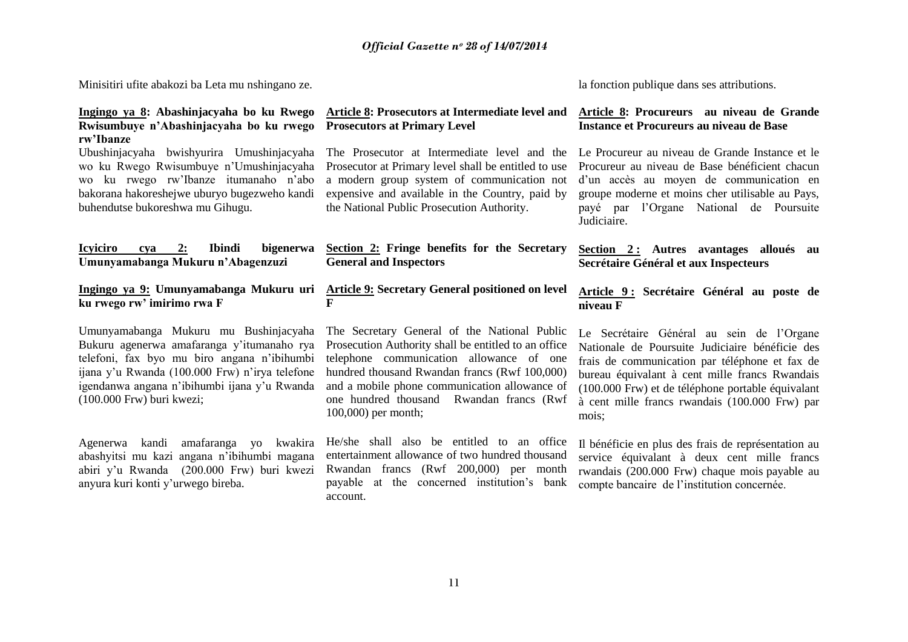Minisitiri ufite abakozi ba Leta mu nshingano ze.

**Ingingo ya 8: Abashinjacyaha bo ku Rwego Rwisumbuye n'Abashinjacyaha bo ku rwego rw'Ibanze**

Ubushinjacyaha bwishyurira Umushinjacyaha wo ku Rwego Rwisumbuye n'Umushinjacyaha wo ku rwego rw'Ibanze itumanaho n'abo bakorana hakoreshejwe uburyo bugezweho kandi buhendutse bukoreshwa mu Gihugu.

**Icyiciro cya 2: Ibindi bigenerwa Umunyamabanga Mukuru n'Abagenzuzi**

**Ingingo ya 9: Umunyamabanga Mukuru uri ku rwego rw' imirimo rwa F**

Umunyamabanga Mukuru mu Bushinjacyaha Bukuru agenerwa amafaranga y'itumanaho rya telefoni, fax byo mu biro angana n'ibihumbi ijana y'u Rwanda (100.000 Frw) n'irya telefone igendanwa angana n'ibihumbi ijana y'u Rwanda (100.000 Frw) buri kwezi;

Agenerwa kandi amafaranga yo kwakira abashyitsi mu kazi angana n'ibihumbi magana abiri y'u Rwanda (200.000 Frw) buri kwezi anyura kuri konti y'urwego bireba.

**Article 8: Prosecutors at Intermediate level and Prosecutors at Primary Level**

The Prosecutor at Intermediate level and the Prosecutor at Primary level shall be entitled to use a modern group system of communication not expensive and available in the Country, paid by the National Public Prosecution Authority.

**Section 2: Fringe benefits for the Secretary General and Inspectors**

**Article 9: Secretary General positioned on level F**

The Secretary General of the National Public Prosecution Authority shall be entitled to an office telephone communication allowance of one hundred thousand Rwandan francs (Rwf 100,000) and a mobile phone communication allowance of one hundred thousand Rwandan francs (Rwf 100,000) per month;

He/she shall also be entitled to an office entertainment allowance of two hundred thousand Rwandan francs (Rwf 200,000) per month payable at the concerned institution's bank account.

la fonction publique dans ses attributions.

**Article 8: Procureurs au niveau de Grande Instance et Procureurs au niveau de Base**

Le Procureur au niveau de Grande Instance et le Procureur au niveau de Base bénéficient chacun d'un accès au moyen de communication en groupe moderne et moins cher utilisable au Pays, payé par l'Organe National de Poursuite Judiciaire.

**Section 2 : Autres avantages alloués au Secrétaire Général et aux Inspecteurs**

**Article 9 : Secrétaire Général au poste de niveau F**

Le Secrétaire Général au sein de l'Organe Nationale de Poursuite Judiciaire bénéficie des frais de communication par téléphone et fax de bureau équivalant à cent mille francs Rwandais (100.000 Frw) et de téléphone portable équivalant à cent mille francs rwandais (100.000 Frw) par mois;

Il bénéficie en plus des frais de représentation au service équivalant à deux cent mille francs rwandais (200.000 Frw) chaque mois payable au compte bancaire de l'institution concernée.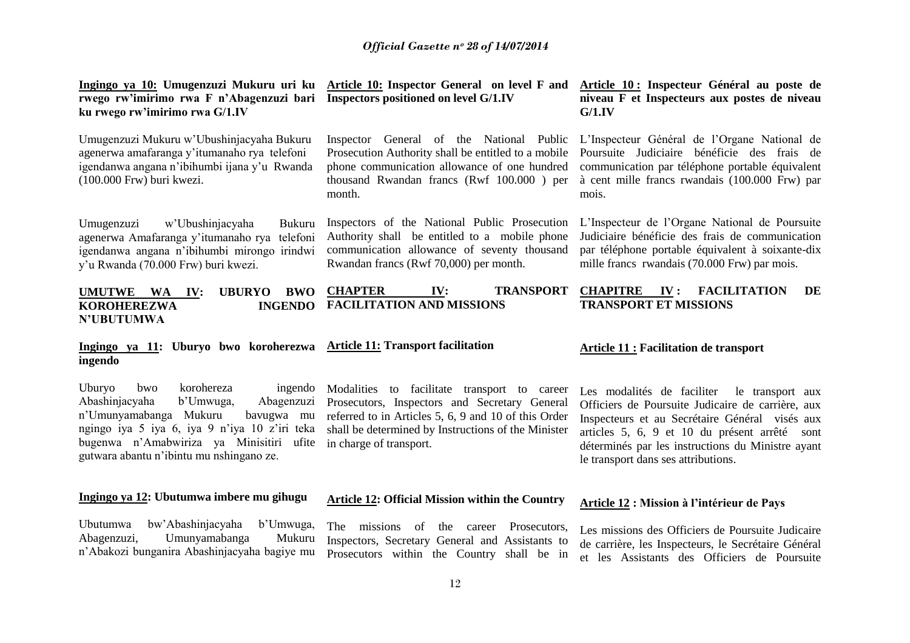**Ingingo ya 10: Umugenzuzi Mukuru uri ku rwego rw'imirimo rwa F n'Abagenzuzi bari ku rwego rw'imirimo rwa G/1.IV**

Umugenzuzi Mukuru w'Ubushinjacyaha Bukuru agenerwa amafaranga y'itumanaho rya telefoni igendanwa angana n'ibihumbi ijana y'u Rwanda (100.000 Frw) buri kwezi.

Umugenzuzi w'Ubushinjacyaha Bukuru agenerwa Amafaranga y'itumanaho rya telefoni igendanwa angana n'ibihumbi mirongo irindwi y'u Rwanda (70.000 Frw) buri kwezi.

**UMUTWE WA IV: UBURYO BWO KOROHEREZWA INGENDO N'UBUTUMWA**

**Ingingo ya 11: Uburyo bwo koroherezwa ingendo**

Uburyo bwo korohereza ingendo Abashinjacyaha b'Umwuga, Abagenzuzi n'Umunyamabanga Mukuru bavugwa mu ngingo iya 5 iya 6, iya 9 n'iya 10 z'iri teka bugenwa n'Amabwiriza ya Minisitiri ufite gutwara abantu n'ibintu mu nshingano ze.

**Ingingo ya 12: Ubutumwa imbere mu gihugu**

Ubutumwa bw'Abashinjacyaha b'Umwuga, Abagenzuzi, Umunyamabanga Mukuru n'Abakozi bunganira Abashinjacyaha bagiye mu

**Article 10: Inspector General on level F and Inspectors positioned on level G/1.IV**

Inspector General of the National Public Prosecution Authority shall be entitled to a mobile phone communication allowance of one hundred thousand Rwandan francs (Rwf 100.000 ) per month.

Inspectors of the National Public Prosecution Authority shall be entitled to a mobile phone communication allowance of seventy thousand Rwandan francs (Rwf 70,000) per month.

**CHAPTER IV: TRANSPORT FACILITATION AND MISSIONS**

**Article 11: Transport facilitation**

Modalities to facilitate transport to career Prosecutors, Inspectors and Secretary General referred to in Articles 5, 6, 9 and 10 of this Order shall be determined by Instructions of the Minister in charge of transport.

**Article 12: Official Mission within the Country**

The missions of the career Prosecutors, Inspectors, Secretary General and Assistants to Prosecutors within the Country shall be in

**Article 10 : Inspecteur Général au poste de niveau F et Inspecteurs aux postes de niveau G/1.IV**

L'Inspecteur Général de l'Organe National de Poursuite Judiciaire bénéficie des frais de communication par téléphone portable équivalent à cent mille francs rwandais (100.000 Frw) par mois.

L'Inspecteur de l'Organe National de Poursuite Judiciaire bénéficie des frais de communication par téléphone portable équivalent à soixante-dix mille francs rwandais (70.000 Frw) par mois.

**CHAPITRE IV : FACILITATION DE TRANSPORT ET MISSIONS**

**Article 11 : Facilitation de transport**

Les modalités de faciliter le transport aux Officiers de Poursuite Judicaire de carrière, aux Inspecteurs et au Secrétaire Général visés aux articles 5, 6, 9 et 10 du présent arrêté sont déterminés par les instructions du Ministre ayant le transport dans ses attributions.

**Article 12 : Mission à l'intérieur de Pays**

Les missions des Officiers de Poursuite Judicaire de carrière, les Inspecteurs, le Secrétaire Général et les Assistants des Officiers de Poursuite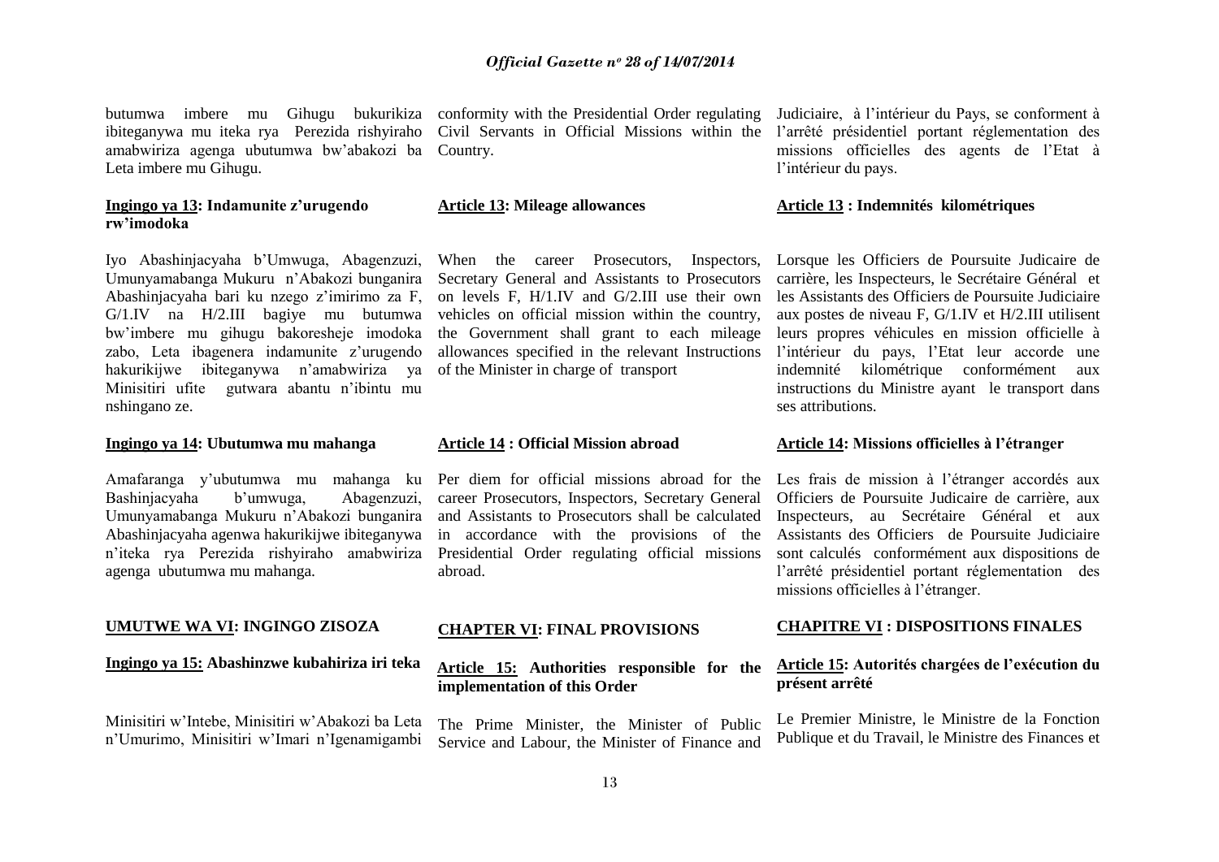butumwa imbere mu Gihugu bukurikiza ibiteganywa mu iteka rya Perezida rishyiraho amabwiriza agenga ubutumwa bw'abakozi ba Leta imbere mu Gihugu.

**Ingingo ya 13: Indamunite z'urugendo rw'imodoka**

Iyo Abashinjacyaha b'Umwuga, Abagenzuzi, Umunyamabanga Mukuru n'Abakozi bunganira Abashinjacyaha bari ku nzego z'imirimo za F, G/1.IV na H/2.III bagiye mu butumwa bw'imbere mu gihugu bakoresheje imodoka zabo, Leta ibagenera indamunite z'urugendo hakurikijwe ibiteganywa n'amabwiriza ya Minisitiri ufite gutwara abantu n'ibintu mu nshingano ze.

**Ingingo ya 14: Ubutumwa mu mahanga**

Amafaranga y'ubutumwa mu mahanga ku Bashinjacyaha b'umwuga, Abagenzuzi, Umunyamabanga Mukuru n'Abakozi bunganira Abashinjacyaha agenwa hakurikijwe ibiteganywa n'iteka rya Perezida rishyiraho amabwiriza agenga ubutumwa mu mahanga.

**UMUTWE WA VI: INGINGO ZISOZA**

**Ingingo ya 15: Abashinzwe kubahiriza iri teka**

Minisitiri w'Intebe, Minisitiri w'Abakozi ba Leta n'Umurimo, Minisitiri w'Imari n'Igenamigambi

conformity with the Presidential Order regulating Civil Servants in Official Missions within the Country.

**Article 13: Mileage allowances**

When the career Prosecutors, Inspectors, Secretary General and Assistants to Prosecutors on levels F, H/1.IV and G/2.III use their own vehicles on official mission within the country, the Government shall grant to each mileage allowances specified in the relevant Instructions of the Minister in charge of transport

**Article 14 : Official Mission abroad**

Per diem for official missions abroad for the career Prosecutors, Inspectors, Secretary General and Assistants to Prosecutors shall be calculated in accordance with the provisions of the Presidential Order regulating official missions abroad.

**CHAPTER VI: FINAL PROVISIONS**

**Article 15: Authorities responsible for the implementation of this Order**

The Prime Minister, the Minister of Public Service and Labour, the Minister of Finance and

Judiciaire, à l'intérieur du Pays, se conforment à l'arrêté présidentiel portant réglementation des missions officielles des agents de l'Etat à l'intérieur du pays.

**Article 13 : Indemnités kilométriques**

Lorsque les Officiers de Poursuite Judicaire de carrière, les Inspecteurs, le Secrétaire Général et les Assistants des Officiers de Poursuite Judiciaire aux postes de niveau F, G/1.IV et H/2.III utilisent leurs propres véhicules en mission officielle à l'intérieur du pays, l'Etat leur accorde une indemnité kilométrique conformément aux instructions du Ministre ayant le transport dans ses attributions.

**Article 14: Missions officielles à l'étranger**

Les frais de mission à l'étranger accordés aux Officiers de Poursuite Judicaire de carrière, aux Inspecteurs, au Secrétaire Général et aux Assistants des Officiers de Poursuite Judiciaire sont calculés conformément aux dispositions de l'arrêté présidentiel portant réglementation des missions officielles à l'étranger.

**CHAPITRE VI : DISPOSITIONS FINALES**

**Article 15: Autorités chargées de l'exécution du présent arrêté**

Le Premier Ministre, le Ministre de la Fonction Publique et du Travail, le Ministre des Finances et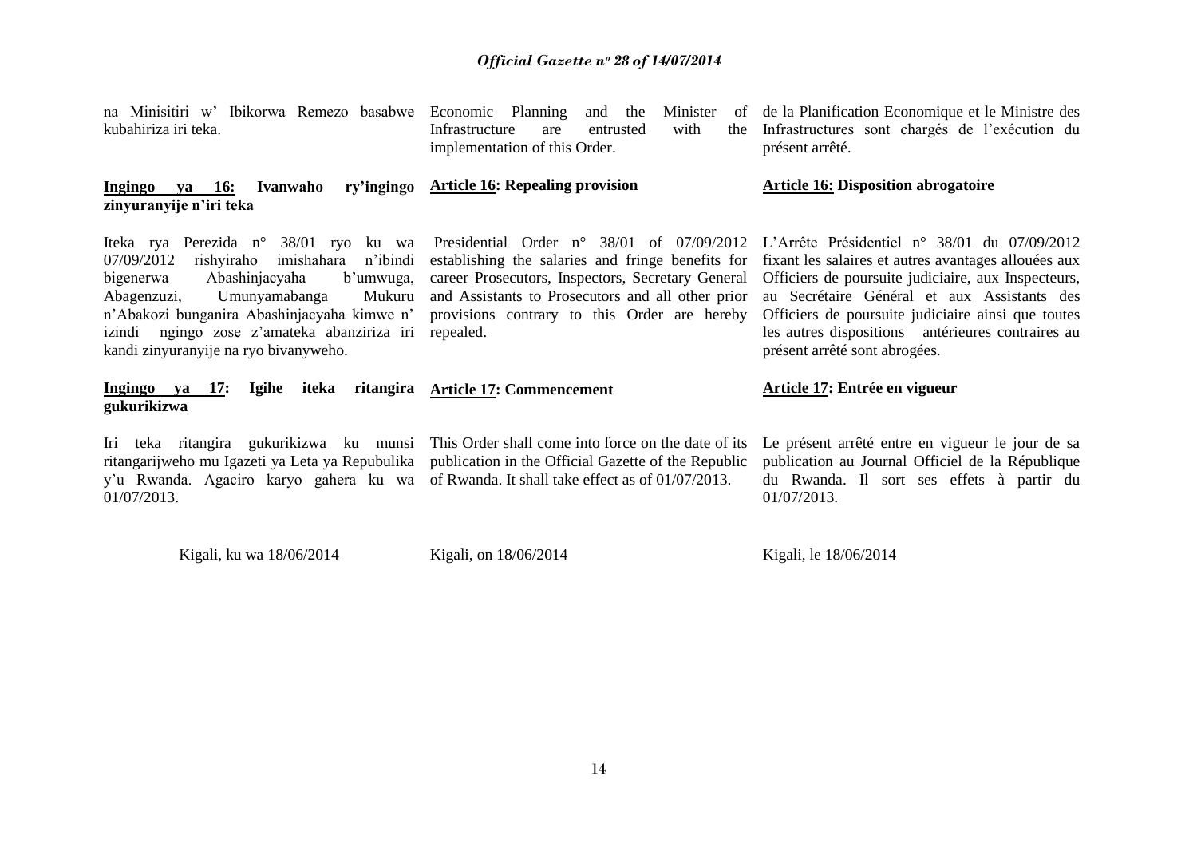na Minisitiri w' Ibikorwa Remezo basabwe kubahiriza iri teka.

**Ingingo ya 16: Ivanwaho ry'ingingo zinyuranyije n'iri teka**

Iteka rya Perezida n° 38/01 ryo ku wa 07/09/2012 rishyiraho imishahara n'ibindi bigenerwa Abashinjacyaha b'umwuga, Abagenzuzi, Umunyamabanga Mukuru n'Abakozi bunganira Abashinjacyaha kimwe n' izindi ngingo zose z'amateka abanziriza iri kandi zinyuranyije na ryo bivanyweho.

**Ingingo ya 17: Igihe iteka ritangira gukurikizwa**

Iri teka ritangira gukurikizwa ku munsi ritangarijweho mu Igazeti ya Leta ya Repubulika y'u Rwanda. Agaciro karyo gahera ku wa 01/07/2013.

Kigali, ku wa 18/06/2014

Economic Planning and the Minister of Infrastructure are entrusted with the implementation of this Order.

**Article 16: Repealing provision**

Presidential Order n° 38/01 of 07/09/2012 establishing the salaries and fringe benefits for career Prosecutors, Inspectors, Secretary General and Assistants to Prosecutors and all other prior provisions contrary to this Order are hereby repealed.

**Article 17: Commencement**

This Order shall come into force on the date of its publication in the Official Gazette of the Republic of Rwanda. It shall take effect as of 01/07/2013.

Kigali, on 18/06/2014

de la Planification Economique et le Ministre des Infrastructures sont chargés de l'exécution du présent arrêté.

**Article 16: Disposition abrogatoire**

L'Arrêté Présidentiel n° 38/01 du 07/09/2012 fixant les salaires et autres avantages allouées aux Officiers de poursuite judiciaire, aux Inspecteurs, au Secrétaire Général et aux Assistants des Officiers de poursuite judiciaire ainsi que toutes les autres dispositions antérieures contraires au présent arrêté sont abrogées.

**Article 17: Entrée en vigueur**

Le présent arrêté entre en vigueur le jour de sa publication au Journal Officiel de la République du Rwanda. Il sort ses effets à partir du 01/07/2013.

Kigali, le 18/06/2014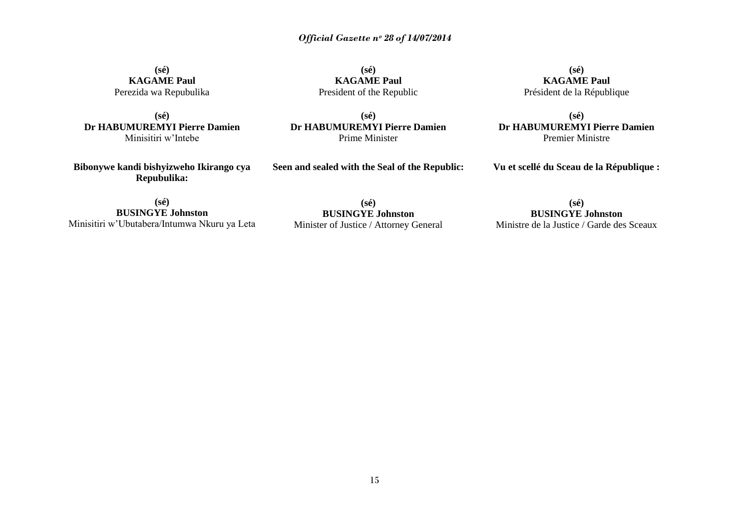**(sé)**
**KAGAME Paul**
Perezida wa Repubulika

**(sé)**
**Dr HABUMUREMYI Pierre Damien**
Minisitiri w'Intebe

**Bibonywe kandi bishyizweho Ikirango cya Repubulika:**

**(sé)**
**BUSINGYE Johnston**
Minisitiri w'Ubutabera/Intumwa Nkuru ya Leta

**(sé)**
**KAGAME Paul**
President of the Republic

**(sé)**
**Dr HABUMUREMYI Pierre Damien**
Prime Minister

**Seen and sealed with the Seal of the Republic:**

**(sé)**
**BUSINGYE Johnston**
Minister of Justice / Attorney General

**(sé)**
**KAGAME Paul**
Président de la République

**(sé)**
**Dr HABUMUREMYI Pierre Damien**
Premier Ministre

**Vu et scellé du Sceau de la République :**

**(sé)**
**BUSINGYE Johnston**
Ministre de la Justice / Garde des Sceaux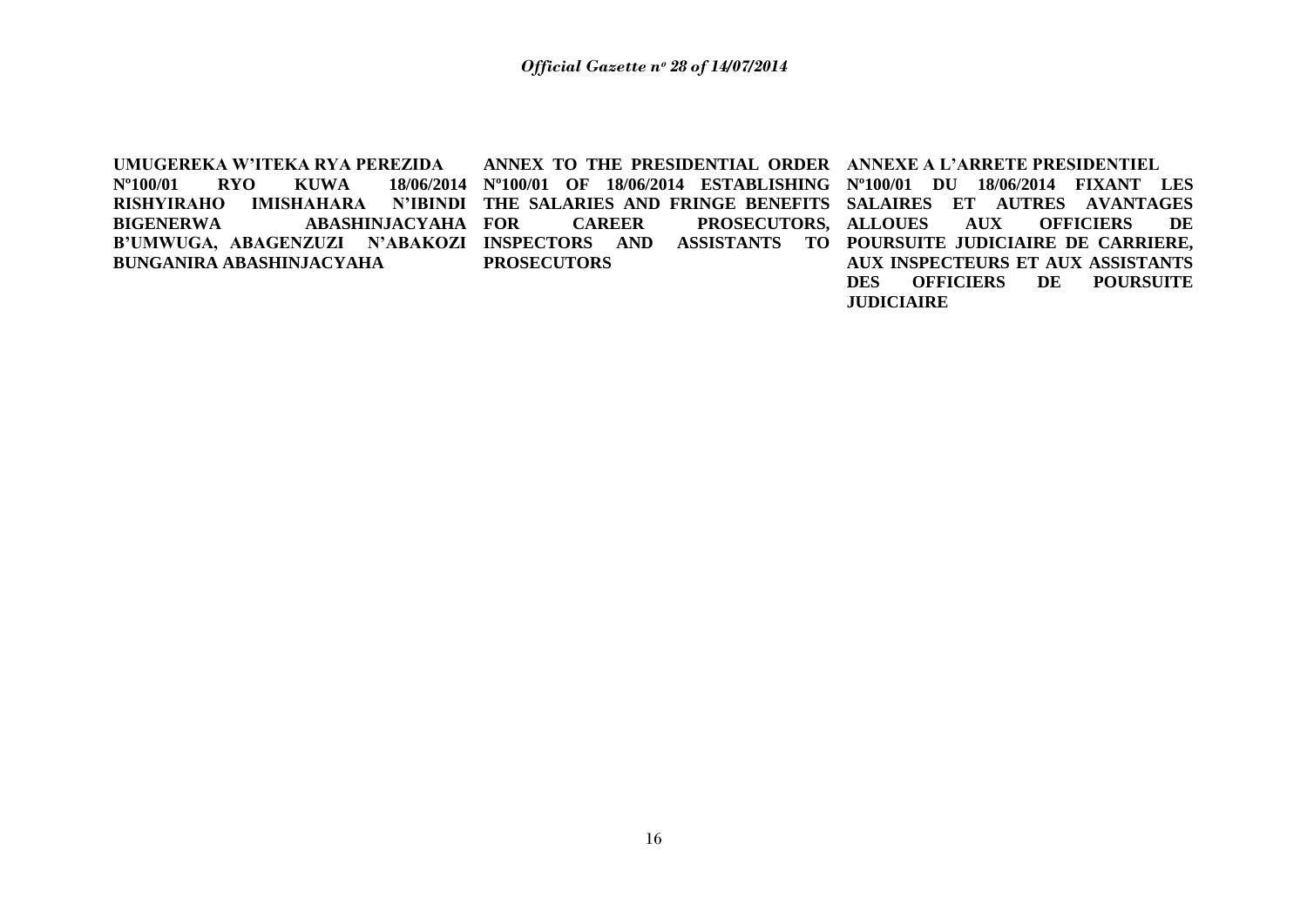**UMUGEREKA W'ITEKA RYA PEREZIDA Nº100/01 RYO KUWA 18/06/2014 RISHYIRAHO IMISHAHARA N'IBINDI BIGENERWA ABASHINJACYAHA B'UMWUGA, ABAGENZUZI N'ABAKOZI BUNGANIRA ABASHINJACYAHA**

**ANNEX TO THE PRESIDENTIAL ORDER Nº100/01 OF 18/06/2014 ESTABLISHING THE SALARIES AND FRINGE BENEFITS FOR CAREER PROSECUTORS, INSPECTORS AND ASSISTANTS TO PROSECUTORS**

**ANNEXE A L'ARRETE PRESIDENTIEL Nº100/01 DU 18/06/2014 FIXANT LES SALAIRES ET AUTRES AVANTAGES ALLOUES AUX OFFICIERS DE POURSUITE JUDICIAIRE DE CARRIERE, AUX INSPECTEURS ET AUX ASSISTANTS DES OFFICIERS DE POURSUITE JUDICIAIRE**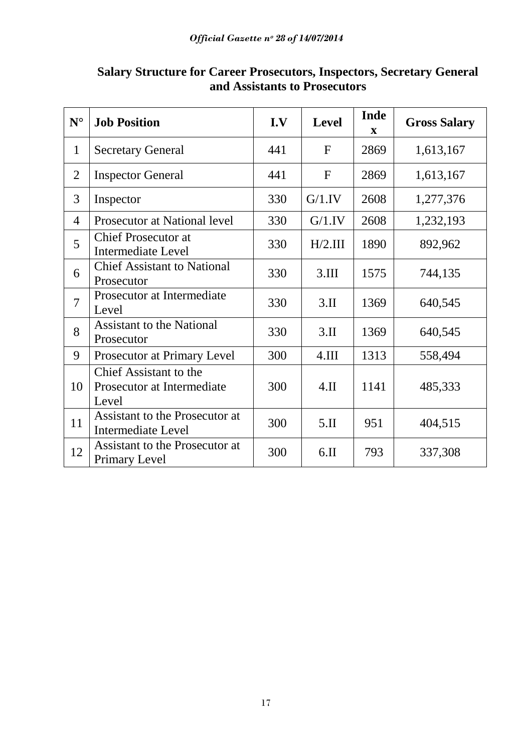**Salary Structure for Career Prosecutors, Inspectors, Secretary General and Assistants to Prosecutors**

| N° | Job Position | I.V | Level | Index | Gross Salary |
|---|---|---|---|---|---|
| 1 | Secretary General | 441 | F | 2869 | 1,613,167 |
| 2 | Inspector General | 441 | F | 2869 | 1,613,167 |
| 3 | Inspector | 330 | G/1.IV | 2608 | 1,277,376 |
| 4 | Prosecutor at National level | 330 | G/1.IV | 2608 | 1,232,193 |
| 5 | Chief Prosecutor at Intermediate Level | 330 | H/2.III | 1890 | 892,962 |
| 6 | Chief Assistant to National Prosecutor | 330 | 3.III | 1575 | 744,135 |
| 7 | Prosecutor at Intermediate Level | 330 | 3.II | 1369 | 640,545 |
| 8 | Assistant to the National Prosecutor | 330 | 3.II | 1369 | 640,545 |
| 9 | Prosecutor at Primary Level | 300 | 4.III | 1313 | 558,494 |
| 10 | Chief Assistant to the Prosecutor at Intermediate Level | 300 | 4.II | 1141 | 485,333 |
| 11 | Assistant to the Prosecutor at Intermediate Level | 300 | 5.II | 951 | 404,515 |
| 12 | Assistant to the Prosecutor at Primary Level | 300 | 6.II | 793 | 337,308 |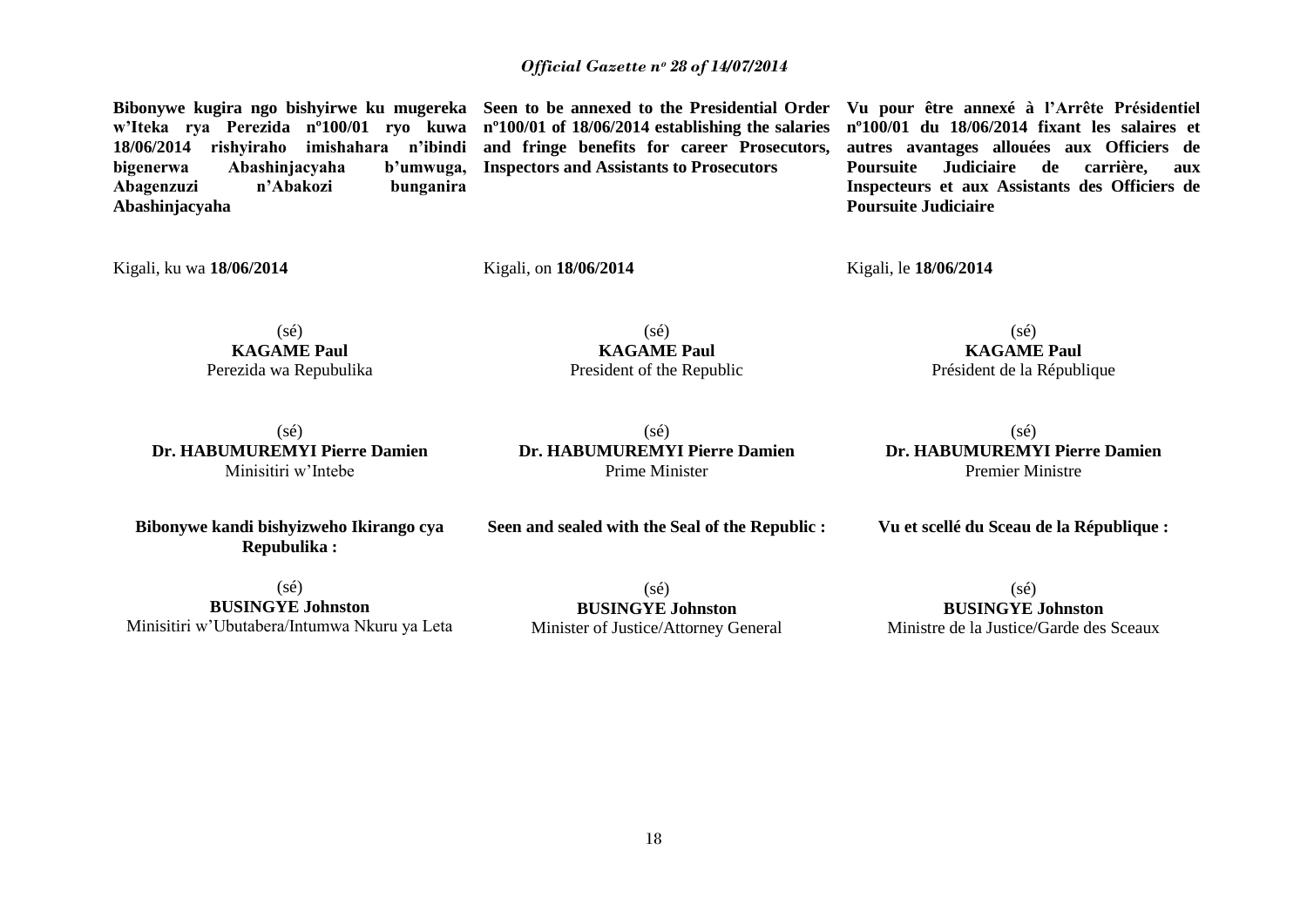**Bibonywe kugira ngo bishyirwe ku mugereka w'Iteka rya Perezida nº100/01 ryo kuwa 18/06/2014 rishyiraho imishahara n'ibindi bigenerwa Abashinjacyaha b'umwuga, Abagenzuzi n'Abakozi bunganira Abashinjacyaha**

Kigali, ku wa **18/06/2014**

(sé)
**KAGAME Paul**
Perezida wa Repubulika

(sé)
**Dr. HABUMUREMYI Pierre Damien**
Minisitiri w'Intebe

**Bibonywe kandi bishyizweho Ikirango cya Repubulika :**

(sé)
**BUSINGYE Johnston**
Minisitiri w'Ubutabera/Intumwa Nkuru ya Leta

**Seen to be annexed to the Presidential Order nº100/01 of 18/06/2014 establishing the salaries and fringe benefits for career Prosecutors, Inspectors and Assistants to Prosecutors**

Kigali, on **18/06/2014**

(sé)
**KAGAME Paul**
President of the Republic

(sé)
**Dr. HABUMUREMYI Pierre Damien**
Prime Minister

**Seen and sealed with the Seal of the Republic :**

(sé)
**BUSINGYE Johnston**
Minister of Justice/Attorney General

**Vu pour être annexé à l'Arrête Présidentiel nº100/01 du 18/06/2014 fixant les salaires et autres avantages allouées aux Officiers de Poursuite Judiciaire de carrière, aux Inspecteurs et aux Assistants des Officiers de Poursuite Judiciaire**

Kigali, le **18/06/2014**

(sé)
**KAGAME Paul**
Président de la République

(sé)
**Dr. HABUMUREMYI Pierre Damien**
Premier Ministre

**Vu et scellé du Sceau de la République :**

(sé)
**BUSINGYE Johnston**
Ministre de la Justice/Garde des Sceaux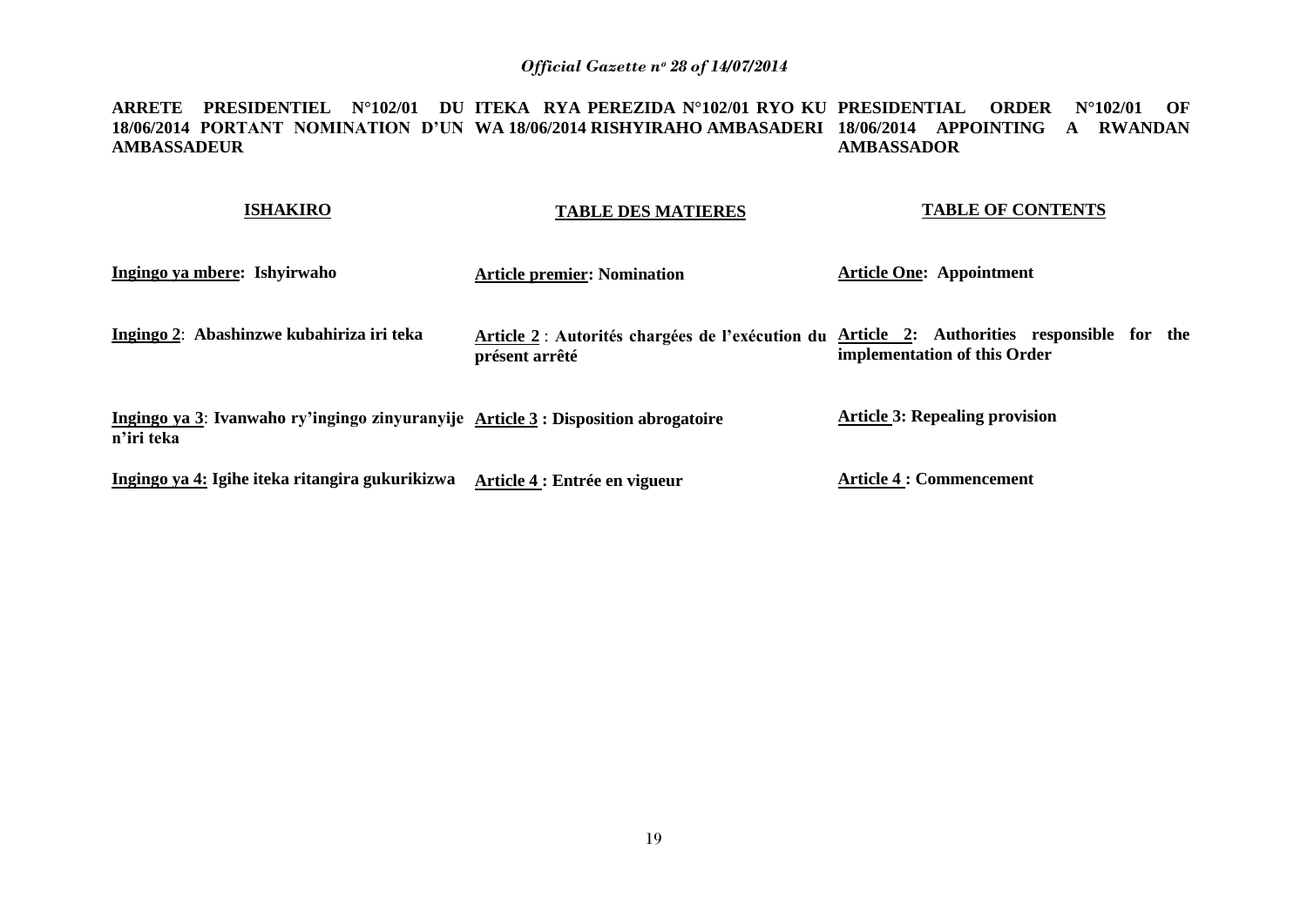**ITEKA RYA PEREZIDA N°102/01 RYO KU WA 18/06/2014 RISHYIRAHO AMBASADERI**

**ISHAKIRO**

**Ingingo ya mbere: Ishyirwaho**

**Ingingo 2: Abashinzwe kubahiriza iri teka**

**Ingingo ya 3: Ivanwaho ry'ingingo zinyuranyije n'iri teka**

**Ingingo ya 4: Igihe iteka ritangira gukurikizwa**

**PRESIDENTIAL ORDER N°102/01 OF 18/06/2014 APPOINTING A RWANDAN AMBASSADOR**

**TABLE OF CONTENTS**

**Article One: Appointment**

**Article 2: Authorities responsible for the implementation of this Order**

**Article 3: Repealing provision**

**Article 4 : Commencement**

**ARRETE PRESIDENTIEL N°102/01 DU 18/06/2014 PORTANT NOMINATION D'UN AMBASSADEUR**

**TABLE DES MATIERES**

**Article premier: Nomination**

**Article 2 : Autorités chargées de l'exécution du présent arrêté**

**Article 3 : Disposition abrogatoire**

**Article 4 : Entrée en vigueur**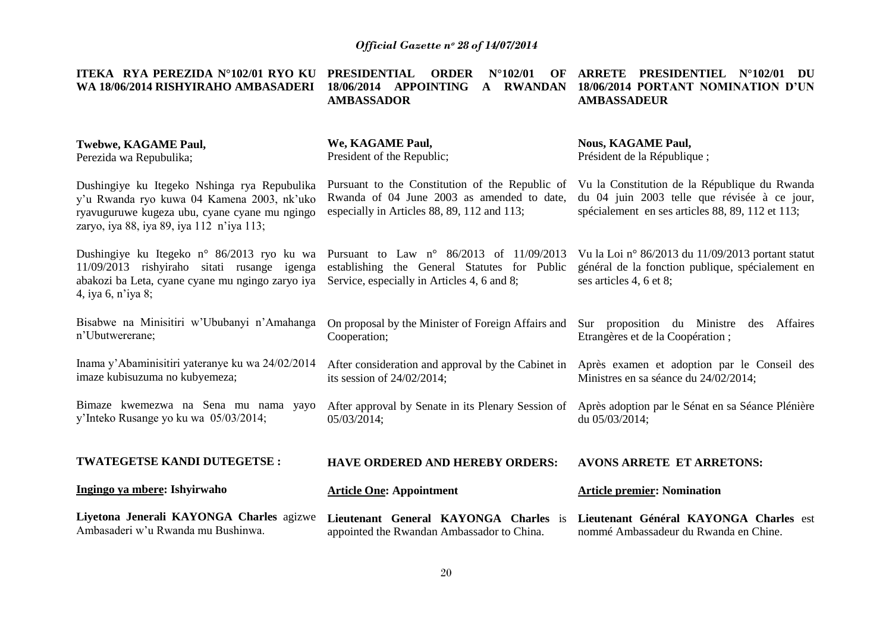**ITEKA RYA PEREZIDA N°102/01 RYO KU WA 18/06/2014 RISHYIRAHO AMBASADERI**

**Twebwe, KAGAME Paul,**
Perezida wa Repubulika;

Dushingiye ku Itegeko Nshinga rya Repubulika y'u Rwanda ryo kuwa 04 Kamena 2003, nk'uko ryavuguruwe kugeza ubu, cyane cyane mu ngingo zaryo, iya 88, iya 89, iya 112 n'iya 113;

Dushingiye ku Itegeko n° 86/2013 ryo ku wa 11/09/2013 rishyiraho sitati rusange igenga abakozi ba Leta, cyane cyane mu ngingo zaryo iya 4, iya 6, n'iya 8;

Bisabwe na Minisitiri w'Ububanyi n'Amahanga n'Ubutwererane;

Inama y'Abaminisitiri yateranye ku wa 24/02/2014 imaze kubisuzuma no kubyemeza;

Bimaze kwemezwa na Sena mu nama yayo y'Inteko Rusange yo ku wa 05/03/2014;

**TWATEGETSE KANDI DUTEGETSE :**

**Ingingo ya mbere: Ishyirwaho**

**Liyetona Jenerali KAYONGA Charles** agizwe Ambasaderi w'u Rwanda mu Bushinwa.

**PRESIDENTIAL ORDER N°102/01 OF 18/06/2014 APPOINTING A RWANDAN AMBASSADOR**

**We, KAGAME Paul,**
President of the Republic;

Pursuant to the Constitution of the Republic of Rwanda of 04 June 2003 as amended to date, especially in Articles 88, 89, 112 and 113;

Pursuant to Law n° 86/2013 of 11/09/2013 establishing the General Statutes for Public Service, especially in Articles 4, 6 and 8;

On proposal by the Minister of Foreign Affairs and Cooperation;

After consideration and approval by the Cabinet in its session of 24/02/2014;

After approval by Senate in its Plenary Session of 05/03/2014;

**HAVE ORDERED AND HEREBY ORDERS:**

**Article One: Appointment**

**Lieutenant General KAYONGA Charles** is appointed the Rwandan Ambassador to China.

**ARRETE PRESIDENTIEL N°102/01 DU 18/06/2014 PORTANT NOMINATION D'UN AMBASSADEUR**

**Nous, KAGAME Paul,**
Président de la République ;

Vu la Constitution de la République du Rwanda du 04 juin 2003 telle que révisée à ce jour, spécialement en ses articles 88, 89, 112 et 113;

Vu la Loi n° 86/2013 du 11/09/2013 portant statut général de la fonction publique, spécialement en ses articles 4, 6 et 8;

Sur proposition du Ministre des Affaires Etrangères et de la Coopération ;

Après examen et adoption par le Conseil des Ministres en sa séance du 24/02/2014;

Après adoption par le Sénat en sa Séance Plénière du 05/03/2014;

**AVONS ARRETE ET ARRETONS:**

**Article premier: Nomination**

**Lieutenant Général KAYONGA Charles** est nommé Ambassadeur du Rwanda en Chine.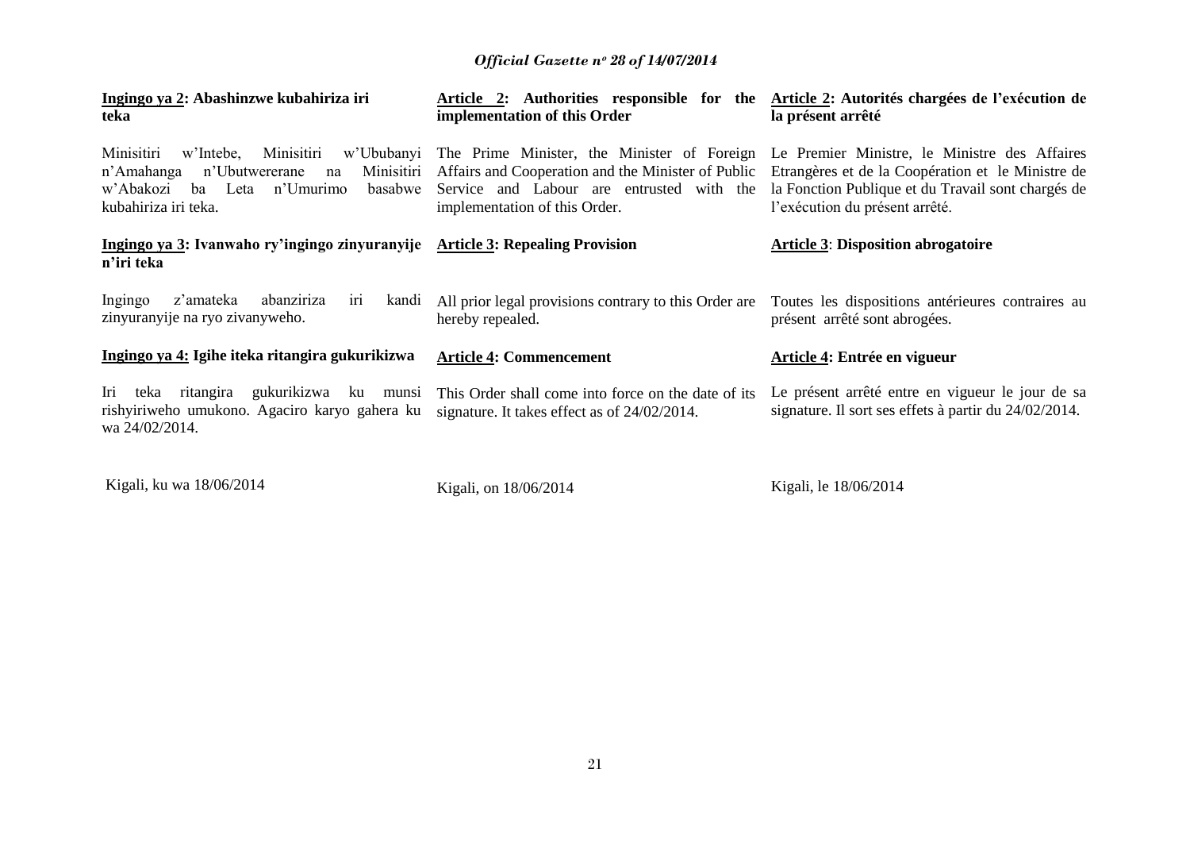**Ingingo ya 2: Abashinzwe kubahiriza iri teka**

Minisitiri w'Intebe, Minisitiri w'Ububanyi n'Amahanga n'Ubutwererane na Minisitiri w'Abakozi ba Leta n'Umurimo basabwe kubahiriza iri teka.

**Ingingo ya 3: Ivanwaho ry'ingingo zinyuranyije n'iri teka**

Ingingo z'amateka abanziriza iri kandi zinyuranyije na ryo zivanyweho.

**Ingingo ya 4: Igihe iteka ritangira gukurikizwa**

Iri teka ritangira gukurikizwa ku munsi rishyiriweho umukono. Agaciro karyo gahera ku wa 24/02/2014.

Kigali, ku wa 18/06/2014

**Article 2: Authorities responsible for the implementation of this Order**

The Prime Minister, the Minister of Foreign Affairs and Cooperation and the Minister of Public Service and Labour are entrusted with the implementation of this Order.

**Article 3: Repealing Provision**

All prior legal provisions contrary to this Order are hereby repealed.

**Article 4: Commencement**

This Order shall come into force on the date of its signature. It takes effect as of 24/02/2014.

Kigali, on 18/06/2014

**Article 2: Autorités chargées de l'exécution de la présent arrêté**

Le Premier Ministre, le Ministre des Affaires Etrangères et de la Coopération et le Ministre de la Fonction Publique et du Travail sont chargés de l'exécution du présent arrêté.

**Article 3: Disposition abrogatoire**

Toutes les dispositions antérieures contraires au présent arrêté sont abrogées.

**Article 4: Entrée en vigueur**

Le présent arrêté entre en vigueur le jour de sa signature. Il sort ses effets à partir du 24/02/2014.

Kigali, le 18/06/2014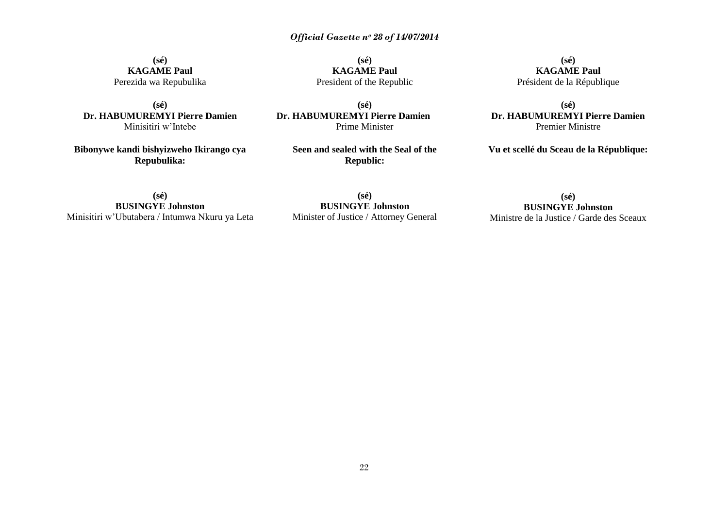**(sé)**
**KAGAME Paul**
Perezida wa Repubulika

**(sé)**
**Dr. HABUMUREMYI Pierre Damien**
Minisitiri w'Intebe

**Bibonywe kandi bishyizweho Ikirango cya Repubulika:**

**(sé)**
**BUSINGYE Johnston**
Minisitiri w'Ubutabera / Intumwa Nkuru ya Leta

**(sé)**
**KAGAME Paul**
President of the Republic

**(sé)**
**Dr. HABUMUREMYI Pierre Damien**
Prime Minister

**Seen and sealed with the Seal of the Republic:**

**(sé)**
**BUSINGYE Johnston**
Minister of Justice / Attorney General

**(sé)**
**KAGAME Paul**
Président de la République

**(sé)**
**Dr. HABUMUREMYI Pierre Damien**
Premier Ministre

**Vu et scellé du Sceau de la République:**

**(sé)**
**BUSINGYE Johnston**
Ministre de la Justice / Garde des Sceaux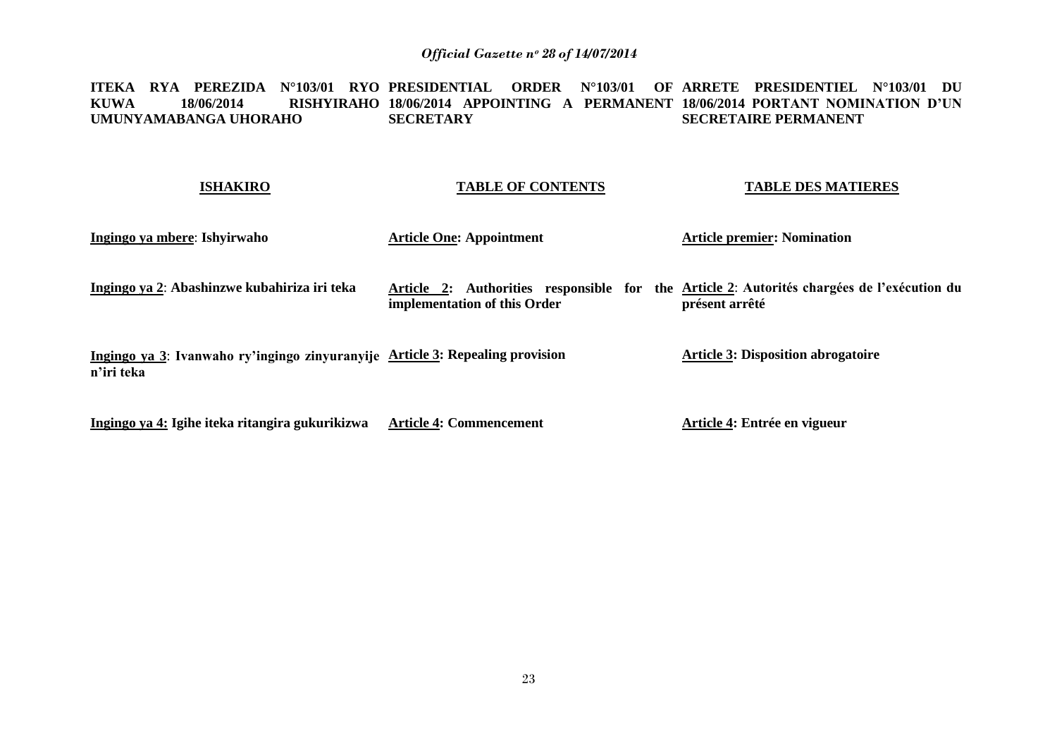**ITEKA RYA PEREZIDA N°103/01 RYO KUWA 18/06/2014 RISHYIRAHO UMUNYAMABANGA UHORAHO**

**PRESIDENTIAL ORDER N°103/01 OF 18/06/2014 APPOINTING A PERMANENT SECRETARY**

**ARRETE PRESIDENTIEL N°103/01 DU 18/06/2014 PORTANT NOMINATION D'UN SECRETAIRE PERMANENT**

| **ISHAKIRO** | **TABLE OF CONTENTS** | **TABLE DES MATIERES** |
|---|---|---|
| **Ingingo ya mbere: Ishyirwaho** | **Article One: Appointment** | **Article premier: Nomination** |
| **Ingingo ya 2: Abashinzwe kubahiriza iri teka** | **Article 2: Authorities responsible for the implementation of this Order** | **Article 2: Autorités chargées de l'exécution du présent arrêté** |
| **Ingingo ya 3: Ivanwaho ry'ingingo zinyuranyije n'iri teka** | **Article 3: Repealing provision** | **Article 3: Disposition abrogatoire** |
| **Ingingo ya 4: Igihe iteka ritangira gukurikizwa** | **Article 4: Commencement** | **Article 4: Entrée en vigueur** |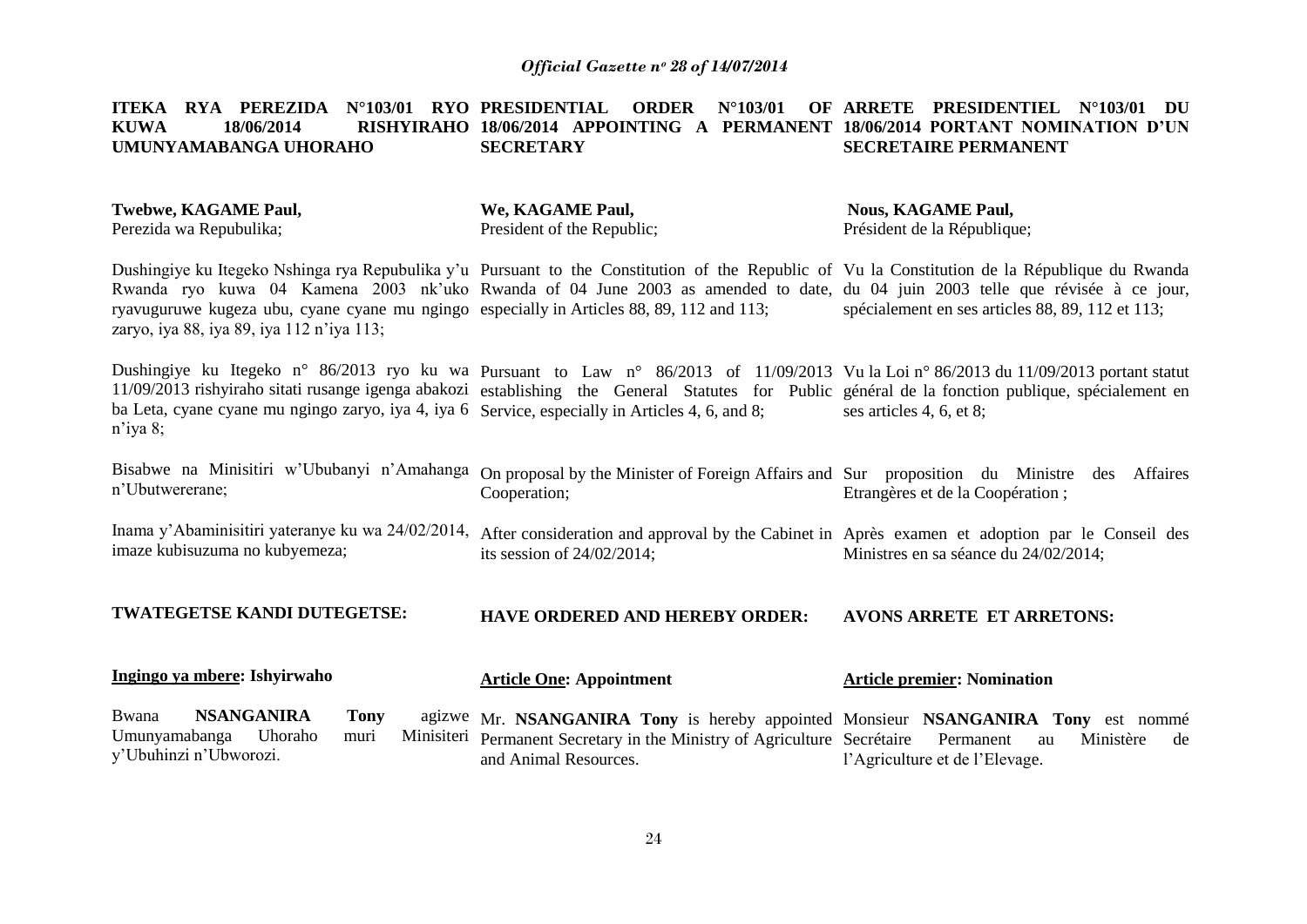**ITEKA RYA PEREZIDA N°103/01 RYO KUWA 18/06/2014 RISHYIRAHO UMUNYAMABANGA UHORAHO**

**Twebwe, KAGAME Paul,**
Perezida wa Repubulika;

Dushingiye ku Itegeko Nshinga rya Repubulika y'u Rwanda ryo kuwa 04 Kamena 2003 nk'uko ryavuguruwe kugeza ubu, cyane cyane mu ngingo zaryo, iya 88, iya 89, iya 112 n'iya 113;

Dushingiye ku Itegeko n° 86/2013 ryo ku wa 11/09/2013 rishyiraho sitati rusange igenga abakozi ba Leta, cyane cyane mu ngingo zaryo, iya 4, iya 6 n'iya 8;

Bisabwe na Minisitiri w'Ububanyi n'Amahanga n'Ubutwererane;

Inama y'Abaminisitiri yateranye ku wa 24/02/2014, imaze kubisuzuma no kubyemeza;

**TWATEGETSE KANDI DUTEGETSE:**

**Ingingo ya mbere: Ishyirwaho**

Bwana **NSANGANIRA Tony** agizwe Umunyamabanga Uhoraho muri Minisiteri y'Ubuhinzi n'Ubworozi.

**PRESIDENTIAL ORDER N°103/01 OF 18/06/2014 APPOINTING A PERMANENT SECRETARY**

**We, KAGAME Paul,**
President of the Republic;

Pursuant to the Constitution of the Republic of Rwanda of 04 June 2003 as amended to date, especially in Articles 88, 89, 112 and 113;

Pursuant to Law n° 86/2013 of 11/09/2013 establishing the General Statutes for Public Service, especially in Articles 4, 6, and 8;

On proposal by the Minister of Foreign Affairs and Cooperation;

After consideration and approval by the Cabinet in its session of 24/02/2014;

**HAVE ORDERED AND HEREBY ORDER:**

**Article One: Appointment**

Mr. **NSANGANIRA Tony** is hereby appointed Permanent Secretary in the Ministry of Agriculture and Animal Resources.

**ARRETE PRESIDENTIEL N°103/01 DU 18/06/2014 PORTANT NOMINATION D'UN SECRETAIRE PERMANENT**

**Nous, KAGAME Paul,**
Président de la République;

Vu la Constitution de la République du Rwanda du 04 juin 2003 telle que révisée à ce jour, spécialement en ses articles 88, 89, 112 et 113;

Vu la Loi n° 86/2013 du 11/09/2013 portant statut général de la fonction publique, spécialement en ses articles 4, 6, et 8;

Sur proposition du Ministre des Affaires Etrangères et de la Coopération ;

Après examen et adoption par le Conseil des Ministres en sa séance du 24/02/2014;

**AVONS ARRETE ET ARRETONS:**

**Article premier: Nomination**

Monsieur **NSANGANIRA Tony** est nommé Secrétaire Permanent au Ministère de l'Agriculture et de l'Elevage.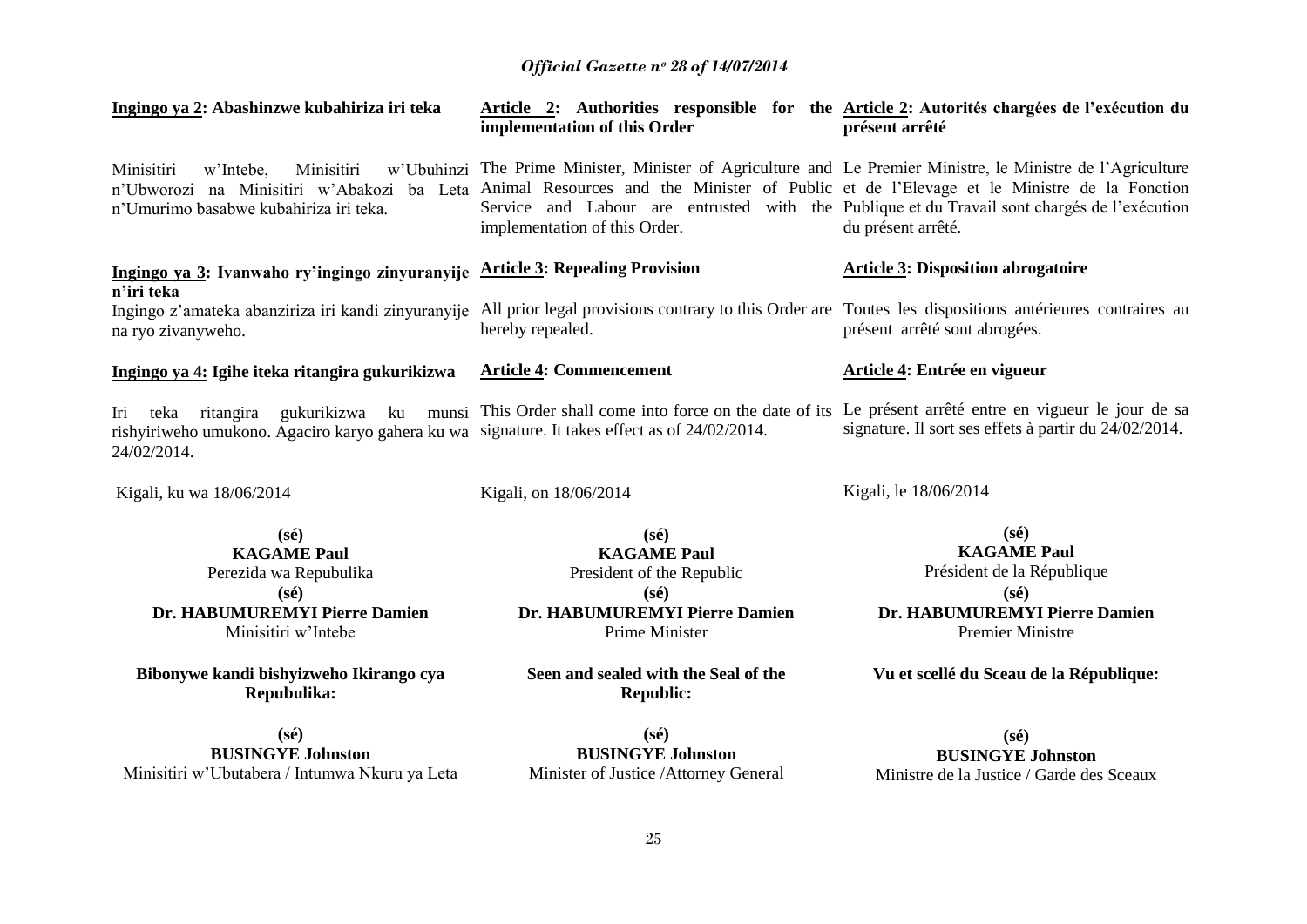**Ingingo ya 2: Abashinzwe kubahiriza iri teka**

Minisitiri w'Intebe, Minisitiri w'Ubuhinzi n'Ubworozi na Minisitiri w'Abakozi ba Leta n'Umurimo basabwe kubahiriza iri teka.

**Ingingo ya 3: Ivanwaho ry'ingingo zinyuranyije n'iri teka**

Ingingo z'amateka abanziriza iri kandi zinyuranyije na ryo zivanyweho.

**Ingingo ya 4: Igihe iteka ritangira gukurikizwa**

Iri teka ritangira gukurikizwa ku munsi rishyiriweho umukono. Agaciro karyo gahera ku wa 24/02/2014.

Kigali, ku wa 18/06/2014

**(sé)**
**KAGAME Paul**
Perezida wa Repubulika

**(sé)**
**Dr. HABUMUREMYI Pierre Damien**
Minisitiri w'Intebe

**Bibonywe kandi bishyizweho Ikirango cya Repubulika:**

**(sé)**
**BUSINGYE Johnston**
Minisitiri w'Ubutabera / Intumwa Nkuru ya Leta

**Article 2: Authorities responsible for the implementation of this Order**

The Prime Minister, Minister of Agriculture and Animal Resources and the Minister of Public Service and Labour are entrusted with the implementation of this Order.

**Article 3: Repealing Provision**

All prior legal provisions contrary to this Order are hereby repealed.

**Article 4: Commencement**

This Order shall come into force on the date of its signature. It takes effect as of 24/02/2014.

Kigali, on 18/06/2014

**(sé)**
**KAGAME Paul**
President of the Republic

**(sé)**
**Dr. HABUMUREMYI Pierre Damien**
Prime Minister

**Seen and sealed with the Seal of the Republic:**

**(sé)**
**BUSINGYE Johnston**
Minister of Justice /Attorney General

**Article 2: Autorités chargées de l'exécution du présent arrêté**

Le Premier Ministre, le Ministre de l'Agriculture et de l'Elevage et le Ministre de la Fonction Publique et du Travail sont chargés de l'exécution du présent arrêté.

**Article 3: Disposition abrogatoire**

Toutes les dispositions antérieures contraires au présent arrêté sont abrogées.

**Article 4: Entrée en vigueur**

Le présent arrêté entre en vigueur le jour de sa signature. Il sort ses effets à partir du 24/02/2014.

Kigali, le 18/06/2014

**(sé)**
**KAGAME Paul**
Président de la République

**(sé)**
**Dr. HABUMUREMYI Pierre Damien**
Premier Ministre

**Vu et scellé du Sceau de la République:**

**(sé)**
**BUSINGYE Johnston**
Ministre de la Justice / Garde des Sceaux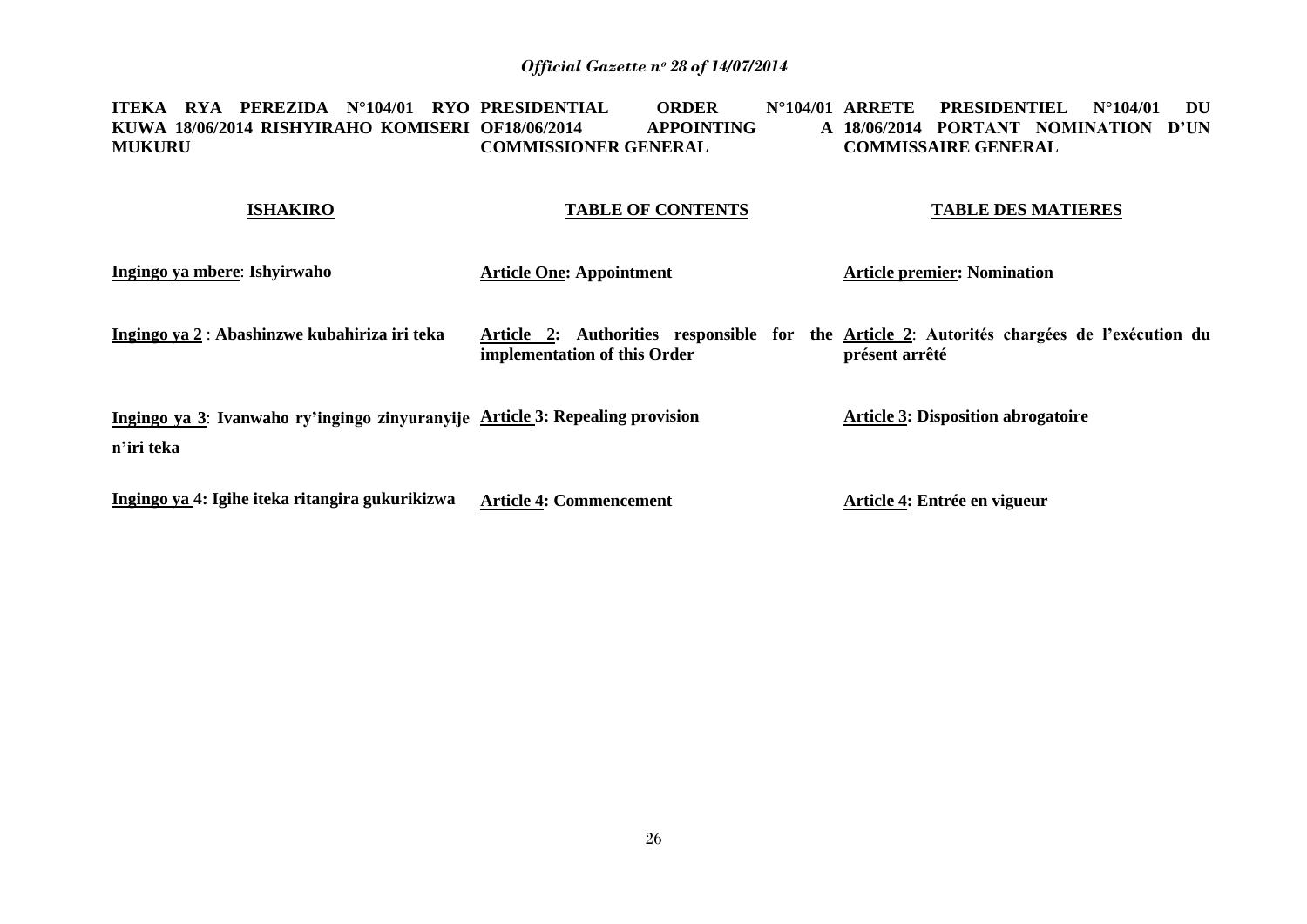**ITEKA RYA PEREZIDA N°104/01 RYO KUWA 18/06/2014 RISHYIRAHO KOMISERI MUKURU**

**ISHAKIRO**

**Ingingo ya mbere**: **Ishyirwaho**

**Ingingo ya 2** : **Abashinzwe kubahiriza iri teka**

**Ingingo ya 3**: **Ivanwaho ry'ingingo zinyuranyije n'iri teka**

**Ingingo ya 4: Igihe iteka ritangira gukurikizwa**

**PRESIDENTIAL ORDER N°104/01 OF18/06/2014 APPOINTING A COMMISSIONER GENERAL**

**TABLE OF CONTENTS**

**Article One: Appointment**

**Article 2: Authorities responsible for the implementation of this Order**

**Article 3: Repealing provision**

**Article 4: Commencement**

**ARRETE PRESIDENTIEL N°104/01 DU 18/06/2014 PORTANT NOMINATION D'UN COMMISSAIRE GENERAL**

**TABLE DES MATIERES**

**Article premier: Nomination**

**Article 2**: **Autorités chargées de l'exécution du présent arrêté**

**Article 3: Disposition abrogatoire**

**Article 4: Entrée en vigueur**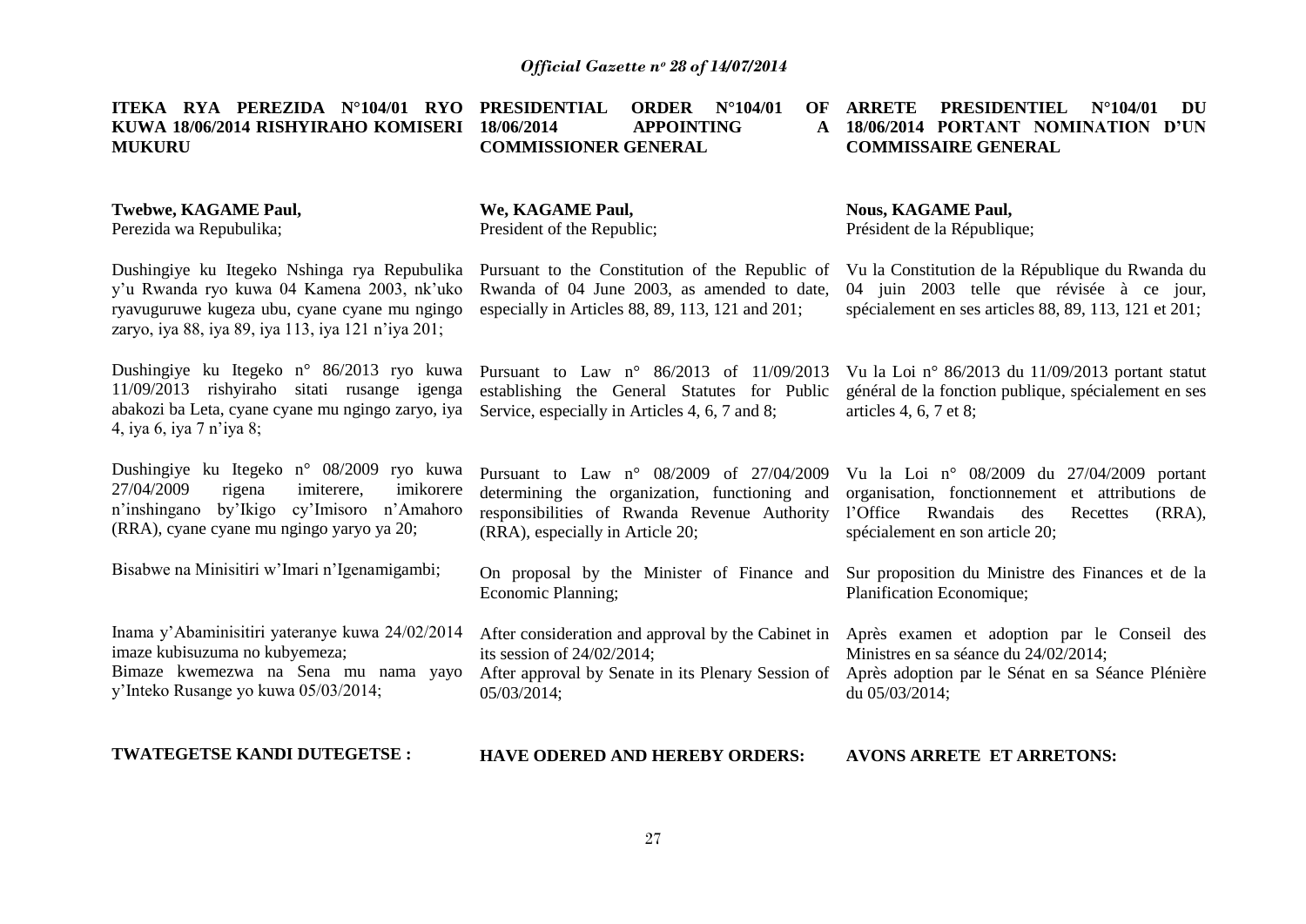**ITEKA RYA PEREZIDA N°104/01 RYO KUWA 18/06/2014 RISHYIRAHO KOMISERI MUKURU**

**Twebwe, KAGAME Paul,**
Perezida wa Repubulika;

Dushingiye ku Itegeko Nshinga rya Repubulika y'u Rwanda ryo kuwa 04 Kamena 2003, nk'uko ryavuguruwe kugeza ubu, cyane cyane mu ngingo zaryo, iya 88, iya 89, iya 113, iya 121 n'iya 201;

Dushingiye ku Itegeko n° 86/2013 ryo kuwa 11/09/2013 rishyiraho sitati rusange igenga abakozi ba Leta, cyane cyane mu ngingo zaryo, iya 4, iya 6, iya 7 n'iya 8;

Dushingiye ku Itegeko n° 08/2009 ryo kuwa 27/04/2009 rigena imiterere, imikorere n'inshingano by'Ikigo cy'Imisoro n'Amahoro (RRA), cyane cyane mu ngingo yaryo ya 20;

Bisabwe na Minisitiri w'Imari n'Igenamigambi;

Inama y'Abaminisitiri yateranye kuwa 24/02/2014 imaze kubisuzuma no kubyemeza;
Bimaze kwemezwa na Sena mu nama yayo y'Inteko Rusange yo kuwa 05/03/2014;

**TWATEGETSE KANDI DUTEGETSE :**

**PRESIDENTIAL ORDER N°104/01 OF 18/06/2014 APPOINTING A COMMISSIONER GENERAL**

**We, KAGAME Paul,**
President of the Republic;

Pursuant to the Constitution of the Republic of Rwanda of 04 June 2003, as amended to date, especially in Articles 88, 89, 113, 121 and 201;

Pursuant to Law n° 86/2013 of 11/09/2013 establishing the General Statutes for Public Service, especially in Articles 4, 6, 7 and 8;

Pursuant to Law n° 08/2009 of 27/04/2009 determining the organization, functioning and responsibilities of Rwanda Revenue Authority (RRA), especially in Article 20;

On proposal by the Minister of Finance and Economic Planning;

After consideration and approval by the Cabinet in its session of 24/02/2014;
After approval by Senate in its Plenary Session of 05/03/2014;

**HAVE ODERED AND HEREBY ORDERS:**

**ARRETE PRESIDENTIEL N°104/01 DU 18/06/2014 PORTANT NOMINATION D'UN COMMISSAIRE GENERAL**

**Nous, KAGAME Paul,**
Président de la République;

Vu la Constitution de la République du Rwanda du 04 juin 2003 telle que révisée à ce jour, spécialement en ses articles 88, 89, 113, 121 et 201;

Vu la Loi n° 86/2013 du 11/09/2013 portant statut général de la fonction publique, spécialement en ses articles 4, 6, 7 et 8;

Vu la Loi n° 08/2009 du 27/04/2009 portant organisation, fonctionnement et attributions de l'Office Rwandais des Recettes (RRA), spécialement en son article 20;

Sur proposition du Ministre des Finances et de la Planification Economique;

Après examen et adoption par le Conseil des Ministres en sa séance du 24/02/2014;
Après adoption par le Sénat en sa Séance Plénière du 05/03/2014;

**AVONS ARRETE ET ARRETONS:**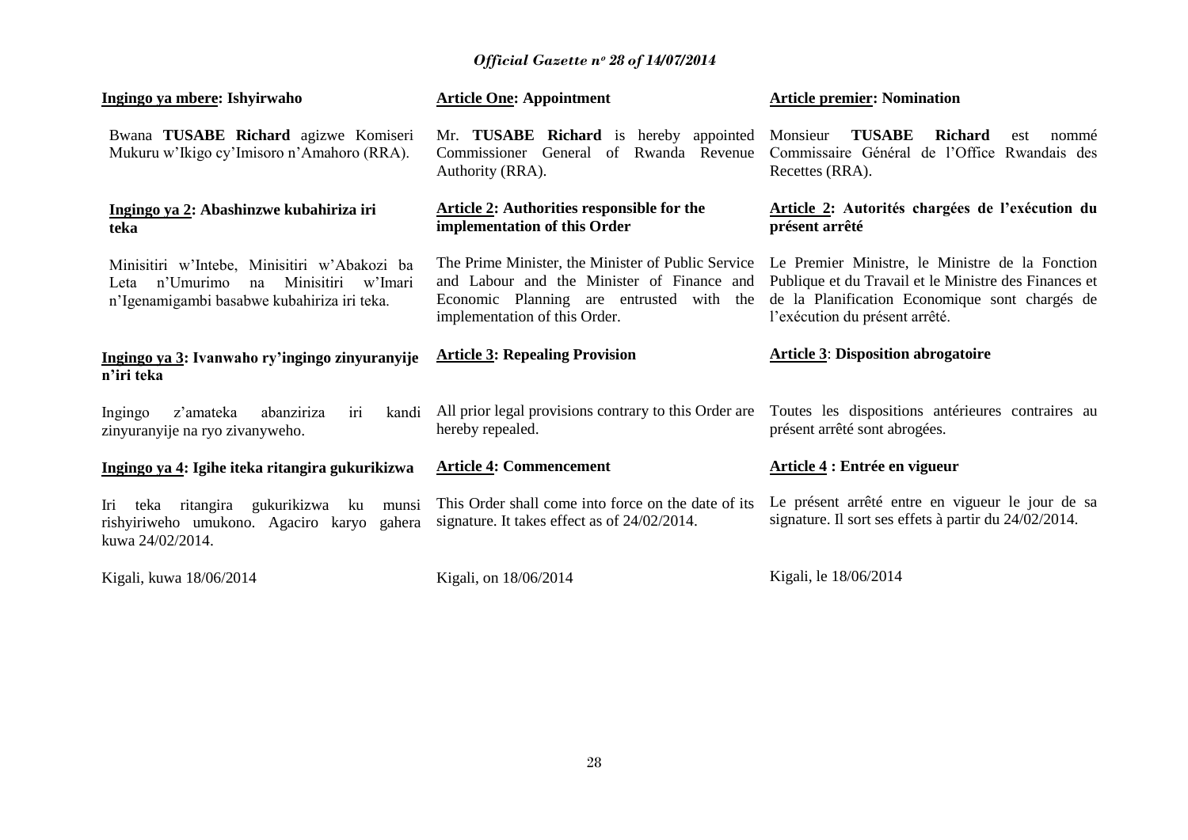**Ingingo ya mbere: Ishyirwaho**

Bwana **TUSABE Richard** agizwe Komiseri Mukuru w'Ikigo cy'Imisoro n'Amahoro (RRA).

**Ingingo ya 2: Abashinzwe kubahiriza iri teka**

Minisitiri w'Intebe, Minisitiri w'Abakozi ba Leta n'Umurimo na Minisitiri w'Imari n'Igenamigambi basabwe kubahiriza iri teka.

**Ingingo ya 3: Ivanwaho ry'ingingo zinyuranyije n'iri teka**

Ingingo z'amateka abanziriza iri kandi zinyuranyije na ryo zivanyweho.

**Ingingo ya 4: Igihe iteka ritangira gukurikizwa**

Iri teka ritangira gukurikizwa ku munsi rishyiriweho umukono. Agaciro karyo gahera kuwa 24/02/2014.

Kigali, kuwa 18/06/2014

**Article One: Appointment**

Mr. **TUSABE Richard** is hereby appointed Commissioner General of Rwanda Revenue Authority (RRA).

**Article 2: Authorities responsible for the implementation of this Order**

The Prime Minister, the Minister of Public Service and Labour and the Minister of Finance and Economic Planning are entrusted with the implementation of this Order.

**Article 3: Repealing Provision**

All prior legal provisions contrary to this Order are hereby repealed.

**Article 4: Commencement**

This Order shall come into force on the date of its signature. It takes effect as of 24/02/2014.

Kigali, on 18/06/2014

**Article premier: Nomination**

Monsieur **TUSABE Richard** est nommé Commissaire Général de l'Office Rwandais des Recettes (RRA).

**Article 2: Autorités chargées de l'exécution du présent arrêté**

Le Premier Ministre, le Ministre de la Fonction Publique et du Travail et le Ministre des Finances et de la Planification Economique sont chargés de l'exécution du présent arrêté.

**Article 3**: **Disposition abrogatoire**

Toutes les dispositions antérieures contraires au présent arrêté sont abrogées.

**Article 4 : Entrée en vigueur**

Le présent arrêté entre en vigueur le jour de sa signature. Il sort ses effets à partir du 24/02/2014.

Kigali, le 18/06/2014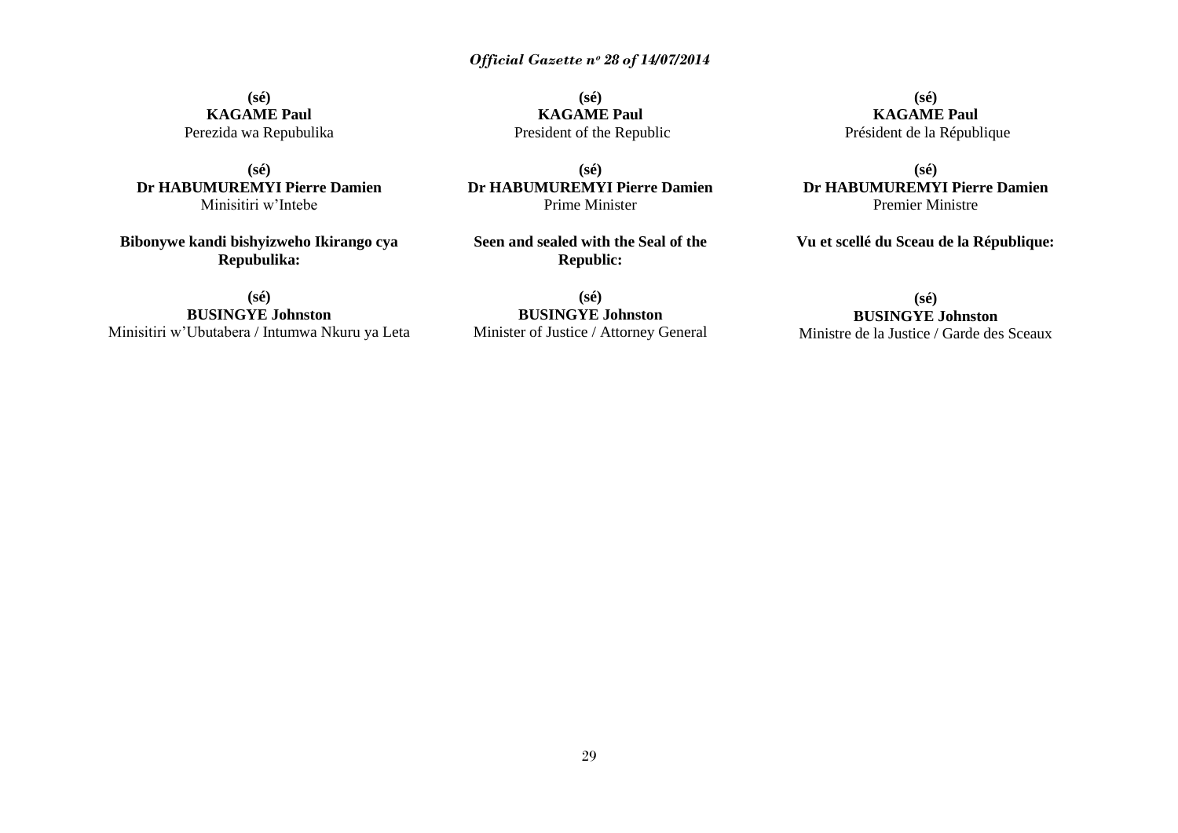**(sé)**
**KAGAME Paul**
Perezida wa Repubulika

**(sé)**
**Dr HABUMUREMYI Pierre Damien**
Minisitiri w'Intebe

**Bibonywe kandi bishyizweho Ikirango cya Repubulika:**

**(sé)**
**BUSINGYE Johnston**
Minisitiri w'Ubutabera / Intumwa Nkuru ya Leta

**(sé)**
**KAGAME Paul**
President of the Republic

**(sé)**
**Dr HABUMUREMYI Pierre Damien**
Prime Minister

**Seen and sealed with the Seal of the Republic:**

**(sé)**
**BUSINGYE Johnston**
Minister of Justice / Attorney General

**(sé)**
**KAGAME Paul**
Président de la République

**(sé)**
**Dr HABUMUREMYI Pierre Damien**
Premier Ministre

**Vu et scellé du Sceau de la République:**

**(sé)**
**BUSINGYE Johnston**
Ministre de la Justice / Garde des Sceaux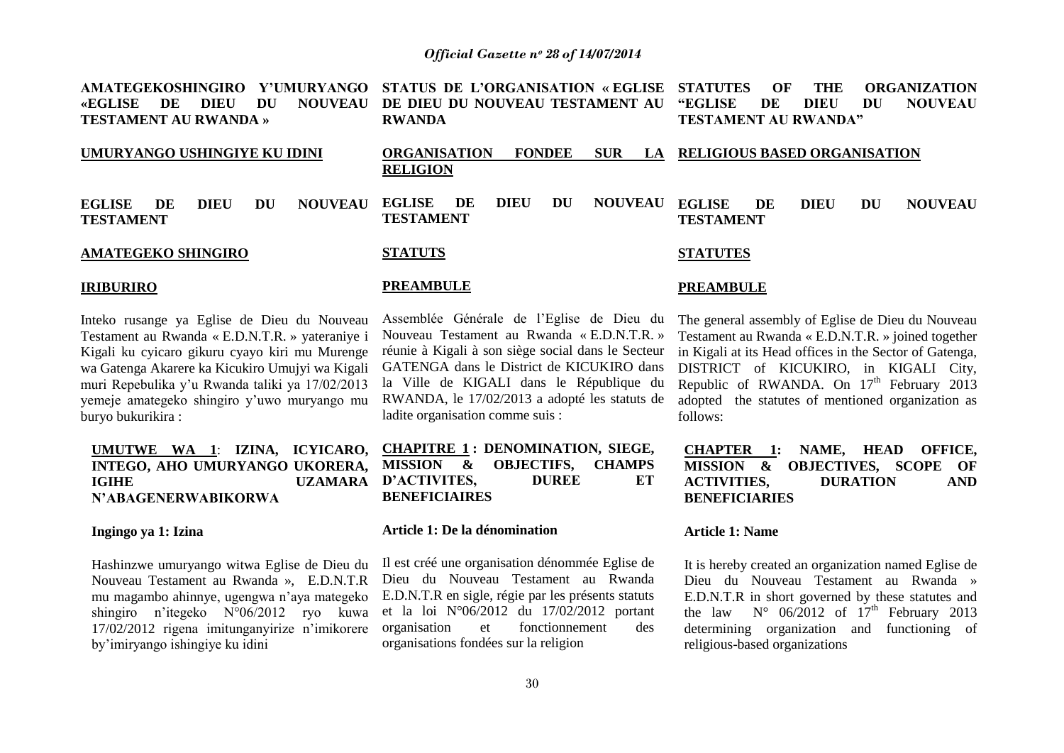**AMATEGEKOSHINGIRO Y'UMURYANGO «EGLISE DE DIEU DU NOUVEAU TESTAMENT AU RWANDA »**

**UMURYANGO USHINGIYE KU IDINI**

**EGLISE DE DIEU DU NOUVEAU TESTAMENT**

**AMATEGEKO SHINGIRO**

**IRIBURIRO**

Inteko rusange ya Eglise de Dieu du Nouveau Testament au Rwanda « E.D.N.T.R. » yateraniye i Kigali ku cyicaro gikuru cyayo kiri mu Murenge wa Gatenga Akarere ka Kicukiro Umujyi wa Kigali muri Repebulika y'u Rwanda taliki ya 17/02/2013 yemeje amategeko shingiro y'uwo muryango mu buryo bukurikira :

**UMUTWE WA 1: IZINA, ICYICARO, INTEGO, AHO UMURYANGO UKORERA, IGIHE UZAMARA N'ABAGENERWABIKORWA**

**Ingingo ya 1: Izina**

Hashinzwe umuryango witwa Eglise de Dieu du Nouveau Testament au Rwanda », E.D.N.T.R mu magambo ahinnye, ugengwa n'aya mategeko shingiro n'itegeko N°06/2012 ryo kuwa 17/02/2012 rigena imitunganyirize n'imikorere by'imiryango ishingiye ku idini

**STATUS DE L'ORGANISATION « EGLISE DE DIEU DU NOUVEAU TESTAMENT AU RWANDA**

**ORGANISATION FONDEE SUR LA RELIGION**

**EGLISE DE DIEU DU NOUVEAU TESTAMENT**

**STATUTS**

**PREAMBULE**

Assemblée Générale de l'Eglise de Dieu du Nouveau Testament au Rwanda « E.D.N.T.R. » réunie à Kigali à son siège social dans le Secteur GATENGA dans le District de KICUKIRO dans la Ville de KIGALI dans le République du RWANDA, le 17/02/2013 a adopté les statuts de ladite organisation comme suis :

**CHAPITRE 1 : DENOMINATION, SIEGE, MISSION & OBJECTIFS, CHAMPS D'ACTIVITES, DUREE ET BENEFICIAIRES**

**Article 1: De la dénomination**

Il est créé une organisation dénommée Eglise de Dieu du Nouveau Testament au Rwanda E.D.N.T.R en sigle, régie par les présents statuts et la loi N°06/2012 du 17/02/2012 portant organisation et fonctionnement des organisations fondées sur la religion

**STATUTES OF THE ORGANIZATION "EGLISE DE DIEU DU NOUVEAU TESTAMENT AU RWANDA"**

**RELIGIOUS BASED ORGANISATION**

**EGLISE DE DIEU DU NOUVEAU TESTAMENT**

**STATUTES**

**PREAMBULE**

The general assembly of Eglise de Dieu du Nouveau Testament au Rwanda « E.D.N.T.R. » joined together in Kigali at its Head offices in the Sector of Gatenga, DISTRICT of KICUKIRO, in KIGALI City, Republic of RWANDA. On 17th February 2013 adopted the statutes of mentioned organization as follows:

**CHAPTER 1: NAME, HEAD OFFICE, MISSION & OBJECTIVES, SCOPE OF ACTIVITIES, DURATION AND BENEFICIARIES**

**Article 1: Name**

It is hereby created an organization named Eglise de Dieu du Nouveau Testament au Rwanda » E.D.N.T.R in short governed by these statutes and the law N° 06/2012 of 17th February 2013 determining organization and functioning of religious-based organizations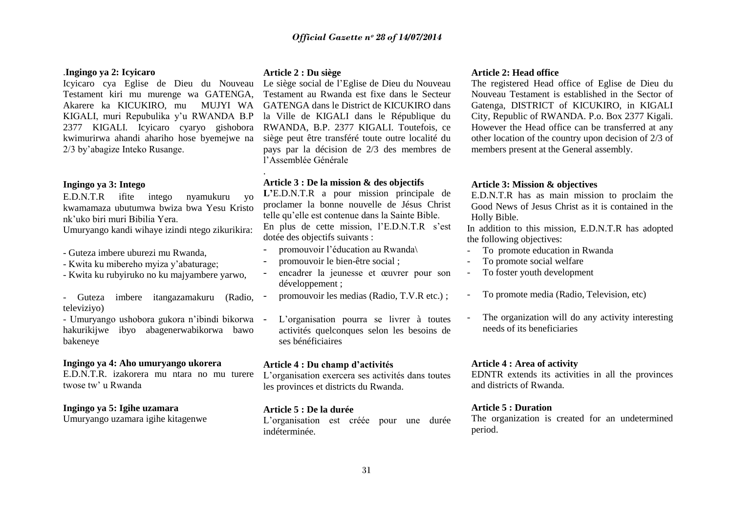.**Ingingo ya 2: Icyicaro**

Icyicaro cya Eglise de Dieu du Nouveau Testament kiri mu murenge wa GATENGA, Akarere ka KICUKIRO, mu MUJYI WA KIGALI, muri Repubulika y'u RWANDA B.P 2377 KIGALI. Icyicaro cyaryo gishobora kwimurirwa ahandi ahariho hose byemejwe na 2/3 by'abagize Inteko Rusange.

**Ingingo ya 3: Intego**

E.D.N.T.R ifite intego nyamukuru yo kwamamaza ubutumwa bwiza bwa Yesu Kristo nk'uko biri muri Bibilia Yera.

Umuryango kandi wihaye izindi ntego zikurikira:

- Guteza imbere uburezi mu Rwanda,
- Kwita ku mibereho myiza y'abaturage;
- Kwita ku rubyiruko no ku majyambere yarwo,
- Guteza imbere itangazamakuru (Radio, televiziyo)
- Umuryango ushobora gukora n'ibindi bikorwa hakurikijwe ibyo abagenerwabikorwa bawo bakeneye

**Ingingo ya 4: Aho umuryango ukorera**

E.D.N.T.R. izakorera mu ntara no mu turere twose tw' u Rwanda

**Ingingo ya 5: Igihe uzamara**

Umuryango uzamara igihe kitagenwe

**Article 2 : Du siège**

Le siège social de l'Eglise de Dieu du Nouveau Testament au Rwanda est fixe dans le Secteur GATENGA dans le District de KICUKIRO dans la Ville de KIGALI dans le République du RWANDA, B.P. 2377 KIGALI. Toutefois, ce siège peut être transféré toute outre localité du pays par la décision de 2/3 des membres de l'Assemblée Générale

.

**Article 3 : De la mission & des objectifs**

**L'**E.D.N.T.R a pour mission principale de proclamer la bonne nouvelle de Jésus Christ telle qu'elle est contenue dans la Sainte Bible.

En plus de cette mission, l'E.D.N.T.R s'est dotée des objectifs suivants :

- promouvoir l'éducation au Rwanda\
- promouvoir le bien-être social ;
- encadrer la jeunesse et œuvrer pour son développement ;
- promouvoir les medias (Radio, T.V.R etc.) ;
- L'organisation pourra se livrer à toutes activités quelconques selon les besoins de ses bénéficiaires

**Article 4 : Du champ d'activités**

L'organisation exercera ses activités dans toutes les provinces et districts du Rwanda.

**Article 5 : De la durée**

L'organisation est créée pour une durée indéterminée.

**Article 2: Head office**

The registered Head office of Eglise de Dieu du Nouveau Testament is established in the Sector of Gatenga, DISTRICT of KICUKIRO, in KIGALI City, Republic of RWANDA. P.o. Box 2377 Kigali. However the Head office can be transferred at any other location of the country upon decision of 2/3 of members present at the General assembly.

**Article 3: Mission & objectives**

E.D.N.T.R has as main mission to proclaim the Good News of Jesus Christ as it is contained in the Holly Bible.

In addition to this mission, E.D.N.T.R has adopted the following objectives:

- To promote education in Rwanda
- To promote social welfare
- To foster youth development
- To promote media (Radio, Television, etc)
- The organization will do any activity interesting needs of its beneficiaries

**Article 4 : Area of activity**

EDNTR extends its activities in all the provinces and districts of Rwanda.

**Article 5 : Duration**

The organization is created for an undetermined period.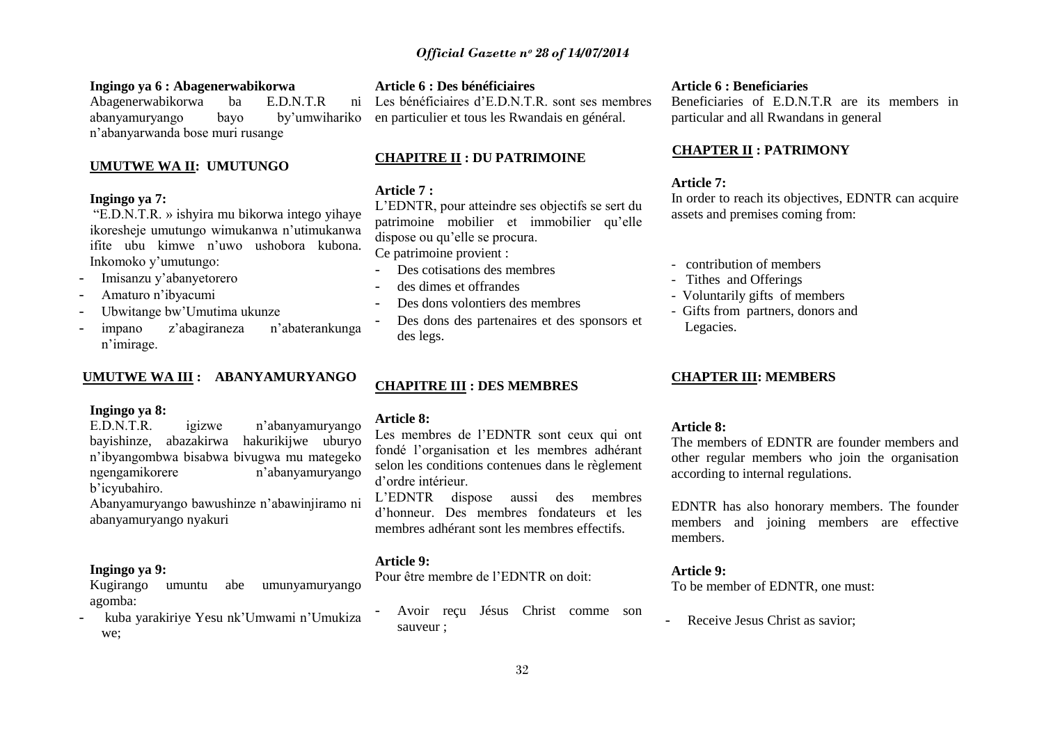**Ingingo ya 6 : Abagenerwabikorwa**

Abagenerwabikorwa ba E.D.N.T.R ni abanyamuryango bayo by'umwihariko n'abanyarwanda bose muri rusange

**UMUTWE WA II: UMUTUNGO**

**Ingingo ya 7:**

"E.D.N.T.R. » ishyira mu bikorwa intego yihaye ikoresheje umutungo wimukanwa n'utimukanwa ifite ubu kimwe n'uwo ushobora kubona. Inkomoko y'umutungo:

- Imisanzu y'abanyetorero
- Amaturo n'ibyacumi
- Ubwitange bw'Umutima ukunze
- impano z'abagiraneza n'abaterankunga n'imirage.

**UMUTWE WA III : ABANYAMURYANGO**

**Ingingo ya 8:**

E.D.N.T.R. igizwe n'abanyamuryango bayishinze, abazakirwa hakurikijwe uburyo n'ibyangombwa bisabwa bivugwa mu mategeko ngengamikorere n'abanyamuryango b'icyubahiro.

Abanyamuryango bawushinze n'abawinjiramo ni abanyamuryango nyakuri

**Ingingo ya 9:**

Kugirango umuntu abe umunyamuryango agomba:

- kuba yarakiriye Yesu nk'Umwami n'Umukiza we;

**Article 6 : Des bénéficiaires**

Les bénéficiaires d'E.D.N.T.R. sont ses membres en particulier et tous les Rwandais en général.

**CHAPITRE II : DU PATRIMOINE**

**Article 7 :**

L'EDNTR, pour atteindre ses objectifs se sert du patrimoine mobilier et immobilier qu'elle dispose ou qu'elle se procura.

Ce patrimoine provient :

- Des cotisations des membres
- des dimes et offrandes
- Des dons volontiers des membres
- Des dons des partenaires et des sponsors et des legs.

**CHAPITRE III : DES MEMBRES**

**Article 8:**

Les membres de l'EDNTR sont ceux qui ont fondé l'organisation et les membres adhérant selon les conditions contenues dans le règlement d'ordre intérieur.

L'EDNTR dispose aussi des membres d'honneur. Des membres fondateurs et les membres adhérant sont les membres effectifs.

**Article 9:**

Pour être membre de l'EDNTR on doit:

- Avoir reçu Jésus Christ comme son sauveur ;

**Article 6 : Beneficiaries**

Beneficiaries of E.D.N.T.R are its members in particular and all Rwandans in general

**CHAPTER II : PATRIMONY**

**Article 7:**

In order to reach its objectives, EDNTR can acquire assets and premises coming from:

- contribution of members
- Tithes and Offerings
- Voluntarily gifts of members
- Gifts from partners, donors and Legacies.

**CHAPTER III: MEMBERS**

**Article 8:**

The members of EDNTR are founder members and other regular members who join the organisation according to internal regulations.

EDNTR has also honorary members. The founder members and joining members are effective members.

**Article 9:**

To be member of EDNTR, one must:

- Receive Jesus Christ as savior;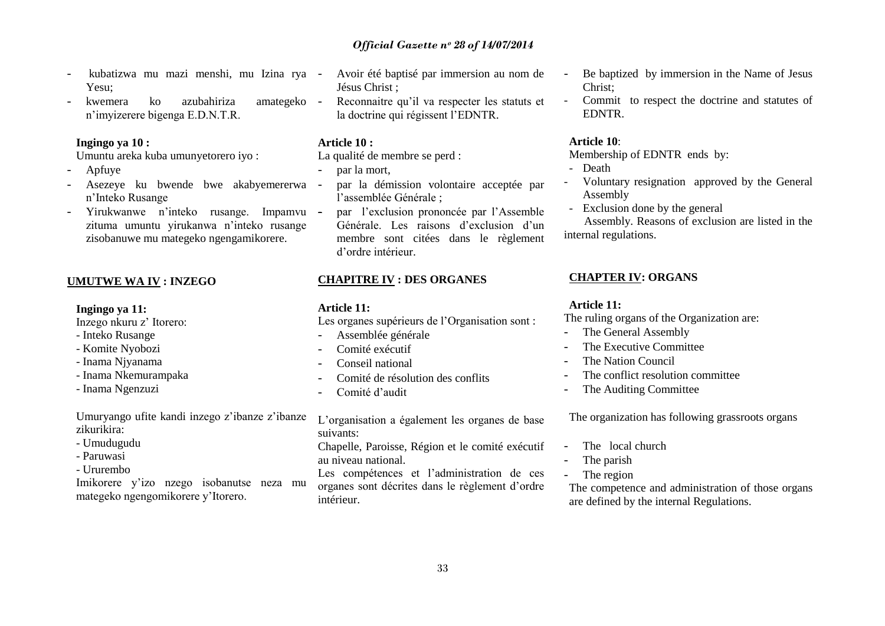- kubatizwa mu mazi menshi, mu Izina rya Yesu;
- kwemera ko azubahiriza amategeko n'imyizerere bigenga E.D.N.T.R.

**Ingingo ya 10 :**

Umuntu areka kuba umunyetorero iyo :

- Apfuye
- Asezeye ku bwende bwe akabyemererwa n'Inteko Rusange
- Yirukwanwe n'inteko rusange. Impamvu zituma umuntu yirukanwa n'inteko rusange zisobanuwe mu mategeko ngengamikorere.

**UMUTWE WA IV : INZEGO**

**Ingingo ya 11:**

Inzego nkuru z' Itorero:

- Inteko Rusange
- Komite Nyobozi
- Inama Njyanama
- Inama Nkemurampaka
- Inama Ngenzuzi

Umuryango ufite kandi inzego z'ibanze z'ibanze zikurikira:

- Umudugudu
- Paruwasi
- Ururembo

Imikorere y'izo nzego isobanutse neza mu mategeko ngengomikorere y'Itorero.

- Avoir été baptisé par immersion au nom de Jésus Christ ;
- Reconnaitre qu'il va respecter les statuts et la doctrine qui régissent l'EDNTR.

**Article 10 :**

La qualité de membre se perd :

- par la mort,
- par la démission volontaire acceptée par l'assemblée Générale ;
- par l'exclusion prononcée par l'Assemble Générale. Les raisons d'exclusion d'un membre sont citées dans le règlement d'ordre intérieur.

**CHAPITRE IV : DES ORGANES**

**Article 11:**

Les organes supérieurs de l'Organisation sont :

- Assemblée générale
- Comité exécutif
- Conseil national
- Comité de résolution des conflits
- Comité d'audit

L'organisation a également les organes de base suivants:

Chapelle, Paroisse, Région et le comité exécutif au niveau national.

Les compétences et l'administration de ces organes sont décrites dans le règlement d'ordre intérieur.

- Be baptized by immersion in the Name of Jesus Christ;
- Commit to respect the doctrine and statutes of EDNTR.

**Article 10**:

Membership of EDNTR ends by:

- Death
- Voluntary resignation approved by the General Assembly
- Exclusion done by the general Assembly. Reasons of exclusion are listed in the internal regulations.

**CHAPTER IV: ORGANS**

**Article 11:**

The ruling organs of the Organization are:

- The General Assembly
- The Executive Committee
- The Nation Council
- The conflict resolution committee
- The Auditing Committee

The organization has following grassroots organs

- The local church
- The parish
- The region

The competence and administration of those organs are defined by the internal Regulations.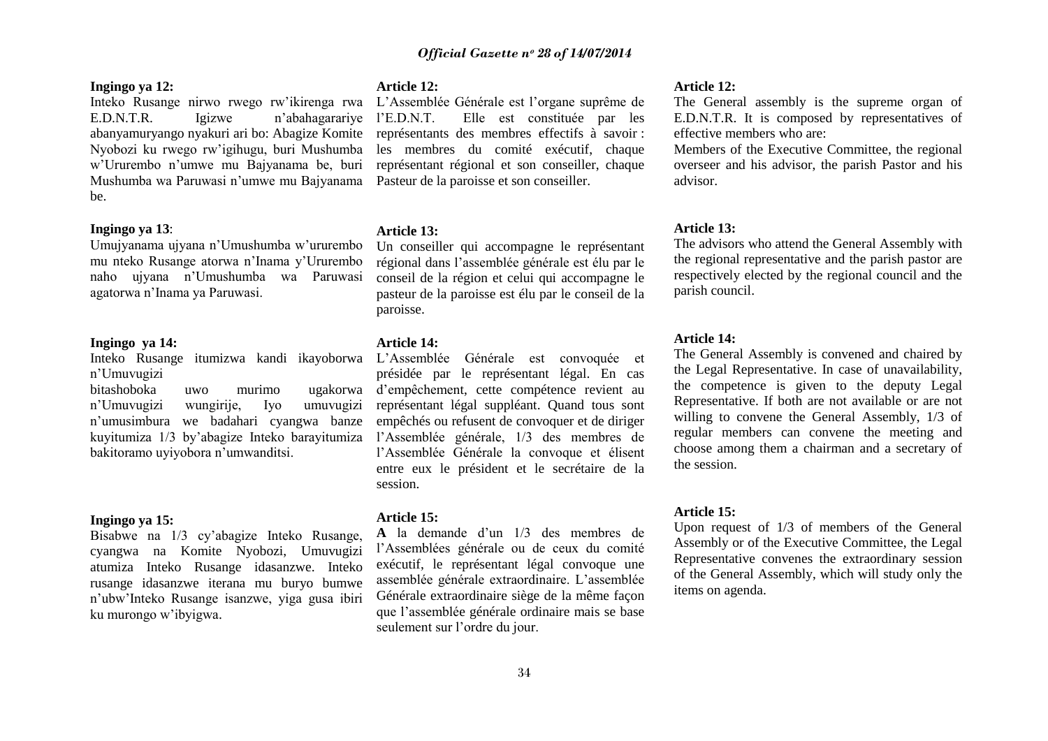**Ingingo ya 12:**

Inteko Rusange nirwo rwego rw'ikirenga rwa E.D.N.T.R. Igizwe n'abahagarariye abanyamuryango nyakuri ari bo: Abagize Komite Nyobozi ku rwego rw'igihugu, buri Mushumba w'Ururembo n'umwe mu Bajyanama be, buri Mushumba wa Paruwasi n'umwe mu Bajyanama be.

**Ingingo ya 13**:

Umujyanama ujyana n'Umushumba w'ururembo mu nteko Rusange atorwa n'Inama y'Ururembo naho ujyana n'Umushumba wa Paruwasi agatorwa n'Inama ya Paruwasi.

**Ingingo ya 14:**

Inteko Rusange itumizwa kandi ikayoborwa n'Umuvugizi bitashoboka uwo murimo ugakorwa n'Umuvugizi wungirije, Iyo umuvugizi n'umusimbura we badahari cyangwa banze kuyitumiza 1/3 by'abagize Inteko barayitumiza bakitoramo uyiyobora n'umwanditsi.

**Ingingo ya 15:**

Bisabwe na 1/3 cy'abagize Inteko Rusange, cyangwa na Komite Nyobozi, Umuvugizi atumiza Inteko Rusange idasanzwe. Inteko rusange idasanzwe iterana mu buryo bumwe n'ubw'Inteko Rusange isanzwe, yiga gusa ibiri ku murongo w'ibyigwa.

**Article 12:**

L'Assemblée Générale est l'organe suprême de l'E.D.N.T. Elle est constituée par les représentants des membres effectifs à savoir : les membres du comité exécutif, chaque représentant régional et son conseiller, chaque Pasteur de la paroisse et son conseiller.

**Article 13:**

Un conseiller qui accompagne le représentant régional dans l'assemblée générale est élu par le conseil de la région et celui qui accompagne le pasteur de la paroisse est élu par le conseil de la paroisse.

**Article 14:**

L'Assemblée Générale est convoquée et présidée par le représentant légal. En cas d'empêchement, cette compétence revient au représentant légal suppléant. Quand tous sont empêchés ou refusent de convoquer et de diriger l'Assemblée générale, 1/3 des membres de l'Assemblée Générale la convoque et élisent entre eux le président et le secrétaire de la session.

**Article 15:**

**A** la demande d'un 1/3 des membres de l'Assemblées générale ou de ceux du comité exécutif, le représentant légal convoque une assemblée générale extraordinaire. L'assemblée Générale extraordinaire siège de la même façon que l'assemblée générale ordinaire mais se base seulement sur l'ordre du jour.

**Article 12:**

The General assembly is the supreme organ of E.D.N.T.R. It is composed by representatives of effective members who are:

Members of the Executive Committee, the regional overseer and his advisor, the parish Pastor and his advisor.

**Article 13:**

The advisors who attend the General Assembly with the regional representative and the parish pastor are respectively elected by the regional council and the parish council.

**Article 14:**

The General Assembly is convened and chaired by the Legal Representative. In case of unavailability, the competence is given to the deputy Legal Representative. If both are not available or are not willing to convene the General Assembly, 1/3 of regular members can convene the meeting and choose among them a chairman and a secretary of the session.

**Article 15:**

Upon request of 1/3 of members of the General Assembly or of the Executive Committee, the Legal Representative convenes the extraordinary session of the General Assembly, which will study only the items on agenda.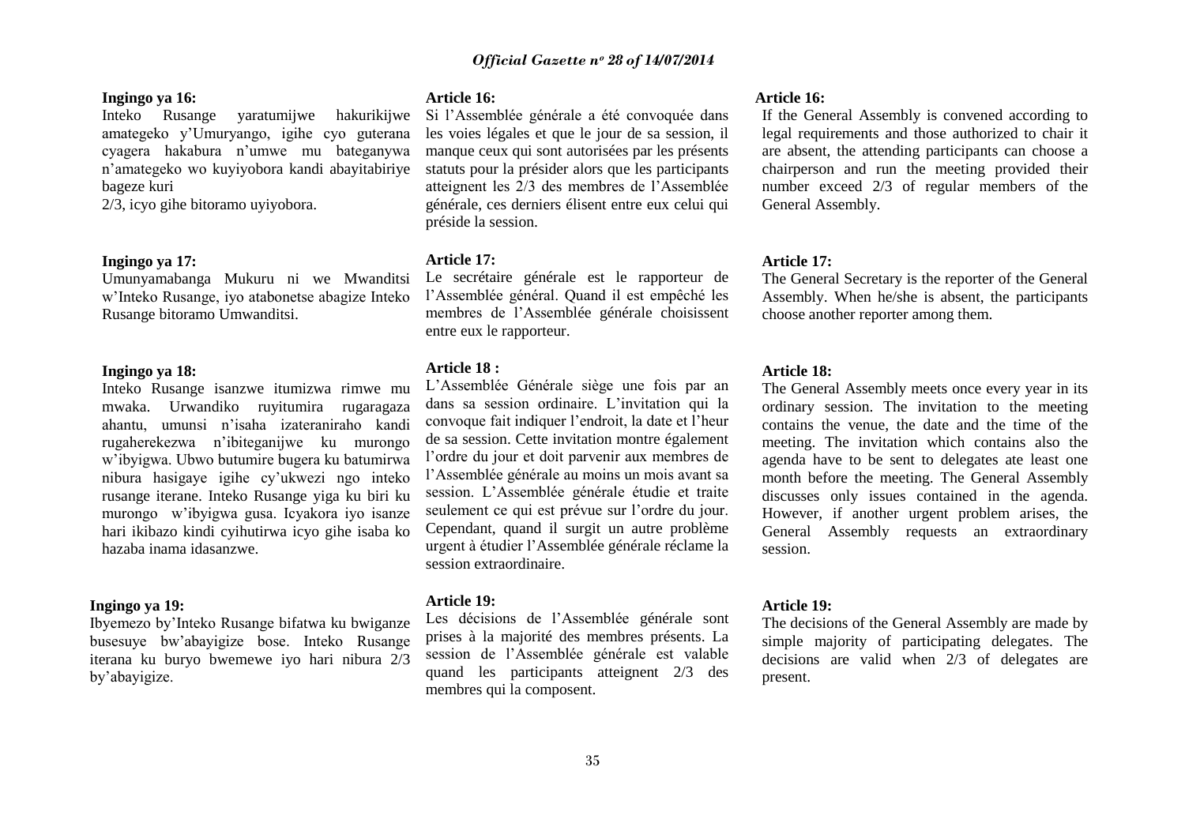**Ingingo ya 16:**
Inteko Rusange yaratumijwe hakurikijwe amategeko y'Umuryango, igihe cyo guterana cyagera hakabura n'umwe mu bateganywa n'amategeko wo kuyiyobora kandi abayitabiriye bageze kuri
2/3, icyo gihe bitoramo uyiyobora.

**Ingingo ya 17:**
Umunyamabanga Mukuru ni we Mwanditsi w'Inteko Rusange, iyo atabonetse abagize Inteko Rusange bitoramo Umwanditsi.

**Ingingo ya 18:**
Inteko Rusange isanzwe itumizwa rimwe mu mwaka. Urwandiko ruyitumira rugaragaza ahantu, umunsi n'isaha izateraniraho kandi rugaherekezwa n'ibiteganijwe ku murongo w'ibyigwa. Ubwo butumire bugera ku batumirwa nibura hasigaye igihe cy'ukwezi ngo inteko rusange iterane. Inteko Rusange yiga ku biri ku murongo w'ibyigwa gusa. Icyakora iyo isanze hari ikibazo kindi cyihutirwa icyo gihe isaba ko hazaba inama idasanzwe.

**Ingingo ya 19:**
Ibyemezo by'Inteko Rusange bifatwa ku bwiganze busesuye bw'abayigize bose. Inteko Rusange iterana ku buryo bwemewe iyo hari nibura 2/3 by'abayigize.

**Article 16:**
Si l'Assemblée générale a été convoquée dans les voies légales et que le jour de sa session, il manque ceux qui sont autorisées par les présents statuts pour la présider alors que les participants atteignent les 2/3 des membres de l'Assemblée générale, ces derniers élisent entre eux celui qui préside la session.

**Article 17:**
Le secrétaire générale est le rapporteur de l'Assemblée général. Quand il est empêché les membres de l'Assemblée générale choisissent entre eux le rapporteur.

**Article 18 :**
L'Assemblée Générale siège une fois par an dans sa session ordinaire. L'invitation qui la convoque fait indiquer l'endroit, la date et l'heur de sa session. Cette invitation montre également l'ordre du jour et doit parvenir aux membres de l'Assemblée générale au moins un mois avant sa session. L'Assemblée générale étudie et traite seulement ce qui est prévue sur l'ordre du jour. Cependant, quand il surgit un autre problème urgent à étudier l'Assemblée générale réclame la session extraordinaire.

**Article 19:**
Les décisions de l'Assemblée générale sont prises à la majorité des membres présents. La session de l'Assemblée générale est valable quand les participants atteignent 2/3 des membres qui la composent.

**Article 16:**
If the General Assembly is convened according to legal requirements and those authorized to chair it are absent, the attending participants can choose a chairperson and run the meeting provided their number exceed 2/3 of regular members of the General Assembly.

**Article 17:**
The General Secretary is the reporter of the General Assembly. When he/she is absent, the participants choose another reporter among them.

**Article 18:**
The General Assembly meets once every year in its ordinary session. The invitation to the meeting contains the venue, the date and the time of the meeting. The invitation which contains also the agenda have to be sent to delegates ate least one month before the meeting. The General Assembly discusses only issues contained in the agenda. However, if another urgent problem arises, the General Assembly requests an extraordinary session.

**Article 19:**
The decisions of the General Assembly are made by simple majority of participating delegates. The decisions are valid when 2/3 of delegates are present.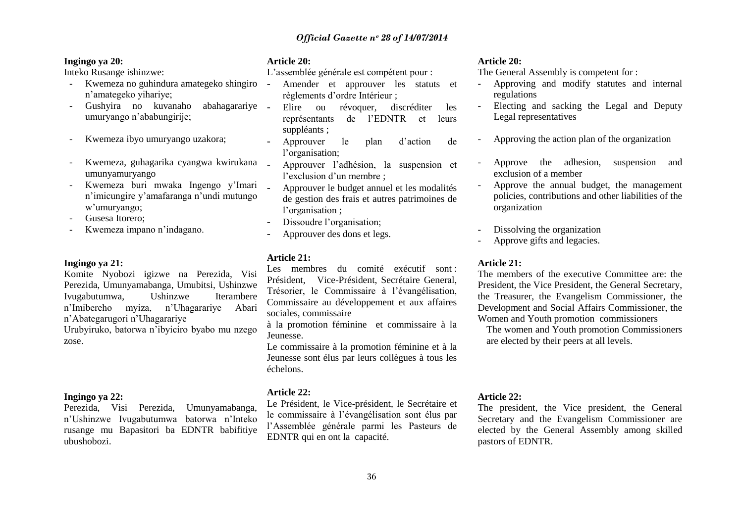**Ingingo ya 20:**

Inteko Rusange ishinzwe:

- Kwemeza no guhindura amategeko shingiro n'amategeko yihariye;
- Gushyira no kuvanaho abahagarariye umuryango n'ababungirije;
- Kwemeza ibyo umuryango uzakora;
- Kwemeza, guhagarika cyangwa kwirukana umunyamuryango
- Kwemeza buri mwaka Ingengo y'Imari n'imicungire y'amafaranga n'undi mutungo w'umuryango;
- Gusesa Itorero;
- Kwemeza impano n'indagano.

**Ingingo ya 21:**

Komite Nyobozi igizwe na Perezida, Visi Perezida, Umunyamabanga, Umubitsi, Ushinzwe Ivugabutumwa, Ushinzwe Iterambere n'Imibereho myiza, n'Uhagarariye Abari n'Abategarugori n'Uhagarariye Urubyiruko, batorwa n'ibyiciro byabo mu nzego zose.

**Ingingo ya 22:**

Perezida, Visi Perezida, Umunyamabanga, n'Ushinzwe Ivugabutumwa batorwa n'Inteko rusange mu Bapasitori ba EDNTR babifitiye ubushobozi.

**Article 20:**

L'assemblée générale est compétent pour :

- Amender et approuver les statuts et règlements d'ordre Intérieur ;
- Elire ou révoquer, discréditer les représentants de l'EDNTR et leurs suppléants ;
- Approuver le plan d'action de l'organisation;
- Approuver l'adhésion, la suspension et l'exclusion d'un membre ;
- Approuver le budget annuel et les modalités de gestion des frais et autres patrimoines de l'organisation ;
- Dissoudre l'organisation;
- Approuver des dons et legs.

**Article 21:**

Les membres du comité exécutif sont : Président, Vice-Président, Secrétaire General, Trésorier, le Commissaire à l'évangélisation, Commissaire au développement et aux affaires sociales, commissaire

à la promotion féminine et commissaire à la Jeunesse.

Le commissaire à la promotion féminine et à la Jeunesse sont élus par leurs collègues à tous les échelons.

**Article 22:**

Le Président, le Vice-président, le Secrétaire et le commissaire à l'évangélisation sont élus par l'Assemblée générale parmi les Pasteurs de EDNTR qui en ont la capacité.

**Article 20:**

The General Assembly is competent for :

- Approving and modify statutes and internal regulations
- Electing and sacking the Legal and Deputy Legal representatives
- Approving the action plan of the organization
- Approve the adhesion, suspension and exclusion of a member
- Approve the annual budget, the management policies, contributions and other liabilities of the organization
- Dissolving the organization
- Approve gifts and legacies.

**Article 21:**

The members of the executive Committee are: the President, the Vice President, the General Secretary, the Treasurer, the Evangelism Commissioner, the Development and Social Affairs Commissioner, the Women and Youth promotion commissioners

The women and Youth promotion Commissioners are elected by their peers at all levels.

**Article 22:**

The president, the Vice president, the General Secretary and the Evangelism Commissioner are elected by the General Assembly among skilled pastors of EDNTR.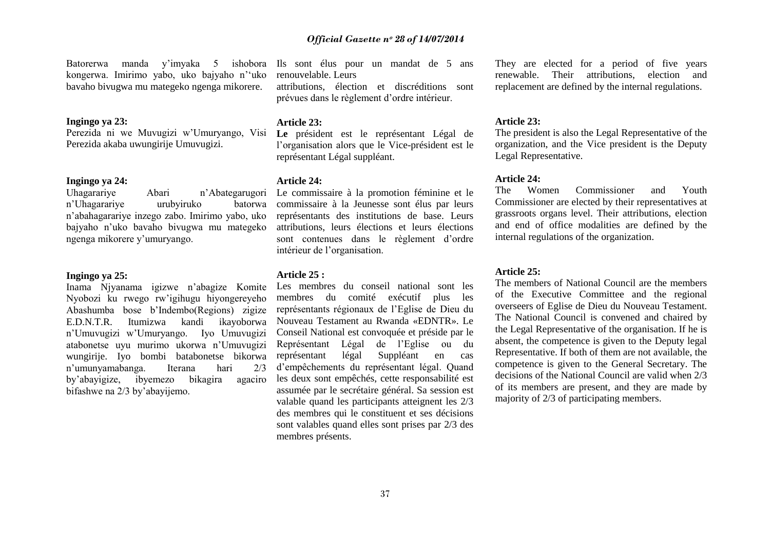Batorerwa manda y'imyaka 5 ishobora kongerwa. Imirimo yabo, uko bajyaho n''uko bavaho bivugwa mu mategeko ngenga mikorere.

**Ingingo ya 23:**
Perezida ni we Muvugizi w'Umuryango, Visi Perezida akaba uwungirije Umuvugizi.

**Ingingo ya 24:**
Uhagarariye Abari n'Abategarugori n'Uhagarariye urubyiruko batorwa n'abahagarariye inzego zabo. Imirimo yabo, uko bajyaho n'uko bavaho bivugwa mu mategeko ngenga mikorere y'umuryango.

**Ingingo ya 25:**
Inama Njyanama igizwe n'abagize Komite Nyobozi ku rwego rw'igihugu hiyongereyeho Abashumba bose b'Indembo(Regions) zigize E.D.N.T.R. Itumizwa kandi ikayoborwa n'Umuvugizi w'Umuryango. Iyo Umuvugizi atabonetse uyu murimo ukorwa n'Umuvugizi wungirije. Iyo bombi batabonetse bikorwa n'umunyamabanga. Iterana hari 2/3 by'abayigize, ibyemezo bikagira agaciro bifashwe na 2/3 by'abayijemo.

Ils sont élus pour un mandat de 5 ans renouvelable. Leurs attributions, élection et discréditions sont prévues dans le règlement d'ordre intérieur.

**Article 23:**
**Le** président est le représentant Légal de l'organisation alors que le Vice-président est le représentant Légal suppléant.

**Article 24:**
Le commissaire à la promotion féminine et le commissaire à la Jeunesse sont élus par leurs représentants des institutions de base. Leurs attributions, leurs élections et leurs élections sont contenues dans le règlement d'ordre intérieur de l'organisation.

**Article 25 :**
Les membres du conseil national sont les membres du comité exécutif plus les représentants régionaux de l'Eglise de Dieu du Nouveau Testament au Rwanda «EDNTR». Le Conseil National est convoquée et préside par le Représentant Légal de l'Eglise ou du représentant légal Suppléant en cas d'empêchements du représentant légal. Quand les deux sont empêchés, cette responsabilité est assumée par le secrétaire général. Sa session est valable quand les participants atteignent les 2/3 des membres qui le constituent et ses décisions sont valables quand elles sont prises par 2/3 des membres présents.

They are elected for a period of five years renewable. Their attributions, election and replacement are defined by the internal regulations.

**Article 23:**
The president is also the Legal Representative of the organization, and the Vice president is the Deputy Legal Representative.

**Article 24:**
The Women Commissioner and Youth Commissioner are elected by their representatives at grassroots organs level. Their attributions, election and end of office modalities are defined by the internal regulations of the organization.

**Article 25:**
The members of National Council are the members of the Executive Committee and the regional overseers of Eglise de Dieu du Nouveau Testament. The National Council is convened and chaired by the Legal Representative of the organisation. If he is absent, the competence is given to the Deputy legal Representative. If both of them are not available, the competence is given to the General Secretary. The decisions of the National Council are valid when 2/3 of its members are present, and they are made by majority of 2/3 of participating members.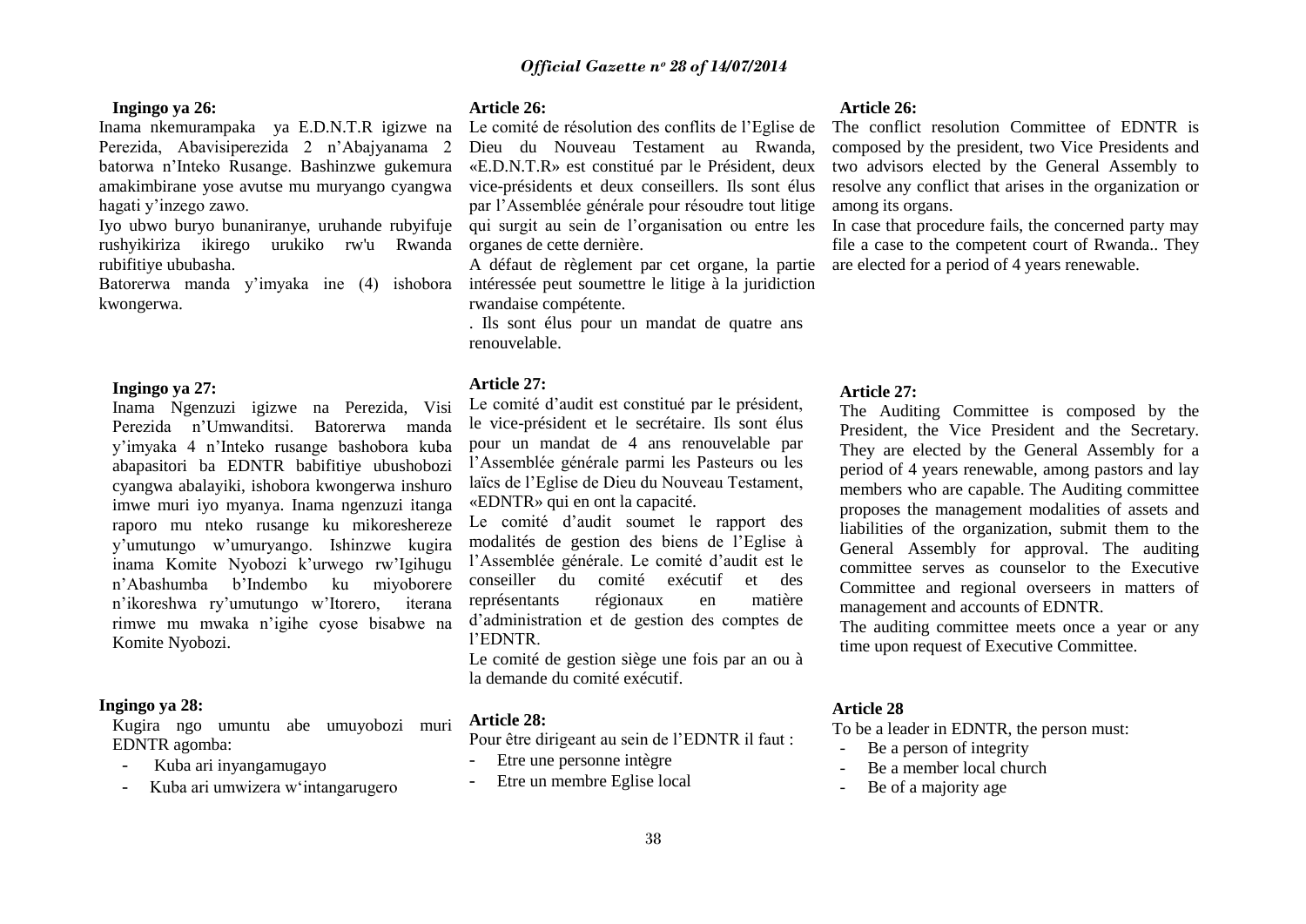**Ingingo ya 26:**

Inama nkemurampaka ya E.D.N.T.R igizwe na Perezida, Abavisiperezida 2 n'Abajyanama 2 batorwa n'Inteko Rusange. Bashinzwe gukemura amakimbirane yose avutse mu muryango cyangwa hagati y'inzego zawo.

Iyo ubwo buryo bunaniranye, uruhande rubyifuje rushyikiriza ikirego urukiko rw'u Rwanda rubifitiye ububasha.

Batorerwa manda y'imyaka ine (4) ishobora kwongerwa.

**Ingingo ya 27:**

Inama Ngenzuzi igizwe na Perezida, Visi Perezida n'Umwanditsi. Batorerwa manda y'imyaka 4 n'Inteko rusange bashobora kuba abapasitori ba EDNTR babifitiye ubushobozi cyangwa abalayiki, ishobora kwongerwa inshuro imwe muri iyo myanya. Inama ngenzuzi itanga raporo mu nteko rusange ku mikoreshereze y'umutungo w'umuryango. Ishinzwe kugira inama Komite Nyobozi k'urwego rw'Igihugu n'Abashumba b'Indembo ku miyoborere n'ikoreshwa ry'umutungo w'Itorero, iterana rimwe mu mwaka n'igihe cyose bisabwe na Komite Nyobozi.

**Ingingo ya 28:**

Kugira ngo umuntu abe umuyobozi muri EDNTR agomba:

- Kuba ari inyangamugayo
- Kuba ari umwizera w'intangarugero

**Article 26:**

Le comité de résolution des conflits de l'Eglise de Dieu du Nouveau Testament au Rwanda, «E.D.N.T.R» est constitué par le Président, deux vice-présidents et deux conseillers. Ils sont élus par l'Assemblée générale pour résoudre tout litige qui surgit au sein de l'organisation ou entre les organes de cette dernière.

A défaut de règlement par cet organe, la partie intéressée peut soumettre le litige à la juridiction rwandaise compétente.

. Ils sont élus pour un mandat de quatre ans renouvelable.

**Article 27:**

Le comité d'audit est constitué par le président, le vice-président et le secrétaire. Ils sont élus pour un mandat de 4 ans renouvelable par l'Assemblée générale parmi les Pasteurs ou les laïcs de l'Eglise de Dieu du Nouveau Testament, «EDNTR» qui en ont la capacité.

Le comité d'audit soumet le rapport des modalités de gestion des biens de l'Eglise à l'Assemblée générale. Le comité d'audit est le conseiller du comité exécutif et des représentants régionaux en matière d'administration et de gestion des comptes de l'EDNTR.

Le comité de gestion siège une fois par an ou à la demande du comité exécutif.

**Article 28:**

Pour être dirigeant au sein de l'EDNTR il faut :

- Etre une personne intègre
- Etre un membre Eglise local

**Article 26:**

The conflict resolution Committee of EDNTR is composed by the president, two Vice Presidents and two advisors elected by the General Assembly to resolve any conflict that arises in the organization or among its organs.

In case that procedure fails, the concerned party may file a case to the competent court of Rwanda.. They are elected for a period of 4 years renewable.

**Article 27:**

The Auditing Committee is composed by the President, the Vice President and the Secretary. They are elected by the General Assembly for a period of 4 years renewable, among pastors and lay members who are capable. The Auditing committee proposes the management modalities of assets and liabilities of the organization, submit them to the General Assembly for approval. The auditing committee serves as counselor to the Executive Committee and regional overseers in matters of management and accounts of EDNTR.

The auditing committee meets once a year or any time upon request of Executive Committee.

**Article 28**

To be a leader in EDNTR, the person must:

- Be a person of integrity
- Be a member local church
- Be of a majority age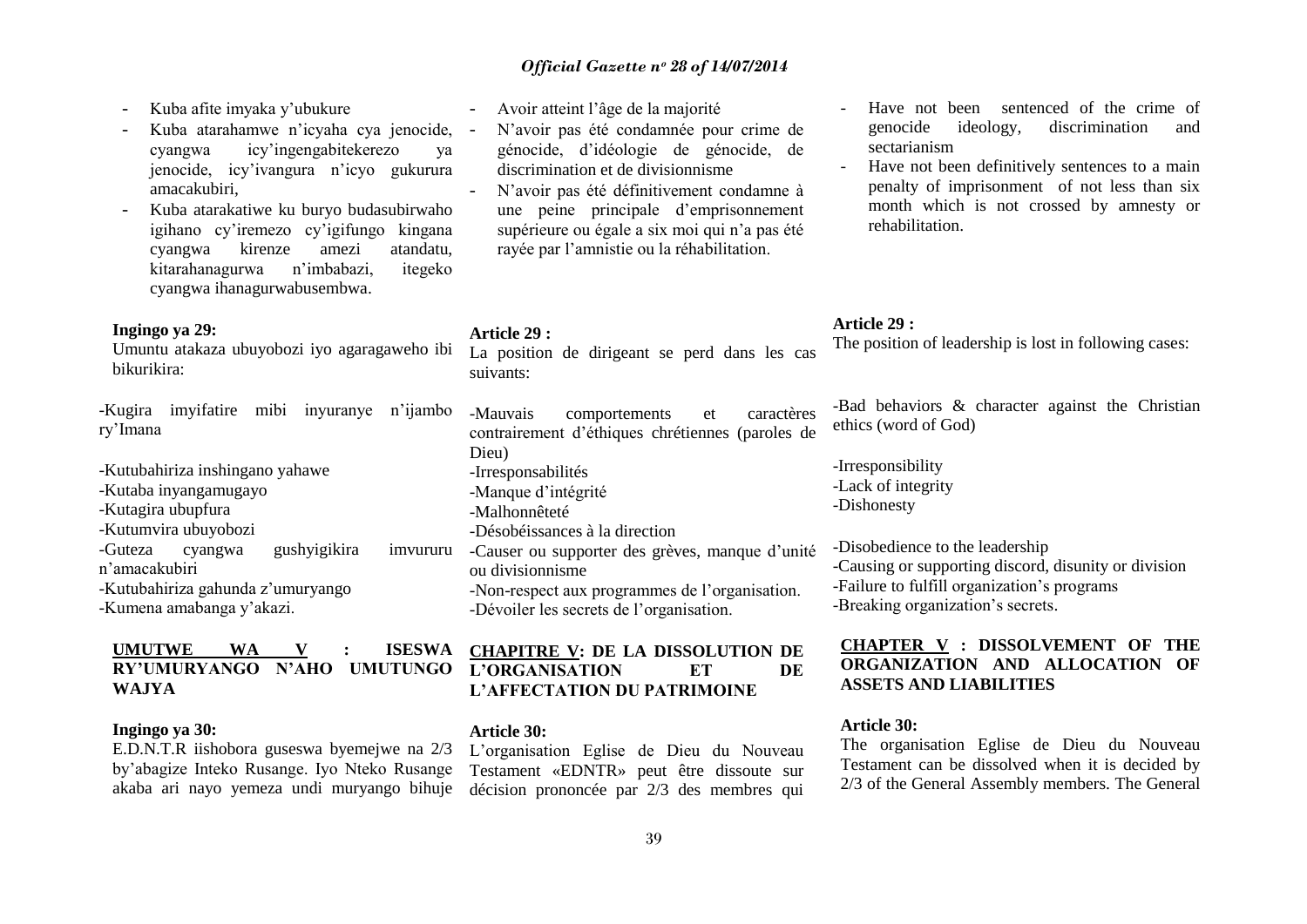- Kuba afite imyaka y'ubukure
- Kuba atarahamwe n'icyaha cya jenocide, cyangwa icy'ingengabitekerezo ya jenocide, icy'ivangura n'icyo gukurura amacakubiri,
- Kuba atarakatiwe ku buryo budasubirwaho igihano cy'iremezo cy'igifungo kingana cyangwa kirenze amezi atandatu, kitarahanagurwa n'imbabazi, itegeko cyangwa ihanagurwabusembwa.

**Ingingo ya 29:**
Umuntu atakaza ubuyobozi iyo agaragaweho ibi bikurikira:

-Kugira imyifatire mibi inyuranye n'ijambo ry'Imana

-Kutubahiriza inshingano yahawe
-Kutaba inyangamugayo
-Kutagira ubupfura
-Kutumvira ubuyobozi
-Guteza cyangwa gushyigikira imvururu n'amacakubiri
-Kutubahiriza gahunda z'umuryango
-Kumena amabanga y'akazi.

**UMUTWE WA V : ISESWA RY'UMURYANGO N'AHO UMUTUNGO WAJYA**

**Ingingo ya 30:**
E.D.N.T.R iishobora guseswa byemejwe na 2/3 by'abagize Inteko Rusange. Iyo Nteko Rusange akaba ari nayo yemeza undi muryango bihuje

- Avoir atteint l'âge de la majorité
- N'avoir pas été condamnée pour crime de génocide, d'idéologie de génocide, de discrimination et de divisionnisme
- N'avoir pas été définitivement condamne à une peine principale d'emprisonnement supérieure ou égale a six moi qui n'a pas été rayée par l'amnistie ou la réhabilitation.

**Article 29 :**
La position de dirigeant se perd dans les cas suivants:

-Mauvais comportements et caractères contrairement d'éthiques chrétiennes (paroles de Dieu)
-Irresponsabilités
-Manque d'intégrité
-Malhonnêteté
-Désobéissances à la direction
-Causer ou supporter des grèves, manque d'unité ou divisionnisme
-Non-respect aux programmes de l'organisation.
-Dévoiler les secrets de l'organisation.

**CHAPITRE V: DE LA DISSOLUTION DE L'ORGANISATION ET DE L'AFFECTATION DU PATRIMOINE**

**Article 30:**
L'organisation Eglise de Dieu du Nouveau Testament «EDNTR» peut être dissoute sur décision prononcée par 2/3 des membres qui

- Have not been sentenced of the crime of genocide ideology, discrimination and sectarianism
- Have not been definitively sentences to a main penalty of imprisonment of not less than six month which is not crossed by amnesty or rehabilitation.

**Article 29 :**
The position of leadership is lost in following cases:

-Bad behaviors & character against the Christian ethics (word of God)

-Irresponsibility
-Lack of integrity
-Dishonesty

-Disobedience to the leadership
-Causing or supporting discord, disunity or division
-Failure to fulfill organization's programs
-Breaking organization's secrets.

**CHAPTER V : DISSOLVEMENT OF THE ORGANIZATION AND ALLOCATION OF ASSETS AND LIABILITIES**

**Article 30:**
The organisation Eglise de Dieu du Nouveau Testament can be dissolved when it is decided by 2/3 of the General Assembly members. The General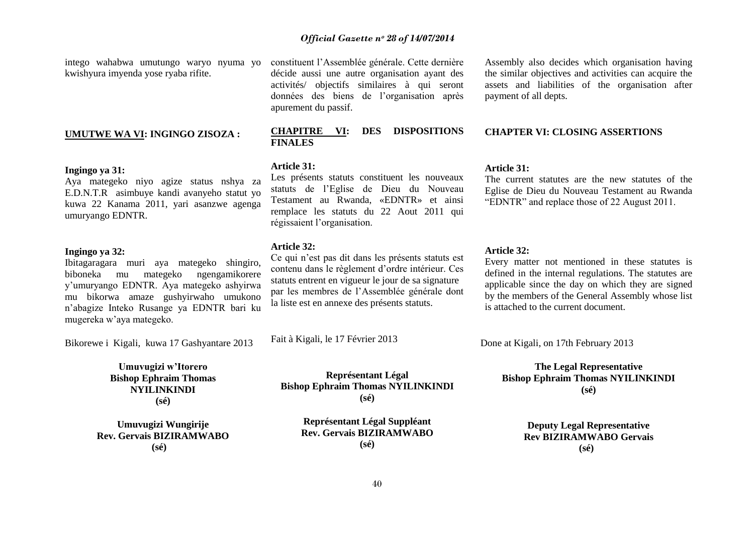intego wahabwa umutungo waryo nyuma yo kwishyura imyenda yose ryaba rifite.

## UMUTWE WA VI: INGINGO ZISOZA :

**Ingingo ya 31:**
Aya mategeko niyo agize status nshya za E.D.N.T.R asimbuye kandi avanyeho statut yo kuwa 22 Kanama 2011, yari asanzwe agenga umuryango EDNTR.

**Ingingo ya 32:**
Ibitagaragara muri aya mategeko shingiro, biboneka mu mategeko ngengamikorere y'umuryango EDNTR. Aya mategeko ashyirwa mu bikorwa amaze gushyirwaho umukono n'abagize Inteko Rusange ya EDNTR bari ku mugereka w'aya mategeko.

Bikorewe i Kigali, kuwa 17 Gashyantare 2013

**Umuvugizi w'Itorero**
**Bishop Ephraim Thomas NYILINKINDI**
**(sé)**

**Umuvugizi Wungirije**
**Rev. Gervais BIZIRAMWABO**
**(sé)**

constituent l'Assemblée générale. Cette dernière décide aussi une autre organisation ayant des activités/ objectifs similaires à qui seront données des biens de l'organisation après apurement du passif.

## CHAPITRE VI: DES DISPOSITIONS FINALES

**Article 31:**
Les présents statuts constituent les nouveaux statuts de l'Eglise de Dieu du Nouveau Testament au Rwanda, «EDNTR» et ainsi remplace les statuts du 22 Aout 2011 qui régissaient l'organisation.

**Article 32:**
Ce qui n'est pas dit dans les présents statuts est contenu dans le règlement d'ordre intérieur. Ces statuts entrent en vigueur le jour de sa signature par les membres de l'Assemblée générale dont la liste est en annexe des présents statuts.

Fait à Kigali, le 17 Février 2013

**Représentant Légal**
**Bishop Ephraim Thomas NYILINKINDI**
**(sé)**

**Représentant Légal Suppléant**
**Rev. Gervais BIZIRAMWABO**
**(sé)**

Assembly also decides which organisation having the similar objectives and activities can acquire the assets and liabilities of the organisation after payment of all depts.

## CHAPTER VI: CLOSING ASSERTIONS

**Article 31:**
The current statutes are the new statutes of the Eglise de Dieu du Nouveau Testament au Rwanda "EDNTR" and replace those of 22 August 2011.

**Article 32:**
Every matter not mentioned in these statutes is defined in the internal regulations. The statutes are applicable since the day on which they are signed by the members of the General Assembly whose list is attached to the current document.

Done at Kigali, on 17th February 2013

**The Legal Representative**
**Bishop Ephraim Thomas NYILINKINDI**
**(sé)**

**Deputy Legal Representative**
**Rev BIZIRAMWABO Gervais**
**(sé)**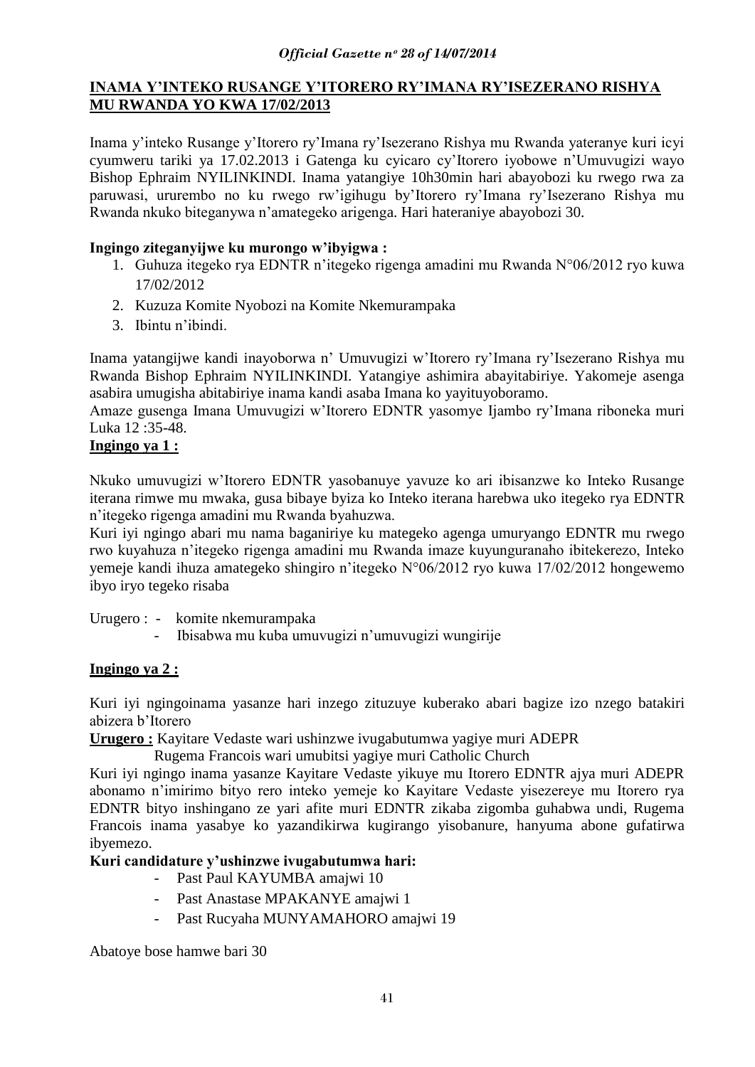**INAMA Y'INTEKO RUSANGE Y'ITORERO RY'IMANA RY'ISEZERANO RISHYA MU RWANDA YO KWA 17/02/2013**

Inama y'inteko Rusange y'Itorero ry'Imana ry'Isezerano Rishya mu Rwanda yateranye kuri icyi cyumweru tariki ya 17.02.2013 i Gatenga ku cyicaro cy'Itorero iyobowe n'Umuvugizi wayo Bishop Ephraim NYILINKINDI. Inama yatangiye 10h30min hari abayobozi ku rwego rwa za paruwasi, ururembo no ku rwego rw'igihugu by'Itorero ry'Imana ry'Isezerano Rishya mu Rwanda nkuko biteganywa n'amategeko arigenga. Hari hateraniye abayobozi 30.

**Ingingo ziteganyijwe ku murongo w'ibyigwa :**

1. Guhuza itegeko rya EDNTR n'itegeko rigenga amadini mu Rwanda N°06/2012 ryo kuwa 17/02/2012
2. Kuzuza Komite Nyobozi na Komite Nkemurampaka
3. Ibintu n'ibindi.

Inama yatangijwe kandi inayoborwa n' Umuvugizi w'Itorero ry'Imana ry'Isezerano Rishya mu Rwanda Bishop Ephraim NYILINKINDI. Yatangiye ashimira abayitabiriye. Yakomeje asenga asabira umugisha abitabiriye inama kandi asaba Imana ko yayituyoboramo.
Amaze gusenga Imana Umuvugizi w'Itorero EDNTR yasomye Ijambo ry'Imana riboneka muri Luka 12 :35-48.

**Ingingo ya 1 :**

Nkuko umuvugizi w'Itorero EDNTR yasobanuye yavuze ko ari ibisanzwe ko Inteko Rusange iterana rimwe mu mwaka, gusa bibaye byiza ko Inteko iterana harebwa uko itegeko rya EDNTR n'itegeko rigenga amadini mu Rwanda byahuzwa.
Kuri iyi ngingo abari mu nama baganiriye ku mategeko agenga umuryango EDNTR mu rwego rwo kuyahuza n'itegeko rigenga amadini mu Rwanda imaze kuyunguranaho ibitekerezo, Inteko yemeje kandi ihuza amategeko shingiro n'itegeko N°06/2012 ryo kuwa 17/02/2012 hongewemo ibyo iryo tegeko risaba

Urugero : - komite nkemurampaka
- Ibisabwa mu kuba umuvugizi n'umuvugizi wungirije

**Ingingo ya 2 :**

Kuri iyi ngingoinama yasanze hari inzego zituzuye kuberako abari bagize izo nzego batakiri abizera b'Itorero

**Urugero :** Kayitare Vedaste wari ushinzwe ivugabutumwa yagiye muri ADEPR
Rugema Francois wari umubitsi yagiye muri Catholic Church

Kuri iyi ngingo inama yasanze Kayitare Vedaste yikuye mu Itorero EDNTR ajya muri ADEPR abonamo n'imirimo bityo rero inteko yemeje ko Kayitare Vedaste yisezereye mu Itorero rya EDNTR bityo inshingano ze yari afite muri EDNTR zikaba zigomba guhabwa undi, Rugema Francois inama yasabye ko yazandikirwa kugirango yisobanure, hanyuma abone gufatirwa ibyemezo.

**Kuri candidature y'ushinzwe ivugabutumwa hari:**

- Past Paul KAYUMBA amajwi 10
- Past Anastase MPAKANYE amajwi 1
- Past Rucyaha MUNYAMAHORO amajwi 19

Abatoye bose hamwe bari 30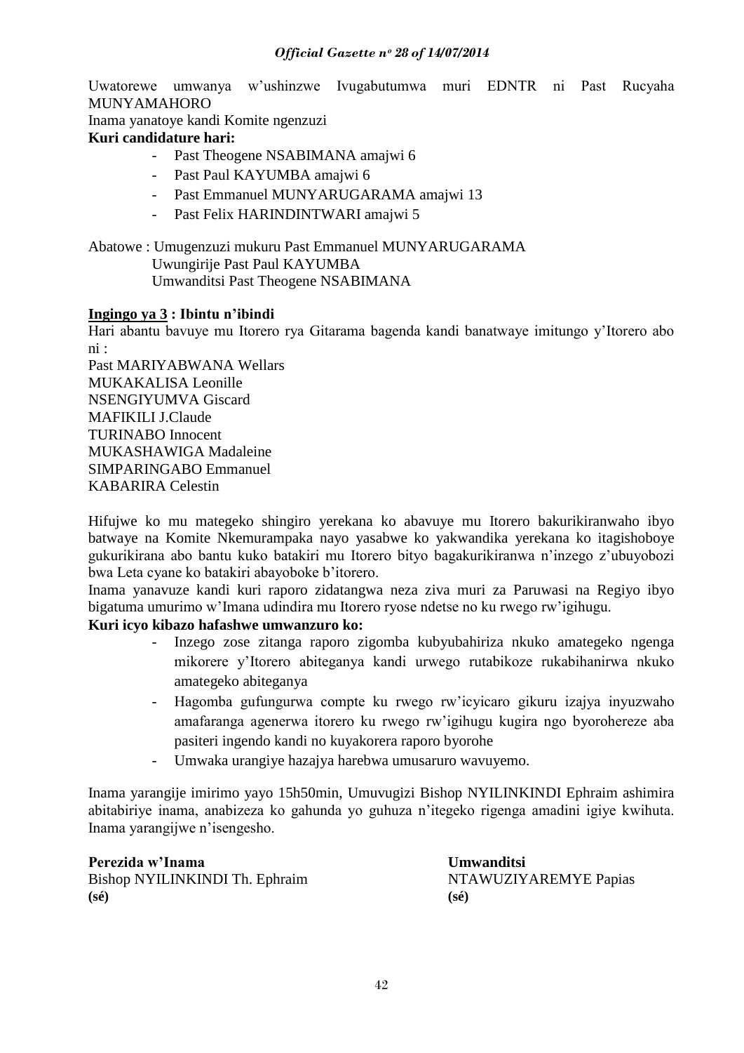Uwatorewe umwanya w'ushinzwe Ivugabutumwa muri EDNTR ni Past Rucyaha MUNYAMAHORO

Inama yanatoye kandi Komite ngenzuzi

**Kuri candidature hari:**

- Past Theogene NSABIMANA amajwi 6
- Past Paul KAYUMBA amajwi 6
- Past Emmanuel MUNYARUGARAMA amajwi 13
- Past Felix HARINDINTWARI amajwi 5

Abatowe : Umugenzuzi mukuru Past Emmanuel MUNYARUGARAMA
Uwungirije Past Paul KAYUMBA
Umwanditsi Past Theogene NSABIMANA

**<u>Ingingo ya 3</u> : Ibintu n'ibindi**

Hari abantu bavuye mu Itorero rya Gitarama bagenda kandi banatwaye imitungo y'Itorero abo ni :

Past MARIYABWANA Wellars
MUKAKALISA Leonille
NSENGIYUMVA Giscard
MAFIKILI J.Claude
TURINABO Innocent
MUKASHAWIGA Madaleine
SIMPARINGABO Emmanuel
KABARIRA Celestin

Hifujwe ko mu mategeko shingiro yerekana ko abavuye mu Itorero bakurikiranwaho ibyo batwaye na Komite Nkemurampaka nayo yasabwe ko yakwandika yerekana ko itagishoboye gukurikirana abo bantu kuko batakiri mu Itorero bityo bagakurikiranwa n'inzego z'ubuyobozi bwa Leta cyane ko batakiri abayoboke b'itorero.

Inama yanavuze kandi kuri raporo zidatangwa neza ziva muri za Paruwasi na Regiyo ibyo bigatuma umurimo w'Imana udindira mu Itorero ryose ndetse no ku rwego rw'igihugu.

**Kuri icyo kibazo hafashwe umwanzuro ko:**

- Inzego zose zitanga raporo zigomba kubyubahiriza nkuko amategeko ngenga mikorere y'Itorero abiteganya kandi urwego rutabikoze rukabihanirwa nkuko amategeko abiteganya
- Hagomba gufungurwa compte ku rwego rw'icyicaro gikuru izajya inyuzwaho amafaranga agenerwa itorero ku rwego rw'igihugu kugira ngo byorohereze aba pasiteri ingendo kandi no kuyakorera raporo byorohe
- Umwaka urangiye hazajya harebwa umusaruro wavuyemo.

Inama yarangije imirimo yayo 15h50min, Umuvugizi Bishop NYILINKINDI Ephraim ashimira abitabiriye inama, anabizeza ko gahunda yo guhuza n'itegeko rigenga amadini igiye kwihuta. Inama yarangijwe n'isengesho.

| **Perezida w'Inama** | **Umwanditsi** |
|---|---|
| Bishop NYILINKINDI Th. Ephraim | NTAWUZIYAREMYE Papias |
| **(sé)** | **(sé)** |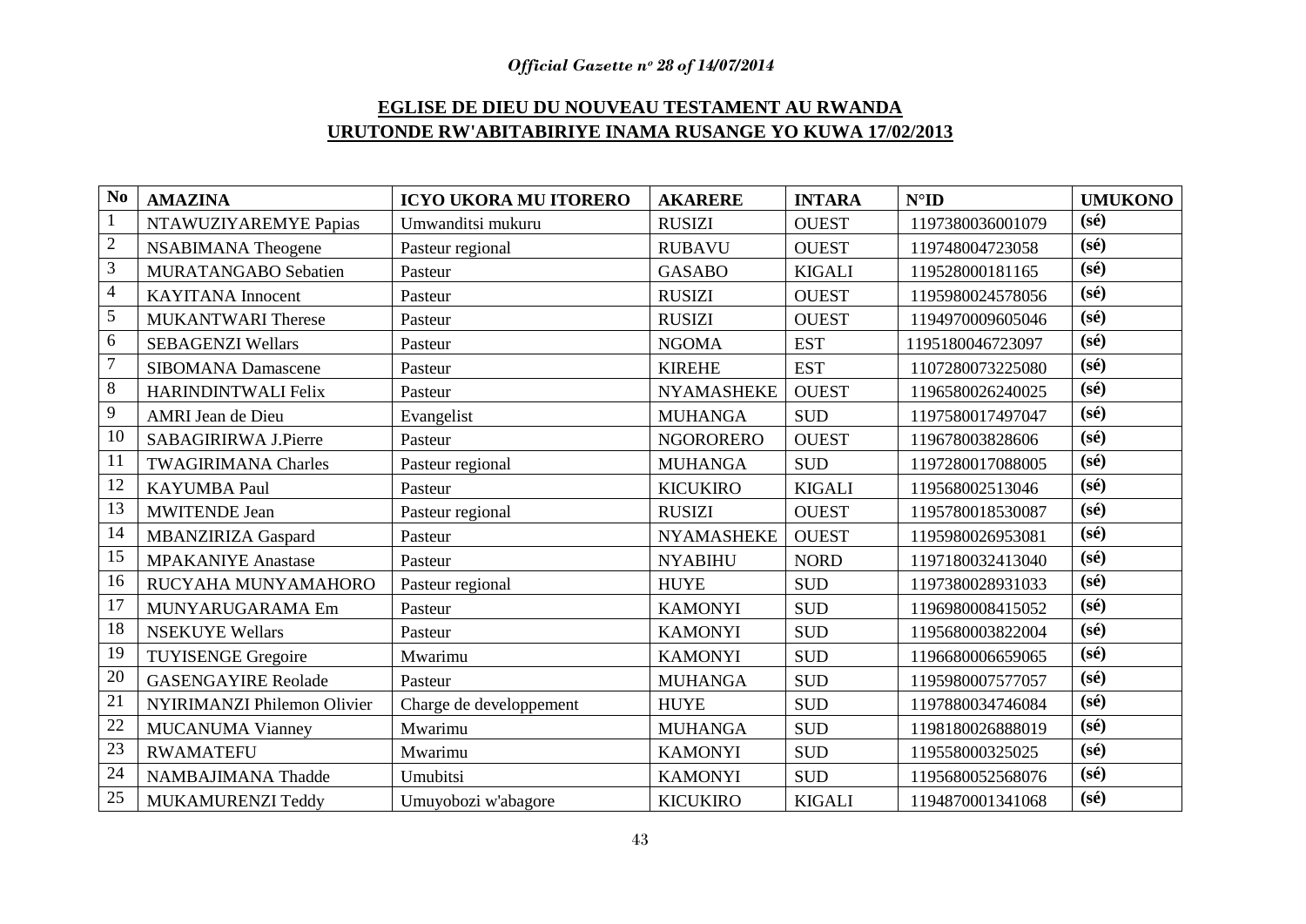## EGLISE DE DIEU DU NOUVEAU TESTAMENT AU RWANDA

## URUTONDE RW'ABITABIRIYE INAMA RUSANGE YO KUWA 17/02/2013

| No | AMAZINA | ICYO UKORA MU ITORERO | AKARERE | INTARA | N°ID | UMUKONO |
|---|---|---|---|---|---|---|
| 1 | NTAWUZIYAREMYE Papias | Umwanditsi mukuru | RUSIZI | OUEST | 1197380036001079 | (sé) |
| 2 | NSABIMANA Theogene | Pasteur regional | RUBAVU | OUEST | 119748004723058 | (sé) |
| 3 | MURATANGABO Sebatien | Pasteur | GASABO | KIGALI | 119528000181165 | (sé) |
| 4 | KAYITANA Innocent | Pasteur | RUSIZI | OUEST | 1195980024578056 | (sé) |
| 5 | MUKANTWARI Therese | Pasteur | RUSIZI | OUEST | 1194970009605046 | (sé) |
| 6 | SEBAGENZI Wellars | Pasteur | NGOMA | EST | 1195180046723097 | (sé) |
| 7 | SIBOMANA Damascene | Pasteur | KIREHE | EST | 1107280073225080 | (sé) |
| 8 | HARINDINTWALI Felix | Pasteur | NYAMASHEKE | OUEST | 1196580026240025 | (sé) |
| 9 | AMRI Jean de Dieu | Evangelist | MUHANGA | SUD | 1197580017497047 | (sé) |
| 10 | SABAGIRIRWA J.Pierre | Pasteur | NGORORERO | OUEST | 119678003828606 | (sé) |
| 11 | TWAGIRIMANA Charles | Pasteur regional | MUHANGA | SUD | 1197280017088005 | (sé) |
| 12 | KAYUMBA Paul | Pasteur | KICUKIRO | KIGALI | 119568002513046 | (sé) |
| 13 | MWITENDE Jean | Pasteur regional | RUSIZI | OUEST | 1195780018530087 | (sé) |
| 14 | MBANZIRIZA Gaspard | Pasteur | NYAMASHEKE | OUEST | 1195980026953081 | (sé) |
| 15 | MPAKANIYE Anastase | Pasteur | NYABIHU | NORD | 1197180032413040 | (sé) |
| 16 | RUCYAHA MUNYAMAHORO | Pasteur regional | HUYE | SUD | 1197380028931033 | (sé) |
| 17 | MUNYARUGARAMA Em | Pasteur | KAMONYI | SUD | 1196980008415052 | (sé) |
| 18 | NSEKUYE Wellars | Pasteur | KAMONYI | SUD | 1195680003822004 | (sé) |
| 19 | TUYISENGE Gregoire | Mwarimu | KAMONYI | SUD | 1196680006659065 | (sé) |
| 20 | GASENGAYIRE Reolade | Pasteur | MUHANGA | SUD | 1195980007577057 | (sé) |
| 21 | NYIRIMANZI Philemon Olivier | Charge de developpement | HUYE | SUD | 1197880034746084 | (sé) |
| 22 | MUCANUMA Vianney | Mwarimu | MUHANGA | SUD | 1198180026888019 | (sé) |
| 23 | RWAMATEFU | Mwarimu | KAMONYI | SUD | 119558000325025 | (sé) |
| 24 | NAMBAJIMANA Thadde | Umubitsi | KAMONYI | SUD | 1195680052568076 | (sé) |
| 25 | MUKAMURENZI Teddy | Umuyobozi w'abagore | KICUKIRO | KIGALI | 1194870001341068 | (sé) |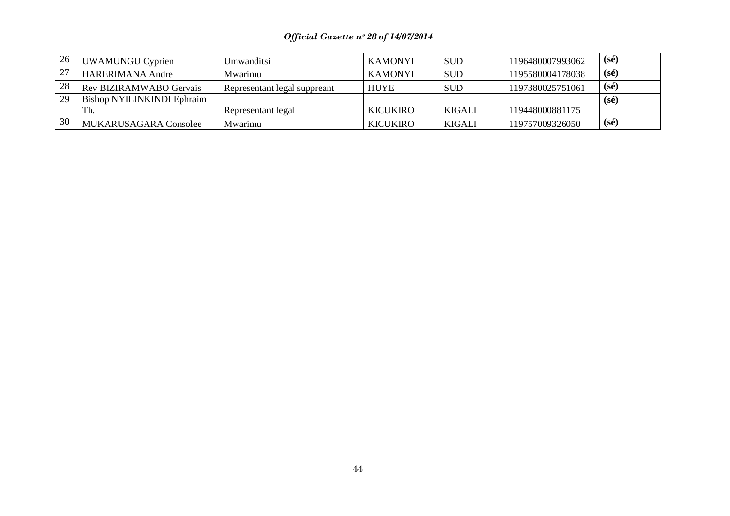| 26 | UWAMUNGU Cyprien | Umwanditsi | KAMONYI | SUD | 1196480007993062 | (sé) |
|---|---|---|---|---|---|---|
| 27 | HARERIMANA Andre | Mwarimu | KAMONYI | SUD | 1195580004178038 | (sé) |
| 28 | Rev BIZIRAMWABO Gervais | Representant legal suppreant | HUYE | SUD | 1197380025751061 | (sé) |
| 29 | Bishop NYILINKINDI Ephraim Th. | Representant legal | KICUKIRO | KIGALI | 119448000881175 | (sé) |
| 30 | MUKARUSAGARA Consolee | Mwarimu | KICUKIRO | KIGALI | 119757009326050 | (sé) |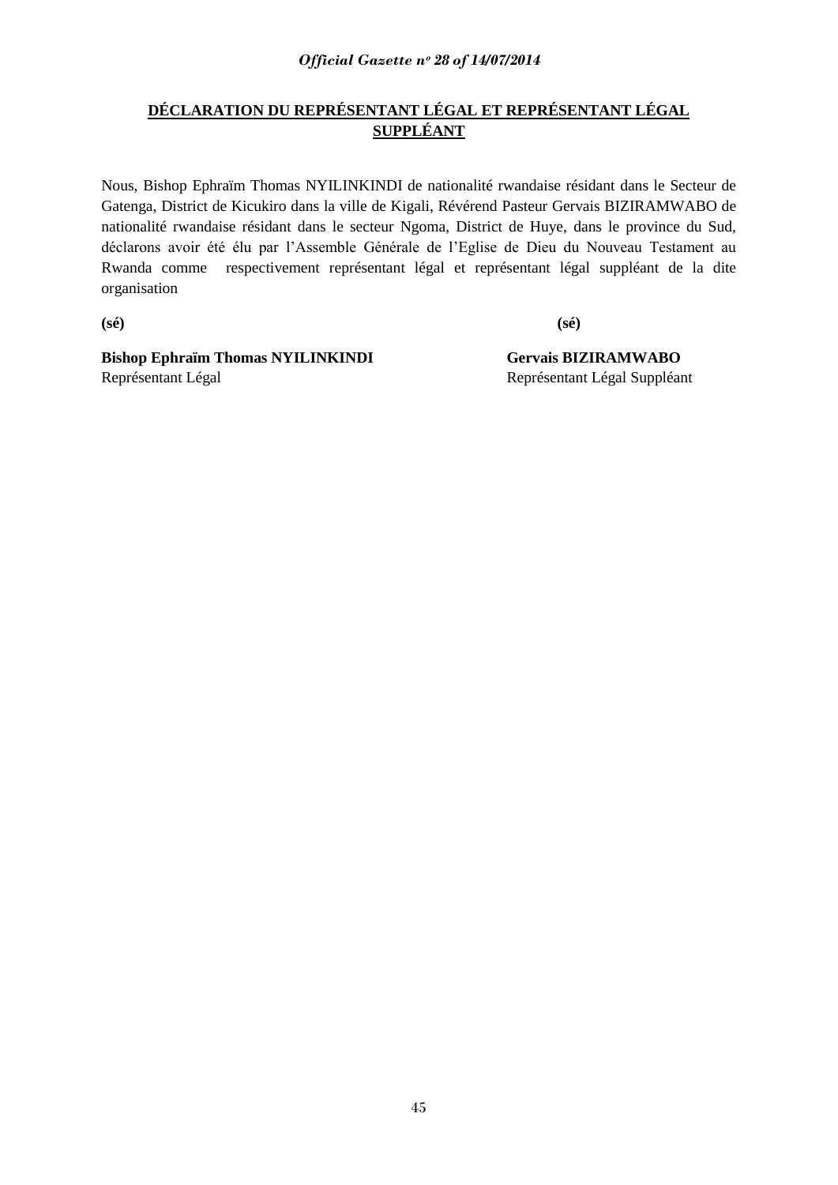**DÉCLARATION DU REPRÉSENTANT LÉGAL ET REPRÉSENTANT LÉGAL SUPPLÉANT**

Nous, Bishop Ephraïm Thomas NYILINKINDI de nationalité rwandaise résidant dans le Secteur de Gatenga, District de Kicukiro dans la ville de Kigali, Révérend Pasteur Gervais BIZIRAMWABO de nationalité rwandaise résidant dans le secteur Ngoma, District de Huye, dans le province du Sud, déclarons avoir été élu par l'Assemble Générale de l'Eglise de Dieu du Nouveau Testament au Rwanda comme respectivement représentant légal et représentant légal suppléant de la dite organisation

**(sé)**

**Bishop Ephraïm Thomas NYILINKINDI**
Représentant Légal

**(sé)**

**Gervais BIZIRAMWABO**
Représentant Légal Suppléant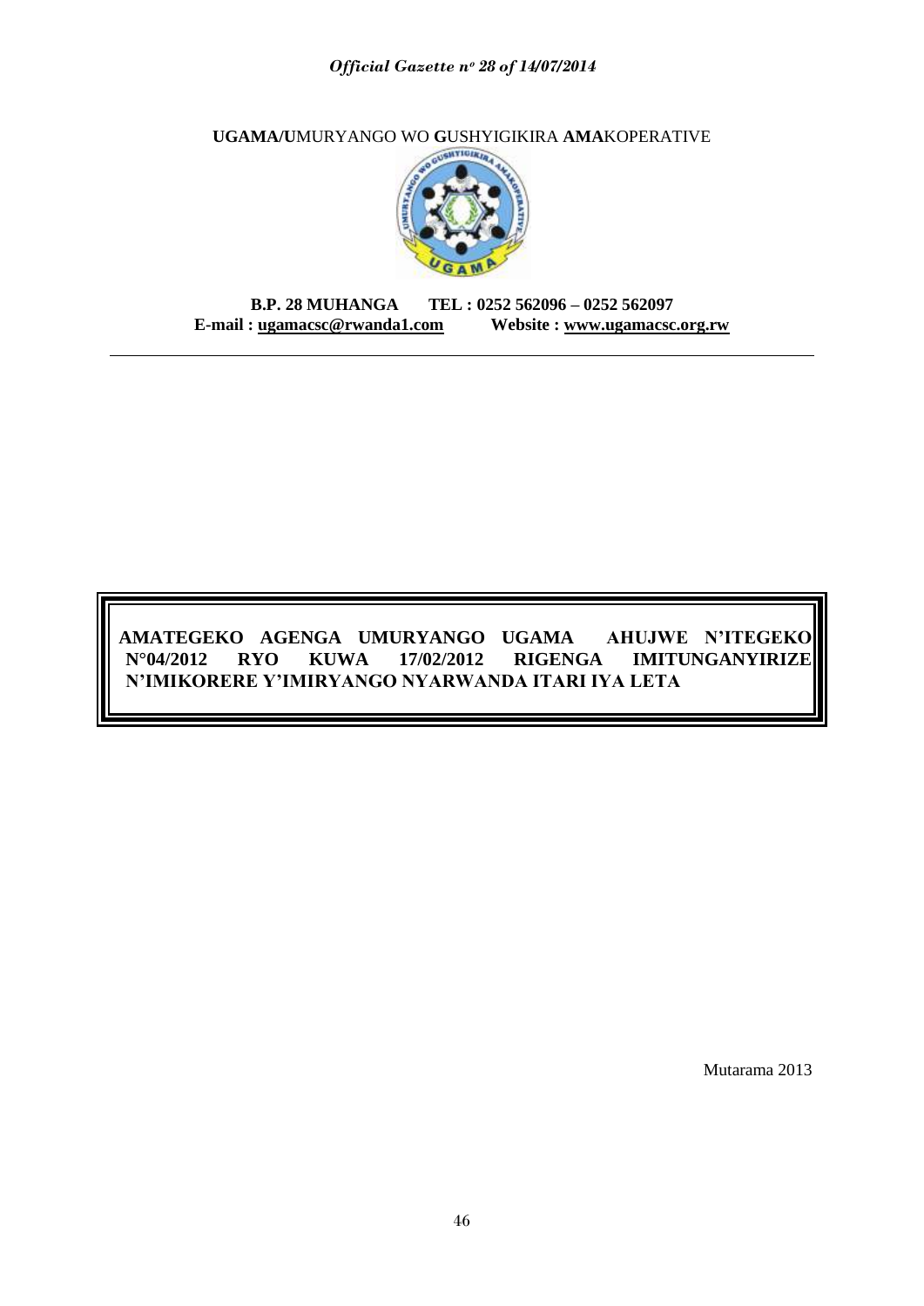**UGAMA/U**MURYANGO WO **G**USHYIGIKIRA **AMA**KOPERATIVE

**B.P. 28 MUHANGA TEL : 0252 562096 – 0252 562097**
**E-mail : ugamacsc@rwanda1.com Website : www.ugamacsc.org.rw**

---

**AMATEGEKO AGENGA UMURYANGO UGAMA AHUJWE N'ITEGEKO N°04/2012 RYO KUWA 17/02/2012 RIGENGA IMITUNGANYIRIZE N'IMIKORERE Y'IMIRYANGO NYARWANDA ITARI IYA LETA**

Mutarama 2013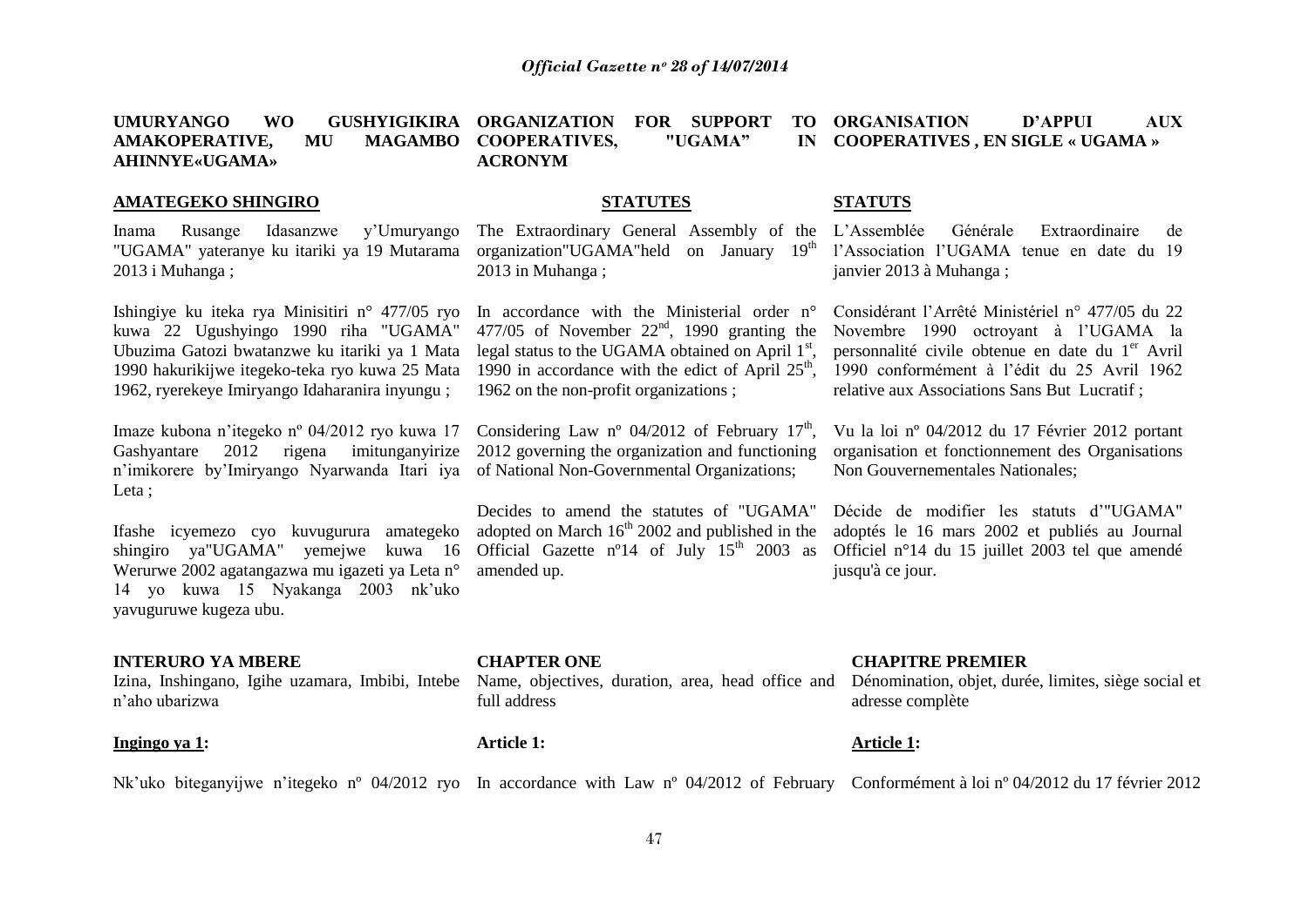**UMURYANGO WO GUSHYIGIKIRA AMAKOPERATIVE, MU MAGAMBO AHINNYE«UGAMA»**

**AMATEGEKO SHINGIRO**

Inama Rusange Idasanzwe y'Umuryango "UGAMA" yateranye ku itariki ya 19 Mutarama 2013 i Muhanga ;

Ishingiye ku iteka rya Minisitiri n° 477/05 ryo kuwa 22 Ugushyingo 1990 riha "UGAMA" Ubuzima Gatozi bwatanzwe ku itariki ya 1 Mata 1990 hakurikijwe itegeko-teka ryo kuwa 25 Mata 1962, ryerekeye Imiryango Idaharanira inyungu ;

Imaze kubona n'itegeko nº 04/2012 ryo kuwa 17 Gashyantare 2012 rigena imitunganyirize n'imikorere by'Imiryango Nyarwanda Itari iya Leta ;

Ifashe icyemezo cyo kuvugurura amategeko shingiro ya"UGAMA" yemejwe kuwa 16 Werurwe 2002 agatangazwa mu igazeti ya Leta n° 14 yo kuwa 15 Nyakanga 2003 nk'uko yavuguruwe kugeza ubu.

**INTERURO YA MBERE**

Izina, Inshingano, Igihe uzamara, Imbibi, Intebe n'aho ubarizwa

**Ingingo ya 1:**

Nk'uko biteganyijwe n'itegeko nº 04/2012 ryo

**ORGANIZATION FOR SUPPORT TO COOPERATIVES, "UGAMA" IN ACRONYM**

**STATUTES**

The Extraordinary General Assembly of the organization"UGAMA"held on January 19th 2013 in Muhanga ;

In accordance with the Ministerial order n° 477/05 of November 22nd, 1990 granting the legal status to the UGAMA obtained on April 1st, 1990 in accordance with the edict of April 25th, 1962 on the non-profit organizations ;

Considering Law nº 04/2012 of February 17th, 2012 governing the organization and functioning of National Non-Governmental Organizations;

Decides to amend the statutes of "UGAMA" adopted on March 16th 2002 and published in the Official Gazette nº14 of July 15th 2003 as amended up.

**CHAPTER ONE**

Name, objectives, duration, area, head office and full address

**Article 1:**

In accordance with Law nº 04/2012 of February

**ORGANISATION D'APPUI AUX COOPERATIVES , EN SIGLE « UGAMA »**

**STATUTS**

L'Assemblée Générale Extraordinaire de l'Association l'UGAMA tenue en date du 19 janvier 2013 à Muhanga ;

Considérant l'Arrêté Ministériel n° 477/05 du 22 Novembre 1990 octroyant à l'UGAMA la personnalité civile obtenue en date du 1er Avril 1990 conformément à l'édit du 25 Avril 1962 relative aux Associations Sans But Lucratif ;

Vu la loi nº 04/2012 du 17 Février 2012 portant organisation et fonctionnement des Organisations Non Gouvernementales Nationales;

Décide de modifier les statuts d'"UGAMA" adoptés le 16 mars 2002 et publiés au Journal Officiel n°14 du 15 juillet 2003 tel que amendé jusqu'à ce jour.

**CHAPITRE PREMIER**

Dénomination, objet, durée, limites, siège social et adresse complète

**Article 1:**

Conformément à loi nº 04/2012 du 17 février 2012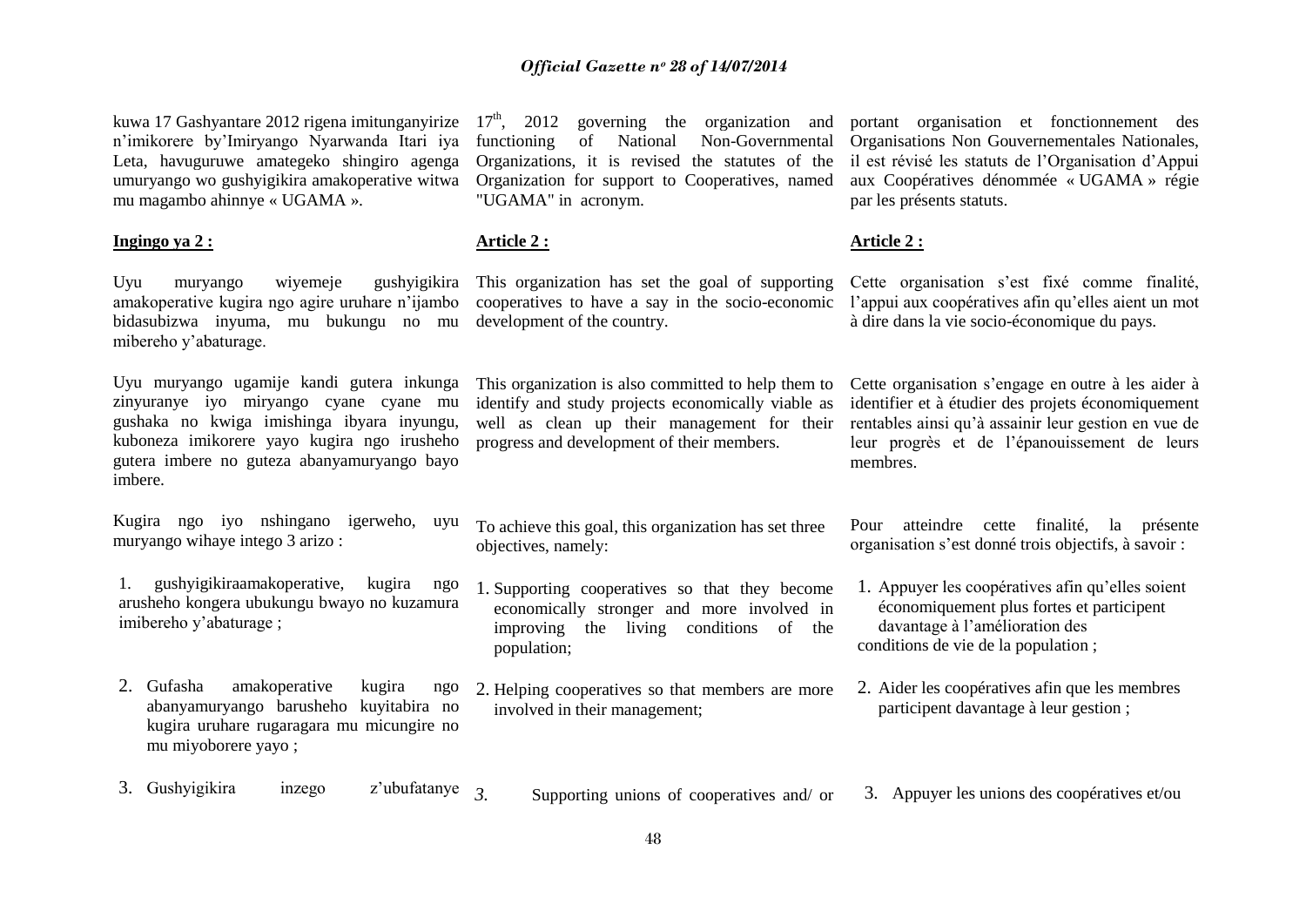kuwa 17 Gashyantare 2012 rigena imitunganyirize n'imikorere by'Imiryango Nyarwanda Itari iya Leta, havuguruwe amategeko shingiro agenga umuryango wo gushyigikira amakoperative witwa mu magambo ahinnye « UGAMA ».

**Ingingo ya 2 :**

Uyu muryango wiyemeje gushyigikira amakoperative kugira ngo agire uruhare n'ijambo bidasubizwa inyuma, mu bukungu no mu mibereho y'abaturage.

Uyu muryango ugamije kandi gutera inkunga zinyuranye iyo miryango cyane cyane mu gushaka no kwiga imishinga ibyara inyungu, kuboneza imikorere yayo kugira ngo irusheho gutera imbere no guteza abanyamuryango bayo imbere.

Kugira ngo iyo nshingano igerweho, uyu muryango wihaye intego 3 arizo :

1. gushyigikiraamakoperative, kugira ngo arusheho kongera ubukungu bwayo no kuzamura imibereho y'abaturage ;
2. Gufasha amakoperative kugira ngo abanyamuryango barusheho kuyitabira no kugira uruhare rugaragara mu micungire no mu miyoborere yayo ;
3. Gushyigikira inzego z'ubufatanye

17[th], 2012 governing the organization and functioning of National Non-Governmental Organizations, it is revised the statutes of the Organization for support to Cooperatives, named "UGAMA" in acronym.

**Article 2 :**

This organization has set the goal of supporting cooperatives to have a say in the socio-economic development of the country.

This organization is also committed to help them to identify and study projects economically viable as well as clean up their management for their progress and development of their members.

To achieve this goal, this organization has set three objectives, namely:

1. Supporting cooperatives so that they become economically stronger and more involved in improving the living conditions of the population;
2. Helping cooperatives so that members are more involved in their management;
3. Supporting unions of cooperatives and/ or

portant organisation et fonctionnement des Organisations Non Gouvernementales Nationales, il est révisé les statuts de l'Organisation d'Appui aux Coopératives dénommée « UGAMA » régie par les présents statuts.

**Article 2 :**

Cette organisation s'est fixé comme finalité, l'appui aux coopératives afin qu'elles aient un mot à dire dans la vie socio-économique du pays.

Cette organisation s'engage en outre à les aider à identifier et à étudier des projets économiquement rentables ainsi qu'à assainir leur gestion en vue de leur progrès et de l'épanouissement de leurs membres.

Pour atteindre cette finalité, la présente organisation s'est donné trois objectifs, à savoir :

1. Appuyer les coopératives afin qu'elles soient économiquement plus fortes et participent davantage à l'amélioration des conditions de vie de la population ;
2. Aider les coopératives afin que les membres participent davantage à leur gestion ;
3. Appuyer les unions des coopératives et/ou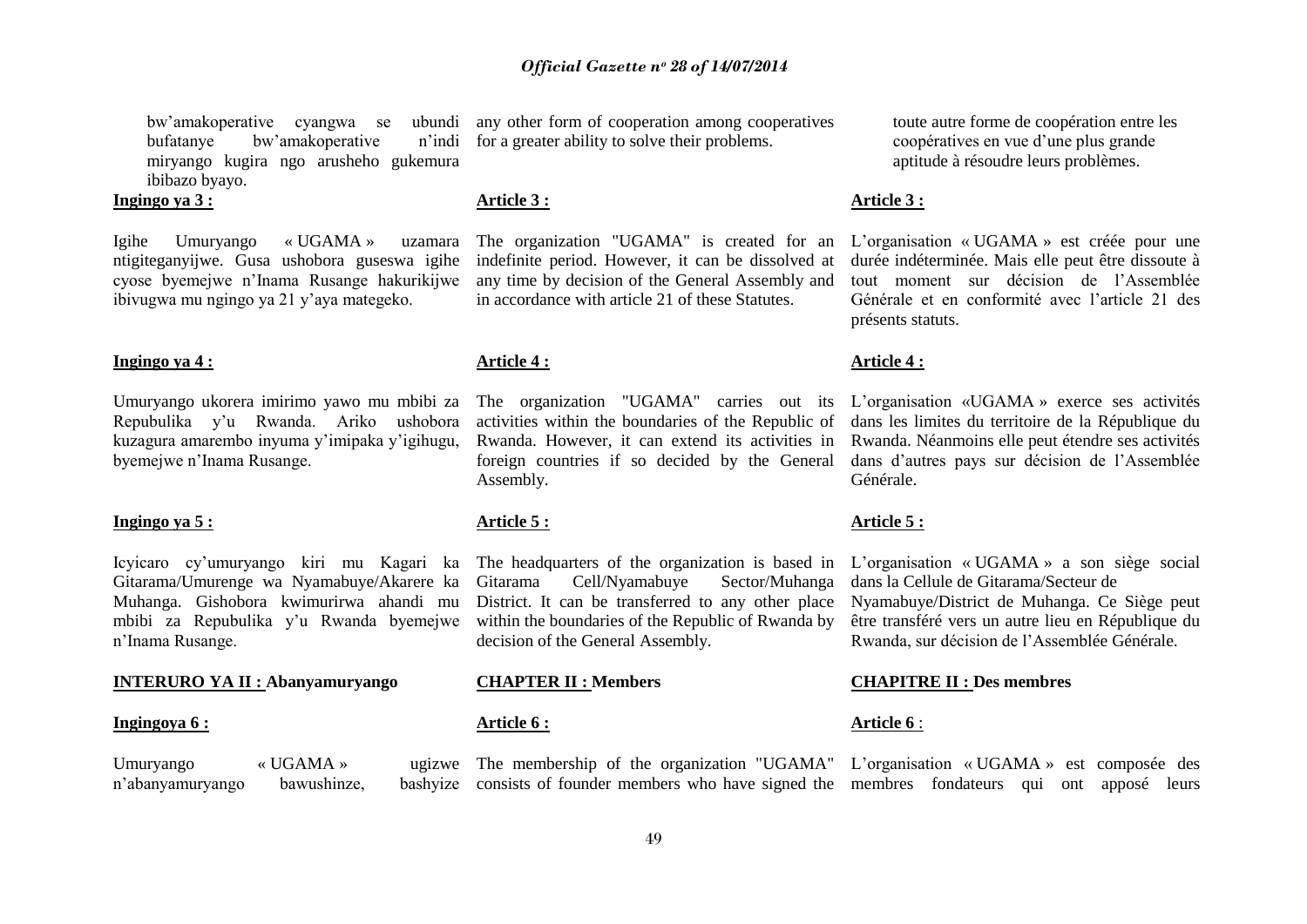bw'amakoperative cyangwa se ubundi bufatanye bw'amakoperative n'indi miryango kugira ngo arusheho gukemura ibibazo byayo.

**Ingingo ya 3 :**

Igihe Umuryango « UGAMA » uzamara ntigiteganyijwe. Gusa ushobora guseswa igihe cyose byemejwe n'Inama Rusange hakurikijwe ibivugwa mu ngingo ya 21 y'aya mategeko.

**Ingingo ya 4 :**

Umuryango ukorera imirimo yawo mu mbibi za Repubulika y'u Rwanda. Ariko ushobora kuzagura amarembo inyuma y'imipaka y'igihugu, byemejwe n'Inama Rusange.

**Ingingo ya 5 :**

Icyicaro cy'umuryango kiri mu Kagari ka Gitarama/Umurenge wa Nyamabuye/Akarere ka Muhanga. Gishobora kwimurirwa ahandi mu mbibi za Repubulika y'u Rwanda byemejwe n'Inama Rusange.

**INTERURO YA II : Abanyamuryango**

**Ingingoya 6 :**

Umuryango « UGAMA » ugizwe n'abanyamuryango bawushinze, bashyize

any other form of cooperation among cooperatives for a greater ability to solve their problems.

**Article 3 :**

The organization "UGAMA" is created for an indefinite period. However, it can be dissolved at any time by decision of the General Assembly and in accordance with article 21 of these Statutes.

**Article 4 :**

The organization "UGAMA" carries out its activities within the boundaries of the Republic of Rwanda. However, it can extend its activities in foreign countries if so decided by the General Assembly.

**Article 5 :**

The headquarters of the organization is based in Gitarama Cell/Nyamabuye Sector/Muhanga District. It can be transferred to any other place within the boundaries of the Republic of Rwanda by decision of the General Assembly.

**CHAPTER II : Members**

**Article 6 :**

The membership of the organization "UGAMA" consists of founder members who have signed the

toute autre forme de coopération entre les coopératives en vue d'une plus grande aptitude à résoudre leurs problèmes.

**Article 3 :**

L'organisation « UGAMA » est créée pour une durée indéterminée. Mais elle peut être dissoute à tout moment sur décision de l'Assemblée Générale et en conformité avec l'article 21 des présents statuts.

**Article 4 :**

L'organisation «UGAMA » exerce ses activités dans les limites du territoire de la République du Rwanda. Néanmoins elle peut étendre ses activités dans d'autres pays sur décision de l'Assemblée Générale.

**Article 5 :**

L'organisation « UGAMA » a son siège social dans la Cellule de Gitarama/Secteur de Nyamabuye/District de Muhanga. Ce Siège peut être transféré vers un autre lieu en République du Rwanda, sur décision de l'Assemblée Générale.

**CHAPITRE II : Des membres**

**Article 6** :

L'organisation « UGAMA » est composée des membres fondateurs qui ont apposé leurs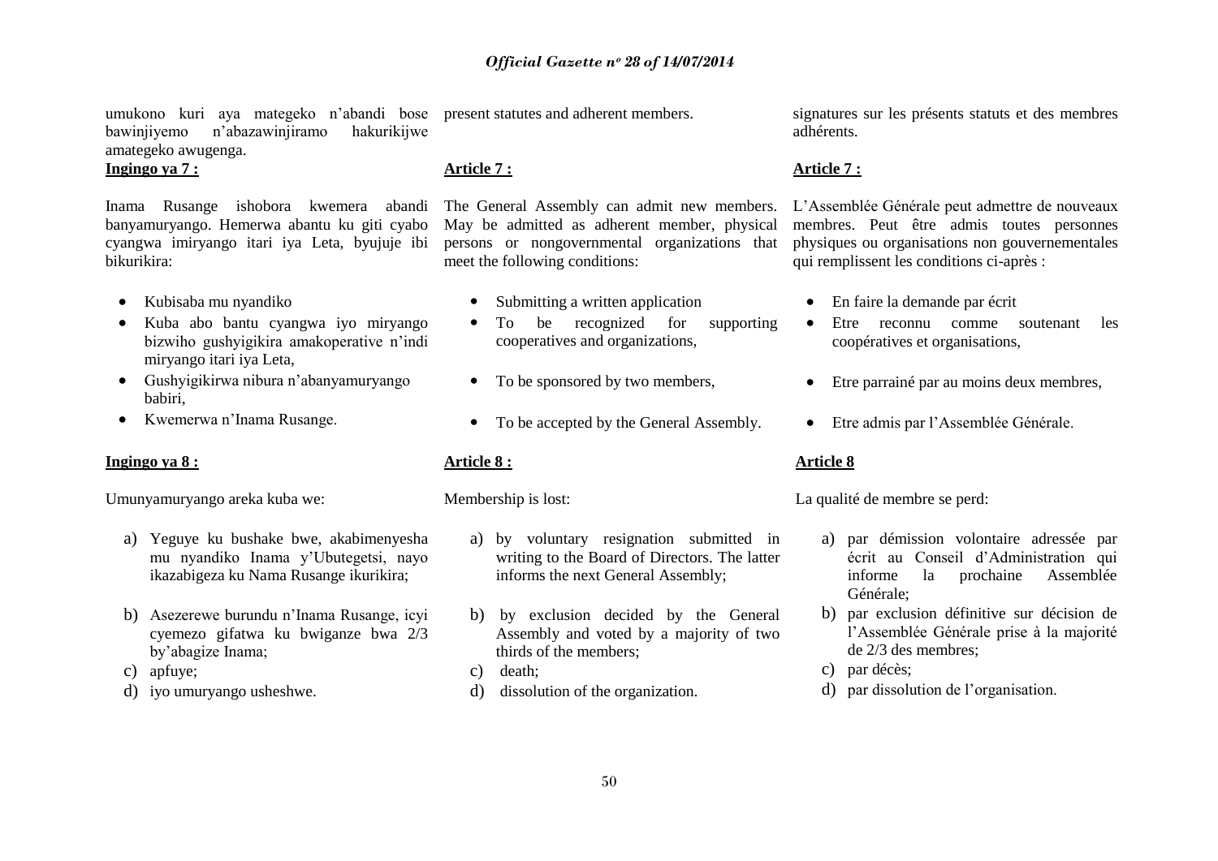umukono kuri aya mategeko n'abandi bose bawinjiyemo n'abazawinjiramo hakurikijwe amategeko awugenga.

**Ingingo ya 7 :**

Inama Rusange ishobora kwemera abandi banyamuryango. Hemerwa abantu ku giti cyabo cyangwa imiryango itari iya Leta, byujuje ibi bikurikira:

- Kubisaba mu nyandiko
- Kuba abo bantu cyangwa iyo miryango bizwiho gushyigikira amakoperative n'indi miryango itari iya Leta,
- Gushyigikirwa nibura n'abanyamuryango babiri,
- Kwemerwa n'Inama Rusange.

**Ingingo ya 8 :**

Umunyamuryango areka kuba we:

a) Yeguye ku bushake bwe, akabimenyesha mu nyandiko Inama y'Ubutegetsi, nayo ikazabigeza ku Nama Rusange ikurikira;

b) Asezerewe burundu n'Inama Rusange, icyi cyemezo gifatwa ku bwiganze bwa 2/3 by'abagize Inama;

c) apfuye;

d) iyo umuryango usheshwe.

present statutes and adherent members.

**Article 7 :**

The General Assembly can admit new members. May be admitted as adherent member, physical persons or nongovernmental organizations that meet the following conditions:

- Submitting a written application
- To be recognized for supporting cooperatives and organizations,
- To be sponsored by two members,
- To be accepted by the General Assembly.

**Article 8 :**

Membership is lost:

a) by voluntary resignation submitted in writing to the Board of Directors. The latter informs the next General Assembly;

b) by exclusion decided by the General Assembly and voted by a majority of two thirds of the members;

c) death;

d) dissolution of the organization.

signatures sur les présents statuts et des membres adhérents.

**Article 7 :**

L'Assemblée Générale peut admettre de nouveaux membres. Peut être admis toutes personnes physiques ou organisations non gouvernementales qui remplissent les conditions ci-après :

- En faire la demande par écrit
- Etre reconnu comme soutenant les coopératives et organisations,
- Etre parrainé par au moins deux membres,
- Etre admis par l'Assemblée Générale.

**Article 8**

La qualité de membre se perd:

a) par démission volontaire adressée par écrit au Conseil d'Administration qui informe la prochaine Assemblée Générale;

b) par exclusion définitive sur décision de l'Assemblée Générale prise à la majorité de 2/3 des membres;

c) par décès;

d) par dissolution de l'organisation.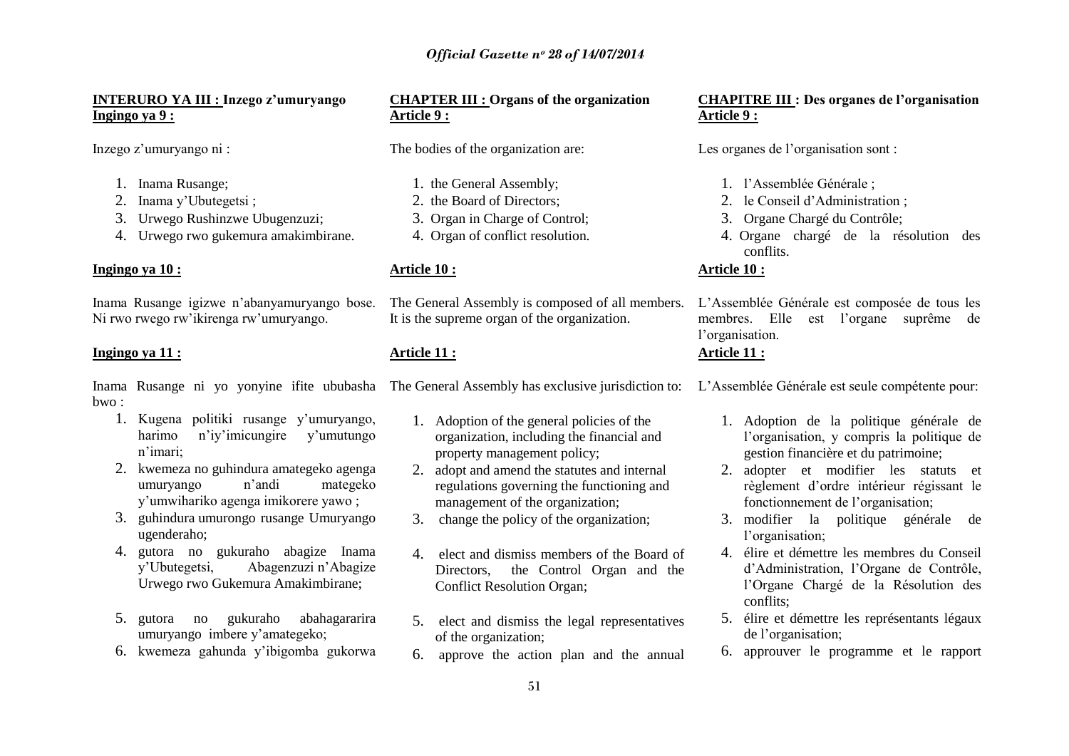**INTERURO YA III : Inzego z'umuryango**
**Ingingo ya 9 :**

Inzego z'umuryango ni :

1. Inama Rusange;
2. Inama y'Ubutegetsi ;
3. Urwego Rushinzwe Ubugenzuzi;
4. Urwego rwo gukemura amakimbirane.

**Ingingo ya 10 :**

Inama Rusange igizwe n'abanyamuryango bose. Ni rwo rwego rw'ikirenga rw'umuryango.

**Ingingo ya 11 :**

Inama Rusange ni yo yonyine ifite ububasha bwo :

1. Kugena politiki rusange y'umuryango, harimo n'iy'imicungire y'umutungo n'imari;
2. kwemeza no guhindura amategeko agenga umuryango n'andi mategeko y'umwihariko agenga imikorere yawo ;
3. guhindura umurongo rusange Umuryango ugenderaho;
4. gutora no gukuraho abagize Inama y'Ubutegetsi, Abagenzuzi n'Abagize Urwego rwo Gukemura Amakimbirane;
5. gutora no gukuraho abahagararira umuryango imbere y'amategeko;
6. kwemeza gahunda y'ibigomba gukorwa

**CHAPTER III : Organs of the organization**
**Article 9 :**

The bodies of the organization are:

1. the General Assembly;
2. the Board of Directors;
3. Organ in Charge of Control;
4. Organ of conflict resolution.

**Article 10 :**

The General Assembly is composed of all members. It is the supreme organ of the organization.

**Article 11 :**

The General Assembly has exclusive jurisdiction to:

1. Adoption of the general policies of the organization, including the financial and property management policy;
2. adopt and amend the statutes and internal regulations governing the functioning and management of the organization;
3. change the policy of the organization;
4. elect and dismiss members of the Board of Directors, the Control Organ and the Conflict Resolution Organ;
5. elect and dismiss the legal representatives of the organization;
6. approve the action plan and the annual

**CHAPITRE III : Des organes de l'organisation**
**Article 9 :**

Les organes de l'organisation sont :

1. l'Assemblée Générale ;
2. le Conseil d'Administration ;
3. Organe Chargé du Contrôle;
4. Organe chargé de la résolution des conflits.

**Article 10 :**

L'Assemblée Générale est composée de tous les membres. Elle est l'organe suprême de l'organisation.

**Article 11 :**

L'Assemblée Générale est seule compétente pour:

1. Adoption de la politique générale de l'organisation, y compris la politique de gestion financière et du patrimoine;
2. adopter et modifier les statuts et règlement d'ordre intérieur régissant le fonctionnement de l'organisation;
3. modifier la politique générale de l'organisation;
4. élire et démettre les membres du Conseil d'Administration, l'Organe de Contrôle, l'Organe Chargé de la Résolution des conflits;
5. élire et démettre les représentants légaux de l'organisation;
6. approuver le programme et le rapport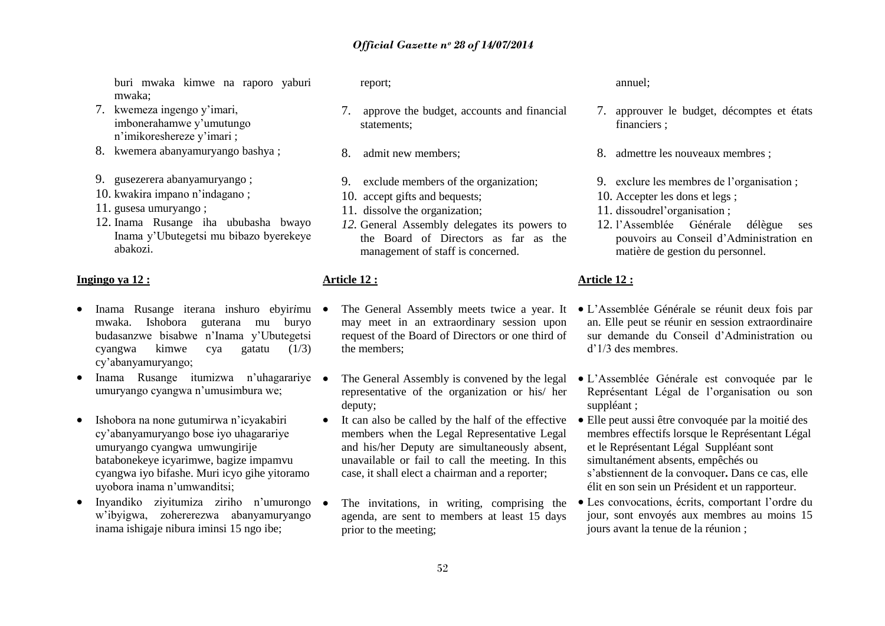buri mwaka kimwe na raporo yaburi mwaka;

7. kwemeza ingengo y'imari, imbonerahamwe y'umutungo n'imikoreshereze y'imari ;
8. kwemera abanyamuryango bashya ;
9. gusezerera abanyamuryango ;
10. kwakira impano n'indagano ;
11. gusesa umuryango ;
12. Inama Rusange iha ububasha bwayo Inama y'Ubutegetsi mu bibazo byerekeye abakozi.

**Ingingo ya 12 :**

- Inama Rusange iterana inshuro ebyirimu mwaka. Ishobora guterana mu buryo budasanzwe bisabwe n'Inama y'Ubutegetsi cyangwa kimwe cya gatatu (1/3) cy'abanyamuryango;
- Inama Rusange itumizwa n'uhagarariye umuryango cyangwa n'umusimbura we;
- Ishobora na none gutumirwa n'icyakabiri cy'abanyamuryango bose iyo uhagarariye umuryango cyangwa umwungirije batabonekeye icyarimwe, bagize impamvu cyangwa iyo bifashe. Muri icyo gihe yitoramo uyobora inama n'umwanditsi;
- Inyandiko ziyitumiza ziriho n'umurongo w'ibyigwa, zohererezwa abanyamuryango inama ishigaje nibura iminsi 15 ngo ibe;

report;

7. approve the budget, accounts and financial statements;
8. admit new members;
9. exclude members of the organization;
10. accept gifts and bequests;
11. dissolve the organization;
12. *General Assembly delegates its powers to the Board of Directors as far as the management of staff is concerned.*

**Article 12 :**

- The General Assembly meets twice a year. It may meet in an extraordinary session upon request of the Board of Directors or one third of the members;
- The General Assembly is convened by the legal representative of the organization or his/ her deputy;
- It can also be called by the half of the effective members when the Legal Representative Legal and his/her Deputy are simultaneously absent, unavailable or fail to call the meeting. In this case, it shall elect a chairman and a reporter;
- The invitations, in writing, comprising the agenda, are sent to members at least 15 days prior to the meeting;

annuel;

7. approuver le budget, décomptes et états financiers ;
8. admettre les nouveaux membres ;
9. exclure les membres de l'organisation ;
10. Accepter les dons et legs ;
11. dissoudrel'organisation ;
12. l'Assemblée Générale délègue ses pouvoirs au Conseil d'Administration en matière de gestion du personnel.

**Article 12 :**

- L'Assemblée Générale se réunit deux fois par an. Elle peut se réunir en session extraordinaire sur demande du Conseil d'Administration ou d'1/3 des membres.
- L'Assemblée Générale est convoquée par le Représentant Légal de l'organisation ou son suppléant ;
- Elle peut aussi être convoquée par la moitié des membres effectifs lorsque le Représentant Légal et le Représentant Légal Suppléant sont simultanément absents, empêchés ou s'abstiennent de la convoquer**.** Dans ce cas, elle élit en son sein un Président et un rapporteur.
- Les convocations, écrits, comportant l'ordre du jour, sont envoyés aux membres au moins 15 jours avant la tenue de la réunion ;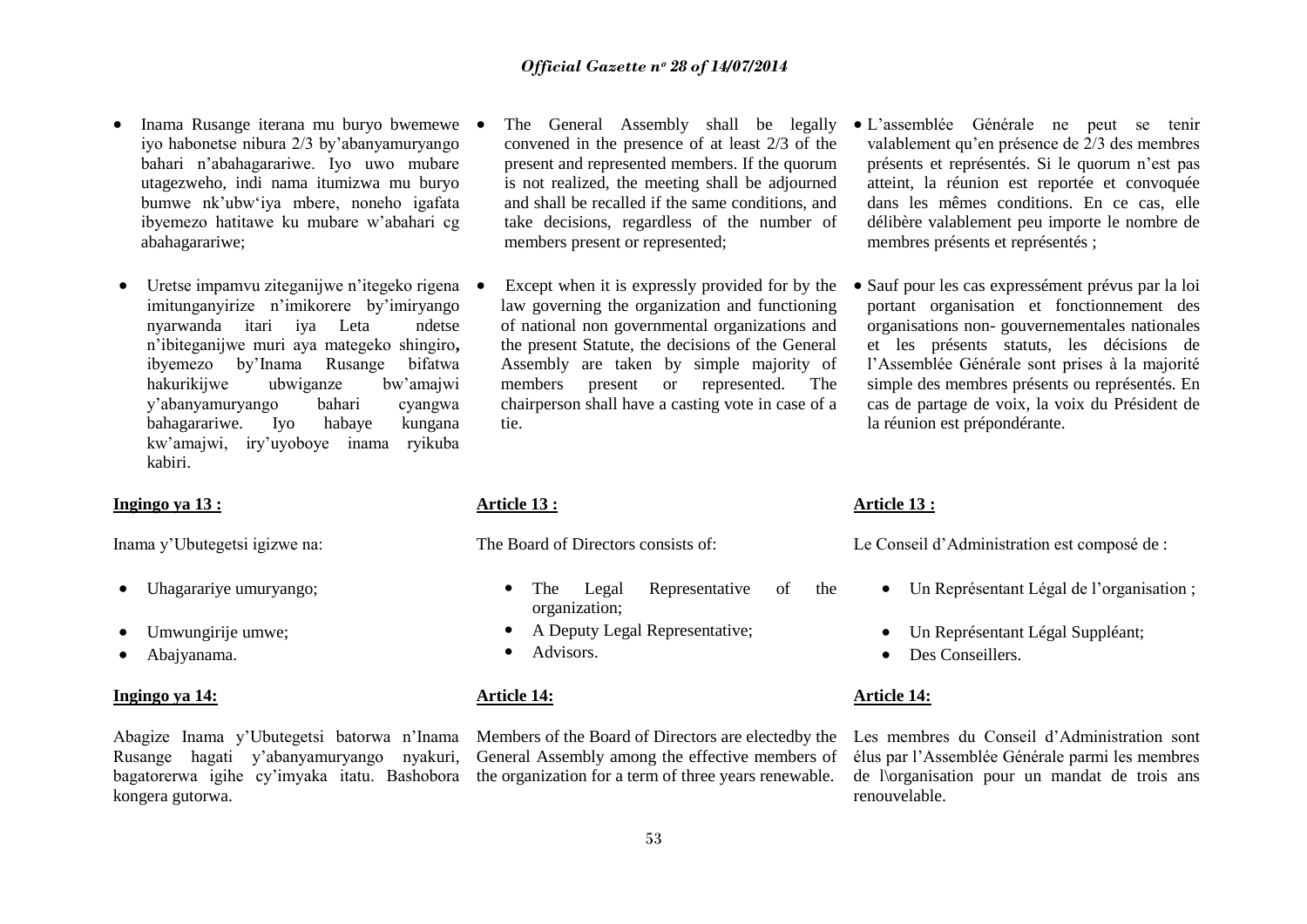- Inama Rusange iterana mu buryo bwemewe iyo habonetse nibura 2/3 by'abanyamuryango bahari n'abahagarariwe. Iyo uwo mubare utagezweho, indi nama itumizwa mu buryo bumwe nk'ubw'iya mbere, noneho igafata ibyemezo hatitawe ku mubare w'abahari cg abahagarariwe;

- Uretse impamvu ziteganijwe n'itegeko rigena imitunganyirize n'imikorere by'imiryango nyarwanda itari iya Leta ndetse n'ibiteganijwe muri aya mategeko shingiro**,** ibyemezo by'Inama Rusange bifatwa hakurikijwe ubwiganze bw'amajwi y'abanyamuryango bahari cyangwa bahagarariwe. Iyo habaye kungana kw'amajwi, iry'uyoboye inama ryikuba kabiri.

**Ingingo ya 13 :**

Inama y'Ubutegetsi igizwe na:

- Uhagarariye umuryango;
- Umwungirije umwe;
- Abajyanama.

**Ingingo ya 14:**

Abagize Inama y'Ubutegetsi batorwa n'Inama Rusange hagati y'abanyamuryango nyakuri, bagatorerwa igihe cy'imyaka itatu. Bashobora kongera gutorwa.

- The General Assembly shall be legally convened in the presence of at least 2/3 of the present and represented members. If the quorum is not realized, the meeting shall be adjourned and shall be recalled if the same conditions, and take decisions, regardless of the number of members present or represented;

- Except when it is expressly provided for by the law governing the organization and functioning of national non governmental organizations and the present Statute, the decisions of the General Assembly are taken by simple majority of members present or represented. The chairperson shall have a casting vote in case of a tie.

**Article 13 :**

The Board of Directors consists of:

- The Legal Representative of the organization;
- A Deputy Legal Representative;
- Advisors.

**Article 14:**

Members of the Board of Directors are electedby the General Assembly among the effective members of the organization for a term of three years renewable.

- L'assemblée Générale ne peut se tenir valablement qu'en présence de 2/3 des membres présents et représentés. Si le quorum n'est pas atteint, la réunion est reportée et convoquée dans les mêmes conditions. En ce cas, elle délibère valablement peu importe le nombre de membres présents et représentés ;

- Sauf pour les cas expressément prévus par la loi portant organisation et fonctionnement des organisations non- gouvernementales nationales et les présents statuts, les décisions de l'Assemblée Générale sont prises à la majorité simple des membres présents ou représentés. En cas de partage de voix, la voix du Président de la réunion est prépondérante.

**Article 13 :**

Le Conseil d'Administration est composé de :

- Un Représentant Légal de l'organisation ;
- Un Représentant Légal Suppléant;
- Des Conseillers.

**Article 14:**

Les membres du Conseil d'Administration sont élus par l'Assemblée Générale parmi les membres de l\organisation pour un mandat de trois ans renouvelable.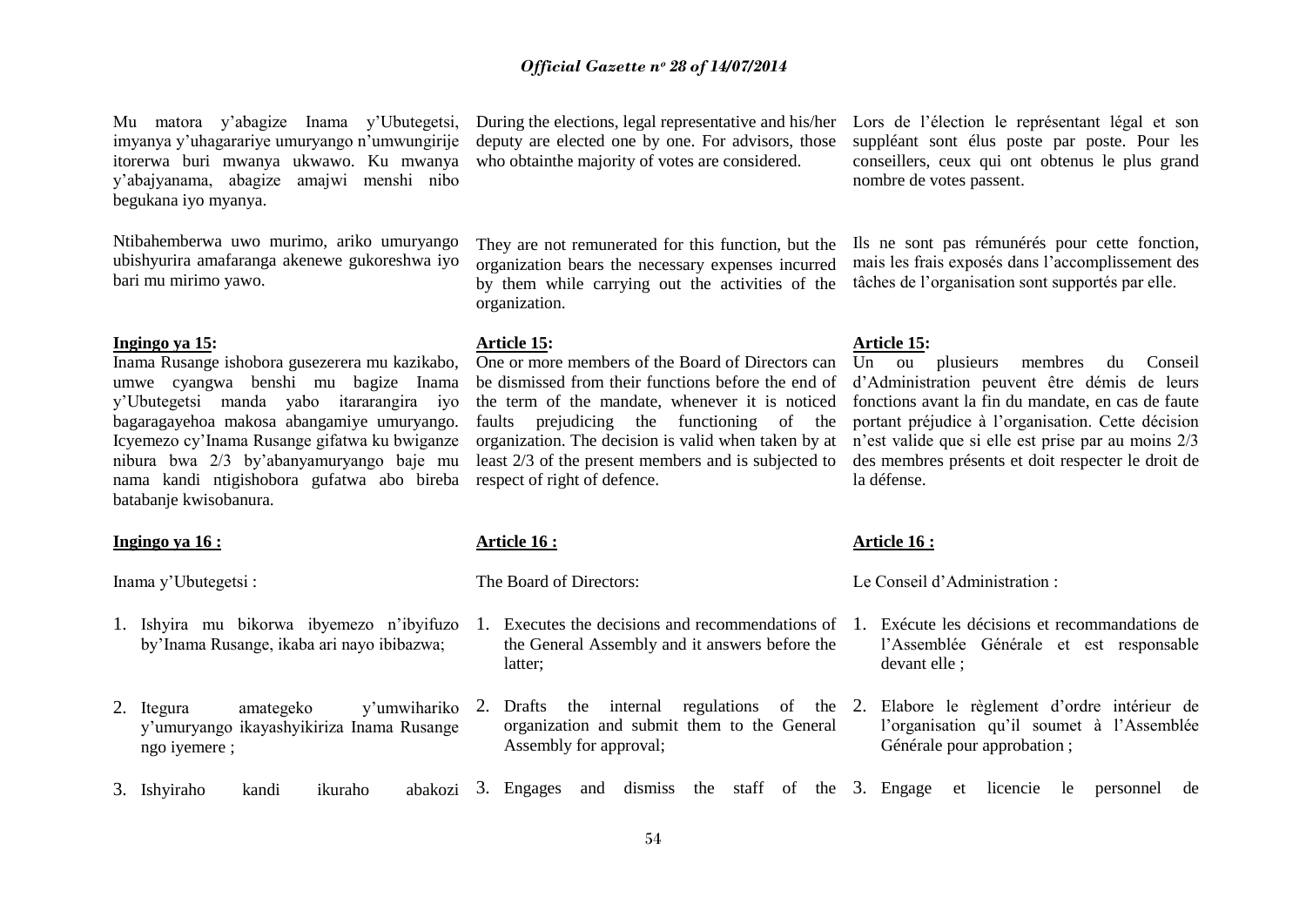Mu matora y'abagize Inama y'Ubutegetsi, imyanya y'uhagarariye umuryango n'umwungirije itorerwa buri mwanya ukwawo. Ku mwanya y'abajyanama, abagize amajwi menshi nibo begukana iyo myanya.

Ntibahemberwa uwo murimo, ariko umuryango ubishyurira amafaranga akenewe gukoreshwa iyo bari mu mirimo yawo.

**Ingingo ya 15:**

Inama Rusange ishobora gusezerera mu kazikabo, umwe cyangwa benshi mu bagize Inama y'Ubutegetsi manda yabo itararangira iyo bagaragayehoa makosa abangamiye umuryango. Icyemezo cy'Inama Rusange gifatwa ku bwiganze nibura bwa 2/3 by'abanyamuryango baje mu nama kandi ntigishobora gufatwa abo bireba batabanje kwisobanura.

**Ingingo ya 16 :**

Inama y'Ubutegetsi :

1. Ishyira mu bikorwa ibyemezo n'ibyifuzo by'Inama Rusange, ikaba ari nayo ibibazwa;
2. Itegura amategeko y'umwihariko y'umuryango ikayashyikiriza Inama Rusange ngo iyemere ;
3. Ishyiraho kandi ikuraho abakozi

During the elections, legal representative and his/her deputy are elected one by one. For advisors, those who obtainthe majority of votes are considered.

They are not remunerated for this function, but the organization bears the necessary expenses incurred by them while carrying out the activities of the organization.

**Article 15:**

One or more members of the Board of Directors can be dismissed from their functions before the end of the term of the mandate, whenever it is noticed faults prejudicing the functioning of the organization. The decision is valid when taken by at least 2/3 of the present members and is subjected to respect of right of defence.

**Article 16 :**

The Board of Directors:

1. Executes the decisions and recommendations of the General Assembly and it answers before the latter;
2. Drafts the internal regulations of the organization and submit them to the General Assembly for approval;
3. Engages and dismiss the staff of the

Lors de l'élection le représentant légal et son suppléant sont élus poste par poste. Pour les conseillers, ceux qui ont obtenus le plus grand nombre de votes passent.

Ils ne sont pas rémunérés pour cette fonction, mais les frais exposés dans l'accomplissement des tâches de l'organisation sont supportés par elle.

**Article 15:**

Un ou plusieurs membres du Conseil d'Administration peuvent être démis de leurs fonctions avant la fin du mandate, en cas de faute portant préjudice à l'organisation. Cette décision n'est valide que si elle est prise par au moins 2/3 des membres présents et doit respecter le droit de la défense.

**Article 16 :**

Le Conseil d'Administration :

1. Exécute les décisions et recommandations de l'Assemblée Générale et est responsable devant elle ;
2. Elabore le règlement d'ordre intérieur de l'organisation qu'il soumet à l'Assemblée Générale pour approbation ;
3. Engage et licencie le personnel de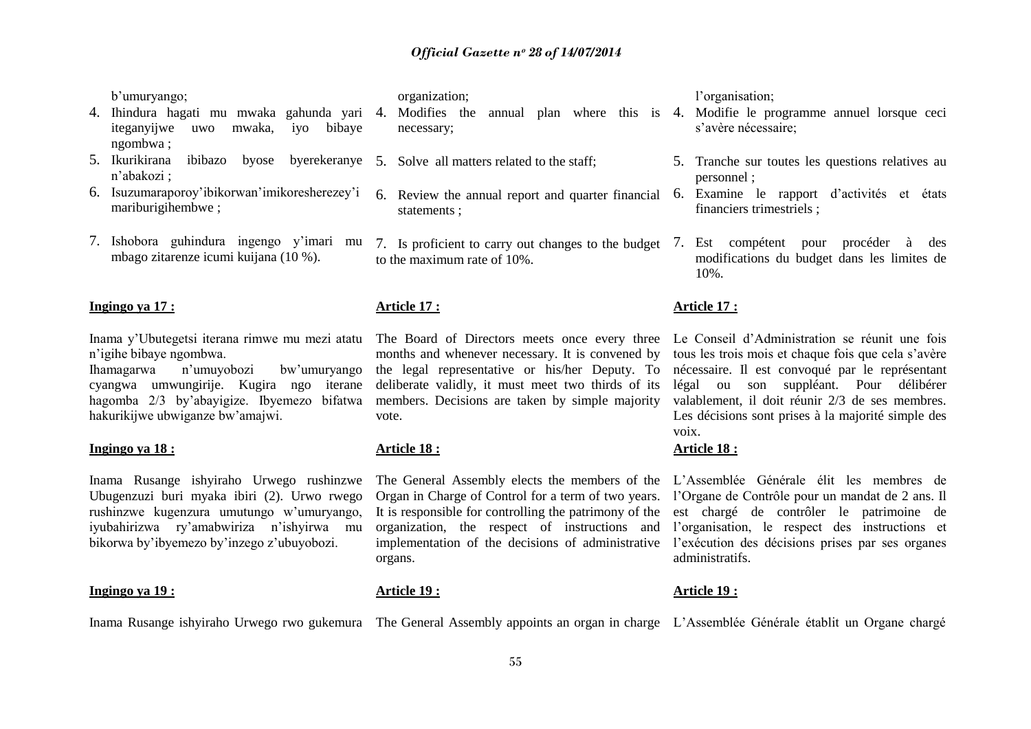b'umuryango;

4. Ihindura hagati mu mwaka gahunda yari iteganyijwe uwo mwaka, iyo bibaye ngombwa ;
5. Ikurikirana ibibazo byose byerekeranye n'abakozi ;
6. Isuzumaraporoy'ibikorwan'imikoresherezey'i mariburigihembwe ;
7. Ishobora guhindura ingengo y'imari mu mbago zitarenze icumi kuijana (10 %).

organization;

4. Modifies the annual plan where this is necessary;
5. Solve all matters related to the staff;
6. Review the annual report and quarter financial statements ;
7. Is proficient to carry out changes to the budget to the maximum rate of 10%.

l'organisation;

4. Modifie le programme annuel lorsque ceci s'avère nécessaire;
5. Tranche sur toutes les questions relatives au personnel ;
6. Examine le rapport d'activités et états financiers trimestriels ;
7. Est compétent pour procéder à des modifications du budget dans les limites de 10%.

**Ingingo ya 17 :**

Inama y'Ubutegetsi iterana rimwe mu mezi atatu n'igihe bibaye ngombwa.
Ihamagarwa n'umuyobozi bw'umuryango cyangwa umwungirije. Kugira ngo iterane hagomba 2/3 by'abayigize. Ibyemezo bifatwa hakurikijwe ubwiganze bw'amajwi.

**Article 17 :**

The Board of Directors meets once every three months and whenever necessary. It is convened by the legal representative or his/her Deputy. To deliberate validly, it must meet two thirds of its members. Decisions are taken by simple majority vote.

**Article 17 :**

Le Conseil d'Administration se réunit une fois tous les trois mois et chaque fois que cela s'avère nécessaire. Il est convoqué par le représentant légal ou son suppléant. Pour délibérer valablement, il doit réunir 2/3 de ses membres. Les décisions sont prises à la majorité simple des voix.

**Ingingo ya 18 :**

Inama Rusange ishyiraho Urwego rushinzwe Ubugenzuzi buri myaka ibiri (2). Urwo rwego rushinzwe kugenzura umutungo w'umuryango, iyubahirizwa ry'amabwiriza n'ishyirwa mu bikorwa by'ibyemezo by'inzego z'ubuyobozi.

**Article 18 :**

The General Assembly elects the members of the Organ in Charge of Control for a term of two years. It is responsible for controlling the patrimony of the organization, the respect of instructions and implementation of the decisions of administrative organs.

**Article 18 :**

L'Assemblée Générale élit les membres de l'Organe de Contrôle pour un mandat de 2 ans. Il est chargé de contrôler le patrimoine de l'organisation, le respect des instructions et l'exécution des décisions prises par ses organes administratifs.

**Ingingo ya 19 :**

Inama Rusange ishyiraho Urwego rwo gukemura

**Article 19 :**

The General Assembly appoints an organ in charge

**Article 19 :**

L'Assemblée Générale établit un Organe chargé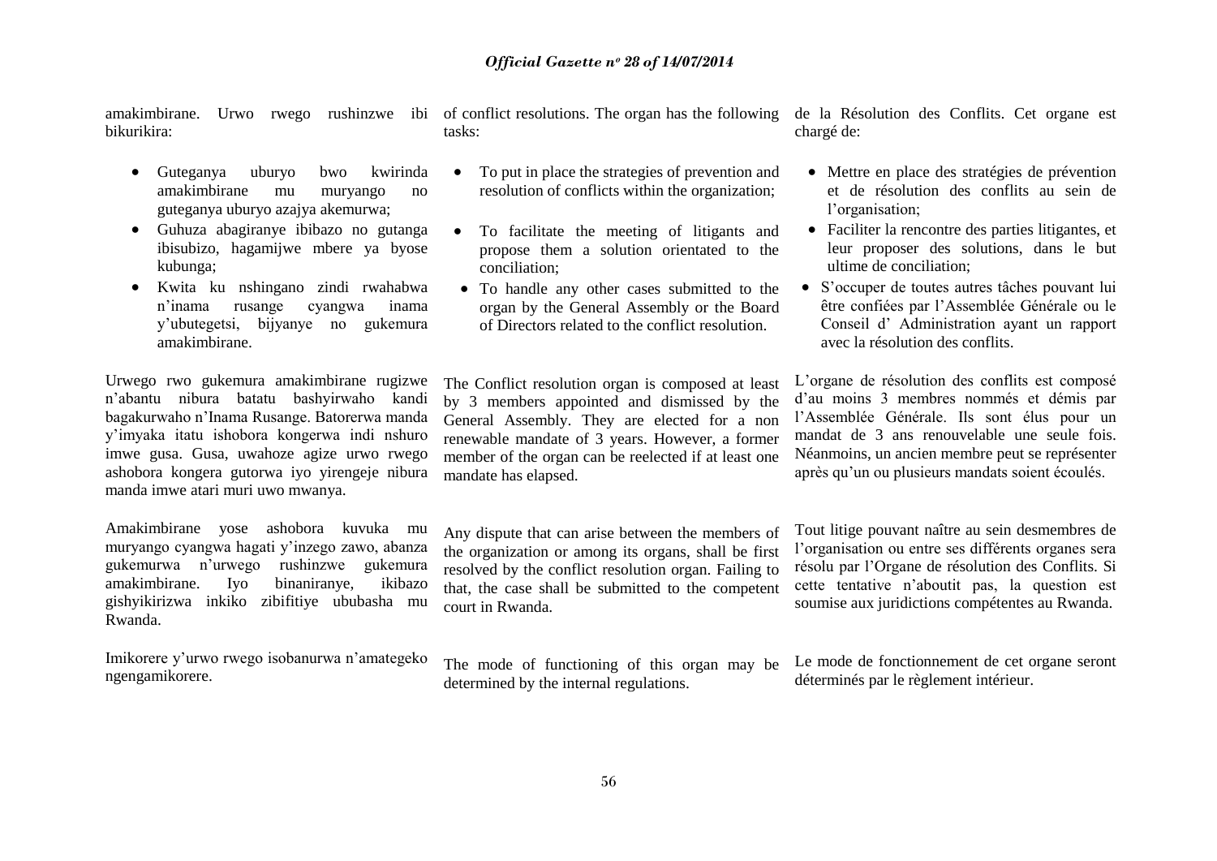amakimbirane. Urwo rwego rushinzwe ibi bikurikira:

- Guteganya uburyo bwo kwirinda amakimbirane mu muryango no guteganya uburyo azajya akemurwa;
- Guhuza abagiranye ibibazo no gutanga ibisubizo, hagamijwe mbere ya byose kubunga;
- Kwita ku nshingano zindi rwahabwa n'inama rusange cyangwa inama y'ubutegetsi, bijyanye no gukemura amakimbirane.

Urwego rwo gukemura amakimbirane rugizwe n'abantu nibura batatu bashyirwaho kandi bagakurwaho n'Inama Rusange. Batorerwa manda y'imyaka itatu ishobora kongerwa indi nshuro imwe gusa. Gusa, uwahoze agize urwo rwego ashobora kongera gutorwa iyo yirengeje nibura manda imwe atari muri uwo mwanya.

Amakimbirane yose ashobora kuvuka mu muryango cyangwa hagati y'inzego zawo, abanza gukemurwa n'urwego rushinzwe gukemura amakimbirane. Iyo binaniranye, ikibazo gishyikirizwa inkiko zibifitiye ububasha mu Rwanda.

Imikorere y'urwo rwego isobanurwa n'amategeko ngengamikorere.

of conflict resolutions. The organ has the following tasks:

- To put in place the strategies of prevention and resolution of conflicts within the organization;
- To facilitate the meeting of litigants and propose them a solution orientated to the conciliation;
- To handle any other cases submitted to the organ by the General Assembly or the Board of Directors related to the conflict resolution.

The Conflict resolution organ is composed at least by 3 members appointed and dismissed by the General Assembly. They are elected for a non renewable mandate of 3 years. However, a former member of the organ can be reelected if at least one mandate has elapsed.

Any dispute that can arise between the members of the organization or among its organs, shall be first resolved by the conflict resolution organ. Failing to that, the case shall be submitted to the competent court in Rwanda.

The mode of functioning of this organ may be determined by the internal regulations.

de la Résolution des Conflits. Cet organe est chargé de:

- Mettre en place des stratégies de prévention et de résolution des conflits au sein de l'organisation;
- Faciliter la rencontre des parties litigantes, et leur proposer des solutions, dans le but ultime de conciliation;
- S'occuper de toutes autres tâches pouvant lui être confiées par l'Assemblée Générale ou le Conseil d' Administration ayant un rapport avec la résolution des conflits.

L'organe de résolution des conflits est composé d'au moins 3 membres nommés et démis par l'Assemblée Générale. Ils sont élus pour un mandat de 3 ans renouvelable une seule fois. Néanmoins, un ancien membre peut se représenter après qu'un ou plusieurs mandats soient écoulés.

Tout litige pouvant naître au sein desmembres de l'organisation ou entre ses différents organes sera résolu par l'Organe de résolution des Conflits. Si cette tentative n'aboutit pas, la question est soumise aux juridictions compétentes au Rwanda.

Le mode de fonctionnement de cet organe seront déterminés par le règlement intérieur.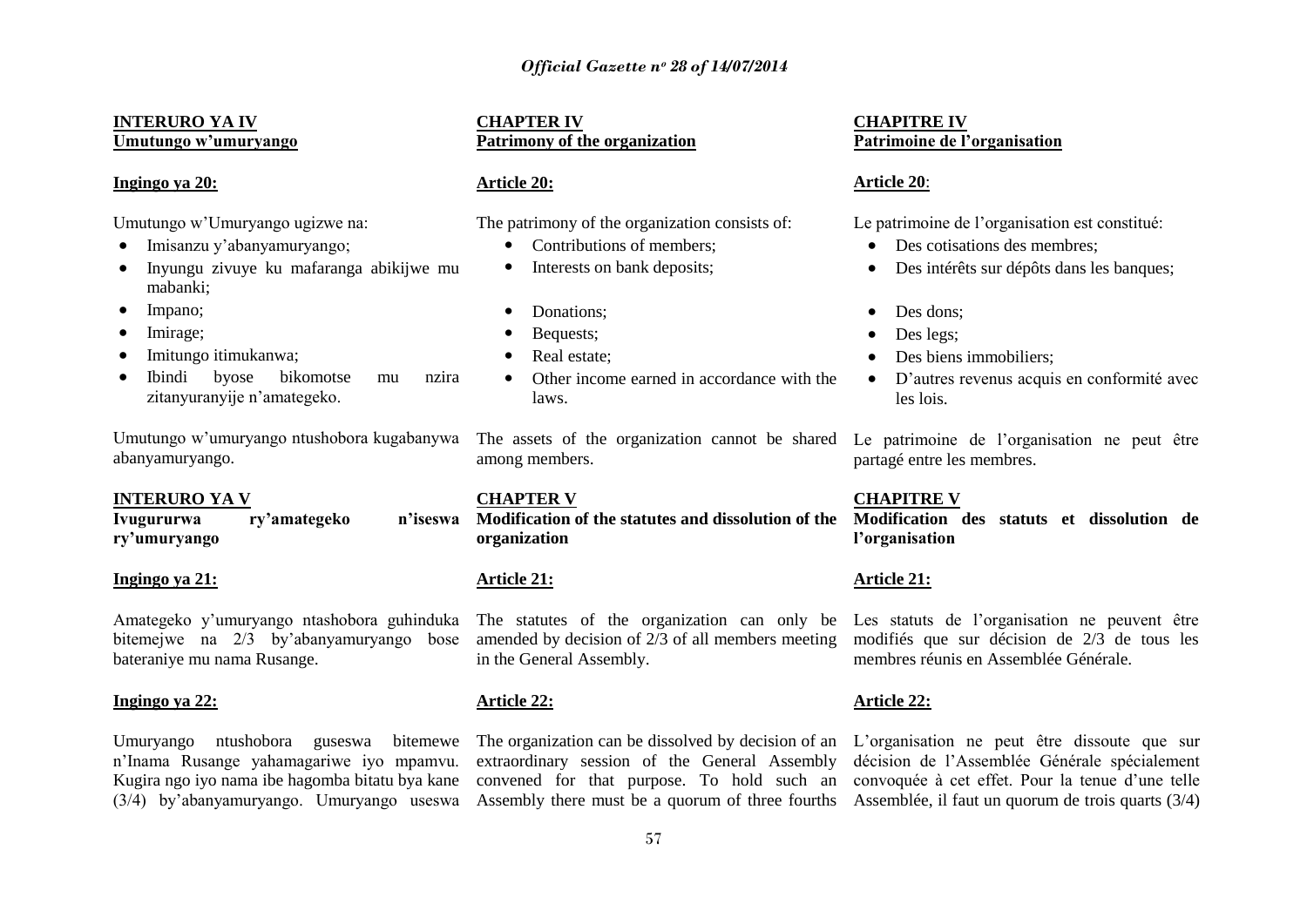**INTERURO YA IV**
**Umutungo w'umuryango**

**Ingingo ya 20:**

Umutungo w'Umuryango ugizwe na:

- Imisanzu y'abanyamuryango;
- Inyungu zivuye ku mafaranga abikijwe mu mabanki;
- Impano;
- Imirage;
- Imitungo itimukanwa;
- Ibindi byose bikomotse mu nzira zitanyuranyije n'amategeko.

Umutungo w'umuryango ntushobora kugabanywa abanyamuryango.

**INTERURO YA V**
**Ivugururwa ry'amategeko n'iseswa ry'umuryango**

**Ingingo ya 21:**

Amategeko y'umuryango ntashobora guhinduka bitemejwe na 2/3 by'abanyamuryango bose bateraniye mu nama Rusange.

**Ingingo ya 22:**

Umuryango ntushobora guseswa bitemewe n'Inama Rusange yahamagariwe iyo mpamvu. Kugira ngo iyo nama ibe hagomba bitatu bya kane (3/4) by'abanyamuryango. Umuryango useswa

**CHAPTER IV**
**Patrimony of the organization**

**Article 20:**

The patrimony of the organization consists of:

- Contributions of members;
- Interests on bank deposits;
- Donations;
- Bequests;
- Real estate;
- Other income earned in accordance with the laws.

The assets of the organization cannot be shared among members.

**CHAPTER V**
**Modification of the statutes and dissolution of the organization**

**Article 21:**

The statutes of the organization can only be amended by decision of 2/3 of all members meeting in the General Assembly.

**Article 22:**

The organization can be dissolved by decision of an extraordinary session of the General Assembly convened for that purpose. To hold such an Assembly there must be a quorum of three fourths

**CHAPITRE IV**
**Patrimoine de l'organisation**

**Article 20**:

Le patrimoine de l'organisation est constitué:

- Des cotisations des membres;
- Des intérêts sur dépôts dans les banques;
- Des dons;
- Des legs;
- Des biens immobiliers;
- D'autres revenus acquis en conformité avec les lois.

Le patrimoine de l'organisation ne peut être partagé entre les membres.

**CHAPITRE V**
**Modification des statuts et dissolution de l'organisation**

**Article 21:**

Les statuts de l'organisation ne peuvent être modifiés que sur décision de 2/3 de tous les membres réunis en Assemblée Générale.

**Article 22:**

L'organisation ne peut être dissoute que sur décision de l'Assemblée Générale spécialement convoquée à cet effet. Pour la tenue d'une telle Assemblée, il faut un quorum de trois quarts (3/4)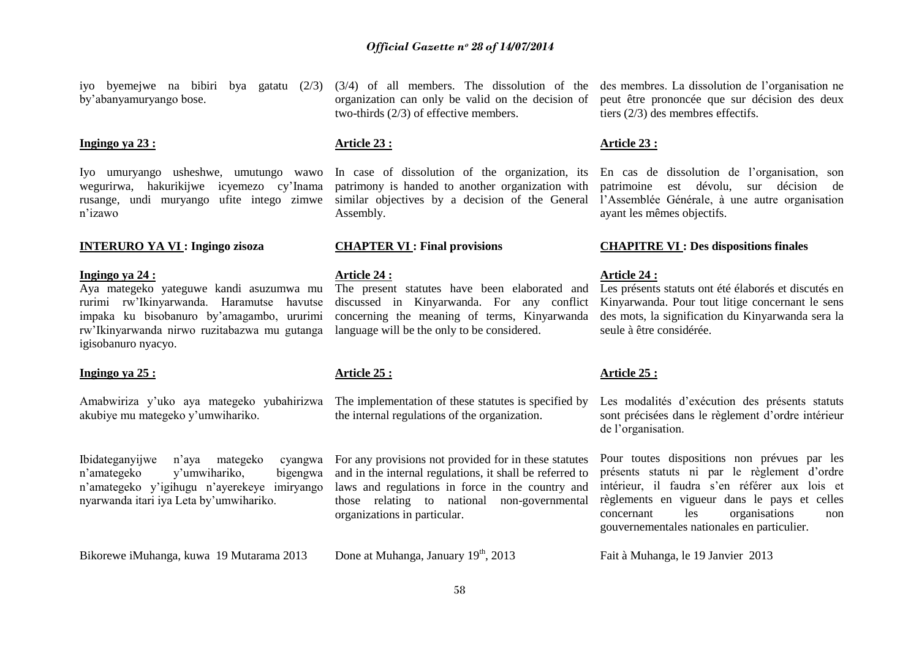iyo byemejwe na bibiri bya gatatu (2/3) by'abanyamuryango bose.

**Ingingo ya 23 :**

Iyo umuryango usheshwe, umutungo wawo wegurirwa, hakurikijwe icyemezo cy'Inama rusange, undi muryango ufite intego zimwe n'izawo

**INTERURO YA VI : Ingingo zisoza**

**Ingingo ya 24 :**

Aya mategeko yateguwe kandi asuzumwa mu rurimi rw'Ikinyarwanda. Haramutse havutse impaka ku bisobanuro by'amagambo, ururimi rw'Ikinyarwanda nirwo ruzitabazwa mu gutanga igisobanuro nyacyo.

**Ingingo ya 25 :**

Amabwiriza y'uko aya mategeko yubahirizwa akubiye mu mategeko y'umwihariko.

Ibidateganyijwe n'aya mategeko cyangwa n'amategeko y'umwihariko, bigengwa n'amategeko y'igihugu n'ayerekeye imiryango nyarwanda itari iya Leta by'umwihariko.

Bikorewe iMuhanga, kuwa 19 Mutarama 2013

(3/4) of all members. The dissolution of the organization can only be valid on the decision of two-thirds (2/3) of effective members.

**Article 23 :**

In case of dissolution of the organization, its patrimony is handed to another organization with similar objectives by a decision of the General Assembly.

**CHAPTER VI : Final provisions**

**Article 24 :**

The present statutes have been elaborated and discussed in Kinyarwanda. For any conflict concerning the meaning of terms, Kinyarwanda language will be the only to be considered.

**Article 25 :**

The implementation of these statutes is specified by the internal regulations of the organization.

For any provisions not provided for in these statutes and in the internal regulations, it shall be referred to laws and regulations in force in the country and those relating to national non-governmental organizations in particular.

Done at Muhanga, January 19th, 2013

des membres. La dissolution de l'organisation ne peut être prononcée que sur décision des deux tiers (2/3) des membres effectifs.

**Article 23 :**

En cas de dissolution de l'organisation, son patrimoine est dévolu, sur décision de l'Assemblée Générale, à une autre organisation ayant les mêmes objectifs.

**CHAPITRE VI : Des dispositions finales**

**Article 24 :**

Les présents statuts ont été élaborés et discutés en Kinyarwanda. Pour tout litige concernant le sens des mots, la signification du Kinyarwanda sera la seule à être considérée.

**Article 25 :**

Les modalités d'exécution des présents statuts sont précisées dans le règlement d'ordre intérieur de l'organisation.

Pour toutes dispositions non prévues par les présents statuts ni par le règlement d'ordre intérieur, il faudra s'en référer aux lois et règlements en vigueur dans le pays et celles concernant les organisations non gouvernementales nationales en particulier.

Fait à Muhanga, le 19 Janvier 2013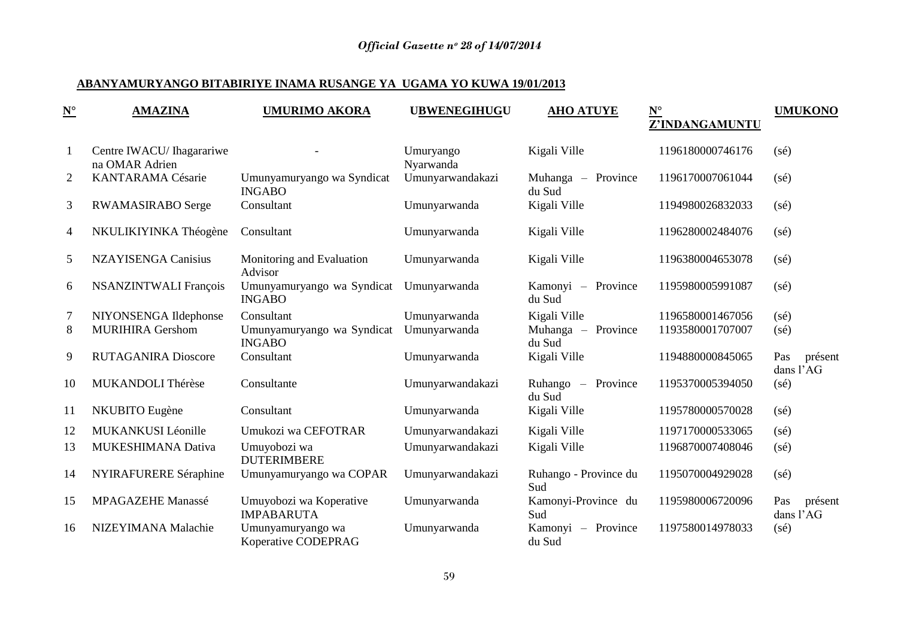**ABANYAMURYANGO BITABIRIYE INAMA RUSANGE YA UGAMA YO KUWA 19/01/2013**

| N° | AMAZINA | UMURIMO AKORA | UBWENEGIHUGU | AHO ATUYE | N° Z'INDANGAMUNTU | UMUKONO |
|---|---|---|---|---|---|---|
| 1 | Centre IWACU/ Ihagarariwe na OMAR Adrien | - | Umuryango Nyarwanda | Kigali Ville | 1196180000746176 | (sé) |
| 2 | KANTARAMA Césarie | Umunyamuryango wa Syndicat INGABO | Umunyarwandakazi | Muhanga – Province du Sud | 1196170007061044 | (sé) |
| 3 | RWAMASIRABO Serge | Consultant | Umunyarwanda | Kigali Ville | 1194980026832033 | (sé) |
| 4 | NKULIKIYINKA Théogène | Consultant | Umunyarwanda | Kigali Ville | 1196280002484076 | (sé) |
| 5 | NZAYISENGA Canisius | Monitoring and Evaluation Advisor | Umunyarwanda | Kigali Ville | 1196380004653078 | (sé) |
| 6 | NSANZINTWALI François | Umunyamuryango wa Syndicat INGABO | Umunyarwanda | Kamonyi – Province du Sud | 1195980005991087 | (sé) |
| 7 | NIYONSENGA Ildephonse | Consultant | Umunyarwanda | Kigali Ville | 1196580001467056 | (sé) |
| 8 | MURIHIRA Gershom | Umunyamuryango wa Syndicat INGABO | Umunyarwanda | Muhanga – Province du Sud | 1193580001707007 | (sé) |
| 9 | RUTAGANIRA Dioscore | Consultant | Umunyarwanda | Kigali Ville | 1194880000845065 | Pas présent dans l'AG |
| 10 | MUKANDOLI Thérèse | Consultante | Umunyarwandakazi | Ruhango – Province du Sud | 1195370005394050 | (sé) |
| 11 | NKUBITO Eugène | Consultant | Umunyarwanda | Kigali Ville | 1195780000570028 | (sé) |
| 12 | MUKANKUSI Léonille | Umukozi wa CEFOTRAR | Umunyarwandakazi | Kigali Ville | 1197170000533065 | (sé) |
| 13 | MUKESHIMANA Dativa | Umuyobozi wa DUTERIMBERE | Umunyarwandakazi | Kigali Ville | 1196870007408046 | (sé) |
| 14 | NYIRAFURERE Séraphine | Umunyamuryango wa COPAR | Umunyarwandakazi | Ruhango - Province du Sud | 1195070004929028 | (sé) |
| 15 | MPAGAZEHE Manassé | Umuyobozi wa Koperative IMPABARUTA | Umunyarwanda | Kamonyi-Province du Sud | 1195980006720096 | Pas présent dans l'AG |
| 16 | NIZEYIMANA Malachie | Umunyamuryango wa Koperative CODEPRAG | Umunyarwanda | Kamonyi – Province du Sud | 1197580014978033 | (sé) |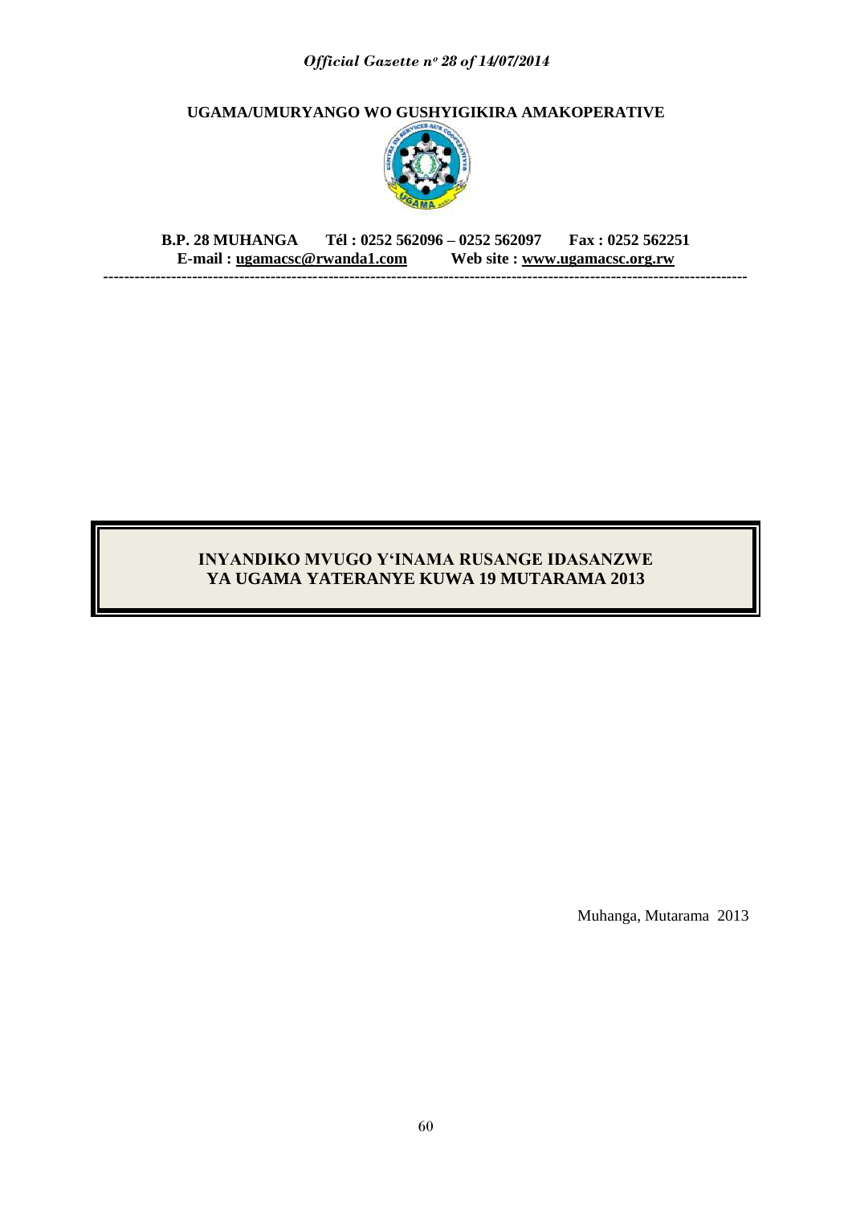**UGAMA/UMURYANGO WO GUSHYIGIKIRA AMAKOPERATIVE**

**B.P. 28 MUHANGA Tél : 0252 562096 – 0252 562097 Fax : 0252 562251**
**E-mail : ugamacsc@rwanda1.com Web site : www.ugamacsc.org.rw**

---

# INYANDIKO MVUGO Y'INAMA RUSANGE IDASANZWE YA UGAMA YATERANYE KUWA 19 MUTARAMA 2013

Muhanga, Mutarama 2013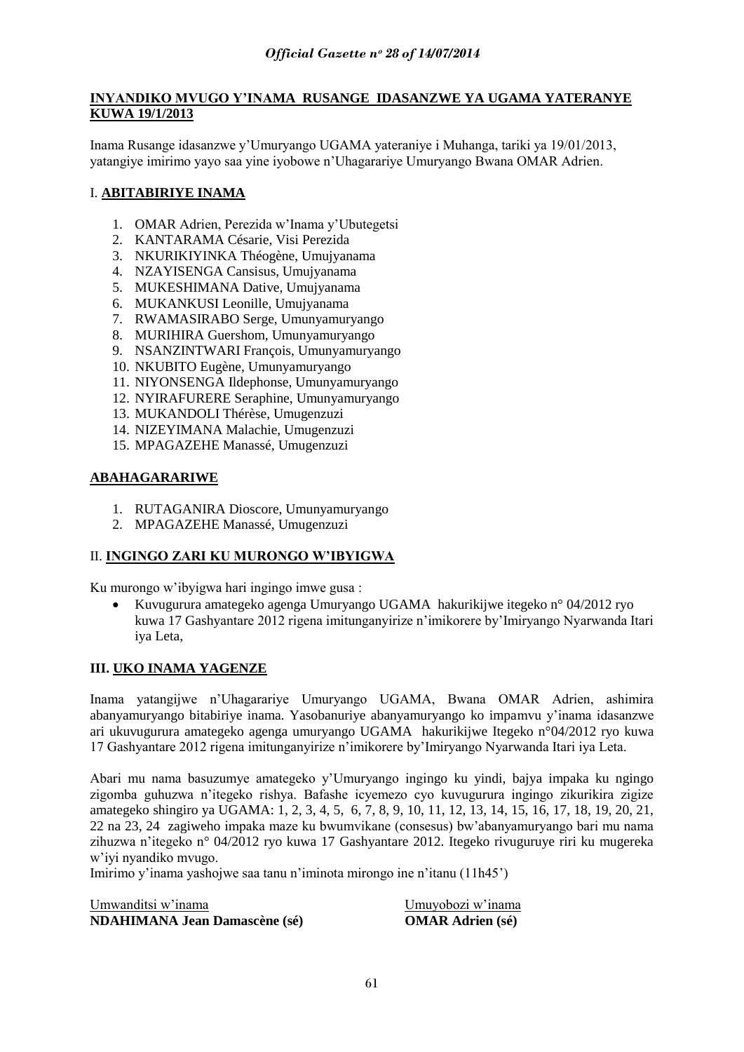**INYANDIKO MVUGO Y'INAMA RUSANGE IDASANZWE YA UGAMA YATERANYE KUWA 19/1/2013**

Inama Rusange idasanzwe y'Umuryango UGAMA yateraniye i Muhanga, tariki ya 19/01/2013, yatangiye imirimo yayo saa yine iyobowe n'Uhagarariye Umuryango Bwana OMAR Adrien.

## I. ABITABIRIYE INAMA

1. OMAR Adrien, Perezida w'Inama y'Ubutegetsi
2. KANTARAMA Césarie, Visi Perezida
3. NKURIKIYINKA Théogène, Umujyanama
4. NZAYISENGA Cansisus, Umujyanama
5. MUKESHIMANA Dative, Umujyanama
6. MUKANKUSI Leonille, Umujyanama
7. RWAMASIRABO Serge, Umunyamuryango
8. MURIHIRA Guershom, Umunyamuryango
9. NSANZINTWARI François, Umunyamuryango
10. NKUBITO Eugène, Umunyamuryango
11. NIYONSENGA Ildephonse, Umunyamuryango
12. NYIRAFURERE Seraphine, Umunyamuryango
13. MUKANDOLI Thérèse, Umugenzuzi
14. NIZEYIMANA Malachie, Umugenzuzi
15. MPAGAZEHE Manassé, Umugenzuzi

## ABAHAGARARIWE

1. RUTAGANIRA Dioscore, Umunyamuryango
2. MPAGAZEHE Manassé, Umugenzuzi

## II. INGINGO ZARI KU MURONGO W'IBYIGWA

Ku murongo w'ibyigwa hari ingingo imwe gusa :

- Kuvugurura amategeko agenga Umuryango UGAMA hakurikijwe itegeko n° 04/2012 ryo kuwa 17 Gashyantare 2012 rigena imitunganyirize n'imikorere by'Imiryango Nyarwanda Itari iya Leta,

## III. UKO INAMA YAGENZE

Inama yatangijwe n'Uhagarariye Umuryango UGAMA, Bwana OMAR Adrien, ashimira abanyamuryango bitabiriye inama. Yasobanuriye abanyamuryango ko impamvu y'inama idasanzwe ari ukuvugurura amategeko agenga umuryango UGAMA hakurikijwe Itegeko n°04/2012 ryo kuwa 17 Gashyantare 2012 rigena imitunganyirize n'imikorere by'Imiryango Nyarwanda Itari iya Leta.

Abari mu nama basuzumye amategeko y'Umuryango ingingo ku yindi, bajya impaka ku ngingo zigomba guhuzwa n'itegeko rishya. Bafashe icyemezo cyo kuvugurura ingingo zikurikira zigize amategeko shingiro ya UGAMA: 1, 2, 3, 4, 5, 6, 7, 8, 9, 10, 11, 12, 13, 14, 15, 16, 17, 18, 19, 20, 21, 22 na 23, 24 zagiweho impaka maze ku bwumvikane (consesus) bw'abanyamuryango bari mu nama zihuzwa n'itegeko n° 04/2012 ryo kuwa 17 Gashyantare 2012. Itegeko rivuguruye riri ku mugereka w'iyi nyandiko mvugo.

Imirimo y'inama yashojwe saa tanu n'iminota mirongo ine n'itanu (11h45')

| Umwanditsi w'inama | Umuyobozi w'inama |
|---|---|
| **NDAHIMANA Jean Damascène (sé)** | **OMAR Adrien (sé)** |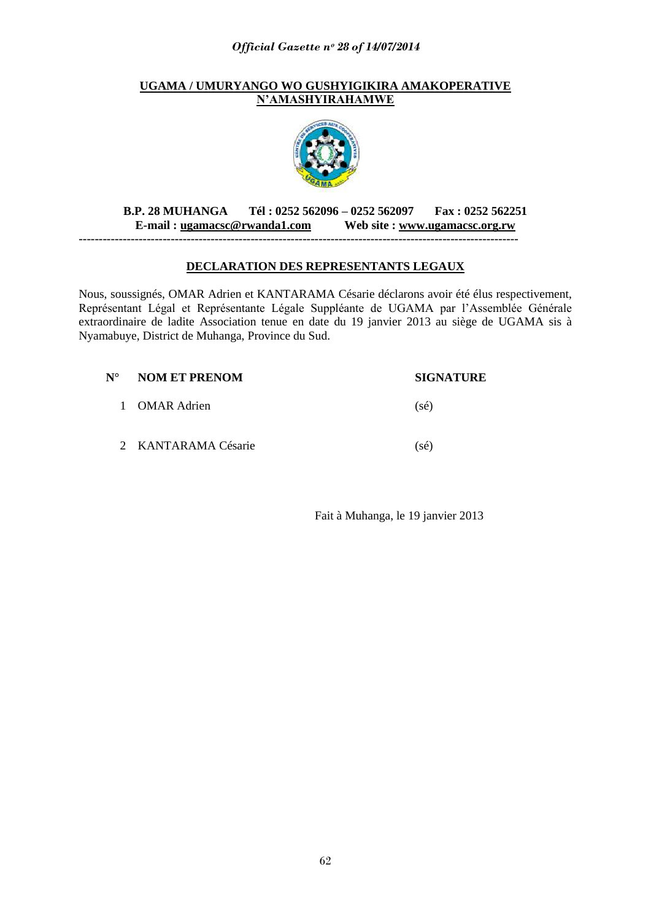**UGAMA / UMURYANGO WO GUSHYIGIKIRA AMAKOPERATIVE N'AMASHYIRAHAMWE**

**B.P. 28 MUHANGA Tél : 0252 562096 – 0252 562097 Fax : 0252 562251**
**E-mail : ugamacsc@rwanda1.com Web site : www.ugamacsc.org.rw**

---

## DECLARATION DES REPRESENTANTS LEGAUX

Nous, soussignés, OMAR Adrien et KANTARAMA Césarie déclarons avoir été élus respectivement, Représentant Légal et Représentante Légale Suppléante de UGAMA par l'Assemblée Générale extraordinaire de ladite Association tenue en date du 19 janvier 2013 au siège de UGAMA sis à Nyamabuye, District de Muhanga, Province du Sud.

| N° | NOM ET PRENOM | SIGNATURE |
|---|---|---|
| 1 | OMAR Adrien | (sé) |
| 2 | KANTARAMA Césarie | (sé) |

Fait à Muhanga, le 19 janvier 2013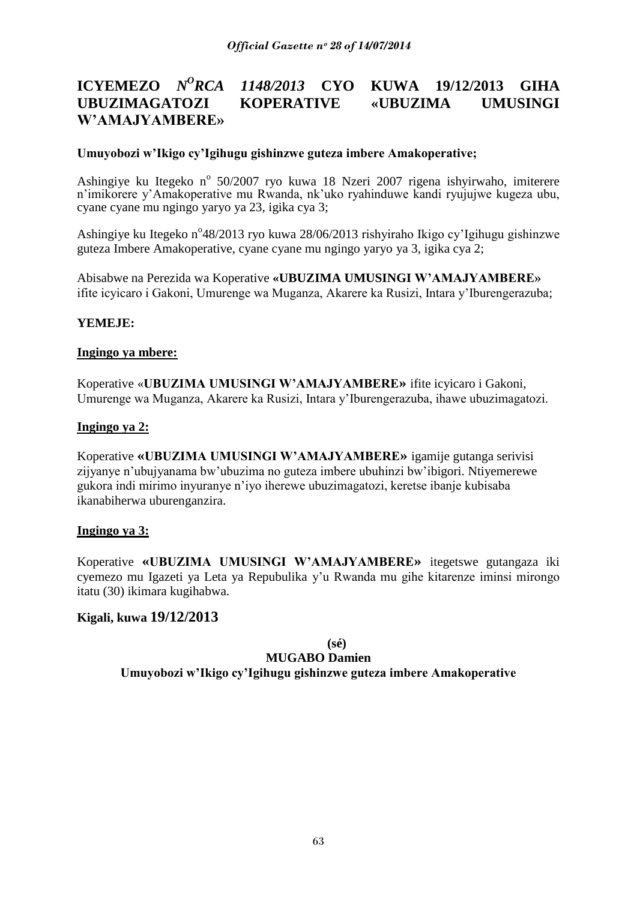## ICYEMEZO *N$^{O}$RCA 1148/2013* CYO KUWA 19/12/2013 GIHA UBUZIMAGATOZI KOPERATIVE «UBUZIMA UMUSINGI W'AMAJYAMBERE»

**Umuyobozi w'Ikigo cy'Igihugu gishinzwe guteza imbere Amakoperative;**

Ashingiye ku Itegeko n° 50/2007 ryo kuwa 18 Nzeri 2007 rigena ishyirwaho, imiterere n'imikorere y'Amakoperative mu Rwanda, nk'uko ryahinduwe kandi ryujujwe kugeza ubu, cyane cyane mu ngingo yaryo ya 23, igika cya 3;

Ashingiye ku Itegeko n°48/2013 ryo kuwa 28/06/2013 rishyiraho Ikigo cy'Igihugu gishinzwe guteza Imbere Amakoperative, cyane cyane mu ngingo yaryo ya 3, igika cya 2;

Abisabwe na Perezida wa Koperative **«UBUZIMA UMUSINGI W'AMAJYAMBERE»** ifite icyicaro i Gakoni, Umurenge wa Muganza, Akarere ka Rusizi, Intara y'Iburengerazuba;

**YEMEJE:**

**Ingingo ya mbere:**

Koperative «**UBUZIMA UMUSINGI W'AMAJYAMBERE»** ifite icyicaro i Gakoni, Umurenge wa Muganza, Akarere ka Rusizi, Intara y'Iburengerazuba, ihawe ubuzimagatozi.

**Ingingo ya 2:**

Koperative **«UBUZIMA UMUSINGI W'AMAJYAMBERE»** igamije gutanga serivisi zijyanye n'ubujyanama bw'ubuzima no guteza imbere ubuhinzi bw'ibigori. Ntiyemerewe gukora indi mirimo inyuranye n'iyo iherewe ubuzimagatozi, keretse ibanje kubisaba ikanabiherwa uburenganzira.

**Ingingo ya 3:**

Koperative **«UBUZIMA UMUSINGI W'AMAJYAMBERE»** itegetswe gutangaza iki cyemezo mu Igazeti ya Leta ya Repubulika y'u Rwanda mu gihe kitarenze iminsi mirongo itatu (30) ikimara kugihabwa.

**Kigali, kuwa 19/12/2013**

**(sé)**

**MUGABO Damien**

**Umuyobozi w'Ikigo cy'Igihugu gishinzwe guteza imbere Amakoperative**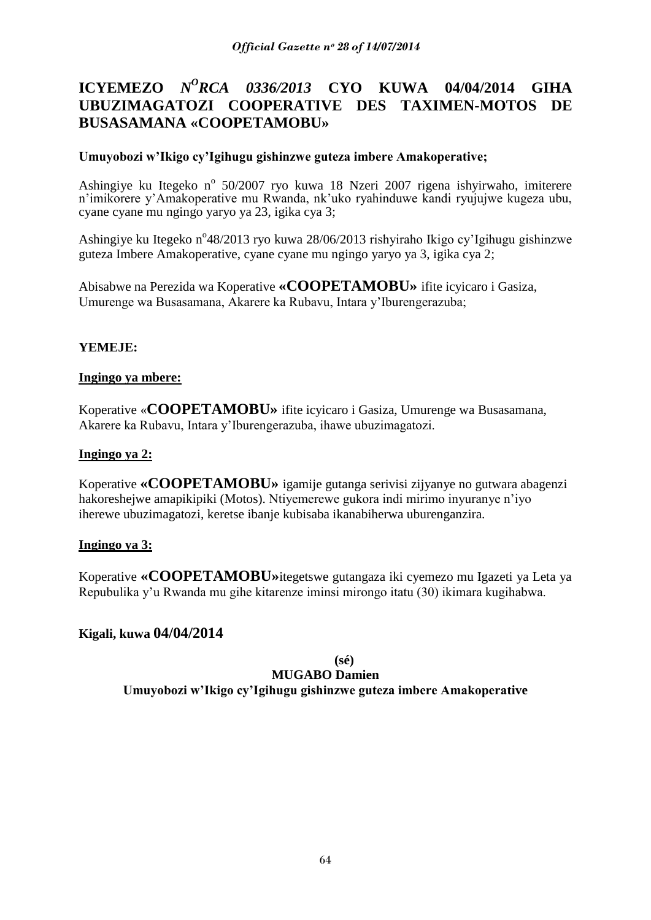# ICYEMEZO *N^O^RCA 0336/2013* CYO KUWA 04/04/2014 GIHA UBUZIMAGATOZI COOPERATIVE DES TAXIMEN-MOTOS DE BUSASAMANA «COOPETAMOBU»

**Umuyobozi w'Ikigo cy'Igihugu gishinzwe guteza imbere Amakoperative;**

Ashingiye ku Itegeko n° 50/2007 ryo kuwa 18 Nzeri 2007 rigena ishyirwaho, imiterere n'imikorere y'Amakoperative mu Rwanda, nk'uko ryahinduwe kandi ryujujwe kugeza ubu, cyane cyane mu ngingo yaryo ya 23, igika cya 3;

Ashingiye ku Itegeko n°48/2013 ryo kuwa 28/06/2013 rishyiraho Ikigo cy'Igihugu gishinzwe guteza Imbere Amakoperative, cyane cyane mu ngingo yaryo ya 3, igika cya 2;

Abisabwe na Perezida wa Koperative **«COOPETAMOBU»** ifite icyicaro i Gasiza, Umurenge wa Busasamana, Akarere ka Rubavu, Intara y'Iburengerazuba;

**YEMEJE:**

**Ingingo ya mbere:**

Koperative «**COOPETAMOBU»** ifite icyicaro i Gasiza, Umurenge wa Busasamana, Akarere ka Rubavu, Intara y'Iburengerazuba, ihawe ubuzimagatozi.

**Ingingo ya 2:**

Koperative **«COOPETAMOBU»** igamije gutanga serivisi zijyanye no gutwara abagenzi hakoreshejwe amapikipiki (Motos). Ntiyemerewe gukora indi mirimo inyuranye n'iyo iherewe ubuzimagatozi, keretse ibanje kubisaba ikanabiherwa uburenganzira.

**Ingingo ya 3:**

Koperative **«COOPETAMOBU»**itegetswe gutangaza iki cyemezo mu Igazeti ya Leta ya Repubulika y'u Rwanda mu gihe kitarenze iminsi mirongo itatu (30) ikimara kugihabwa.

**Kigali, kuwa 04/04/2014**

**(sé)**

**MUGABO Damien**

**Umuyobozi w'Ikigo cy'Igihugu gishinzwe guteza imbere Amakoperative**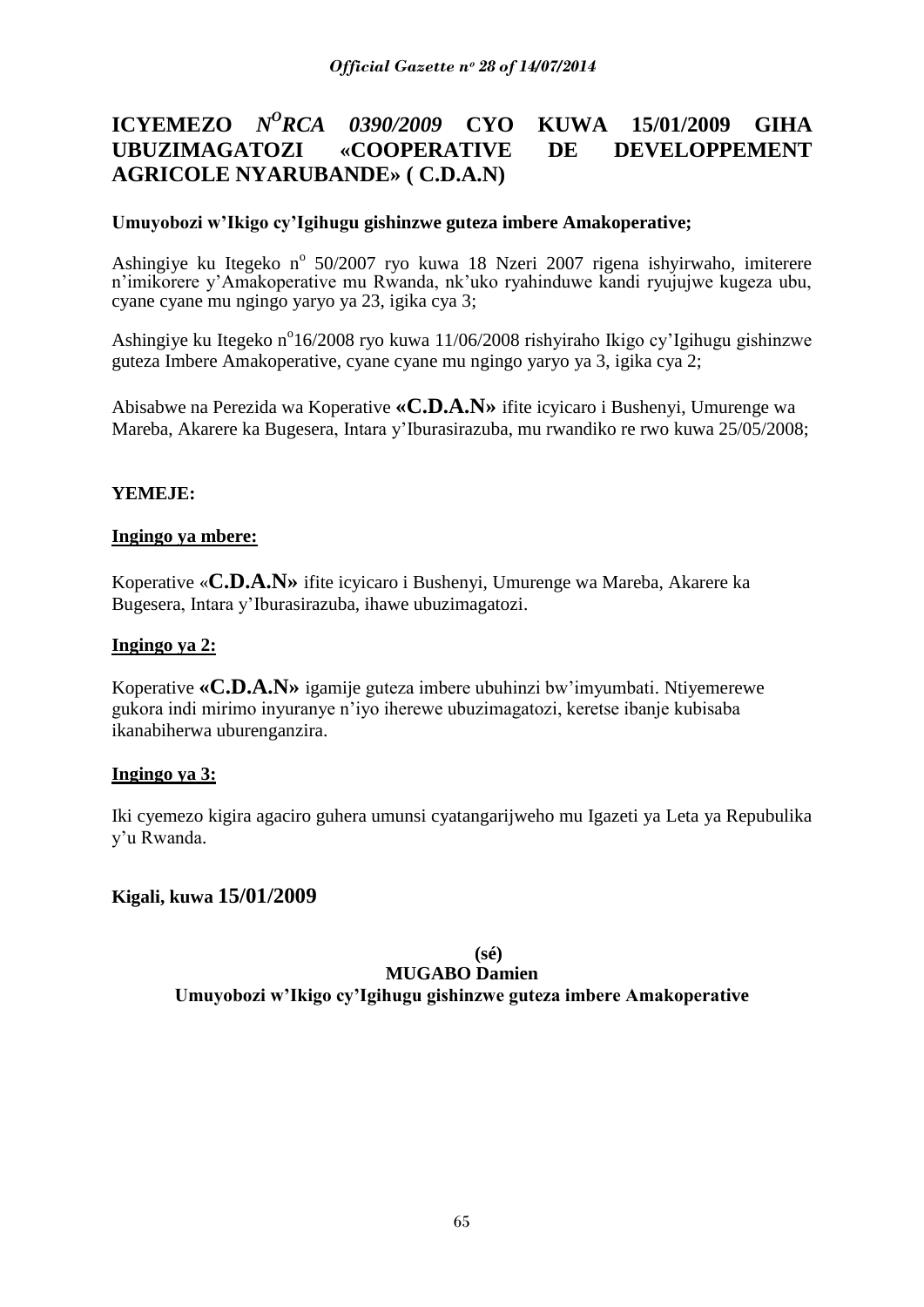# ICYEMEZO *N<sup>O</sup>RCA 0390/2009* CYO KUWA 15/01/2009 GIHA UBUZIMAGATOZI «COOPERATIVE DE DEVELOPPEMENT AGRICOLE NYARUBANDE» ( C.D.A.N)

**Umuyobozi w'Ikigo cy'Igihugu gishinzwe guteza imbere Amakoperative;**

Ashingiye ku Itegeko n° 50/2007 ryo kuwa 18 Nzeri 2007 rigena ishyirwaho, imiterere n'imikorere y'Amakoperative mu Rwanda, nk'uko ryahinduwe kandi ryujujwe kugeza ubu, cyane cyane mu ngingo yaryo ya 23, igika cya 3;

Ashingiye ku Itegeko n°16/2008 ryo kuwa 11/06/2008 rishyiraho Ikigo cy'Igihugu gishinzwe guteza Imbere Amakoperative, cyane cyane mu ngingo yaryo ya 3, igika cya 2;

Abisabwe na Perezida wa Koperative **«C.D.A.N»** ifite icyicaro i Bushenyi, Umurenge wa Mareba, Akarere ka Bugesera, Intara y'Iburasirazuba, mu rwandiko re rwo kuwa 25/05/2008;

**YEMEJE:**

**Ingingo ya mbere:**

Koperative «**C.D.A.N»** ifite icyicaro i Bushenyi, Umurenge wa Mareba, Akarere ka Bugesera, Intara y'Iburasirazuba, ihawe ubuzimagatozi.

**Ingingo ya 2:**

Koperative **«C.D.A.N»** igamije guteza imbere ubuhinzi bw'imyumbati. Ntiyemerewe gukora indi mirimo inyuranye n'iyo iherewe ubuzimagatozi, keretse ibanje kubisaba ikanabiherwa uburenganzira.

**Ingingo ya 3:**

Iki cyemezo kigira agaciro guhera umunsi cyatangarijweho mu Igazeti ya Leta ya Repubulika y'u Rwanda.

**Kigali, kuwa 15/01/2009**

**(sé)**
**MUGABO Damien**
**Umuyobozi w'Ikigo cy'Igihugu gishinzwe guteza imbere Amakoperative**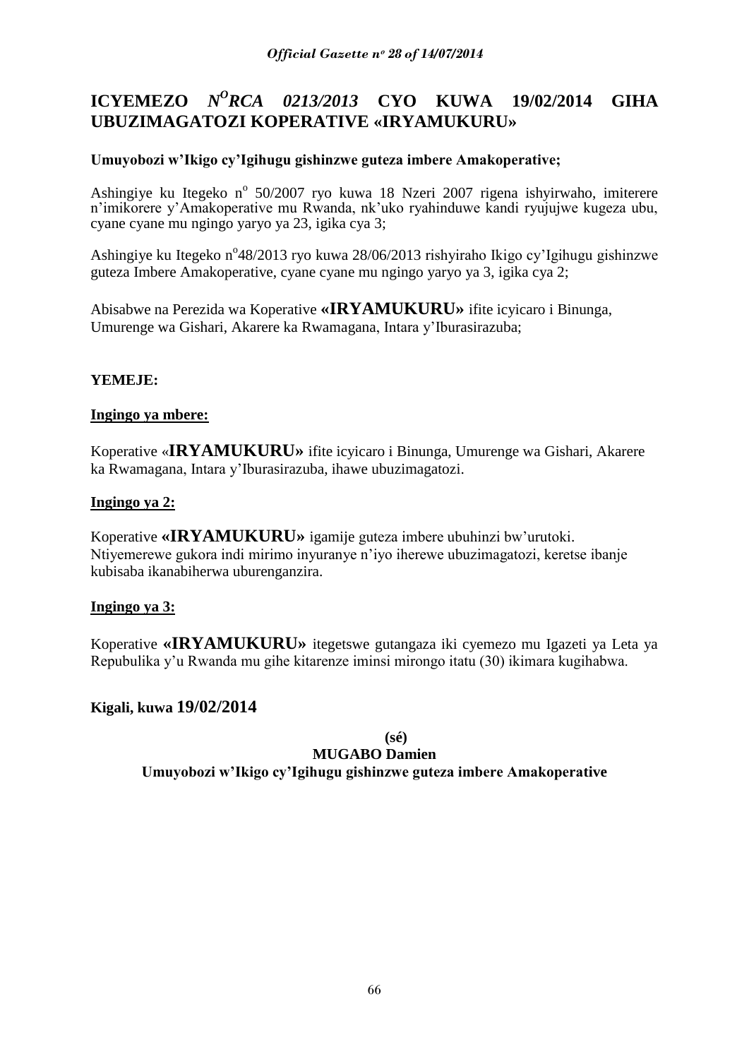# ICYEMEZO *N^O RCA 0213/2013* CYO KUWA 19/02/2014 GIHA UBUZIMAGATOZI KOPERATIVE «IRYAMUKURU»

**Umuyobozi w'Ikigo cy'Igihugu gishinzwe guteza imbere Amakoperative;**

Ashingiye ku Itegeko n° 50/2007 ryo kuwa 18 Nzeri 2007 rigena ishyirwaho, imiterere n'imikorere y'Amakoperative mu Rwanda, nk'uko ryahinduwe kandi ryujujwe kugeza ubu, cyane cyane mu ngingo yaryo ya 23, igika cya 3;

Ashingiye ku Itegeko n°48/2013 ryo kuwa 28/06/2013 rishyiraho Ikigo cy'Igihugu gishinzwe guteza Imbere Amakoperative, cyane cyane mu ngingo yaryo ya 3, igika cya 2;

Abisabwe na Perezida wa Koperative **«IRYAMUKURU»** ifite icyicaro i Binunga, Umurenge wa Gishari, Akarere ka Rwamagana, Intara y'Iburasirazuba;

**YEMEJE:**

**Ingingo ya mbere:**

Koperative «**IRYAMUKURU»** ifite icyicaro i Binunga, Umurenge wa Gishari, Akarere ka Rwamagana, Intara y'Iburasirazuba, ihawe ubuzimagatozi.

**Ingingo ya 2:**

Koperative **«IRYAMUKURU»** igamije guteza imbere ubuhinzi bw'urutoki. Ntiyemerewe gukora indi mirimo inyuranye n'iyo iherewe ubuzimagatozi, keretse ibanje kubisaba ikanabiherwa uburenganzira.

**Ingingo ya 3:**

Koperative **«IRYAMUKURU»** itegetswe gutangaza iki cyemezo mu Igazeti ya Leta ya Repubulika y'u Rwanda mu gihe kitarenze iminsi mirongo itatu (30) ikimara kugihabwa.

**Kigali, kuwa 19/02/2014**

**(sé)**

**MUGABO Damien**

**Umuyobozi w'Ikigo cy'Igihugu gishinzwe guteza imbere Amakoperative**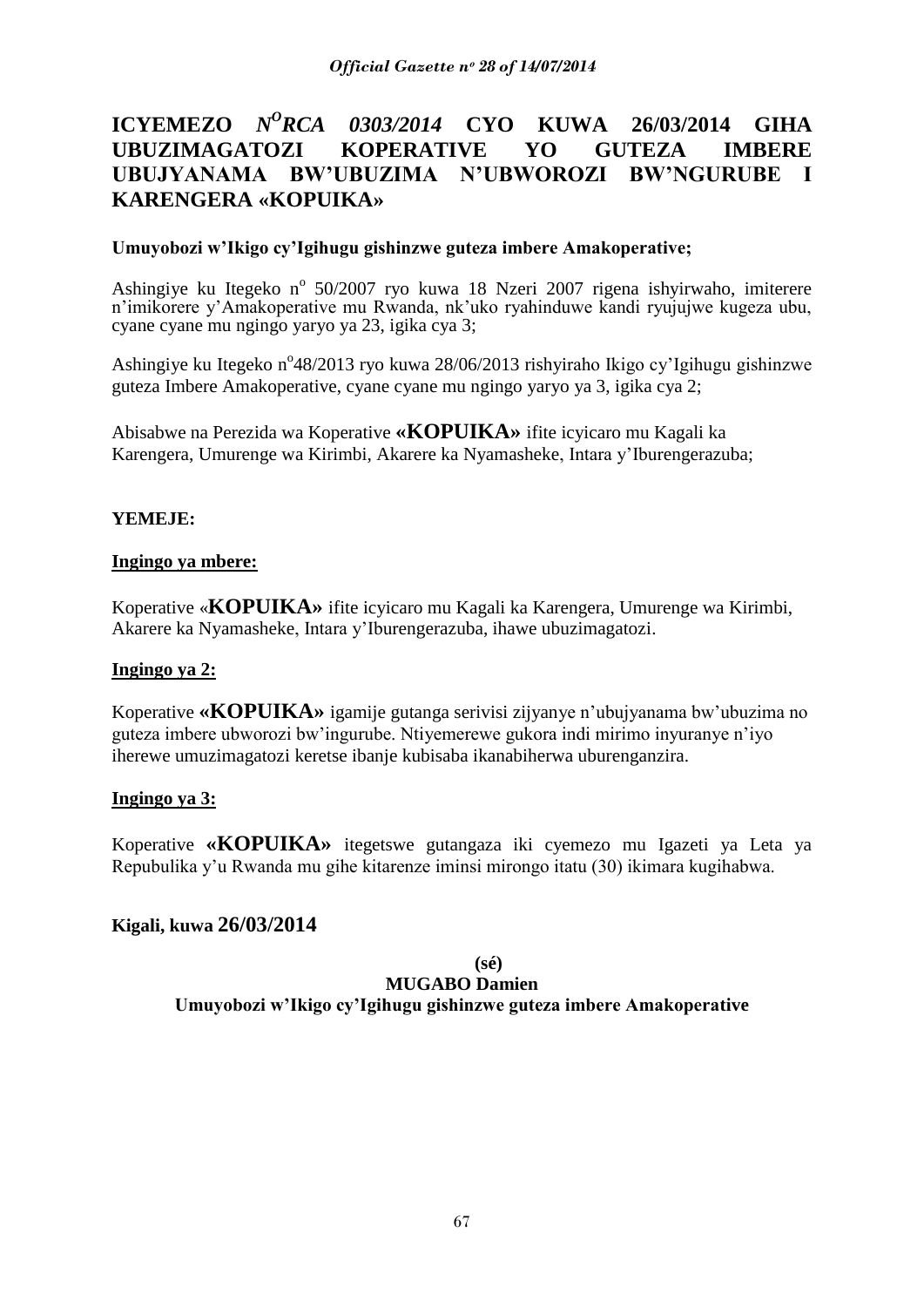# ICYEMEZO *N^O^RCA 0303/2014* CYO KUWA 26/03/2014 GIHA UBUZIMAGATOZI KOPERATIVE YO GUTEZA IMBERE UBUJYANAMA BW'UBUZIMA N'UBWOROZI BW'NGURUBE I KARENGERA «KOPUIKA»

**Umuyobozi w'Ikigo cy'Igihugu gishinzwe guteza imbere Amakoperative;**

Ashingiye ku Itegeko n° 50/2007 ryo kuwa 18 Nzeri 2007 rigena ishyirwaho, imiterere n'imikorere y'Amakoperative mu Rwanda, nk'uko ryahinduwe kandi ryujujwe kugeza ubu, cyane cyane mu ngingo yaryo ya 23, igika cya 3;

Ashingiye ku Itegeko n°48/2013 ryo kuwa 28/06/2013 rishyiraho Ikigo cy'Igihugu gishinzwe guteza Imbere Amakoperative, cyane cyane mu ngingo yaryo ya 3, igika cya 2;

Abisabwe na Perezida wa Koperative **«KOPUIKA»** ifite icyicaro mu Kagali ka Karengera, Umurenge wa Kirimbi, Akarere ka Nyamasheke, Intara y'Iburengerazuba;

**YEMEJE:**

**Ingingo ya mbere:**

Koperative «**KOPUIKA»** ifite icyicaro mu Kagali ka Karengera, Umurenge wa Kirimbi, Akarere ka Nyamasheke, Intara y'Iburengerazuba, ihawe ubuzimagatozi.

**Ingingo ya 2:**

Koperative **«KOPUIKA»** igamije gutanga serivisi zijyanye n'ubujyanama bw'ubuzima no guteza imbere ubworozi bw'ingurube. Ntiyemerewe gukora indi mirimo inyuranye n'iyo iherewe umuzimagatozi keretse ibanje kubisaba ikanabiherwa uburenganzira.

**Ingingo ya 3:**

Koperative **«KOPUIKA»** itegetswe gutangaza iki cyemezo mu Igazeti ya Leta ya Repubulika y'u Rwanda mu gihe kitarenze iminsi mirongo itatu (30) ikimara kugihabwa.

**Kigali, kuwa 26/03/2014**

**(sé)**

**MUGABO Damien**

**Umuyobozi w'Ikigo cy'Igihugu gishinzwe guteza imbere Amakoperative**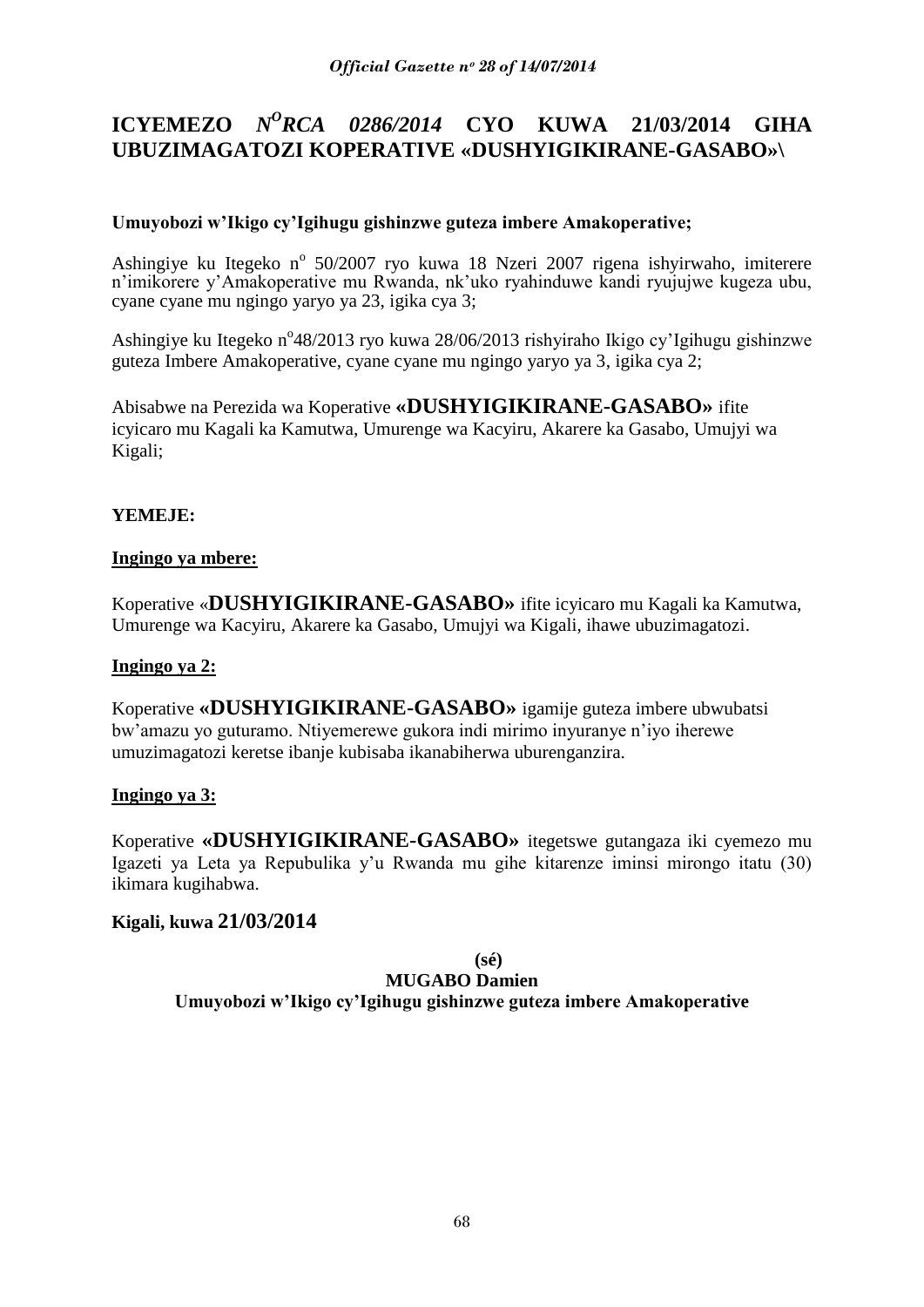# ICYEMEZO *N[O]RCA 0286/2014* CYO KUWA 21/03/2014 GIHA UBUZIMAGATOZI KOPERATIVE «DUSHYIGIKIRANE-GASABO»\

**Umuyobozi w'Ikigo cy'Igihugu gishinzwe guteza imbere Amakoperative;**

Ashingiye ku Itegeko n° 50/2007 ryo kuwa 18 Nzeri 2007 rigena ishyirwaho, imiterere n'imikorere y'Amakoperative mu Rwanda, nk'uko ryahinduwe kandi ryujujwe kugeza ubu, cyane cyane mu ngingo yaryo ya 23, igika cya 3;

Ashingiye ku Itegeko n°48/2013 ryo kuwa 28/06/2013 rishyiraho Ikigo cy'Igihugu gishinzwe guteza Imbere Amakoperative, cyane cyane mu ngingo yaryo ya 3, igika cya 2;

Abisabwe na Perezida wa Koperative **«DUSHYIGIKIRANE-GASABO»** ifite icyicaro mu Kagali ka Kamutwa, Umurenge wa Kacyiru, Akarere ka Gasabo, Umujyi wa Kigali;

**YEMEJE:**

**Ingingo ya mbere:**

Koperative «**DUSHYIGIKIRANE-GASABO»** ifite icyicaro mu Kagali ka Kamutwa, Umurenge wa Kacyiru, Akarere ka Gasabo, Umujyi wa Kigali, ihawe ubuzimagatozi.

**Ingingo ya 2:**

Koperative **«DUSHYIGIKIRANE-GASABO»** igamije guteza imbere ubwubatsi bw'amazu yo guturamo. Ntiyemerewe gukora indi mirimo inyuranye n'iyo iherewe umuzimagatozi keretse ibanje kubisaba ikanabiherwa uburenganzira.

**Ingingo ya 3:**

Koperative **«DUSHYIGIKIRANE-GASABO»** itegetswe gutangaza iki cyemezo mu Igazeti ya Leta ya Repubulika y'u Rwanda mu gihe kitarenze iminsi mirongo itatu (30) ikimara kugihabwa.

**Kigali, kuwa 21/03/2014**

**(sé)**

**MUGABO Damien**

**Umuyobozi w'Ikigo cy'Igihugu gishinzwe guteza imbere Amakoperative**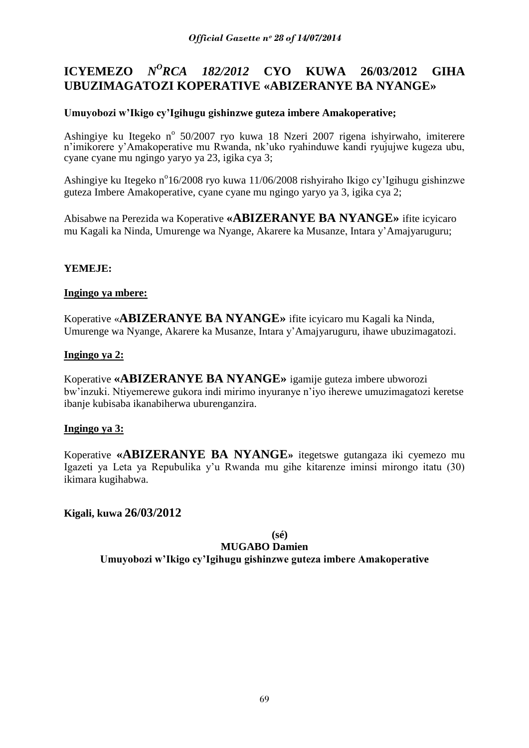# ICYEMEZO *N$^{O}$RCA 182/2012* CYO KUWA 26/03/2012 GIHA UBUZIMAGATOZI KOPERATIVE «ABIZERANYE BA NYANGE»

**Umuyobozi w'Ikigo cy'Igihugu gishinzwe guteza imbere Amakoperative;**

Ashingiye ku Itegeko n$^{o}$ 50/2007 ryo kuwa 18 Nzeri 2007 rigena ishyirwaho, imiterere n'imikorere y'Amakoperative mu Rwanda, nk'uko ryahinduwe kandi ryujujwe kugeza ubu, cyane cyane mu ngingo yaryo ya 23, igika cya 3;

Ashingiye ku Itegeko n$^{o}$16/2008 ryo kuwa 11/06/2008 rishyiraho Ikigo cy'Igihugu gishinzwe guteza Imbere Amakoperative, cyane cyane mu ngingo yaryo ya 3, igika cya 2;

Abisabwe na Perezida wa Koperative **«ABIZERANYE BA NYANGE»** ifite icyicaro mu Kagali ka Ninda, Umurenge wa Nyange, Akarere ka Musanze, Intara y'Amajyaruguru;

**YEMEJE:**

**Ingingo ya mbere:**

Koperative «**ABIZERANYE BA NYANGE»** ifite icyicaro mu Kagali ka Ninda, Umurenge wa Nyange, Akarere ka Musanze, Intara y'Amajyaruguru, ihawe ubuzimagatozi.

**Ingingo ya 2:**

Koperative **«ABIZERANYE BA NYANGE»** igamije guteza imbere ubworozi bw'inzuki. Ntiyemerewe gukora indi mirimo inyuranye n'iyo iherewe umuzimagatozi keretse ibanje kubisaba ikanabiherwa uburenganzira.

**Ingingo ya 3:**

Koperative **«ABIZERANYE BA NYANGE»** itegetswe gutangaza iki cyemezo mu Igazeti ya Leta ya Repubulika y'u Rwanda mu gihe kitarenze iminsi mirongo itatu (30) ikimara kugihabwa.

**Kigali, kuwa 26/03/2012**

**(sé)**

**MUGABO Damien**

**Umuyobozi w'Ikigo cy'Igihugu gishinzwe guteza imbere Amakoperative**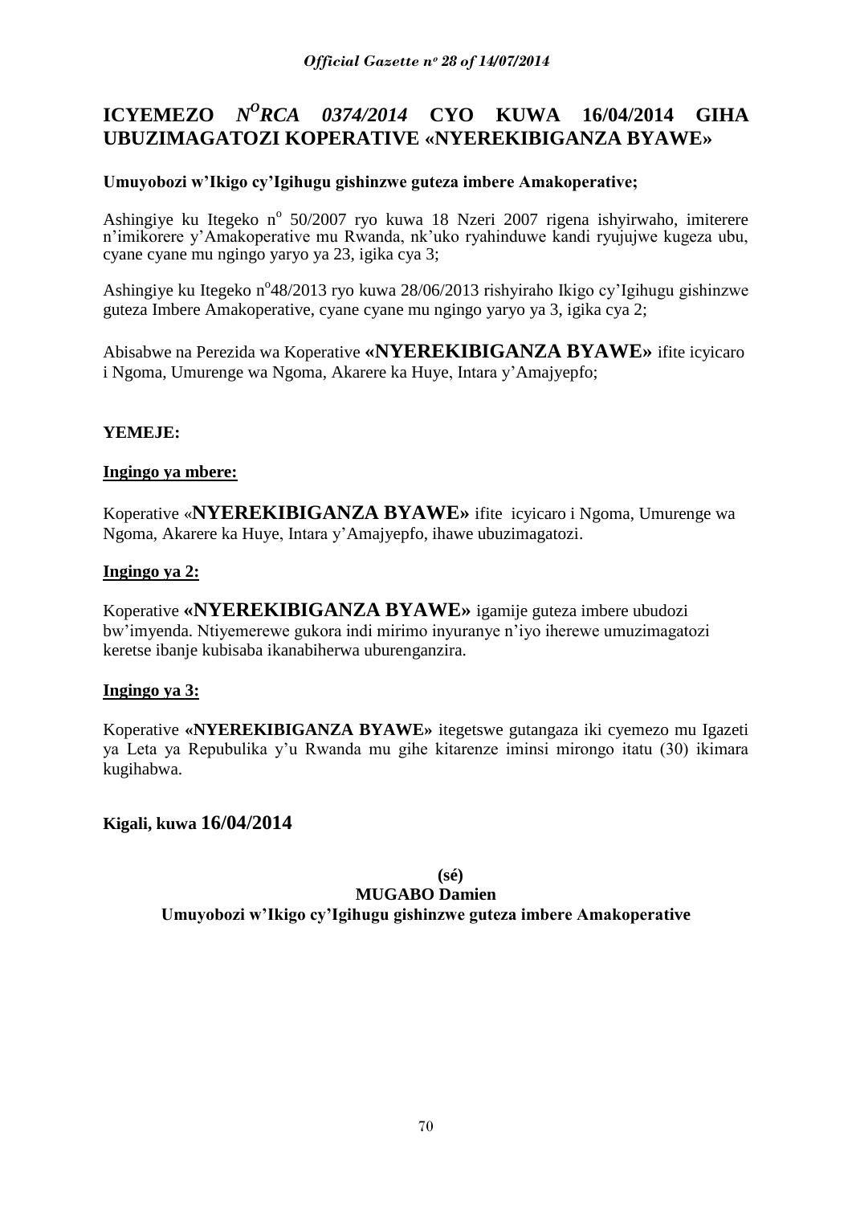# ICYEMEZO *N^O^RCA 0374/2014* CYO KUWA 16/04/2014 GIHA UBUZIMAGATOZI KOPERATIVE «NYEREKIBIGANZA BYAWE»

**Umuyobozi w'Ikigo cy'Igihugu gishinzwe guteza imbere Amakoperative;**

Ashingiye ku Itegeko n$^o$ 50/2007 ryo kuwa 18 Nzeri 2007 rigena ishyirwaho, imiterere n'imikorere y'Amakoperative mu Rwanda, nk'uko ryahinduwe kandi ryujujwe kugeza ubu, cyane cyane mu ngingo yaryo ya 23, igika cya 3;

Ashingiye ku Itegeko n$^o$48/2013 ryo kuwa 28/06/2013 rishyiraho Ikigo cy'Igihugu gishinzwe guteza Imbere Amakoperative, cyane cyane mu ngingo yaryo ya 3, igika cya 2;

Abisabwe na Perezida wa Koperative **«NYEREKIBIGANZA BYAWE»** ifite icyicaro i Ngoma, Umurenge wa Ngoma, Akarere ka Huye, Intara y'Amajyepfo;

**YEMEJE:**

**Ingingo ya mbere:**

Koperative «**NYEREKIBIGANZA BYAWE»** ifite icyicaro i Ngoma, Umurenge wa Ngoma, Akarere ka Huye, Intara y'Amajyepfo, ihawe ubuzimagatozi.

**Ingingo ya 2:**

Koperative **«NYEREKIBIGANZA BYAWE»** igamije guteza imbere ubudozi bw'imyenda. Ntiyemerewe gukora indi mirimo inyuranye n'iyo iherewe umuzimagatozi keretse ibanje kubisaba ikanabiherwa uburenganzira.

**Ingingo ya 3:**

Koperative **«NYEREKIBIGANZA BYAWE»** itegetswe gutangaza iki cyemezo mu Igazeti ya Leta ya Repubulika y'u Rwanda mu gihe kitarenze iminsi mirongo itatu (30) ikimara kugihabwa.

**Kigali, kuwa 16/04/2014**

**(sé)**

**MUGABO Damien**

**Umuyobozi w'Ikigo cy'Igihugu gishinzwe guteza imbere Amakoperative**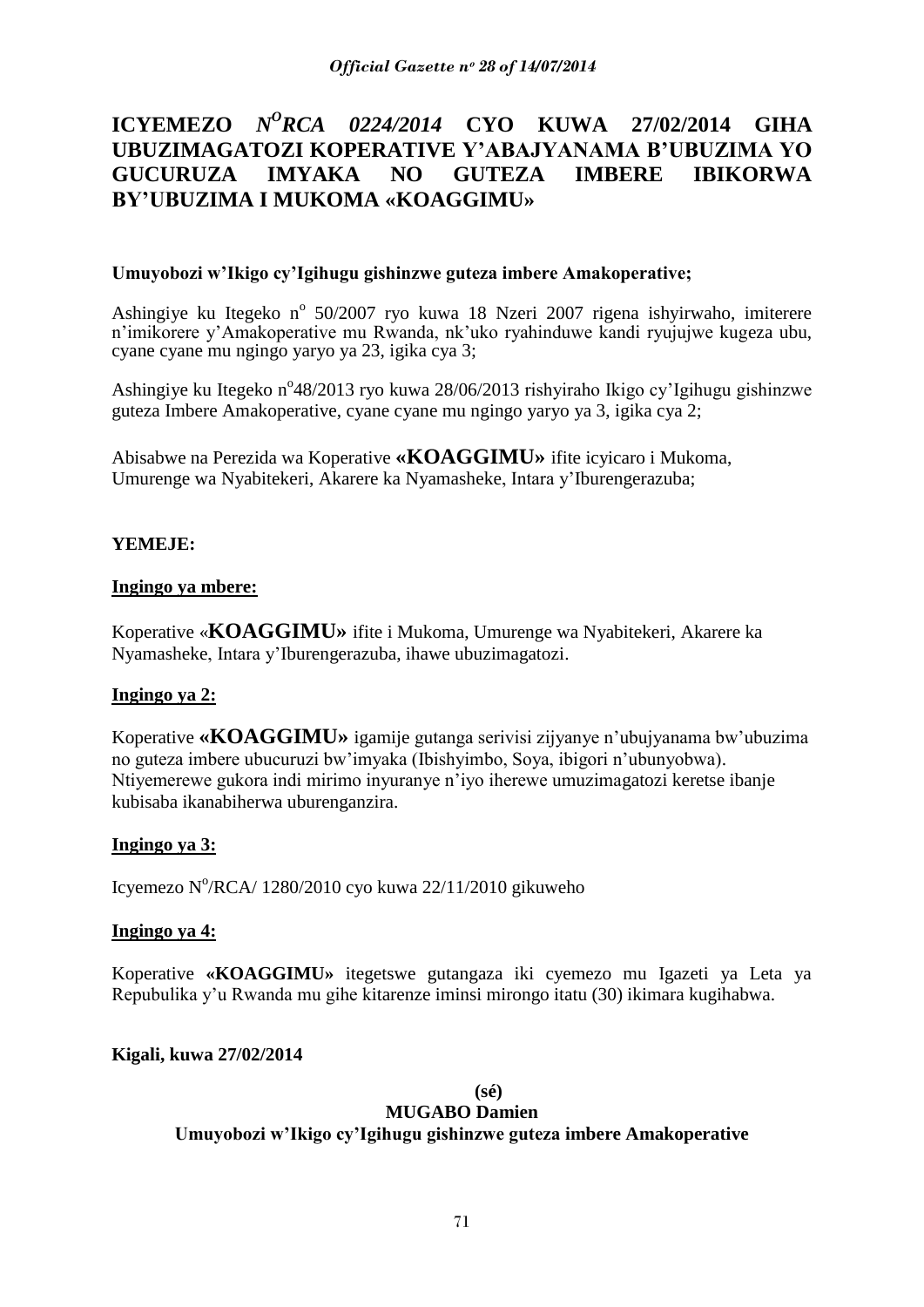# ICYEMEZO *N^O RCA 0224/2014* CYO KUWA 27/02/2014 GIHA UBUZIMAGATOZI KOPERATIVE Y'ABAJYANAMA B'UBUZIMA YO GUCURUZA IMYAKA NO GUTEZA IMBERE IBIKORWA BY'UBUZIMA I MUKOMA «KOAGGIMU»

**Umuyobozi w'Ikigo cy'Igihugu gishinzwe guteza imbere Amakoperative;**

Ashingiye ku Itegeko n° 50/2007 ryo kuwa 18 Nzeri 2007 rigena ishyirwaho, imiterere n'imikorere y'Amakoperative mu Rwanda, nk'uko ryahinduwe kandi ryujujwe kugeza ubu, cyane cyane mu ngingo yaryo ya 23, igika cya 3;

Ashingiye ku Itegeko n°48/2013 ryo kuwa 28/06/2013 rishyiraho Ikigo cy'Igihugu gishinzwe guteza Imbere Amakoperative, cyane cyane mu ngingo yaryo ya 3, igika cya 2;

Abisabwe na Perezida wa Koperative **«KOAGGIMU»** ifite icyicaro i Mukoma, Umurenge wa Nyabitekeri, Akarere ka Nyamasheke, Intara y'Iburengerazuba;

**YEMEJE:**

**Ingingo ya mbere:**

Koperative «**KOAGGIMU»** ifite i Mukoma, Umurenge wa Nyabitekeri, Akarere ka Nyamasheke, Intara y'Iburengerazuba, ihawe ubuzimagatozi.

**Ingingo ya 2:**

Koperative **«KOAGGIMU»** igamije gutanga serivisi zijyanye n'ubujyanama bw'ubuzima no guteza imbere ubucuruzi bw'imyaka (Ibishyimbo, Soya, ibigori n'ubunyobwa). Ntiyemerewe gukora indi mirimo inyuranye n'iyo iherewe umuzimagatozi keretse ibanje kubisaba ikanabiherwa uburenganzira.

**Ingingo ya 3:**

Icyemezo N°/RCA/ 1280/2010 cyo kuwa 22/11/2010 gikuweho

**Ingingo ya 4:**

Koperative **«KOAGGIMU»** itegetswe gutangaza iki cyemezo mu Igazeti ya Leta ya Repubulika y'u Rwanda mu gihe kitarenze iminsi mirongo itatu (30) ikimara kugihabwa.

**Kigali, kuwa 27/02/2014**

**(sé)**

**MUGABO Damien**

**Umuyobozi w'Ikigo cy'Igihugu gishinzwe guteza imbere Amakoperative**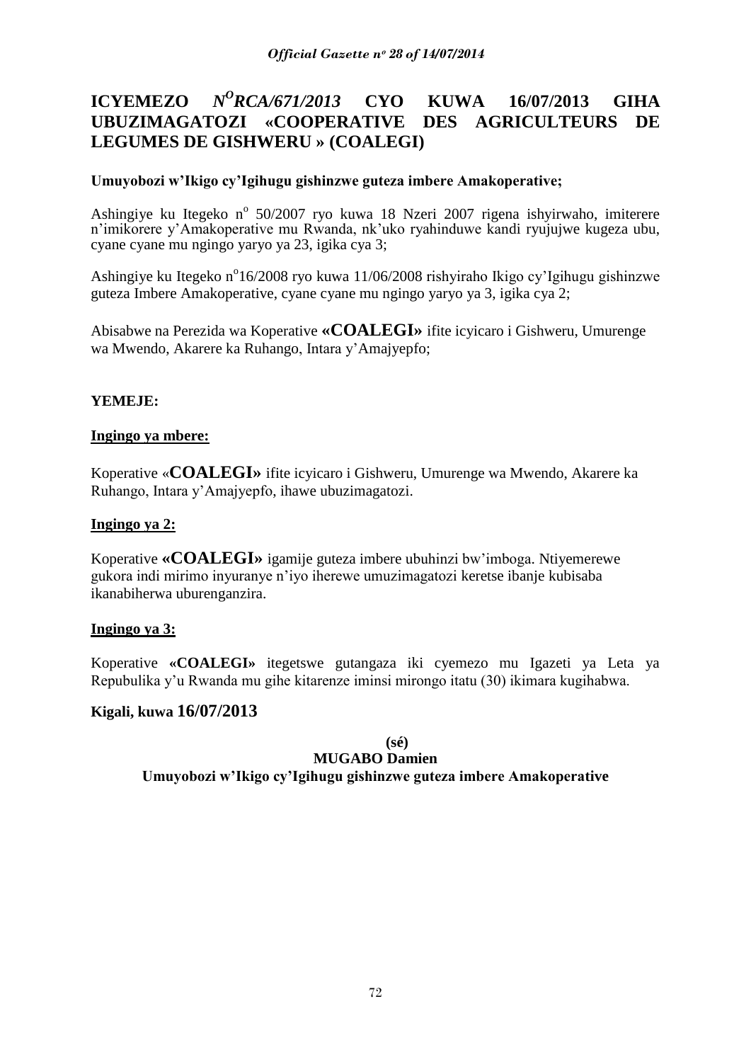# ICYEMEZO *N<sup>O</sup>RCA/671/2013* CYO KUWA 16/07/2013 GIHA UBUZIMAGATOZI «COOPERATIVE DES AGRICULTEURS DE LEGUMES DE GISHWERU » (COALEGI)

**Umuyobozi w'Ikigo cy'Igihugu gishinzwe guteza imbere Amakoperative;**

Ashingiye ku Itegeko n<sup>o</sup> 50/2007 ryo kuwa 18 Nzeri 2007 rigena ishyirwaho, imiterere n'imikorere y'Amakoperative mu Rwanda, nk'uko ryahinduwe kandi ryujujwe kugeza ubu, cyane cyane mu ngingo yaryo ya 23, igika cya 3;

Ashingiye ku Itegeko n<sup>o</sup>16/2008 ryo kuwa 11/06/2008 rishyiraho Ikigo cy'Igihugu gishinzwe guteza Imbere Amakoperative, cyane cyane mu ngingo yaryo ya 3, igika cya 2;

Abisabwe na Perezida wa Koperative **«COALEGI»** ifite icyicaro i Gishweru, Umurenge wa Mwendo, Akarere ka Ruhango, Intara y'Amajyepfo;

**YEMEJE:**

**Ingingo ya mbere:**

Koperative «**COALEGI»** ifite icyicaro i Gishweru, Umurenge wa Mwendo, Akarere ka Ruhango, Intara y'Amajyepfo, ihawe ubuzimagatozi.

**Ingingo ya 2:**

Koperative **«COALEGI»** igamije guteza imbere ubuhinzi bw'imboga. Ntiyemerewe gukora indi mirimo inyuranye n'iyo iherewe umuzimagatozi keretse ibanje kubisaba ikanabiherwa uburenganzira.

**Ingingo ya 3:**

Koperative **«COALEGI»** itegetswe gutangaza iki cyemezo mu Igazeti ya Leta ya Repubulika y'u Rwanda mu gihe kitarenze iminsi mirongo itatu (30) ikimara kugihabwa.

**Kigali, kuwa 16/07/2013**

**(sé)**
**MUGABO Damien**
**Umuyobozi w'Ikigo cy'Igihugu gishinzwe guteza imbere Amakoperative**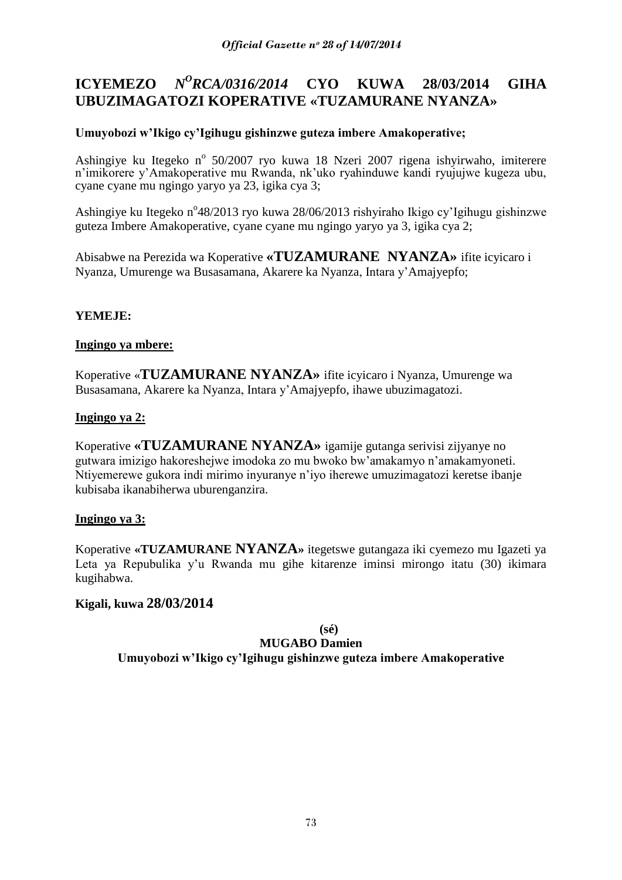# ICYEMEZO *N$^{O}$RCA/0316/2014* CYO KUWA 28/03/2014 GIHA UBUZIMAGATOZI KOPERATIVE «TUZAMURANE NYANZA»

**Umuyobozi w'Ikigo cy'Igihugu gishinzwe guteza imbere Amakoperative;**

Ashingiye ku Itegeko n$^{o}$ 50/2007 ryo kuwa 18 Nzeri 2007 rigena ishyirwaho, imiterere n'imikorere y'Amakoperative mu Rwanda, nk'uko ryahinduwe kandi ryujujwe kugeza ubu, cyane cyane mu ngingo yaryo ya 23, igika cya 3;

Ashingiye ku Itegeko n$^{o}$48/2013 ryo kuwa 28/06/2013 rishyiraho Ikigo cy'Igihugu gishinzwe guteza Imbere Amakoperative, cyane cyane mu ngingo yaryo ya 3, igika cya 2;

Abisabwe na Perezida wa Koperative **«TUZAMURANE NYANZA»** ifite icyicaro i Nyanza, Umurenge wa Busasamana, Akarere ka Nyanza, Intara y'Amajyepfo;

**YEMEJE:**

**Ingingo ya mbere:**

Koperative «**TUZAMURANE NYANZA»** ifite icyicaro i Nyanza, Umurenge wa Busasamana, Akarere ka Nyanza, Intara y'Amajyepfo, ihawe ubuzimagatozi.

**Ingingo ya 2:**

Koperative **«TUZAMURANE NYANZA»** igamije gutanga serivisi zijyanye no gutwara imizigo hakoreshejwe imodoka zo mu bwoko bw'amakamyo n'amakamyoneti. Ntiyemerewe gukora indi mirimo inyuranye n'iyo iherewe umuzimagatozi keretse ibanje kubisaba ikanabiherwa uburenganzira.

**Ingingo ya 3:**

Koperative **«TUZAMURANE NYANZA»** itegetswe gutangaza iki cyemezo mu Igazeti ya Leta ya Repubulika y'u Rwanda mu gihe kitarenze iminsi mirongo itatu (30) ikimara kugihabwa.

**Kigali, kuwa 28/03/2014**

**(sé)**

**MUGABO Damien**

**Umuyobozi w'Ikigo cy'Igihugu gishinzwe guteza imbere Amakoperative**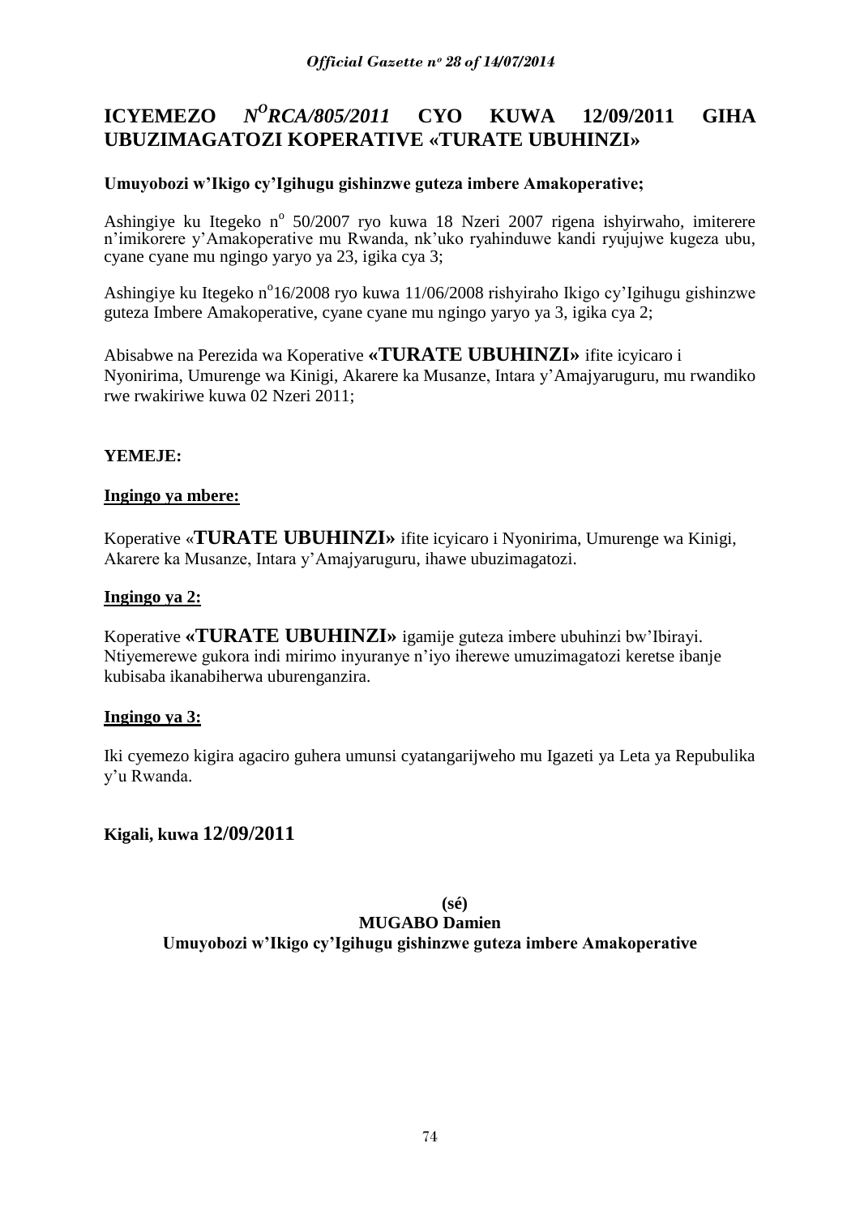# ICYEMEZO *N^O RCA/805/2011* CYO KUWA 12/09/2011 GIHA UBUZIMAGATOZI KOPERATIVE «TURATE UBUHINZI»

**Umuyobozi w'Ikigo cy'Igihugu gishinzwe guteza imbere Amakoperative;**

Ashingiye ku Itegeko n° 50/2007 ryo kuwa 18 Nzeri 2007 rigena ishyirwaho, imiterere n'imikorere y'Amakoperative mu Rwanda, nk'uko ryahinduwe kandi ryujujwe kugeza ubu, cyane cyane mu ngingo yaryo ya 23, igika cya 3;

Ashingiye ku Itegeko n°16/2008 ryo kuwa 11/06/2008 rishyiraho Ikigo cy'Igihugu gishinzwe guteza Imbere Amakoperative, cyane cyane mu ngingo yaryo ya 3, igika cya 2;

Abisabwe na Perezida wa Koperative **«TURATE UBUHINZI»** ifite icyicaro i Nyonirima, Umurenge wa Kinigi, Akarere ka Musanze, Intara y'Amajyaruguru, mu rwandiko rwe rwakiriwe kuwa 02 Nzeri 2011;

**YEMEJE:**

**Ingingo ya mbere:**

Koperative «**TURATE UBUHINZI»** ifite icyicaro i Nyonirima, Umurenge wa Kinigi, Akarere ka Musanze, Intara y'Amajyaruguru, ihawe ubuzimagatozi.

**Ingingo ya 2:**

Koperative **«TURATE UBUHINZI»** igamije guteza imbere ubuhinzi bw'Ibirayi. Ntiyemerewe gukora indi mirimo inyuranye n'iyo iherewe umuzimagatozi keretse ibanje kubisaba ikanabiherwa uburenganzira.

**Ingingo ya 3:**

Iki cyemezo kigira agaciro guhera umunsi cyatangarijweho mu Igazeti ya Leta ya Repubulika y'u Rwanda.

**Kigali, kuwa 12/09/2011**

**(sé)**

**MUGABO Damien**

**Umuyobozi w'Ikigo cy'Igihugu gishinzwe guteza imbere Amakoperative**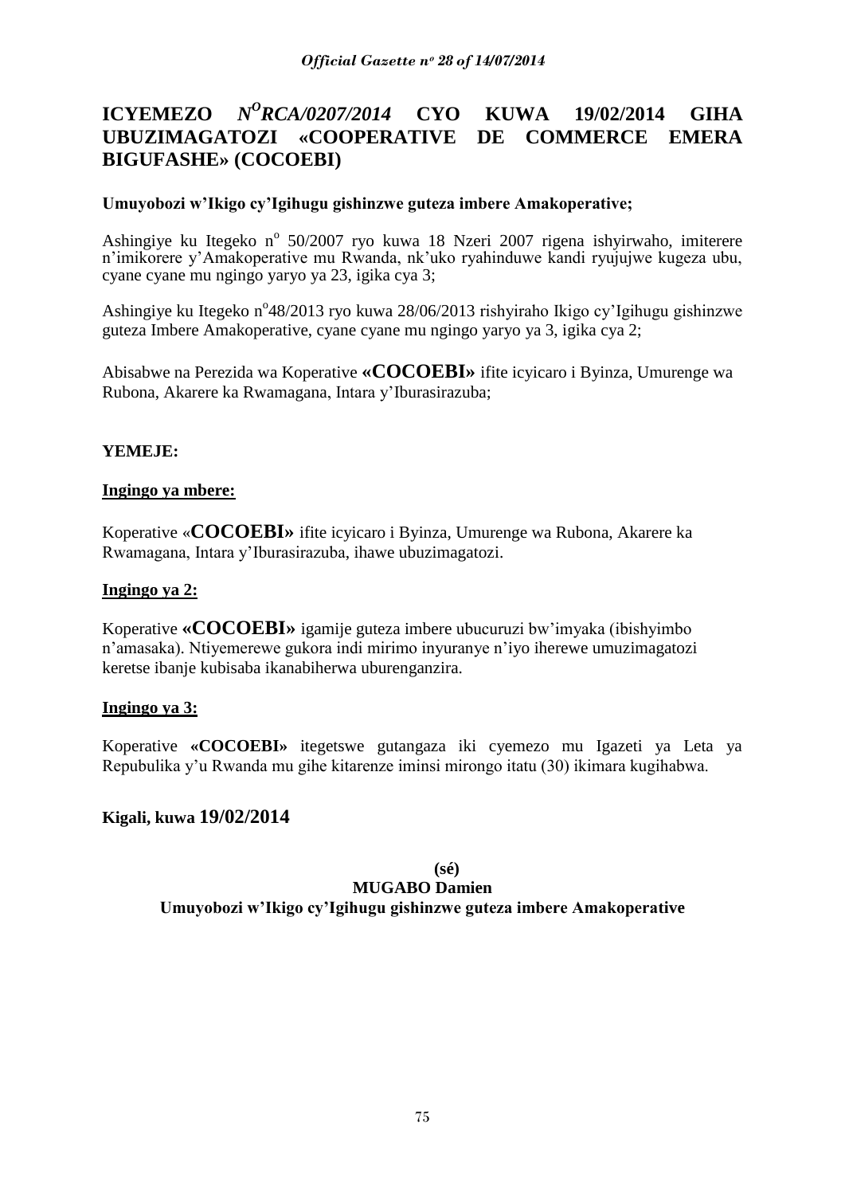## ICYEMEZO *N^O RCA/0207/2014* CYO KUWA 19/02/2014 GIHA UBUZIMAGATOZI «COOPERATIVE DE COMMERCE EMERA BIGUFASHE» (COCOEBI)

**Umuyobozi w'Ikigo cy'Igihugu gishinzwe guteza imbere Amakoperative;**

Ashingiye ku Itegeko n° 50/2007 ryo kuwa 18 Nzeri 2007 rigena ishyirwaho, imiterere n'imikorere y'Amakoperative mu Rwanda, nk'uko ryahinduwe kandi ryujujwe kugeza ubu, cyane cyane mu ngingo yaryo ya 23, igika cya 3;

Ashingiye ku Itegeko n°48/2013 ryo kuwa 28/06/2013 rishyiraho Ikigo cy'Igihugu gishinzwe guteza Imbere Amakoperative, cyane cyane mu ngingo yaryo ya 3, igika cya 2;

Abisabwe na Perezida wa Koperative **«COCOEBI»** ifite icyicaro i Byinza, Umurenge wa Rubona, Akarere ka Rwamagana, Intara y'Iburasirazuba;

**YEMEJE:**

**Ingingo ya mbere:**

Koperative «**COCOEBI»** ifite icyicaro i Byinza, Umurenge wa Rubona, Akarere ka Rwamagana, Intara y'Iburasirazuba, ihawe ubuzimagatozi.

**Ingingo ya 2:**

Koperative **«COCOEBI»** igamije guteza imbere ubucuruzi bw'imyaka (ibishyimbo n'amasaka). Ntiyemerewe gukora indi mirimo inyuranye n'iyo iherewe umuzimagatozi keretse ibanje kubisaba ikanabiherwa uburenganzira.

**Ingingo ya 3:**

Koperative **«COCOEBI»** itegetswe gutangaza iki cyemezo mu Igazeti ya Leta ya Repubulika y'u Rwanda mu gihe kitarenze iminsi mirongo itatu (30) ikimara kugihabwa.

**Kigali, kuwa 19/02/2014**

**(sé)**
**MUGABO Damien**
**Umuyobozi w'Ikigo cy'Igihugu gishinzwe guteza imbere Amakoperative**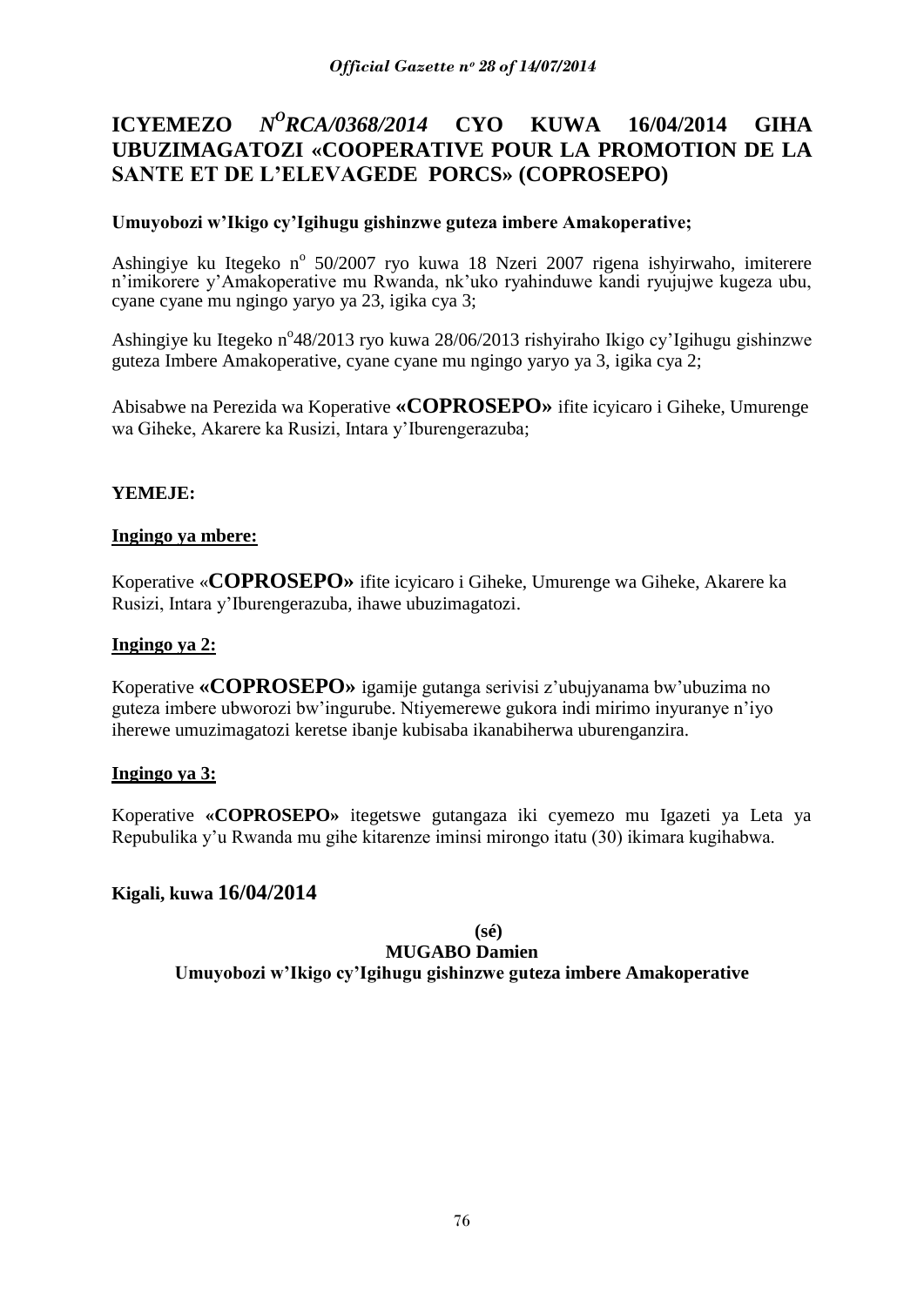# ICYEMEZO $N^O$*RCA/0368/2014* CYO KUWA 16/04/2014 GIHA UBUZIMAGATOZI «COOPERATIVE POUR LA PROMOTION DE LA SANTE ET DE L'ELEVAGEDE PORCS» (COPROSEPO)

**Umuyobozi w'Ikigo cy'Igihugu gishinzwe guteza imbere Amakoperative;**

Ashingiye ku Itegeko n$^o$ 50/2007 ryo kuwa 18 Nzeri 2007 rigena ishyirwaho, imiterere n'imikorere y'Amakoperative mu Rwanda, nk'uko ryahinduwe kandi ryujujwe kugeza ubu, cyane cyane mu ngingo yaryo ya 23, igika cya 3;

Ashingiye ku Itegeko n$^o$48/2013 ryo kuwa 28/06/2013 rishyiraho Ikigo cy'Igihugu gishinzwe guteza Imbere Amakoperative, cyane cyane mu ngingo yaryo ya 3, igika cya 2;

Abisabwe na Perezida wa Koperative **«COPROSEPO»** ifite icyicaro i Giheke, Umurenge wa Giheke, Akarere ka Rusizi, Intara y'Iburengerazuba;

**YEMEJE:**

**Ingingo ya mbere:**

Koperative «**COPROSEPO»** ifite icyicaro i Giheke, Umurenge wa Giheke, Akarere ka Rusizi, Intara y'Iburengerazuba, ihawe ubuzimagatozi.

**Ingingo ya 2:**

Koperative **«COPROSEPO»** igamije gutanga serivisi z'ubujyanama bw'ubuzima no guteza imbere ubworozi bw'ingurube. Ntiyemerewe gukora indi mirimo inyuranye n'iyo iherewe umuzimagatozi keretse ibanje kubisaba ikanabiherwa uburenganzira.

**Ingingo ya 3:**

Koperative **«COPROSEPO»** itegetswe gutangaza iki cyemezo mu Igazeti ya Leta ya Repubulika y'u Rwanda mu gihe kitarenze iminsi mirongo itatu (30) ikimara kugihabwa.

**Kigali, kuwa 16/04/2014**

**(sé)**

**MUGABO Damien**

**Umuyobozi w'Ikigo cy'Igihugu gishinzwe guteza imbere Amakoperative**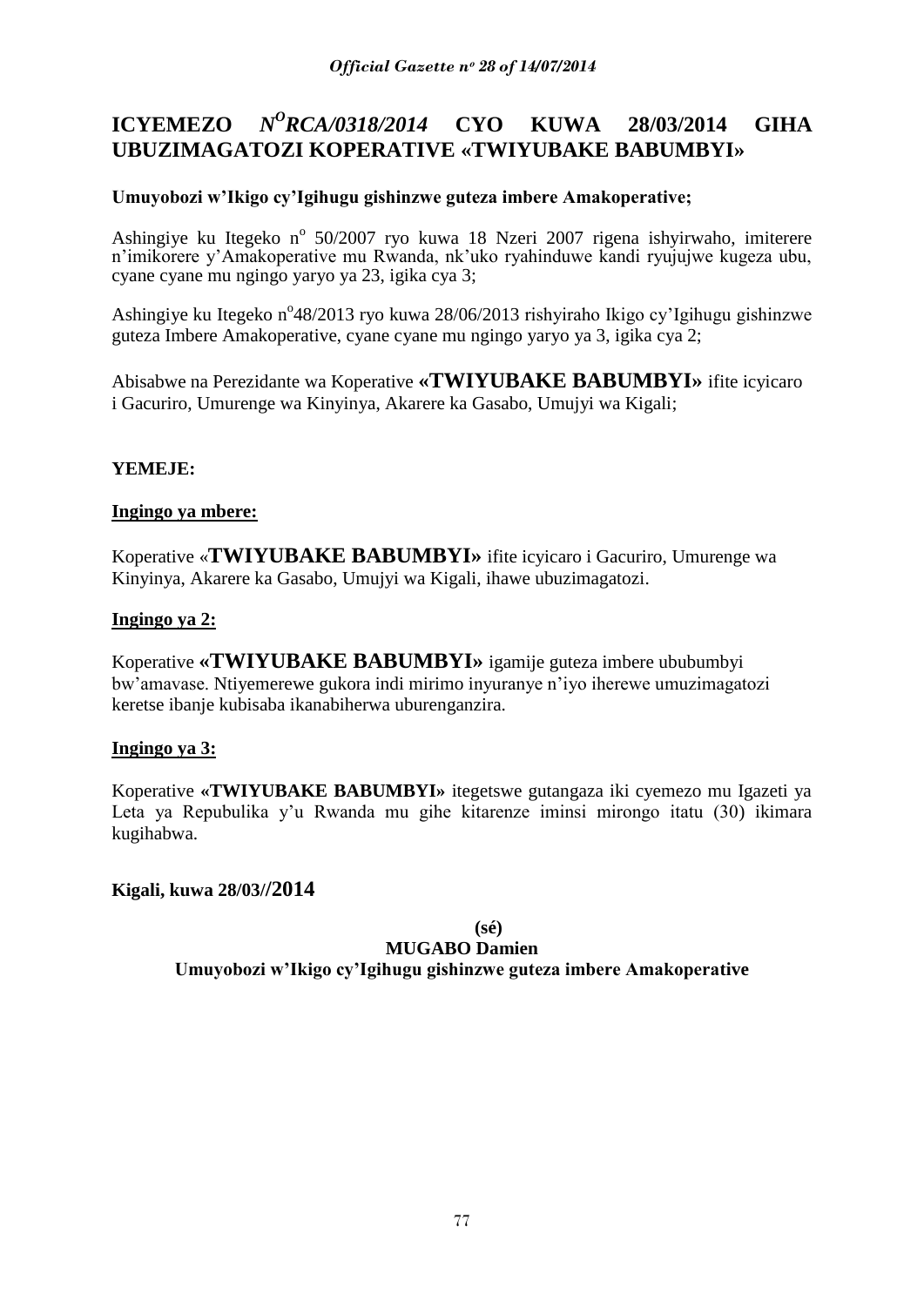# ICYEMEZO $N^O$*RCA/0318/2014* CYO KUWA 28/03/2014 GIHA UBUZIMAGATOZI KOPERATIVE «TWIYUBAKE BABUMBYI»

**Umuyobozi w'Ikigo cy'Igihugu gishinzwe guteza imbere Amakoperative;**

Ashingiye ku Itegeko n° 50/2007 ryo kuwa 18 Nzeri 2007 rigena ishyirwaho, imiterere n'imikorere y'Amakoperative mu Rwanda, nk'uko ryahinduwe kandi ryujujwe kugeza ubu, cyane cyane mu ngingo yaryo ya 23, igika cya 3;

Ashingiye ku Itegeko n°48/2013 ryo kuwa 28/06/2013 rishyiraho Ikigo cy'Igihugu gishinzwe guteza Imbere Amakoperative, cyane cyane mu ngingo yaryo ya 3, igika cya 2;

Abisabwe na Perezidante wa Koperative **«TWIYUBAKE BABUMBYI»** ifite icyicaro i Gacuriro, Umurenge wa Kinyinya, Akarere ka Gasabo, Umujyi wa Kigali;

**YEMEJE:**

**Ingingo ya mbere:**

Koperative «**TWIYUBAKE BABUMBYI»** ifite icyicaro i Gacuriro, Umurenge wa Kinyinya, Akarere ka Gasabo, Umujyi wa Kigali, ihawe ubuzimagatozi.

**Ingingo ya 2:**

Koperative **«TWIYUBAKE BABUMBYI»** igamije guteza imbere ububumbyi bw'amavase. Ntiyemerewe gukora indi mirimo inyuranye n'iyo iherewe umuzimagatozi keretse ibanje kubisaba ikanabiherwa uburenganzira.

**Ingingo ya 3:**

Koperative **«TWIYUBAKE BABUMBYI»** itegetswe gutangaza iki cyemezo mu Igazeti ya Leta ya Repubulika y'u Rwanda mu gihe kitarenze iminsi mirongo itatu (30) ikimara kugihabwa.

**Kigali, kuwa 28/03//2014**

**(sé)**

**MUGABO Damien**

**Umuyobozi w'Ikigo cy'Igihugu gishinzwe guteza imbere Amakoperative**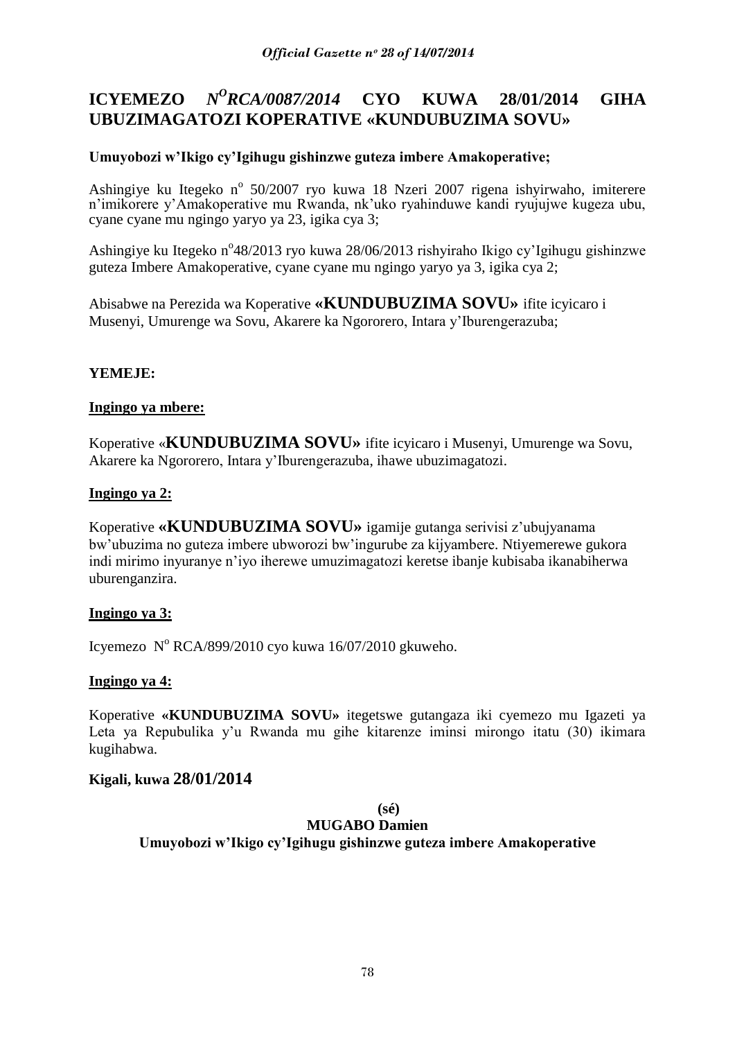# ICYEMEZO *N^O RCA/0087/2014* CYO KUWA 28/01/2014 GIHA UBUZIMAGATOZI KOPERATIVE «KUNDUBUZIMA SOVU»

**Umuyobozi w'Ikigo cy'Igihugu gishinzwe guteza imbere Amakoperative;**

Ashingiye ku Itegeko n° 50/2007 ryo kuwa 18 Nzeri 2007 rigena ishyirwaho, imiterere n'imikorere y'Amakoperative mu Rwanda, nk'uko ryahinduwe kandi ryujujwe kugeza ubu, cyane cyane mu ngingo yaryo ya 23, igika cya 3;

Ashingiye ku Itegeko n°48/2013 ryo kuwa 28/06/2013 rishyiraho Ikigo cy'Igihugu gishinzwe guteza Imbere Amakoperative, cyane cyane mu ngingo yaryo ya 3, igika cya 2;

Abisabwe na Perezida wa Koperative **«KUNDUBUZIMA SOVU»** ifite icyicaro i Musenyi, Umurenge wa Sovu, Akarere ka Ngororero, Intara y'Iburengerazuba;

**YEMEJE:**

**Ingingo ya mbere:**

Koperative «**KUNDUBUZIMA SOVU»** ifite icyicaro i Musenyi, Umurenge wa Sovu, Akarere ka Ngororero, Intara y'Iburengerazuba, ihawe ubuzimagatozi.

**Ingingo ya 2:**

Koperative **«KUNDUBUZIMA SOVU»** igamije gutanga serivisi z'ubujyanama bw'ubuzima no guteza imbere ubworozi bw'ingurube za kijyambere. Ntiyemerewe gukora indi mirimo inyuranye n'iyo iherewe umuzimagatozi keretse ibanje kubisaba ikanabiherwa uburenganzira.

**Ingingo ya 3:**

Icyemezo N° RCA/899/2010 cyo kuwa 16/07/2010 gkuweho.

**Ingingo ya 4:**

Koperative **«KUNDUBUZIMA SOVU»** itegetswe gutangaza iki cyemezo mu Igazeti ya Leta ya Repubulika y'u Rwanda mu gihe kitarenze iminsi mirongo itatu (30) ikimara kugihabwa.

**Kigali, kuwa 28/01/2014**

**(sé)**

**MUGABO Damien**

**Umuyobozi w'Ikigo cy'Igihugu gishinzwe guteza imbere Amakoperative**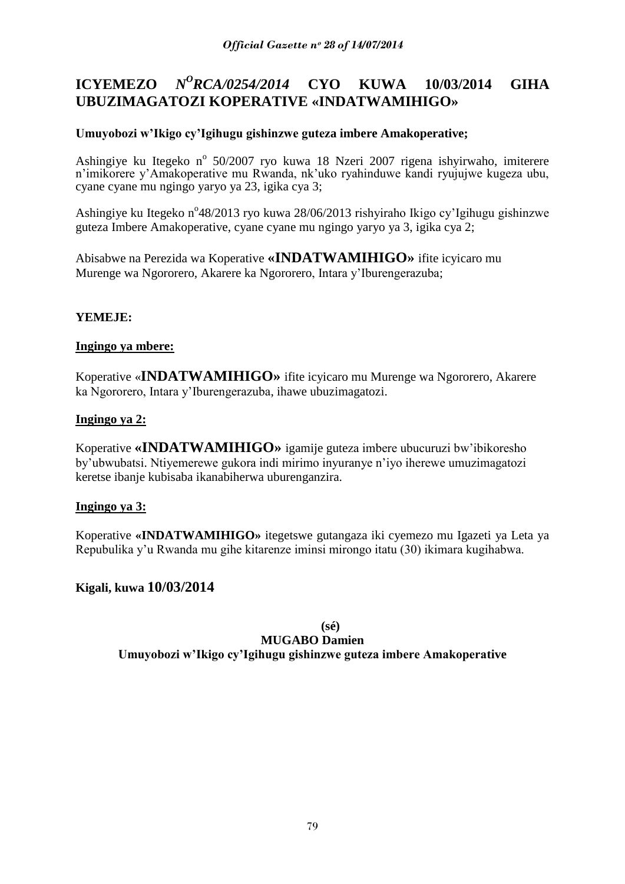# ICYEMEZO *N$^{O}$RCA/0254/2014* CYO KUWA 10/03/2014 GIHA UBUZIMAGATOZI KOPERATIVE «INDATWAMIHIGO»

**Umuyobozi w'Ikigo cy'Igihugu gishinzwe guteza imbere Amakoperative;**

Ashingiye ku Itegeko n$^{o}$ 50/2007 ryo kuwa 18 Nzeri 2007 rigena ishyirwaho, imiterere n'imikorere y'Amakoperative mu Rwanda, nk'uko ryahinduwe kandi ryujujwe kugeza ubu, cyane cyane mu ngingo yaryo ya 23, igika cya 3;

Ashingiye ku Itegeko n$^{o}$48/2013 ryo kuwa 28/06/2013 rishyiraho Ikigo cy'Igihugu gishinzwe guteza Imbere Amakoperative, cyane cyane mu ngingo yaryo ya 3, igika cya 2;

Abisabwe na Perezida wa Koperative **«INDATWAMIHIGO»** ifite icyicaro mu Murenge wa Ngororero, Akarere ka Ngororero, Intara y'Iburengerazuba;

**YEMEJE:**

**Ingingo ya mbere:**

Koperative «**INDATWAMIHIGO»** ifite icyicaro mu Murenge wa Ngororero, Akarere ka Ngororero, Intara y'Iburengerazuba, ihawe ubuzimagatozi.

**Ingingo ya 2:**

Koperative **«INDATWAMIHIGO»** igamije guteza imbere ubucuruzi bw'ibikoresho by'ubwubatsi. Ntiyemerewe gukora indi mirimo inyuranye n'iyo iherewe umuzimagatozi keretse ibanje kubisaba ikanabiherwa uburenganzira.

**Ingingo ya 3:**

Koperative **«INDATWAMIHIGO»** itegetswe gutangaza iki cyemezo mu Igazeti ya Leta ya Repubulika y'u Rwanda mu gihe kitarenze iminsi mirongo itatu (30) ikimara kugihabwa.

**Kigali, kuwa 10/03/2014**

**(sé)**

**MUGABO Damien**

**Umuyobozi w'Ikigo cy'Igihugu gishinzwe guteza imbere Amakoperative**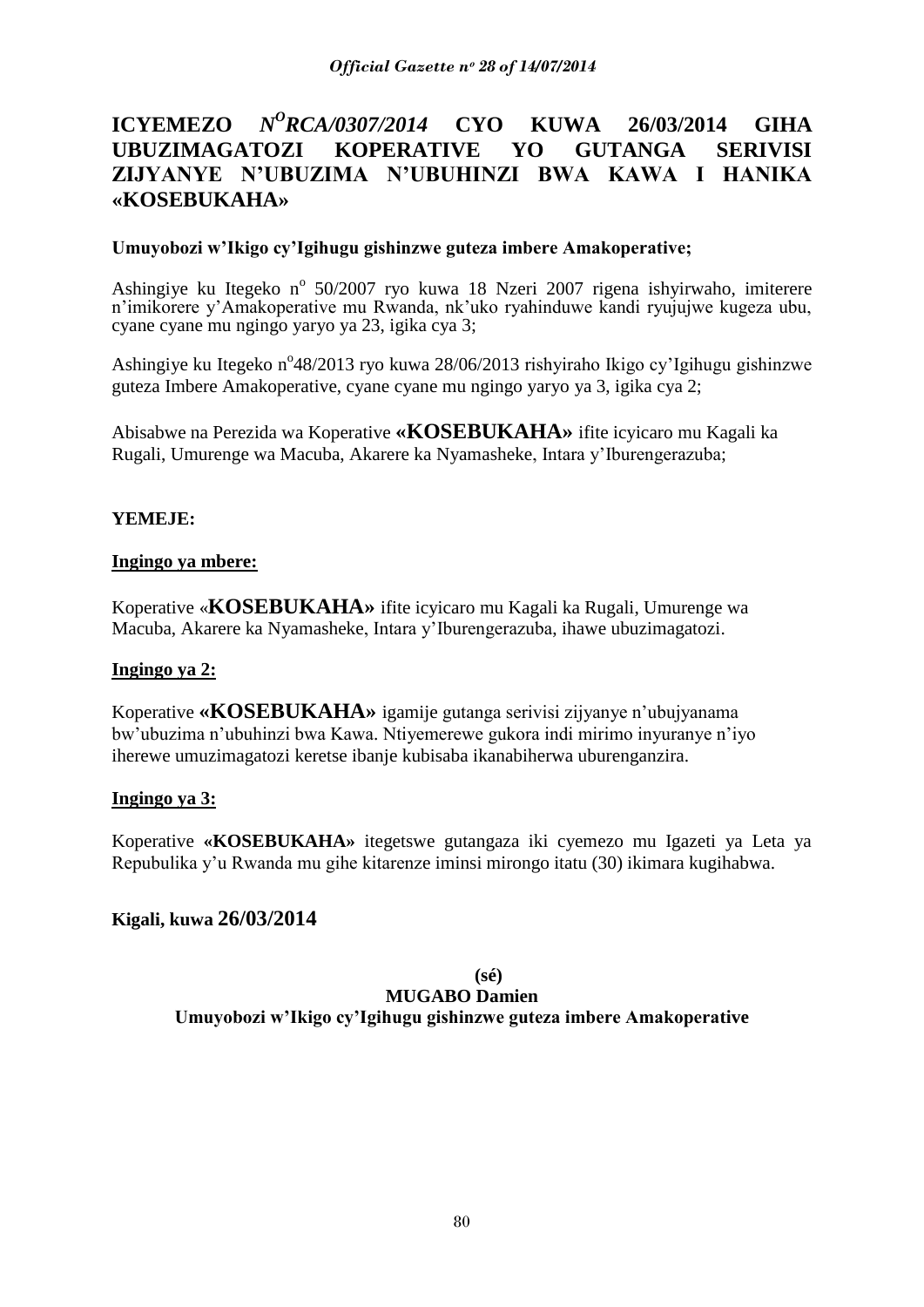# ICYEMEZO *N^O^RCA/0307/2014* CYO KUWA 26/03/2014 GIHA UBUZIMAGATOZI KOPERATIVE YO GUTANGA SERIVISI ZIJYANYE N'UBUZIMA N'UBUHINZI BWA KAWA I HANIKA «KOSEBUKAHA»

**Umuyobozi w'Ikigo cy'Igihugu gishinzwe guteza imbere Amakoperative;**

Ashingiye ku Itegeko n° 50/2007 ryo kuwa 18 Nzeri 2007 rigena ishyirwaho, imiterere n'imikorere y'Amakoperative mu Rwanda, nk'uko ryahinduwe kandi ryujujwe kugeza ubu, cyane cyane mu ngingo yaryo ya 23, igika cya 3;

Ashingiye ku Itegeko n°48/2013 ryo kuwa 28/06/2013 rishyiraho Ikigo cy'Igihugu gishinzwe guteza Imbere Amakoperative, cyane cyane mu ngingo yaryo ya 3, igika cya 2;

Abisabwe na Perezida wa Koperative **«KOSEBUKAHA»** ifite icyicaro mu Kagali ka Rugali, Umurenge wa Macuba, Akarere ka Nyamasheke, Intara y'Iburengerazuba;

**YEMEJE:**

**Ingingo ya mbere:**

Koperative «**KOSEBUKAHA»** ifite icyicaro mu Kagali ka Rugali, Umurenge wa Macuba, Akarere ka Nyamasheke, Intara y'Iburengerazuba, ihawe ubuzimagatozi.

**Ingingo ya 2:**

Koperative **«KOSEBUKAHA»** igamije gutanga serivisi zijyanye n'ubujyanama bw'ubuzima n'ubuhinzi bwa Kawa. Ntiyemerewe gukora indi mirimo inyuranye n'iyo iherewe umuzimagatozi keretse ibanje kubisaba ikanabiherwa uburenganzira.

**Ingingo ya 3:**

Koperative **«KOSEBUKAHA»** itegetswe gutangaza iki cyemezo mu Igazeti ya Leta ya Repubulika y'u Rwanda mu gihe kitarenze iminsi mirongo itatu (30) ikimara kugihabwa.

**Kigali, kuwa 26/03/2014**

**(sé)**
**MUGABO Damien**
**Umuyobozi w'Ikigo cy'Igihugu gishinzwe guteza imbere Amakoperative**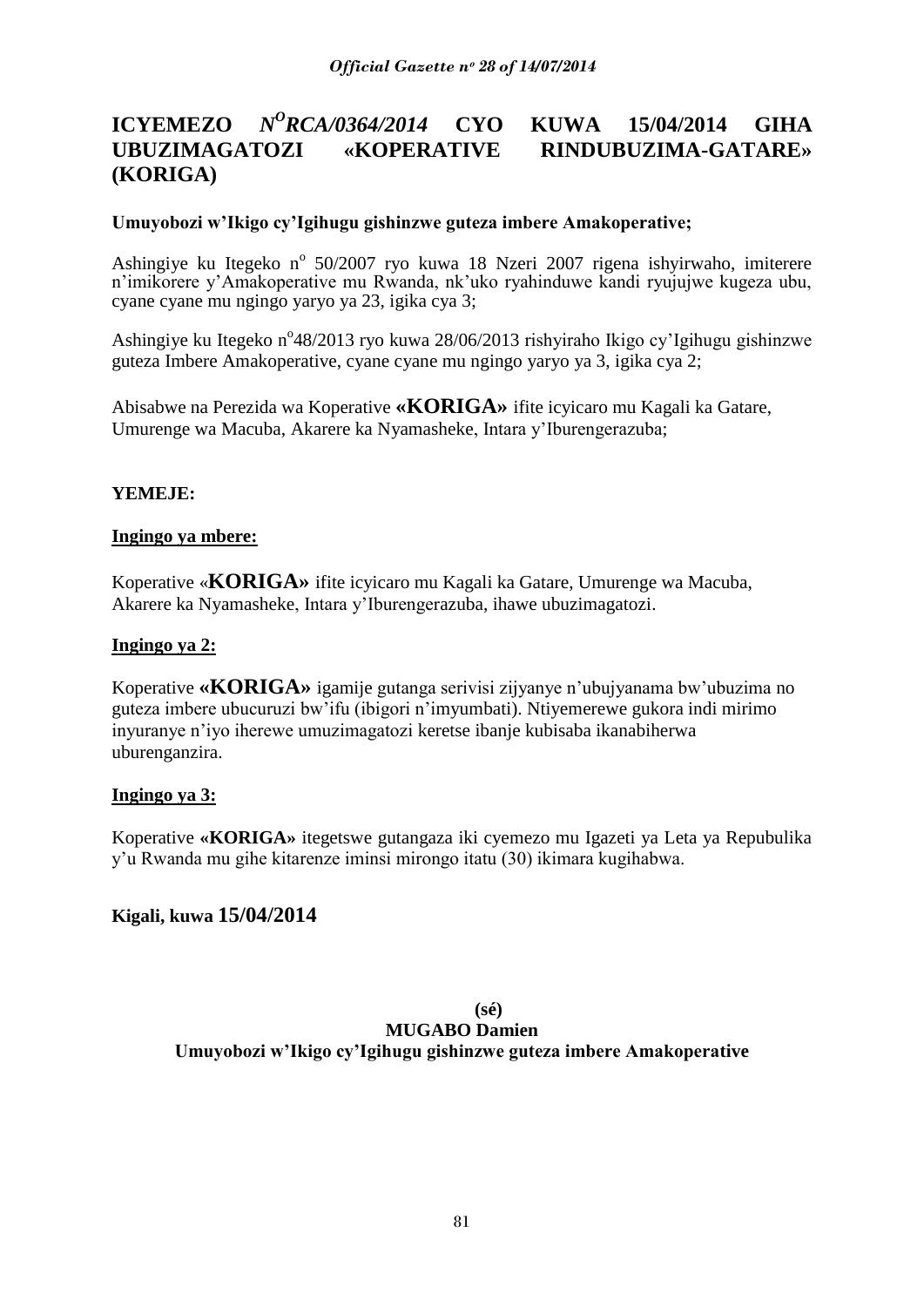# ICYEMEZO *N^O^RCA/0364/2014* CYO KUWA 15/04/2014 GIHA UBUZIMAGATOZI «KOPERATIVE RINDUBUZIMA-GATARE» (KORIGA)

**Umuyobozi w'Ikigo cy'Igihugu gishinzwe guteza imbere Amakoperative;**

Ashingiye ku Itegeko n° 50/2007 ryo kuwa 18 Nzeri 2007 rigena ishyirwaho, imiterere n'imikorere y'Amakoperative mu Rwanda, nk'uko ryahinduwe kandi ryujujwe kugeza ubu, cyane cyane mu ngingo yaryo ya 23, igika cya 3;

Ashingiye ku Itegeko n°48/2013 ryo kuwa 28/06/2013 rishyiraho Ikigo cy'Igihugu gishinzwe guteza Imbere Amakoperative, cyane cyane mu ngingo yaryo ya 3, igika cya 2;

Abisabwe na Perezida wa Koperative **«KORIGA»** ifite icyicaro mu Kagali ka Gatare, Umurenge wa Macuba, Akarere ka Nyamasheke, Intara y'Iburengerazuba;

**YEMEJE:**

**Ingingo ya mbere:**

Koperative «**KORIGA»** ifite icyicaro mu Kagali ka Gatare, Umurenge wa Macuba, Akarere ka Nyamasheke, Intara y'Iburengerazuba, ihawe ubuzimagatozi.

**Ingingo ya 2:**

Koperative **«KORIGA»** igamije gutanga serivisi zijyanye n'ubujyanama bw'ubuzima no guteza imbere ubucuruzi bw'ifu (ibigori n'imyumbati). Ntiyemerewe gukora indi mirimo inyuranye n'iyo iherewe umuzimagatozi keretse ibanje kubisaba ikanabiherwa uburenganzira.

**Ingingo ya 3:**

Koperative **«KORIGA»** itegetswe gutangaza iki cyemezo mu Igazeti ya Leta ya Repubulika y'u Rwanda mu gihe kitarenze iminsi mirongo itatu (30) ikimara kugihabwa.

**Kigali, kuwa 15/04/2014**

**(sé)**
**MUGABO Damien**
**Umuyobozi w'Ikigo cy'Igihugu gishinzwe guteza imbere Amakoperative**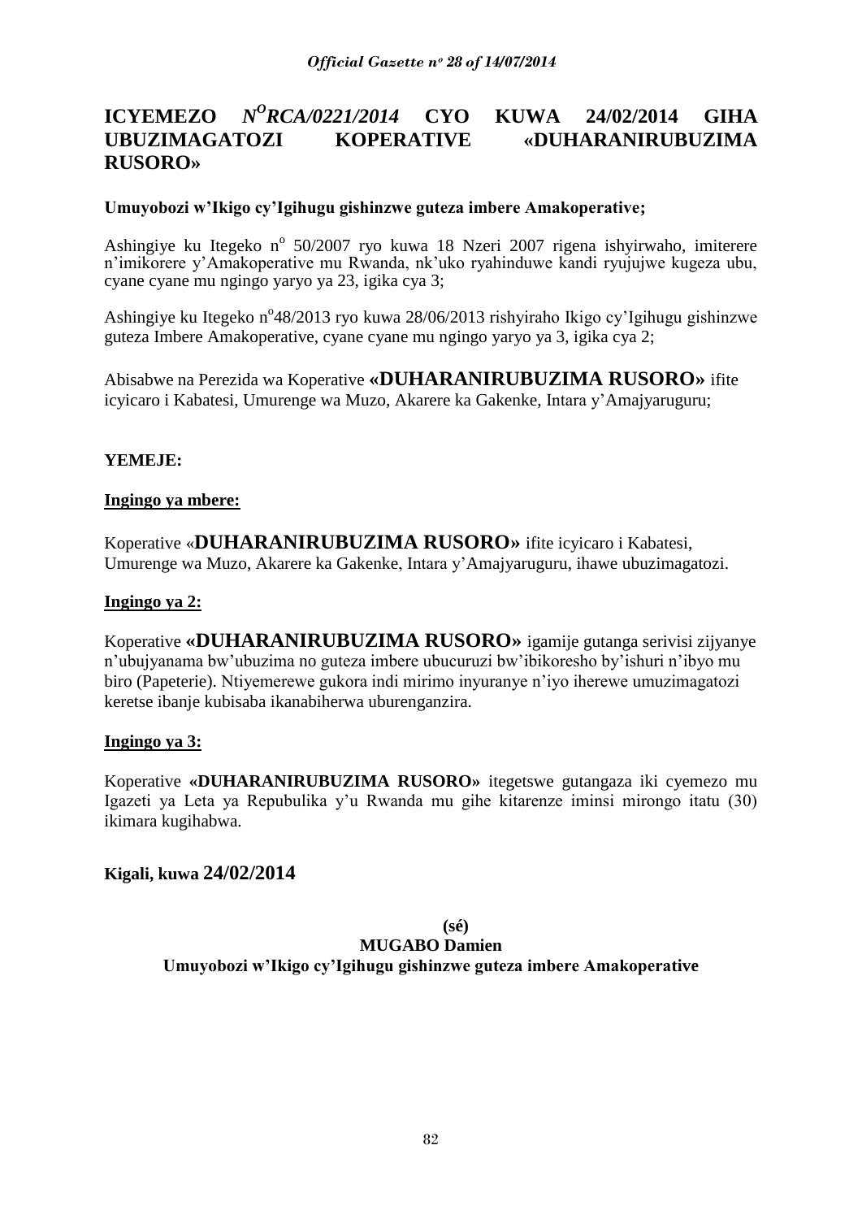# ICYEMEZO *N^O RCA/0221/2014* CYO KUWA 24/02/2014 GIHA UBUZIMAGATOZI KOPERATIVE «DUHARANIRUBUZIMA RUSORO»

**Umuyobozi w'Ikigo cy'Igihugu gishinzwe guteza imbere Amakoperative;**

Ashingiye ku Itegeko n° 50/2007 ryo kuwa 18 Nzeri 2007 rigena ishyirwaho, imiterere n'imikorere y'Amakoperative mu Rwanda, nk'uko ryahinduwe kandi ryujujwe kugeza ubu, cyane cyane mu ngingo yaryo ya 23, igika cya 3;

Ashingiye ku Itegeko n°48/2013 ryo kuwa 28/06/2013 rishyiraho Ikigo cy'Igihugu gishinzwe guteza Imbere Amakoperative, cyane cyane mu ngingo yaryo ya 3, igika cya 2;

Abisabwe na Perezida wa Koperative **«DUHARANIRUBUZIMA RUSORO»** ifite icyicaro i Kabatesi, Umurenge wa Muzo, Akarere ka Gakenke, Intara y'Amajyaruguru;

**YEMEJE:**

**Ingingo ya mbere:**

Koperative «**DUHARANIRUBUZIMA RUSORO»** ifite icyicaro i Kabatesi, Umurenge wa Muzo, Akarere ka Gakenke, Intara y'Amajyaruguru, ihawe ubuzimagatozi.

**Ingingo ya 2:**

Koperative **«DUHARANIRUBUZIMA RUSORO»** igamije gutanga serivisi zijyanye n'ubujyanama bw'ubuzima no guteza imbere ubucuruzi bw'ibikoresho by'ishuri n'ibyo mu biro (Papeterie). Ntiyemerewe gukora indi mirimo inyuranye n'iyo iherewe umuzimagatozi keretse ibanje kubisaba ikanabiherwa uburenganzira.

**Ingingo ya 3:**

Koperative **«DUHARANIRUBUZIMA RUSORO»** itegetswe gutangaza iki cyemezo mu Igazeti ya Leta ya Repubulika y'u Rwanda mu gihe kitarenze iminsi mirongo itatu (30) ikimara kugihabwa.

**Kigali, kuwa 24/02/2014**

**(sé)**

**MUGABO Damien**

**Umuyobozi w'Ikigo cy'Igihugu gishinzwe guteza imbere Amakoperative**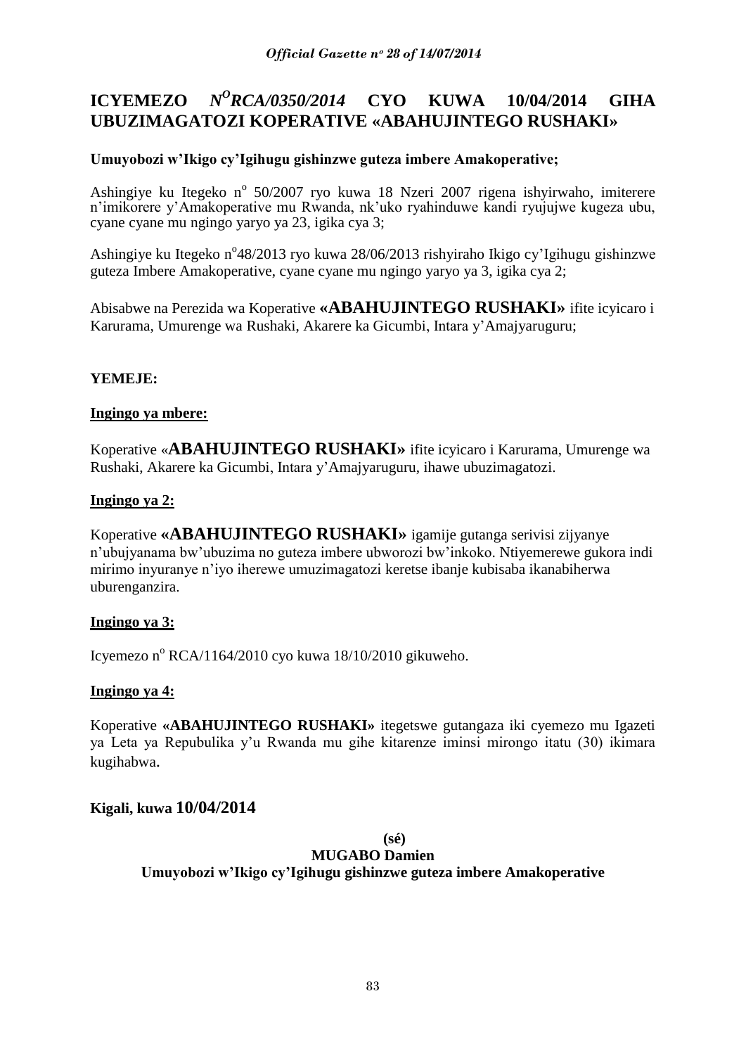# ICYEMEZO *N^O RCA/0350/2014* CYO KUWA 10/04/2014 GIHA UBUZIMAGATOZI KOPERATIVE «ABAHUJINTEGO RUSHAKI»

**Umuyobozi w'Ikigo cy'Igihugu gishinzwe guteza imbere Amakoperative;**

Ashingiye ku Itegeko n° 50/2007 ryo kuwa 18 Nzeri 2007 rigena ishyirwaho, imiterere n'imikorere y'Amakoperative mu Rwanda, nk'uko ryahinduwe kandi ryujujwe kugeza ubu, cyane cyane mu ngingo yaryo ya 23, igika cya 3;

Ashingiye ku Itegeko n°48/2013 ryo kuwa 28/06/2013 rishyiraho Ikigo cy'Igihugu gishinzwe guteza Imbere Amakoperative, cyane cyane mu ngingo yaryo ya 3, igika cya 2;

Abisabwe na Perezida wa Koperative **«ABAHUJINTEGO RUSHAKI»** ifite icyicaro i Karurama, Umurenge wa Rushaki, Akarere ka Gicumbi, Intara y'Amajyaruguru;

**YEMEJE:**

**Ingingo ya mbere:**

Koperative «**ABAHUJINTEGO RUSHAKI»** ifite icyicaro i Karurama, Umurenge wa Rushaki, Akarere ka Gicumbi, Intara y'Amajyaruguru, ihawe ubuzimagatozi.

**Ingingo ya 2:**

Koperative **«ABAHUJINTEGO RUSHAKI»** igamije gutanga serivisi zijyanye n'ubujyanama bw'ubuzima no guteza imbere ubworozi bw'inkoko. Ntiyemerewe gukora indi mirimo inyuranye n'iyo iherewe umuzimagatozi keretse ibanje kubisaba ikanabiherwa uburenganzira.

**Ingingo ya 3:**

Icyemezo n° RCA/1164/2010 cyo kuwa 18/10/2010 gikuweho.

**Ingingo ya 4:**

Koperative **«ABAHUJINTEGO RUSHAKI»** itegetswe gutangaza iki cyemezo mu Igazeti ya Leta ya Repubulika y'u Rwanda mu gihe kitarenze iminsi mirongo itatu (30) ikimara kugihabwa.

**Kigali, kuwa 10/04/2014**

**(sé)**
**MUGABO Damien**
**Umuyobozi w'Ikigo cy'Igihugu gishinzwe guteza imbere Amakoperative**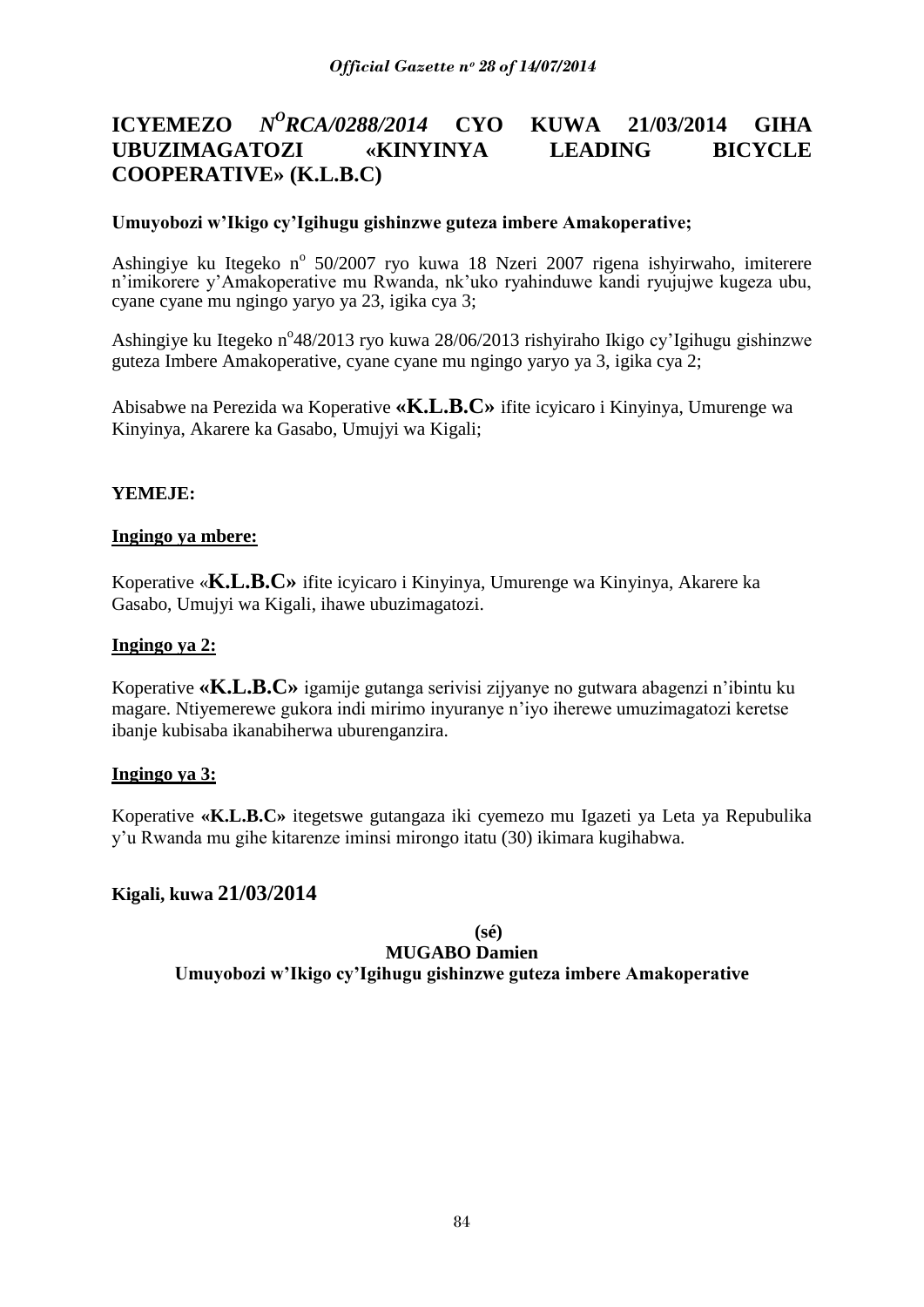# ICYEMEZO *N$^{O}$RCA/0288/2014* CYO KUWA 21/03/2014 GIHA UBUZIMAGATOZI «KINYINYA LEADING BICYCLE COOPERATIVE» (K.L.B.C)

**Umuyobozi w'Ikigo cy'Igihugu gishinzwe guteza imbere Amakoperative;**

Ashingiye ku Itegeko n$^{o}$ 50/2007 ryo kuwa 18 Nzeri 2007 rigena ishyirwaho, imiterere n'imikorere y'Amakoperative mu Rwanda, nk'uko ryahinduwe kandi ryujujwe kugeza ubu, cyane cyane mu ngingo yaryo ya 23, igika cya 3;

Ashingiye ku Itegeko n$^{o}$48/2013 ryo kuwa 28/06/2013 rishyiraho Ikigo cy'Igihugu gishinzwe guteza Imbere Amakoperative, cyane cyane mu ngingo yaryo ya 3, igika cya 2;

Abisabwe na Perezida wa Koperative **«K.L.B.C»** ifite icyicaro i Kinyinya, Umurenge wa Kinyinya, Akarere ka Gasabo, Umujyi wa Kigali;

**YEMEJE:**

**Ingingo ya mbere:**

Koperative «**K.L.B.C»** ifite icyicaro i Kinyinya, Umurenge wa Kinyinya, Akarere ka Gasabo, Umujyi wa Kigali, ihawe ubuzimagatozi.

**Ingingo ya 2:**

Koperative **«K.L.B.C»** igamije gutanga serivisi zijyanye no gutwara abagenzi n'ibintu ku magare. Ntiyemerewe gukora indi mirimo inyuranye n'iyo iherewe umuzimagatozi keretse ibanje kubisaba ikanabiherwa uburenganzira.

**Ingingo ya 3:**

Koperative **«K.L.B.C»** itegetswe gutangaza iki cyemezo mu Igazeti ya Leta ya Repubulika y'u Rwanda mu gihe kitarenze iminsi mirongo itatu (30) ikimara kugihabwa.

**Kigali, kuwa 21/03/2014**

**(sé)**

**MUGABO Damien**

**Umuyobozi w'Ikigo cy'Igihugu gishinzwe guteza imbere Amakoperative**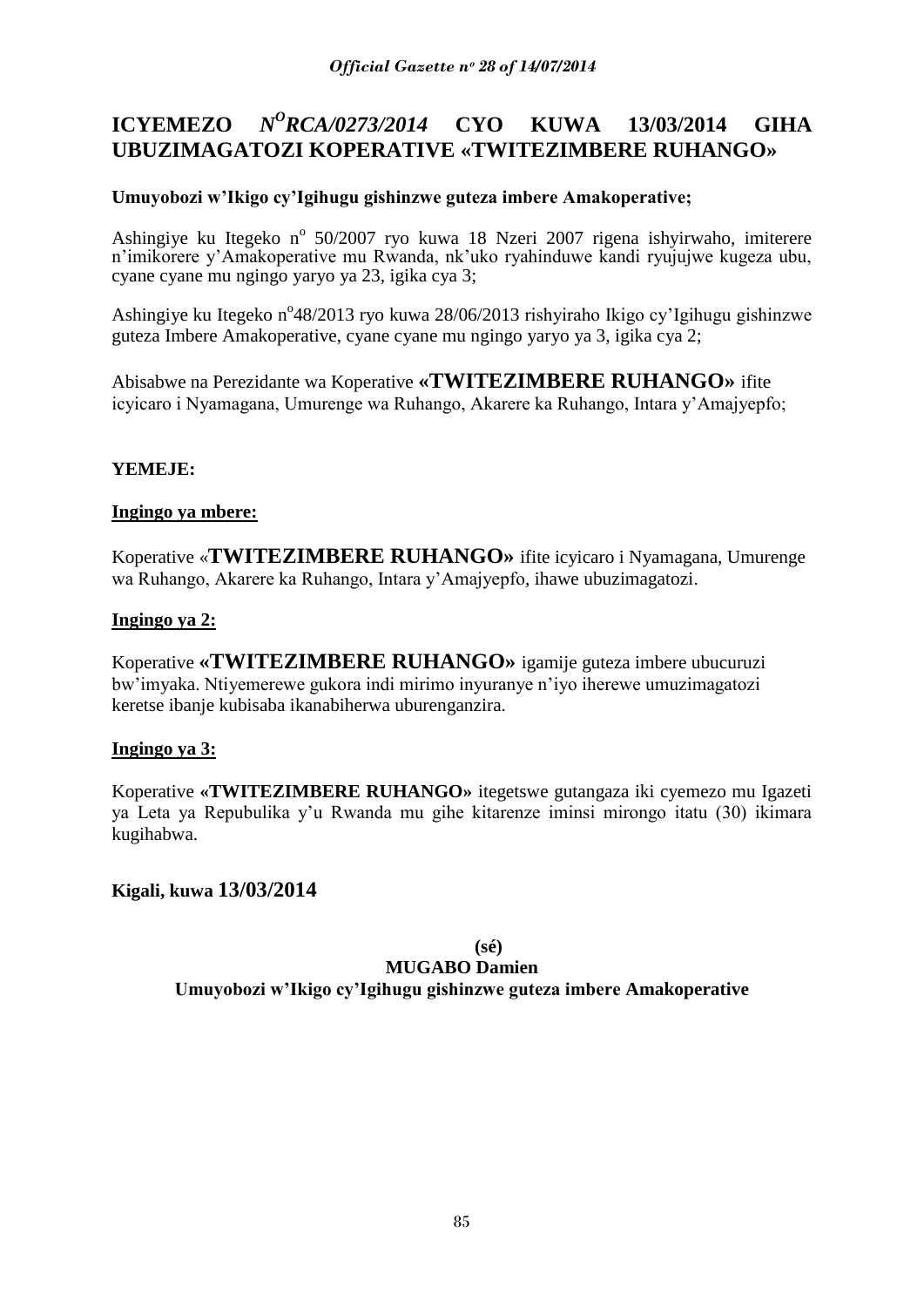# ICYEMEZO *N^O^RCA/0273/2014* CYO KUWA 13/03/2014 GIHA UBUZIMAGATOZI KOPERATIVE «TWITEZIMBERE RUHANGO»

**Umuyobozi w'Ikigo cy'Igihugu gishinzwe guteza imbere Amakoperative;**

Ashingiye ku Itegeko n° 50/2007 ryo kuwa 18 Nzeri 2007 rigena ishyirwaho, imiterere n'imikorere y'Amakoperative mu Rwanda, nk'uko ryahinduwe kandi ryujujwe kugeza ubu, cyane cyane mu ngingo yaryo ya 23, igika cya 3;

Ashingiye ku Itegeko n°48/2013 ryo kuwa 28/06/2013 rishyiraho Ikigo cy'Igihugu gishinzwe guteza Imbere Amakoperative, cyane cyane mu ngingo yaryo ya 3, igika cya 2;

Abisabwe na Perezidante wa Koperative **«TWITEZIMBERE RUHANGO»** ifite icyicaro i Nyamagana, Umurenge wa Ruhango, Akarere ka Ruhango, Intara y'Amajyepfo;

**YEMEJE:**

**Ingingo ya mbere:**

Koperative «**TWITEZIMBERE RUHANGO»** ifite icyicaro i Nyamagana, Umurenge wa Ruhango, Akarere ka Ruhango, Intara y'Amajyepfo, ihawe ubuzimagatozi.

**Ingingo ya 2:**

Koperative **«TWITEZIMBERE RUHANGO»** igamije guteza imbere ubucuruzi bw'imyaka. Ntiyemerewe gukora indi mirimo inyuranye n'iyo iherewe umuzimagatozi keretse ibanje kubisaba ikanabiherwa uburenganzira.

**Ingingo ya 3:**

Koperative **«TWITEZIMBERE RUHANGO»** itegetswe gutangaza iki cyemezo mu Igazeti ya Leta ya Repubulika y'u Rwanda mu gihe kitarenze iminsi mirongo itatu (30) ikimara kugihabwa.

**Kigali, kuwa 13/03/2014**

**(sé)**
**MUGABO Damien**
**Umuyobozi w'Ikigo cy'Igihugu gishinzwe guteza imbere Amakoperative**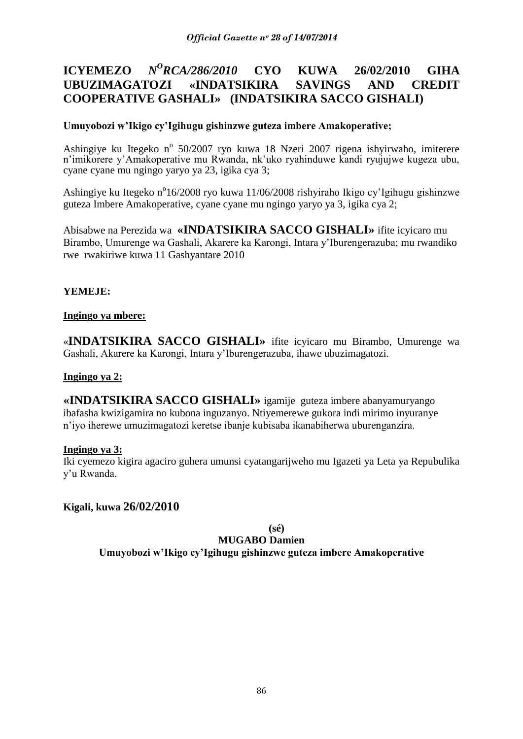# ICYEMEZO *N$^{O}$RCA/286/2010* CYO KUWA 26/02/2010 GIHA UBUZIMAGATOZI «INDATSIKIRA SAVINGS AND CREDIT COOPERATIVE GASHALI» (INDATSIKIRA SACCO GISHALI)

**Umuyobozi w'Ikigo cy'Igihugu gishinzwe guteza imbere Amakoperative;**

Ashingiye ku Itegeko n$^{o}$ 50/2007 ryo kuwa 18 Nzeri 2007 rigena ishyirwaho, imiterere n'imikorere y'Amakoperative mu Rwanda, nk'uko ryahinduwe kandi ryujujwe kugeza ubu, cyane cyane mu ngingo yaryo ya 23, igika cya 3;

Ashingiye ku Itegeko n$^{o}$16/2008 ryo kuwa 11/06/2008 rishyiraho Ikigo cy'Igihugu gishinzwe guteza Imbere Amakoperative, cyane cyane mu ngingo yaryo ya 3, igika cya 2;

Abisabwe na Perezida wa **«INDATSIKIRA SACCO GISHALI»** ifite icyicaro mu Birambo, Umurenge wa Gashali, Akarere ka Karongi, Intara y'Iburengerazuba; mu rwandiko rwe rwakiriwe kuwa 11 Gashyantare 2010

**YEMEJE:**

**Ingingo ya mbere:**

«**INDATSIKIRA SACCO GISHALI»** ifite icyicaro mu Birambo, Umurenge wa Gashali, Akarere ka Karongi, Intara y'Iburengerazuba, ihawe ubuzimagatozi.

**Ingingo ya 2:**

**«INDATSIKIRA SACCO GISHALI»** igamije guteza imbere abanyamuryango ibafasha kwizigamira no kubona inguzanyo. Ntiyemerewe gukora indi mirimo inyuranye n'iyo iherewe umuzimagatozi keretse ibanje kubisaba ikanabiherwa uburenganzira.

**Ingingo ya 3:**

Iki cyemezo kigira agaciro guhera umunsi cyatangarijweho mu Igazeti ya Leta ya Repubulika y'u Rwanda.

**Kigali, kuwa 26/02/2010**

**(sé)**

**MUGABO Damien**

**Umuyobozi w'Ikigo cy'Igihugu gishinzwe guteza imbere Amakoperative**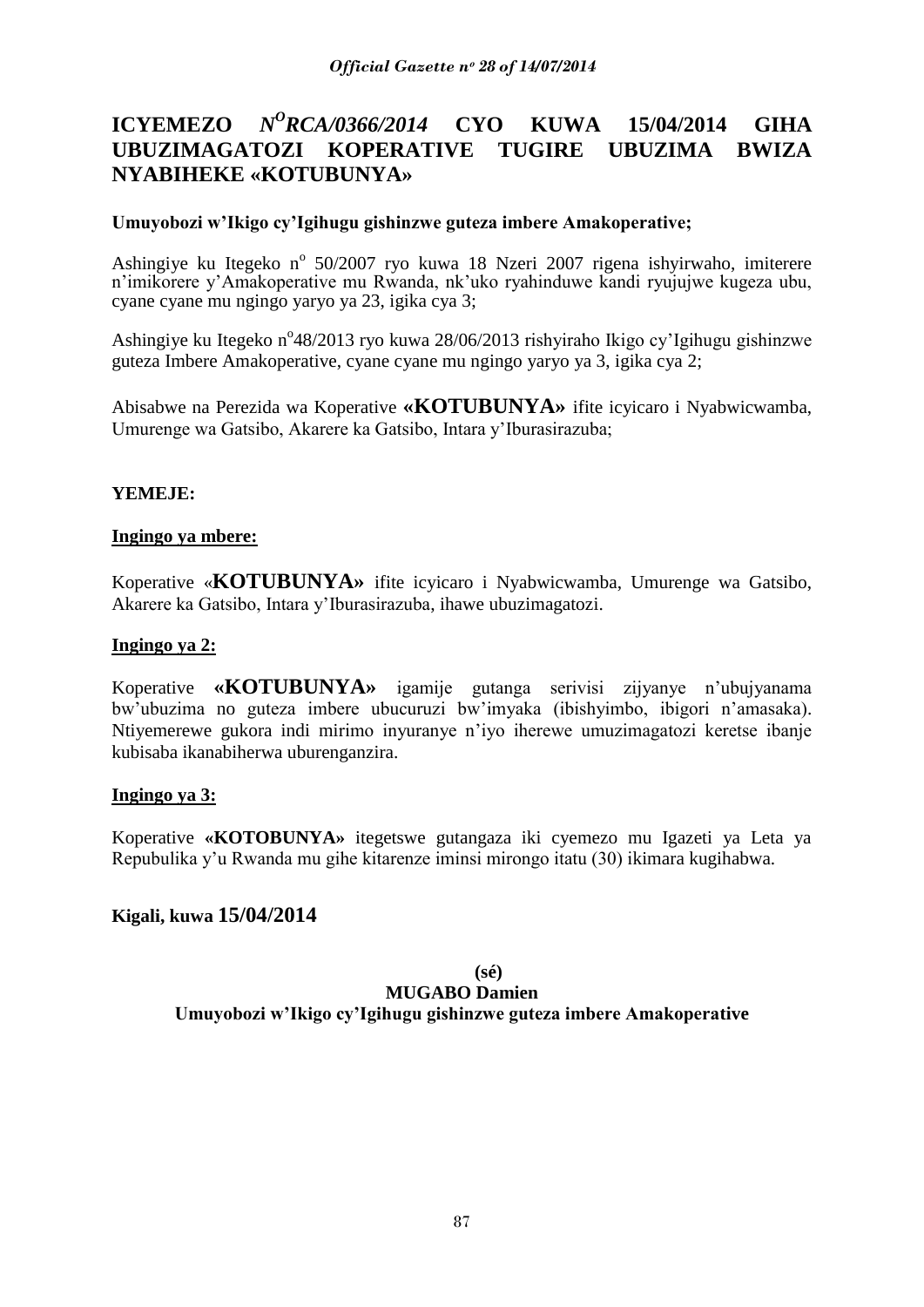# ICYEMEZO *N$^{O}$RCA/0366/2014* CYO KUWA 15/04/2014 GIHA UBUZIMAGATOZI KOPERATIVE TUGIRE UBUZIMA BWIZA NYABIHEKE «KOTUBUNYA»

**Umuyobozi w'Ikigo cy'Igihugu gishinzwe guteza imbere Amakoperative;**

Ashingiye ku Itegeko n$^{o}$ 50/2007 ryo kuwa 18 Nzeri 2007 rigena ishyirwaho, imiterere n'imikorere y'Amakoperative mu Rwanda, nk'uko ryahinduwe kandi ryujujwe kugeza ubu, cyane cyane mu ngingo yaryo ya 23, igika cya 3;

Ashingiye ku Itegeko n$^{o}$48/2013 ryo kuwa 28/06/2013 rishyiraho Ikigo cy'Igihugu gishinzwe guteza Imbere Amakoperative, cyane cyane mu ngingo yaryo ya 3, igika cya 2;

Abisabwe na Perezida wa Koperative **«KOTUBUNYA»** ifite icyicaro i Nyabwicwamba, Umurenge wa Gatsibo, Akarere ka Gatsibo, Intara y'Iburasirazuba;

**YEMEJE:**

**Ingingo ya mbere:**

Koperative «**KOTUBUNYA»** ifite icyicaro i Nyabwicwamba, Umurenge wa Gatsibo, Akarere ka Gatsibo, Intara y'Iburasirazuba, ihawe ubuzimagatozi.

**Ingingo ya 2:**

Koperative **«KOTUBUNYA»** igamije gutanga serivisi zijyanye n'ubujyanama bw'ubuzima no guteza imbere ubucuruzi bw'imyaka (ibishyimbo, ibigori n'amasaka). Ntiyemerewe gukora indi mirimo inyuranye n'iyo iherewe umuzimagatozi keretse ibanje kubisaba ikanabiherwa uburenganzira.

**Ingingo ya 3:**

Koperative **«KOTOBUNYA»** itegetswe gutangaza iki cyemezo mu Igazeti ya Leta ya Repubulika y'u Rwanda mu gihe kitarenze iminsi mirongo itatu (30) ikimara kugihabwa.

**Kigali, kuwa 15/04/2014**

**(sé)**
**MUGABO Damien**
**Umuyobozi w'Ikigo cy'Igihugu gishinzwe guteza imbere Amakoperative**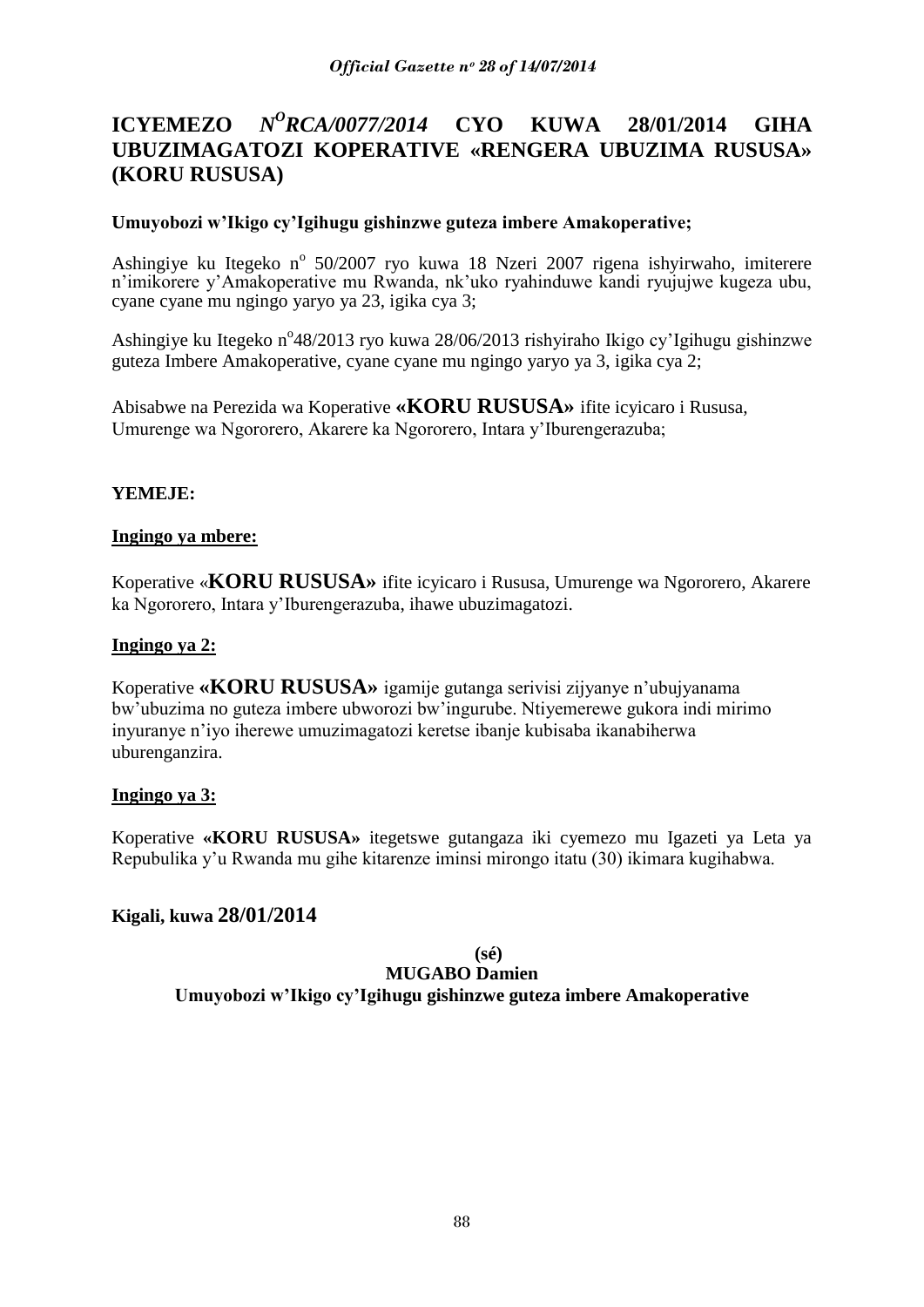# ICYEMEZO *N^O RCA/0077/2014* CYO KUWA 28/01/2014 GIHA UBUZIMAGATOZI KOPERATIVE «RENGERA UBUZIMA RUSUSA» (KORU RUSUSA)

**Umuyobozi w'Ikigo cy'Igihugu gishinzwe guteza imbere Amakoperative;**

Ashingiye ku Itegeko n° 50/2007 ryo kuwa 18 Nzeri 2007 rigena ishyirwaho, imiterere n'imikorere y'Amakoperative mu Rwanda, nk'uko ryahinduwe kandi ryujujwe kugeza ubu, cyane cyane mu ngingo yaryo ya 23, igika cya 3;

Ashingiye ku Itegeko n°48/2013 ryo kuwa 28/06/2013 rishyiraho Ikigo cy'Igihugu gishinzwe guteza Imbere Amakoperative, cyane cyane mu ngingo yaryo ya 3, igika cya 2;

Abisabwe na Perezida wa Koperative **«KORU RUSUSA»** ifite icyicaro i Rususa, Umurenge wa Ngororero, Akarere ka Ngororero, Intara y'Iburengerazuba;

**YEMEJE:**

**Ingingo ya mbere:**

Koperative «**KORU RUSUSA»** ifite icyicaro i Rususa, Umurenge wa Ngororero, Akarere ka Ngororero, Intara y'Iburengerazuba, ihawe ubuzimagatozi.

**Ingingo ya 2:**

Koperative **«KORU RUSUSA»** igamije gutanga serivisi zijyanye n'ubujyanama bw'ubuzima no guteza imbere ubworozi bw'ingurube. Ntiyemerewe gukora indi mirimo inyuranye n'iyo iherewe umuzimagatozi keretse ibanje kubisaba ikanabiherwa uburenganzira.

**Ingingo ya 3:**

Koperative **«KORU RUSUSA»** itegetswe gutangaza iki cyemezo mu Igazeti ya Leta ya Repubulika y'u Rwanda mu gihe kitarenze iminsi mirongo itatu (30) ikimara kugihabwa.

**Kigali, kuwa 28/01/2014**

**(sé)**
**MUGABO Damien**
**Umuyobozi w'Ikigo cy'Igihugu gishinzwe guteza imbere Amakoperative**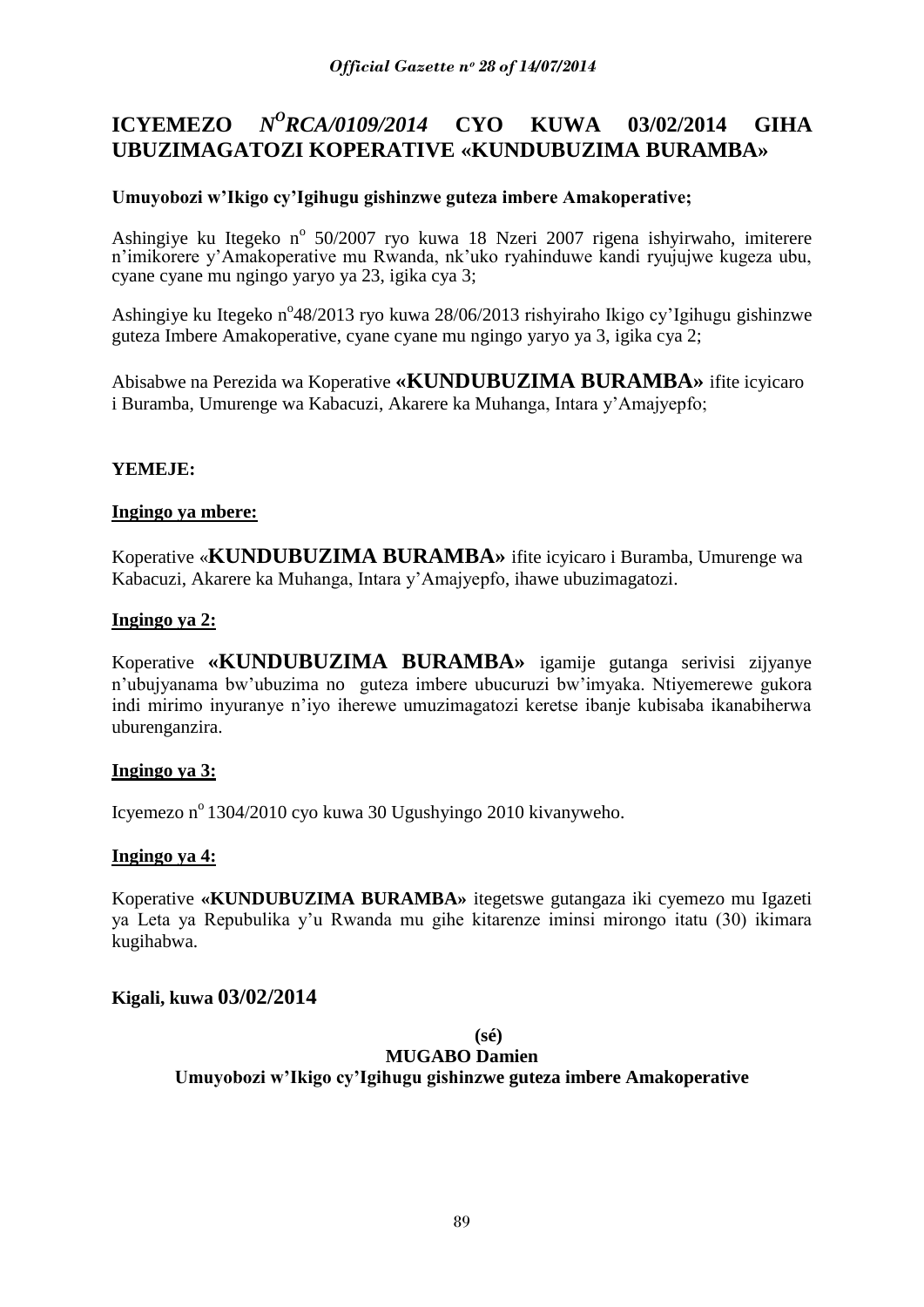# ICYEMEZO *N^O RCA/0109/2014* CYO KUWA 03/02/2014 GIHA UBUZIMAGATOZI KOPERATIVE «KUNDUBUZIMA BURAMBA»

**Umuyobozi w'Ikigo cy'Igihugu gishinzwe guteza imbere Amakoperative;**

Ashingiye ku Itegeko n° 50/2007 ryo kuwa 18 Nzeri 2007 rigena ishyirwaho, imiterere n'imikorere y'Amakoperative mu Rwanda, nk'uko ryahinduwe kandi ryujujwe kugeza ubu, cyane cyane mu ngingo yaryo ya 23, igika cya 3;

Ashingiye ku Itegeko n°48/2013 ryo kuwa 28/06/2013 rishyiraho Ikigo cy'Igihugu gishinzwe guteza Imbere Amakoperative, cyane cyane mu ngingo yaryo ya 3, igika cya 2;

Abisabwe na Perezida wa Koperative **«KUNDUBUZIMA BURAMBA»** ifite icyicaro i Buramba, Umurenge wa Kabacuzi, Akarere ka Muhanga, Intara y'Amajyepfo;

**YEMEJE:**

**Ingingo ya mbere:**

Koperative «**KUNDUBUZIMA BURAMBA»** ifite icyicaro i Buramba, Umurenge wa Kabacuzi, Akarere ka Muhanga, Intara y'Amajyepfo, ihawe ubuzimagatozi.

**Ingingo ya 2:**

Koperative **«KUNDUBUZIMA BURAMBA»** igamije gutanga serivisi zijyanye n'ubujyanama bw'ubuzima no guteza imbere ubucuruzi bw'imyaka. Ntiyemerewe gukora indi mirimo inyuranye n'iyo iherewe umuzimagatozi keretse ibanje kubisaba ikanabiherwa uburenganzira.

**Ingingo ya 3:**

Icyemezo n° 1304/2010 cyo kuwa 30 Ugushyingo 2010 kivanyweho.

**Ingingo ya 4:**

Koperative **«KUNDUBUZIMA BURAMBA»** itegetswe gutangaza iki cyemezo mu Igazeti ya Leta ya Repubulika y'u Rwanda mu gihe kitarenze iminsi mirongo itatu (30) ikimara kugihabwa.

**Kigali, kuwa 03/02/2014**

**(sé)**

**MUGABO Damien**

**Umuyobozi w'Ikigo cy'Igihugu gishinzwe guteza imbere Amakoperative**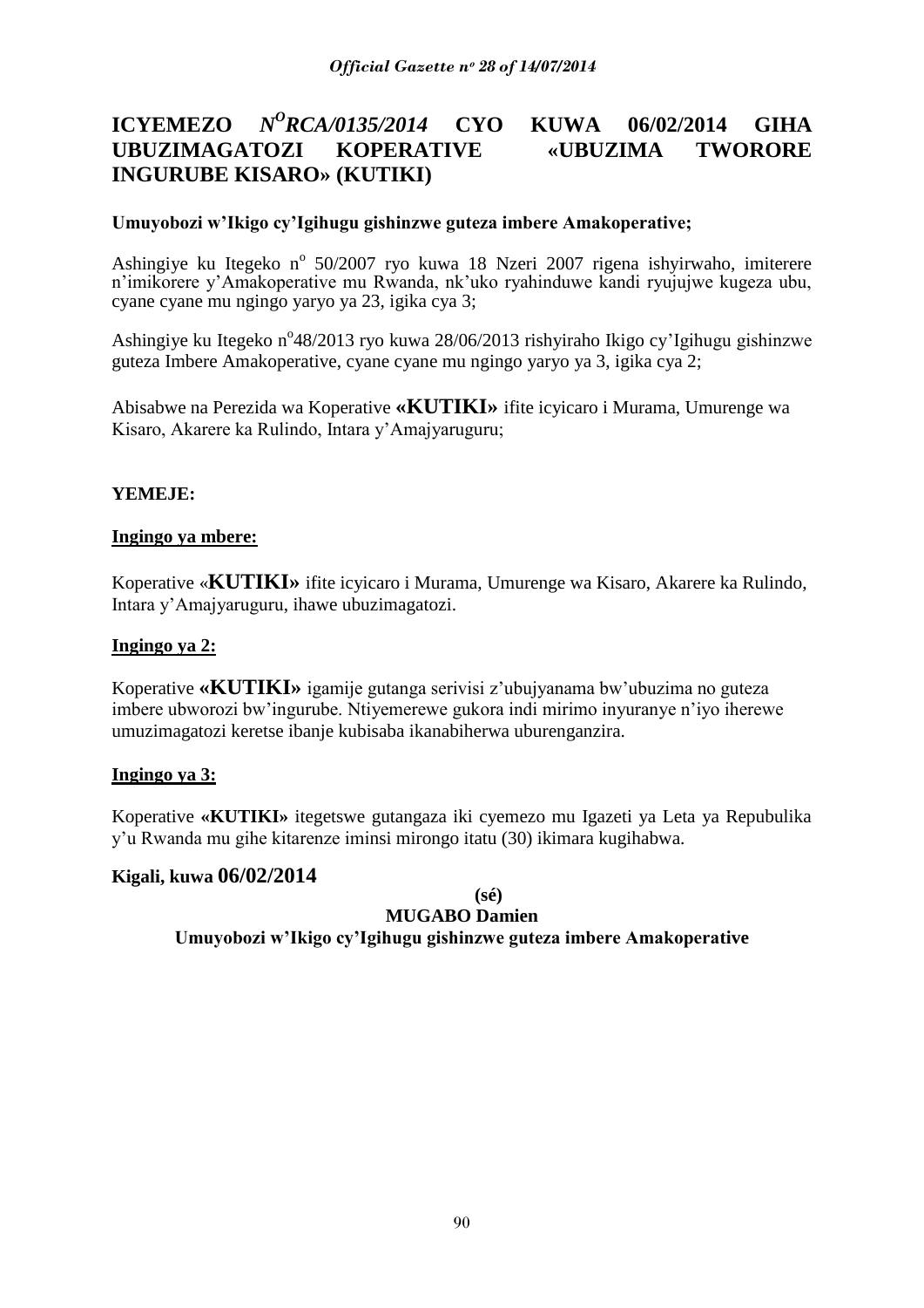## ICYEMEZO *N^O RCA/0135/2014* CYO KUWA 06/02/2014 GIHA UBUZIMAGATOZI KOPERATIVE «UBUZIMA TWORORE INGURUBE KISARO» (KUTIKI)

**Umuyobozi w'Ikigo cy'Igihugu gishinzwe guteza imbere Amakoperative;**

Ashingiye ku Itegeko n° 50/2007 ryo kuwa 18 Nzeri 2007 rigena ishyirwaho, imiterere n'imikorere y'Amakoperative mu Rwanda, nk'uko ryahinduwe kandi ryujujwe kugeza ubu, cyane cyane mu ngingo yaryo ya 23, igika cya 3;

Ashingiye ku Itegeko n°48/2013 ryo kuwa 28/06/2013 rishyiraho Ikigo cy'Igihugu gishinzwe guteza Imbere Amakoperative, cyane cyane mu ngingo yaryo ya 3, igika cya 2;

Abisabwe na Perezida wa Koperative **«KUTIKI»** ifite icyicaro i Murama, Umurenge wa Kisaro, Akarere ka Rulindo, Intara y'Amajyaruguru;

**YEMEJE:**

**Ingingo ya mbere:**

Koperative «**KUTIKI»** ifite icyicaro i Murama, Umurenge wa Kisaro, Akarere ka Rulindo, Intara y'Amajyaruguru, ihawe ubuzimagatozi.

**Ingingo ya 2:**

Koperative **«KUTIKI»** igamije gutanga serivisi z'ubujyanama bw'ubuzima no guteza imbere ubworozi bw'ingurube. Ntiyemerewe gukora indi mirimo inyuranye n'iyo iherewe umuzimagatozi keretse ibanje kubisaba ikanabiherwa uburenganzira.

**Ingingo ya 3:**

Koperative **«KUTIKI»** itegetswe gutangaza iki cyemezo mu Igazeti ya Leta ya Repubulika y'u Rwanda mu gihe kitarenze iminsi mirongo itatu (30) ikimara kugihabwa.

**Kigali, kuwa 06/02/2014**

**(sé)**

**MUGABO Damien**

**Umuyobozi w'Ikigo cy'Igihugu gishinzwe guteza imbere Amakoperative**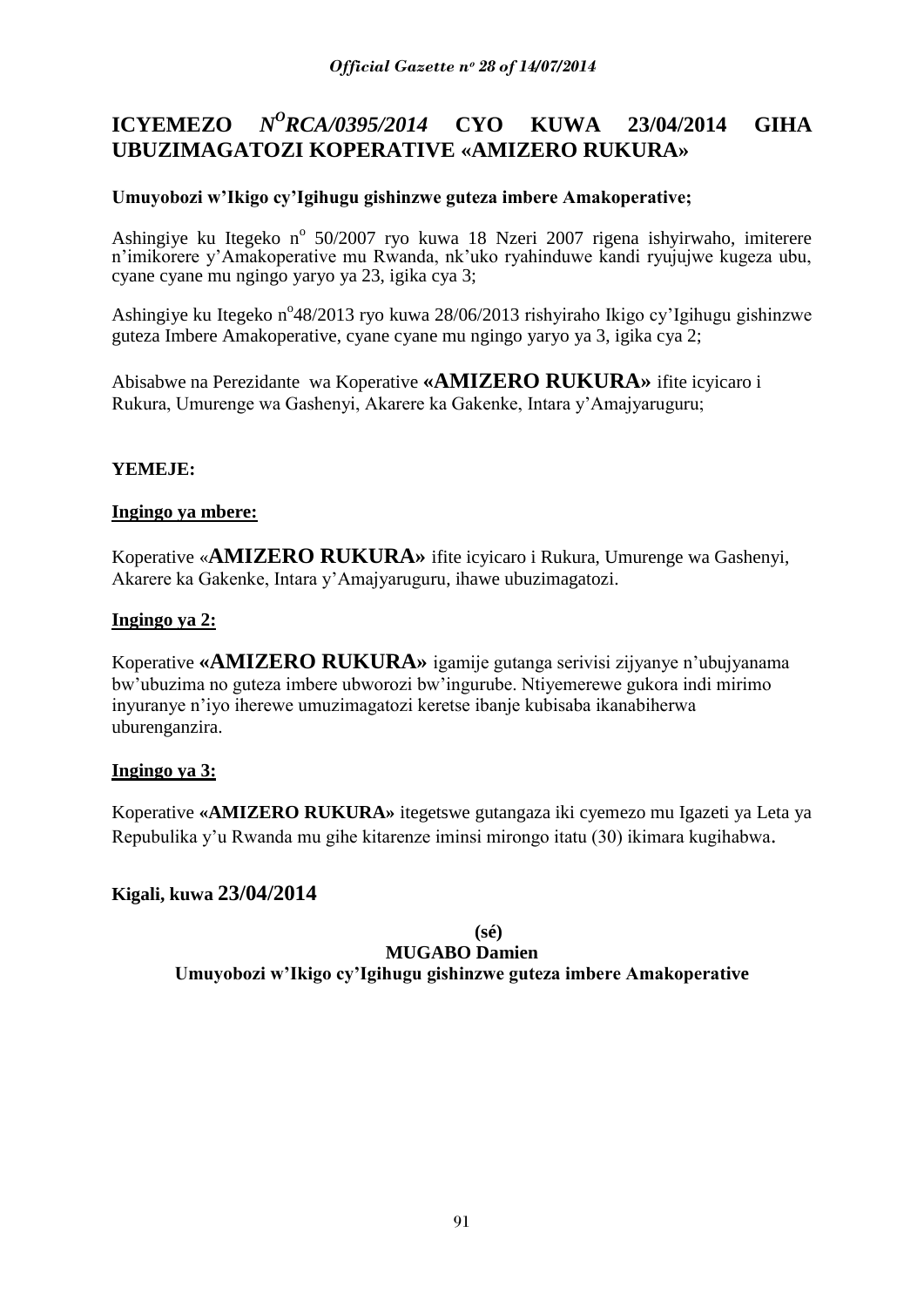## ICYEMEZO *N^O^RCA/0395/2014* CYO KUWA 23/04/2014 GIHA UBUZIMAGATOZI KOPERATIVE «AMIZERO RUKURA»

**Umuyobozi w'Ikigo cy'Igihugu gishinzwe guteza imbere Amakoperative;**

Ashingiye ku Itegeko n$^{o}$ 50/2007 ryo kuwa 18 Nzeri 2007 rigena ishyirwaho, imiterere n'imikorere y'Amakoperative mu Rwanda, nk'uko ryahinduwe kandi ryujujwe kugeza ubu, cyane cyane mu ngingo yaryo ya 23, igika cya 3;

Ashingiye ku Itegeko n$^{o}$48/2013 ryo kuwa 28/06/2013 rishyiraho Ikigo cy'Igihugu gishinzwe guteza Imbere Amakoperative, cyane cyane mu ngingo yaryo ya 3, igika cya 2;

Abisabwe na Perezidante wa Koperative **«AMIZERO RUKURA»** ifite icyicaro i Rukura, Umurenge wa Gashenyi, Akarere ka Gakenke, Intara y'Amajyaruguru;

**YEMEJE:**

**Ingingo ya mbere:**

Koperative «**AMIZERO RUKURA»** ifite icyicaro i Rukura, Umurenge wa Gashenyi, Akarere ka Gakenke, Intara y'Amajyaruguru, ihawe ubuzimagatozi.

**Ingingo ya 2:**

Koperative **«AMIZERO RUKURA»** igamije gutanga serivisi zijyanye n'ubujyanama bw'ubuzima no guteza imbere ubworozi bw'ingurube. Ntiyemerewe gukora indi mirimo inyuranye n'iyo iherewe umuzimagatozi keretse ibanje kubisaba ikanabiherwa uburenganzira.

**Ingingo ya 3:**

Koperative **«AMIZERO RUKURA»** itegetswe gutangaza iki cyemezo mu Igazeti ya Leta ya Repubulika y'u Rwanda mu gihe kitarenze iminsi mirongo itatu (30) ikimara kugihabwa.

**Kigali, kuwa 23/04/2014**

**(sé)**

**MUGABO Damien**

**Umuyobozi w'Ikigo cy'Igihugu gishinzwe guteza imbere Amakoperative**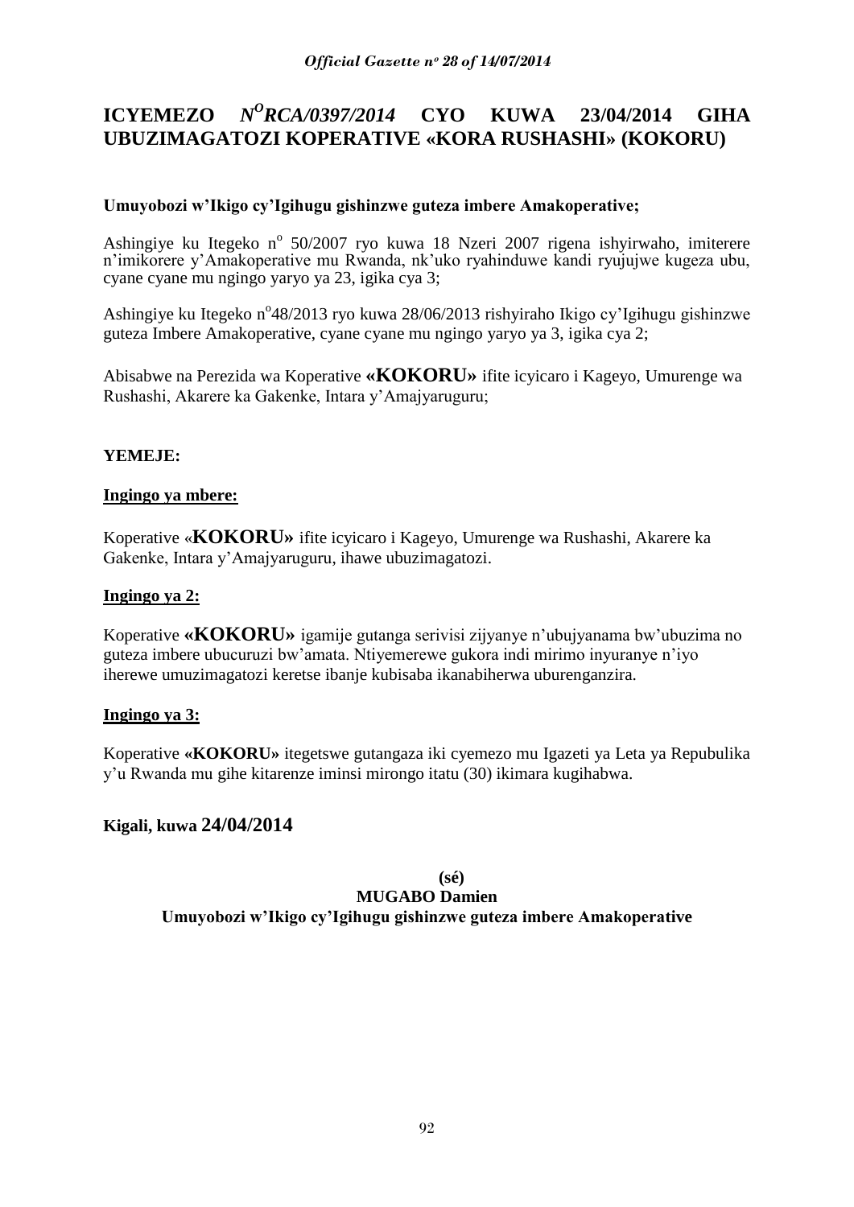# ICYEMEZO *N^O^RCA/0397/2014* CYO KUWA 23/04/2014 GIHA UBUZIMAGATOZI KOPERATIVE «KORA RUSHASHI» (KOKORU)

**Umuyobozi w'Ikigo cy'Igihugu gishinzwe guteza imbere Amakoperative;**

Ashingiye ku Itegeko n° 50/2007 ryo kuwa 18 Nzeri 2007 rigena ishyirwaho, imiterere n'imikorere y'Amakoperative mu Rwanda, nk'uko ryahinduwe kandi ryujujwe kugeza ubu, cyane cyane mu ngingo yaryo ya 23, igika cya 3;

Ashingiye ku Itegeko n°48/2013 ryo kuwa 28/06/2013 rishyiraho Ikigo cy'Igihugu gishinzwe guteza Imbere Amakoperative, cyane cyane mu ngingo yaryo ya 3, igika cya 2;

Abisabwe na Perezida wa Koperative **«KOKORU»** ifite icyicaro i Kageyo, Umurenge wa Rushashi, Akarere ka Gakenke, Intara y'Amajyaruguru;

**YEMEJE:**

**Ingingo ya mbere:**

Koperative «**KOKORU»** ifite icyicaro i Kageyo, Umurenge wa Rushashi, Akarere ka Gakenke, Intara y'Amajyaruguru, ihawe ubuzimagatozi.

**Ingingo ya 2:**

Koperative **«KOKORU»** igamije gutanga serivisi zijyanye n'ubujyanama bw'ubuzima no guteza imbere ubucuruzi bw'amata. Ntiyemerewe gukora indi mirimo inyuranye n'iyo iherewe umuzimagatozi keretse ibanje kubisaba ikanabiherwa uburenganzira.

**Ingingo ya 3:**

Koperative **«KOKORU»** itegetswe gutangaza iki cyemezo mu Igazeti ya Leta ya Repubulika y'u Rwanda mu gihe kitarenze iminsi mirongo itatu (30) ikimara kugihabwa.

**Kigali, kuwa 24/04/2014**

**(sé)**
**MUGABO Damien**
**Umuyobozi w'Ikigo cy'Igihugu gishinzwe guteza imbere Amakoperative**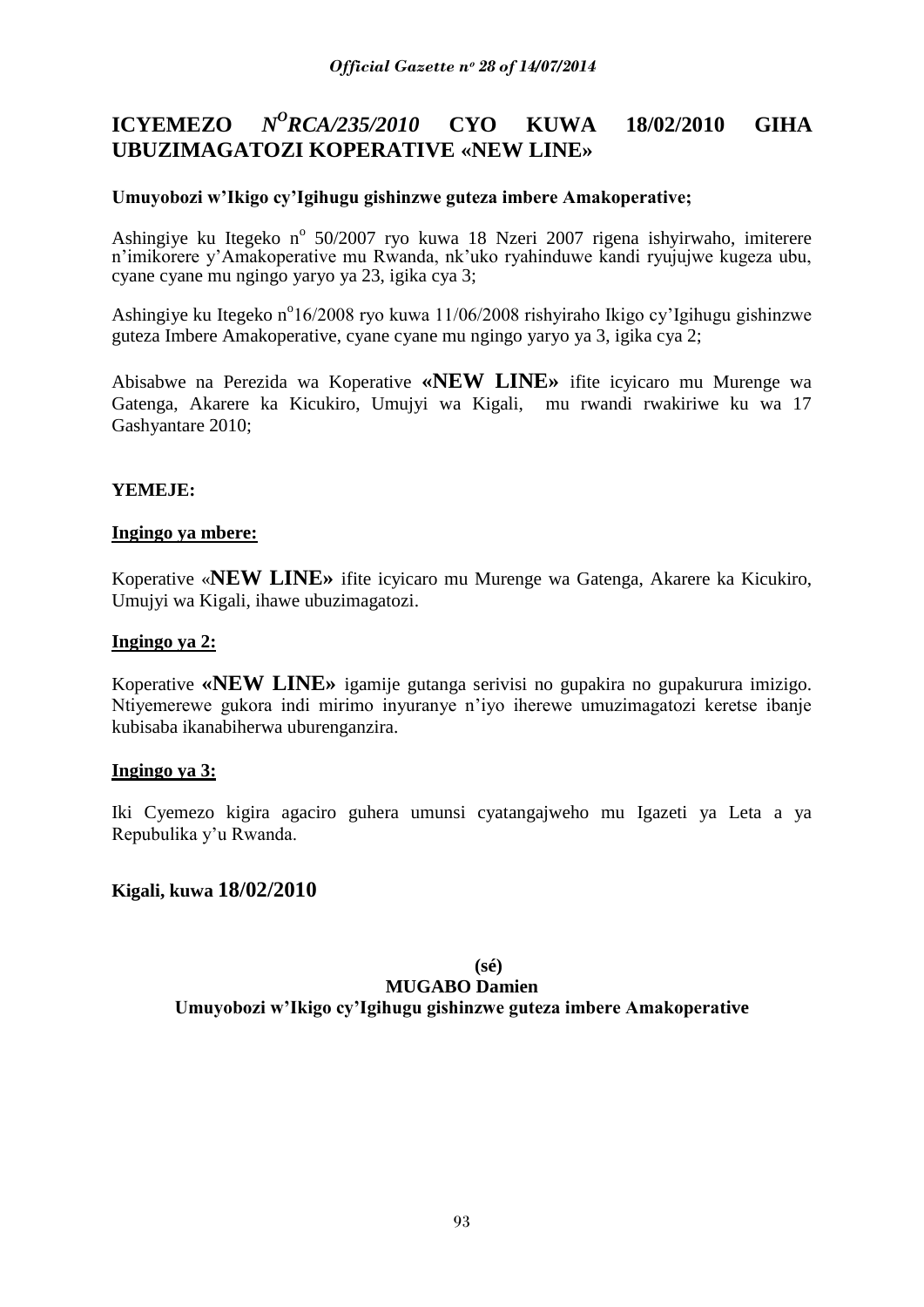# ICYEMEZO *N$^{O}$RCA/235/2010* CYO KUWA 18/02/2010 GIHA UBUZIMAGATOZI KOPERATIVE «NEW LINE»

**Umuyobozi w'Ikigo cy'Igihugu gishinzwe guteza imbere Amakoperative;**

Ashingiye ku Itegeko n$^{o}$ 50/2007 ryo kuwa 18 Nzeri 2007 rigena ishyirwaho, imiterere n'imikorere y'Amakoperative mu Rwanda, nk'uko ryahinduwe kandi ryujujwe kugeza ubu, cyane cyane mu ngingo yaryo ya 23, igika cya 3;

Ashingiye ku Itegeko n$^{o}$16/2008 ryo kuwa 11/06/2008 rishyiraho Ikigo cy'Igihugu gishinzwe guteza Imbere Amakoperative, cyane cyane mu ngingo yaryo ya 3, igika cya 2;

Abisabwe na Perezida wa Koperative **«NEW LINE»** ifite icyicaro mu Murenge wa Gatenga, Akarere ka Kicukiro, Umujyi wa Kigali, mu rwandi rwakiriwe ku wa 17 Gashyantare 2010;

**YEMEJE:**

**Ingingo ya mbere:**

Koperative «**NEW LINE»** ifite icyicaro mu Murenge wa Gatenga, Akarere ka Kicukiro, Umujyi wa Kigali, ihawe ubuzimagatozi.

**Ingingo ya 2:**

Koperative **«NEW LINE»** igamije gutanga serivisi no gupakira no gupakurura imizigo. Ntiyemerewe gukora indi mirimo inyuranye n'iyo iherewe umuzimagatozi keretse ibanje kubisaba ikanabiherwa uburenganzira.

**Ingingo ya 3:**

Iki Cyemezo kigira agaciro guhera umunsi cyatangajweho mu Igazeti ya Leta a ya Repubulika y'u Rwanda.

**Kigali, kuwa 18/02/2010**

**(sé)**

**MUGABO Damien**

**Umuyobozi w'Ikigo cy'Igihugu gishinzwe guteza imbere Amakoperative**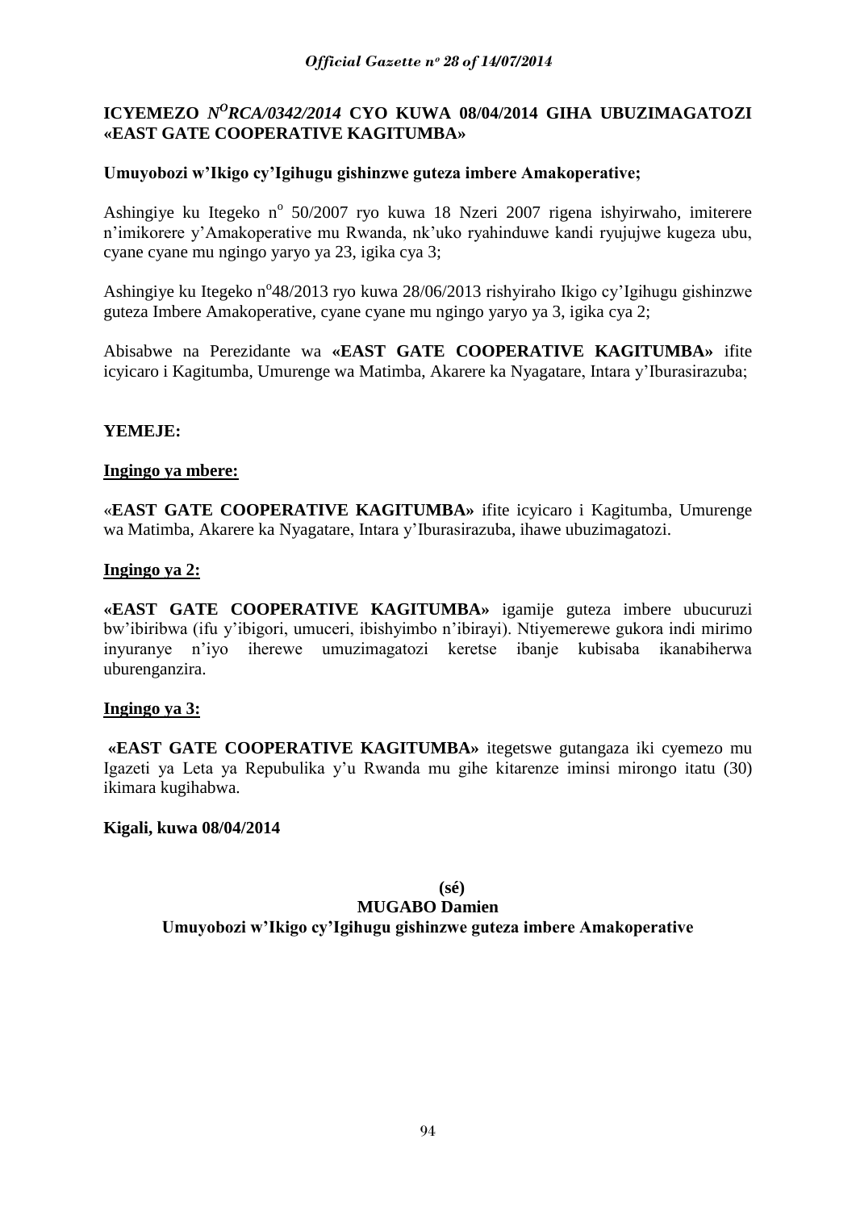**ICYEMEZO *N<sup>O</sup>RCA/0342/2014* CYO KUWA 08/04/2014 GIHA UBUZIMAGATOZI «EAST GATE COOPERATIVE KAGITUMBA»**

**Umuyobozi w'Ikigo cy'Igihugu gishinzwe guteza imbere Amakoperative;**

Ashingiye ku Itegeko n° 50/2007 ryo kuwa 18 Nzeri 2007 rigena ishyirwaho, imiterere n'imikorere y'Amakoperative mu Rwanda, nk'uko ryahinduwe kandi ryujujwe kugeza ubu, cyane cyane mu ngingo yaryo ya 23, igika cya 3;

Ashingiye ku Itegeko n°48/2013 ryo kuwa 28/06/2013 rishyiraho Ikigo cy'Igihugu gishinzwe guteza Imbere Amakoperative, cyane cyane mu ngingo yaryo ya 3, igika cya 2;

Abisabwe na Perezidante wa **«EAST GATE COOPERATIVE KAGITUMBA»** ifite icyicaro i Kagitumba, Umurenge wa Matimba, Akarere ka Nyagatare, Intara y'Iburasirazuba;

**YEMEJE:**

**Ingingo ya mbere:**

«**EAST GATE COOPERATIVE KAGITUMBA»** ifite icyicaro i Kagitumba, Umurenge wa Matimba, Akarere ka Nyagatare, Intara y'Iburasirazuba, ihawe ubuzimagatozi.

**Ingingo ya 2:**

**«EAST GATE COOPERATIVE KAGITUMBA»** igamije guteza imbere ubucuruzi bw'ibiribwa (ifu y'ibigori, umuceri, ibishyimbo n'ibirayi). Ntiyemerewe gukora indi mirimo inyuranye n'iyo iherewe umuzimagatozi keretse ibanje kubisaba ikanabiherwa uburenganzira.

**Ingingo ya 3:**

**«EAST GATE COOPERATIVE KAGITUMBA»** itegetswe gutangaza iki cyemezo mu Igazeti ya Leta ya Repubulika y'u Rwanda mu gihe kitarenze iminsi mirongo itatu (30) ikimara kugihabwa.

**Kigali, kuwa 08/04/2014**

**(sé)**

**MUGABO Damien**

**Umuyobozi w'Ikigo cy'Igihugu gishinzwe guteza imbere Amakoperative**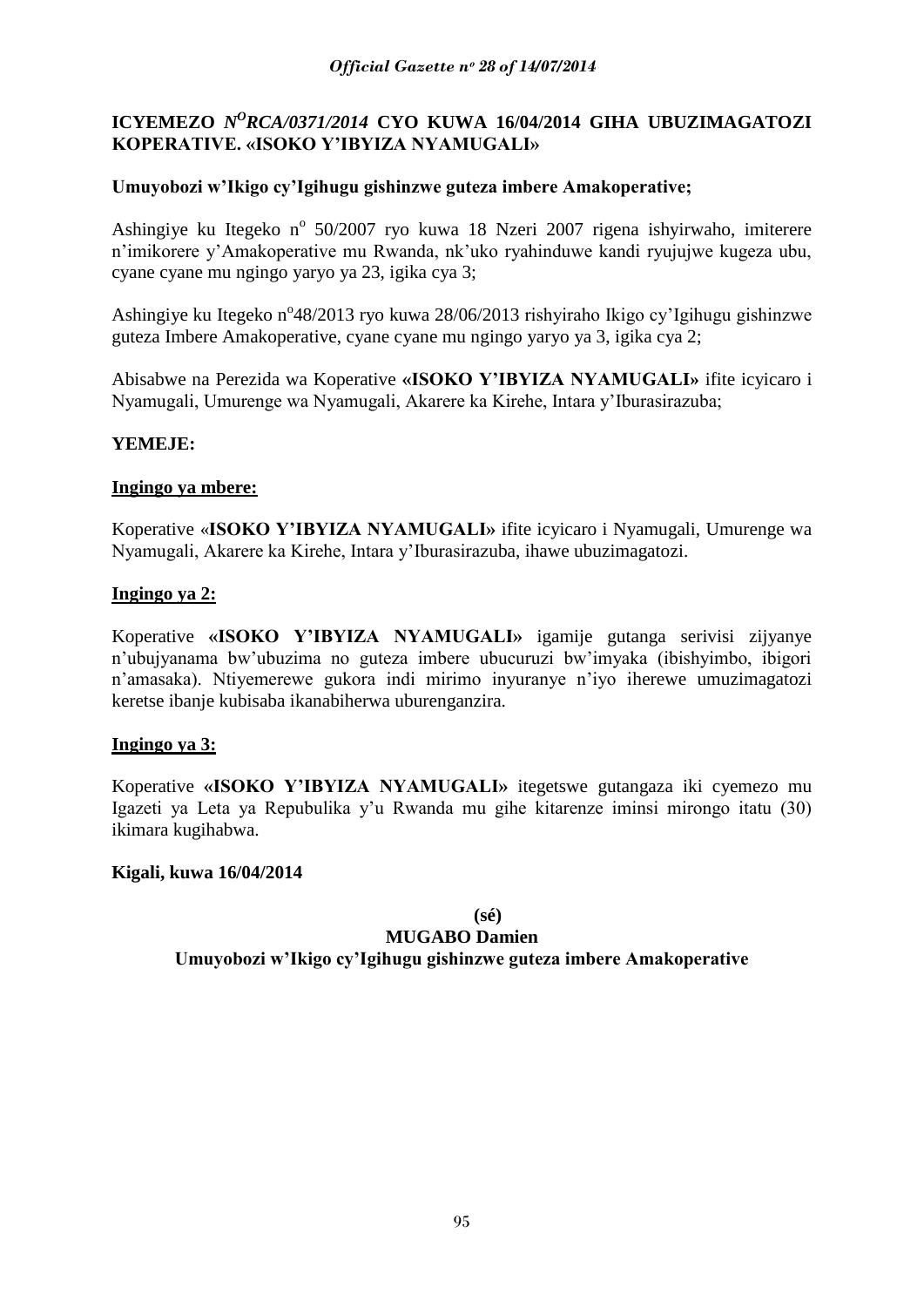**ICYEMEZO *N^O RCA/0371/2014* CYO KUWA 16/04/2014 GIHA UBUZIMAGATOZI KOPERATIVE. «ISOKO Y'IBYIZA NYAMUGALI»**

**Umuyobozi w'Ikigo cy'Igihugu gishinzwe guteza imbere Amakoperative;**

Ashingiye ku Itegeko n° 50/2007 ryo kuwa 18 Nzeri 2007 rigena ishyirwaho, imiterere n'imikorere y'Amakoperative mu Rwanda, nk'uko ryahinduwe kandi ryujujwe kugeza ubu, cyane cyane mu ngingo yaryo ya 23, igika cya 3;

Ashingiye ku Itegeko n°48/2013 ryo kuwa 28/06/2013 rishyiraho Ikigo cy'Igihugu gishinzwe guteza Imbere Amakoperative, cyane cyane mu ngingo yaryo ya 3, igika cya 2;

Abisabwe na Perezida wa Koperative **«ISOKO Y'IBYIZA NYAMUGALI»** ifite icyicaro i Nyamugali, Umurenge wa Nyamugali, Akarere ka Kirehe, Intara y'Iburasirazuba;

**YEMEJE:**

**Ingingo ya mbere:**

Koperative «**ISOKO Y'IBYIZA NYAMUGALI»** ifite icyicaro i Nyamugali, Umurenge wa Nyamugali, Akarere ka Kirehe, Intara y'Iburasirazuba, ihawe ubuzimagatozi.

**Ingingo ya 2:**

Koperative **«ISOKO Y'IBYIZA NYAMUGALI»** igamije gutanga serivisi zijyanye n'ubujyanama bw'ubuzima no guteza imbere ubucuruzi bw'imyaka (ibishyimbo, ibigori n'amasaka). Ntiyemerewe gukora indi mirimo inyuranye n'iyo iherewe umuzimagatozi keretse ibanje kubisaba ikanabiherwa uburenganzira.

**Ingingo ya 3:**

Koperative **«ISOKO Y'IBYIZA NYAMUGALI»** itegetswe gutangaza iki cyemezo mu Igazeti ya Leta ya Repubulika y'u Rwanda mu gihe kitarenze iminsi mirongo itatu (30) ikimara kugihabwa.

**Kigali, kuwa 16/04/2014**

**(sé)**

**MUGABO Damien**

**Umuyobozi w'Ikigo cy'Igihugu gishinzwe guteza imbere Amakoperative**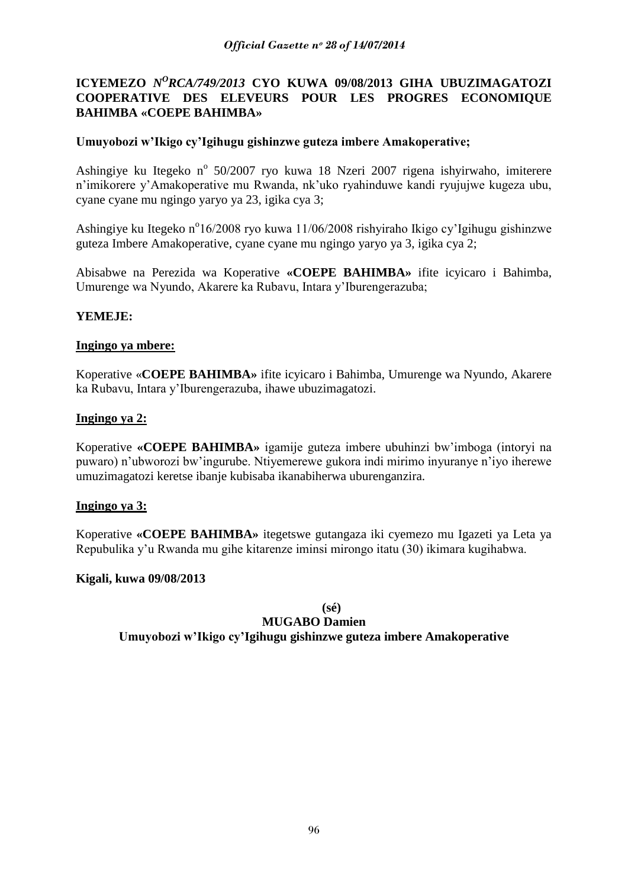**ICYEMEZO *N°RCA/749/2013* CYO KUWA 09/08/2013 GIHA UBUZIMAGATOZI COOPERATIVE DES ELEVEURS POUR LES PROGRES ECONOMIQUE BAHIMBA «COEPE BAHIMBA»**

**Umuyobozi w'Ikigo cy'Igihugu gishinzwe guteza imbere Amakoperative;**

Ashingiye ku Itegeko n° 50/2007 ryo kuwa 18 Nzeri 2007 rigena ishyirwaho, imiterere n'imikorere y'Amakoperative mu Rwanda, nk'uko ryahinduwe kandi ryujujwe kugeza ubu, cyane cyane mu ngingo yaryo ya 23, igika cya 3;

Ashingiye ku Itegeko n°16/2008 ryo kuwa 11/06/2008 rishyiraho Ikigo cy'Igihugu gishinzwe guteza Imbere Amakoperative, cyane cyane mu ngingo yaryo ya 3, igika cya 2;

Abisabwe na Perezida wa Koperative **«COEPE BAHIMBA»** ifite icyicaro i Bahimba, Umurenge wa Nyundo, Akarere ka Rubavu, Intara y'Iburengerazuba;

**YEMEJE:**

**Ingingo ya mbere:**

Koperative «**COEPE BAHIMBA»** ifite icyicaro i Bahimba, Umurenge wa Nyundo, Akarere ka Rubavu, Intara y'Iburengerazuba, ihawe ubuzimagatozi.

**Ingingo ya 2:**

Koperative **«COEPE BAHIMBA»** igamije guteza imbere ubuhinzi bw'imboga (intoryi na puwaro) n'ubworozi bw'ingurube. Ntiyemerewe gukora indi mirimo inyuranye n'iyo iherewe umuzimagatozi keretse ibanje kubisaba ikanabiherwa uburenganzira.

**Ingingo ya 3:**

Koperative **«COEPE BAHIMBA»** itegetswe gutangaza iki cyemezo mu Igazeti ya Leta ya Repubulika y'u Rwanda mu gihe kitarenze iminsi mirongo itatu (30) ikimara kugihabwa.

**Kigali, kuwa 09/08/2013**

**(sé)**

**MUGABO Damien**

**Umuyobozi w'Ikigo cy'Igihugu gishinzwe guteza imbere Amakoperative**